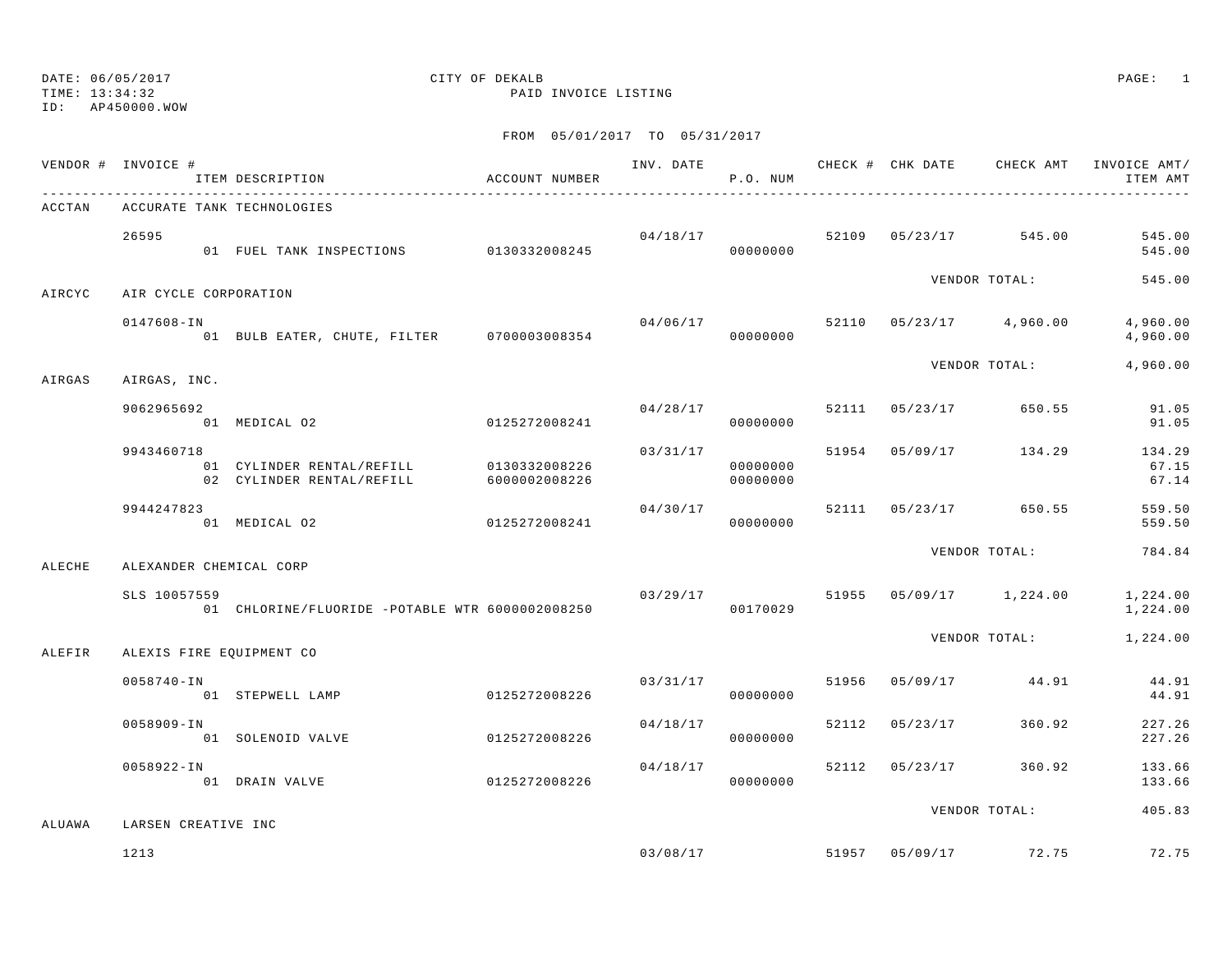DATE: 06/05/2017 CITY OF DEKALB
TIME: 13:34:32 PAID INVOICE LISTING
ID: AP450000.WOW

FROM 05/01/2017 TO 05/31/2017

| VENDOR # | INVOICE # / ITEM DESCRIPTION | ACCOUNT NUMBER | INV. DATE | P.O. NUM | CHECK # | CHK DATE | CHECK AMT | INVOICE AMT/ ITEM AMT |
|---|---|---|---|---|---|---|---|---|
| ACCTAN | ACCURATE TANK TECHNOLOGIES | | | | | | | |
| | 26595 | | 04/18/17 | | 52109 | 05/23/17 | 545.00 | 545.00 |
| | 01 FUEL TANK INSPECTIONS | 0130332008245 | | 00000000 | | | | 545.00 |
| | | | | | | VENDOR TOTAL: | | 545.00 |
| AIRCYC | AIR CYCLE CORPORATION | | | | | | | |
| | 0147608-IN | | 04/06/17 | | 52110 | 05/23/17 | 4,960.00 | 4,960.00 |
| | 01 BULB EATER, CHUTE, FILTER | 0700003008354 | | 00000000 | | | | 4,960.00 |
| | | | | | | VENDOR TOTAL: | | 4,960.00 |
| AIRGAS | AIRGAS, INC. | | | | | | | |
| | 9062965692 | | 04/28/17 | | 52111 | 05/23/17 | 650.55 | 91.05 |
| | 01 MEDICAL O2 | 0125272008241 | | 00000000 | | | | 91.05 |
| | 9943460718 | | 03/31/17 | | 51954 | 05/09/17 | 134.29 | 134.29 |
| | 01 CYLINDER RENTAL/REFILL | 0130332008226 | | 00000000 | | | | 67.15 |
| | 02 CYLINDER RENTAL/REFILL | 6000002008226 | | 00000000 | | | | 67.14 |
| | 9944247823 | | 04/30/17 | | 52111 | 05/23/17 | 650.55 | 559.50 |
| | 01 MEDICAL O2 | 0125272008241 | | 00000000 | | | | 559.50 |
| | | | | | | VENDOR TOTAL: | | 784.84 |
| ALECHE | ALEXANDER CHEMICAL CORP | | | | | | | |
| | SLS 10057559 | | 03/29/17 | | 51955 | 05/09/17 | 1,224.00 | 1,224.00 |
| | 01 CHLORINE/FLUORIDE -POTABLE WTR | 6000002008250 | | 00170029 | | | | 1,224.00 |
| | | | | | | VENDOR TOTAL: | | 1,224.00 |
| ALEFIR | ALEXIS FIRE EQUIPMENT CO | | | | | | | |
| | 0058740-IN | | 03/31/17 | | 51956 | 05/09/17 | 44.91 | 44.91 |
| | 01 STEPWELL LAMP | 0125272008226 | | 00000000 | | | | 44.91 |
| | 0058909-IN | | 04/18/17 | | 52112 | 05/23/17 | 360.92 | 227.26 |
| | 01 SOLENOID VALVE | 0125272008226 | | 00000000 | | | | 227.26 |
| | 0058922-IN | | 04/18/17 | | 52112 | 05/23/17 | 360.92 | 133.66 |
| | 01 DRAIN VALVE | 0125272008226 | | 00000000 | | | | 133.66 |
| | | | | | | VENDOR TOTAL: | | 405.83 |
| ALUAWA | LARSEN CREATIVE INC | | | | | | | |
| | 1213 | | 03/08/17 | | 51957 | 05/09/17 | 72.75 | 72.75 |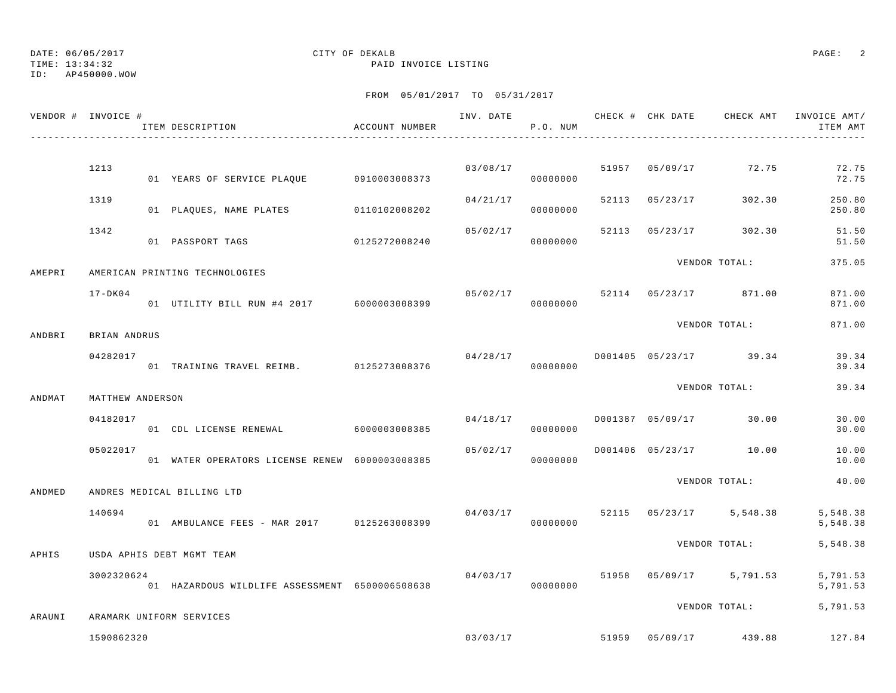DATE: 06/05/2017 CITY OF DEKALB
TIME: 13:34:32 PAID INVOICE LISTING
ID: AP450000.WOW

FROM 05/01/2017 TO 05/31/2017

| VENDOR # | INVOICE # / ITEM DESCRIPTION | ACCOUNT NUMBER | INV. DATE | P.O. NUM | CHECK # | CHK DATE | CHECK AMT | INVOICE AMT/ ITEM AMT |
|---|---|---|---|---|---|---|---|---|
| | 1213 | | 03/08/17 | | 51957 | 05/09/17 | 72.75 | 72.75 |
| | 01 YEARS OF SERVICE PLAQUE | 0910003008373 | | 00000000 | | | | 72.75 |
| | 1319 | | 04/21/17 | | 52113 | 05/23/17 | 302.30 | 250.80 |
| | 01 PLAQUES, NAME PLATES | 0110102008202 | | 00000000 | | | | 250.80 |
| | 1342 | | 05/02/17 | | 52113 | 05/23/17 | 302.30 | 51.50 |
| | 01 PASSPORT TAGS | 0125272008240 | | 00000000 | | | | 51.50 |
| | | | | | | VENDOR TOTAL: | | 375.05 |
| AMEPRI | AMERICAN PRINTING TECHNOLOGIES | | | | | | | |
| | 17-DK04 | | 05/02/17 | | 52114 | 05/23/17 | 871.00 | 871.00 |
| | 01 UTILITY BILL RUN #4 2017 | 6000003008399 | | 00000000 | | | | 871.00 |
| | | | | | | VENDOR TOTAL: | | 871.00 |
| ANDBRI | BRIAN ANDRUS | | | | | | | |
| | 04282017 | | 04/28/17 | | D001405 | 05/23/17 | 39.34 | 39.34 |
| | 01 TRAINING TRAVEL REIMB. | 0125273008376 | | 00000000 | | | | 39.34 |
| | | | | | | VENDOR TOTAL: | | 39.34 |
| ANDMAT | MATTHEW ANDERSON | | | | | | | |
| | 04182017 | | 04/18/17 | | D001387 | 05/09/17 | 30.00 | 30.00 |
| | 01 CDL LICENSE RENEWAL | 6000003008385 | | 00000000 | | | | 30.00 |
| | 05022017 | | 05/02/17 | | D001406 | 05/23/17 | 10.00 | 10.00 |
| | 01 WATER OPERATORS LICENSE RENEW | 6000003008385 | | 00000000 | | | | 10.00 |
| | | | | | | VENDOR TOTAL: | | 40.00 |
| ANDMED | ANDRES MEDICAL BILLING LTD | | | | | | | |
| | 140694 | | 04/03/17 | | 52115 | 05/23/17 | 5,548.38 | 5,548.38 |
| | 01 AMBULANCE FEES - MAR 2017 | 0125263008399 | | 00000000 | | | | 5,548.38 |
| | | | | | | VENDOR TOTAL: | | 5,548.38 |
| APHIS | USDA APHIS DEBT MGMT TEAM | | | | | | | |
| | 3002320624 | | 04/03/17 | | 51958 | 05/09/17 | 5,791.53 | 5,791.53 |
| | 01 HAZARDOUS WILDLIFE ASSESSMENT | 6500006508638 | | 00000000 | | | | 5,791.53 |
| | | | | | | VENDOR TOTAL: | | 5,791.53 |
| ARAUNI | ARAMARK UNIFORM SERVICES | | | | | | | |
| | 1590862320 | | 03/03/17 | | 51959 | 05/09/17 | 439.88 | 127.84 |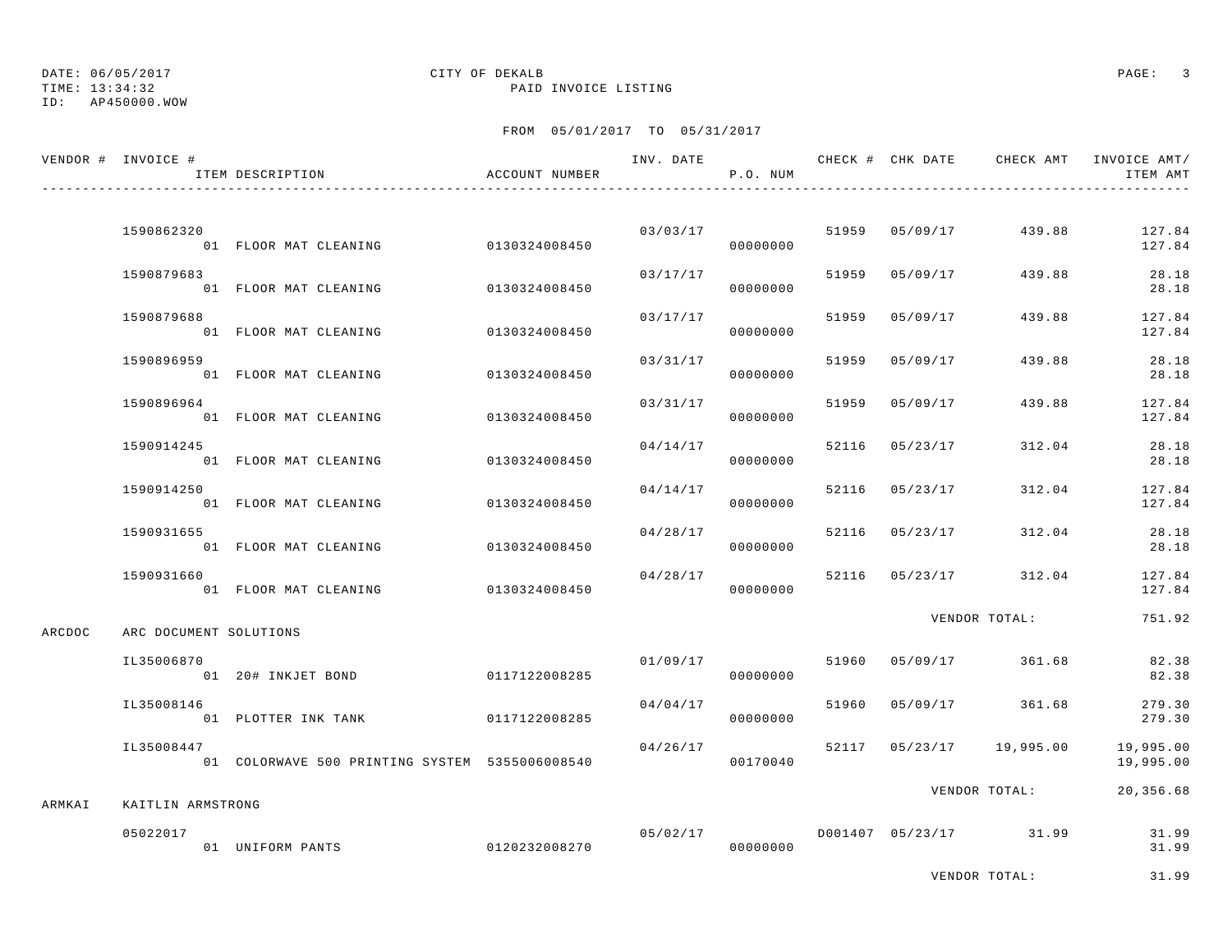DATE: 06/05/2017 CITY OF DEKALB
TIME: 13:34:32 PAID INVOICE LISTING
ID: AP450000.WOW

FROM 05/01/2017 TO 05/31/2017

| VENDOR # | INVOICE # / ITEM DESCRIPTION | ACCOUNT NUMBER | INV. DATE | P.O. NUM | CHECK # | CHK DATE | CHECK AMT | INVOICE AMT/ ITEM AMT |
|---|---|---|---|---|---|---|---|---|
| | 1590862320 | | 03/03/17 | | 51959 | 05/09/17 | 439.88 | 127.84 |
| | 01 FLOOR MAT CLEANING | 0130324008450 | | 00000000 | | | | 127.84 |
| | 1590879683 | | 03/17/17 | | 51959 | 05/09/17 | 439.88 | 28.18 |
| | 01 FLOOR MAT CLEANING | 0130324008450 | | 00000000 | | | | 28.18 |
| | 1590879688 | | 03/17/17 | | 51959 | 05/09/17 | 439.88 | 127.84 |
| | 01 FLOOR MAT CLEANING | 0130324008450 | | 00000000 | | | | 127.84 |
| | 1590896959 | | 03/31/17 | | 51959 | 05/09/17 | 439.88 | 28.18 |
| | 01 FLOOR MAT CLEANING | 0130324008450 | | 00000000 | | | | 28.18 |
| | 1590896964 | | 03/31/17 | | 51959 | 05/09/17 | 439.88 | 127.84 |
| | 01 FLOOR MAT CLEANING | 0130324008450 | | 00000000 | | | | 127.84 |
| | 1590914245 | | 04/14/17 | | 52116 | 05/23/17 | 312.04 | 28.18 |
| | 01 FLOOR MAT CLEANING | 0130324008450 | | 00000000 | | | | 28.18 |
| | 1590914250 | | 04/14/17 | | 52116 | 05/23/17 | 312.04 | 127.84 |
| | 01 FLOOR MAT CLEANING | 0130324008450 | | 00000000 | | | | 127.84 |
| | 1590931655 | | 04/28/17 | | 52116 | 05/23/17 | 312.04 | 28.18 |
| | 01 FLOOR MAT CLEANING | 0130324008450 | | 00000000 | | | | 28.18 |
| | 1590931660 | | 04/28/17 | | 52116 | 05/23/17 | 312.04 | 127.84 |
| | 01 FLOOR MAT CLEANING | 0130324008450 | | 00000000 | | | | 127.84 |
| | | | | | | | VENDOR TOTAL: | 751.92 |
| ARCDOC | ARC DOCUMENT SOLUTIONS | | | | | | | |
| | IL35006870 | | 01/09/17 | | 51960 | 05/09/17 | 361.68 | 82.38 |
| | 01 20# INKJET BOND | 0117122008285 | | 00000000 | | | | 82.38 |
| | IL35008146 | | 04/04/17 | | 51960 | 05/09/17 | 361.68 | 279.30 |
| | 01 PLOTTER INK TANK | 0117122008285 | | 00000000 | | | | 279.30 |
| | IL35008447 | | 04/26/17 | | 52117 | 05/23/17 | 19,995.00 | 19,995.00 |
| | 01 COLORWAVE 500 PRINTING SYSTEM | 5355006008540 | | 00170040 | | | | 19,995.00 |
| | | | | | | | VENDOR TOTAL: | 20,356.68 |
| ARMKAI | KAITLIN ARMSTRONG | | | | | | | |
| | 05022017 | | 05/02/17 | | D001407 | 05/23/17 | 31.99 | 31.99 |
| | 01 UNIFORM PANTS | 0120232008270 | | 00000000 | | | | 31.99 |
| | | | | | | | VENDOR TOTAL: | 31.99 |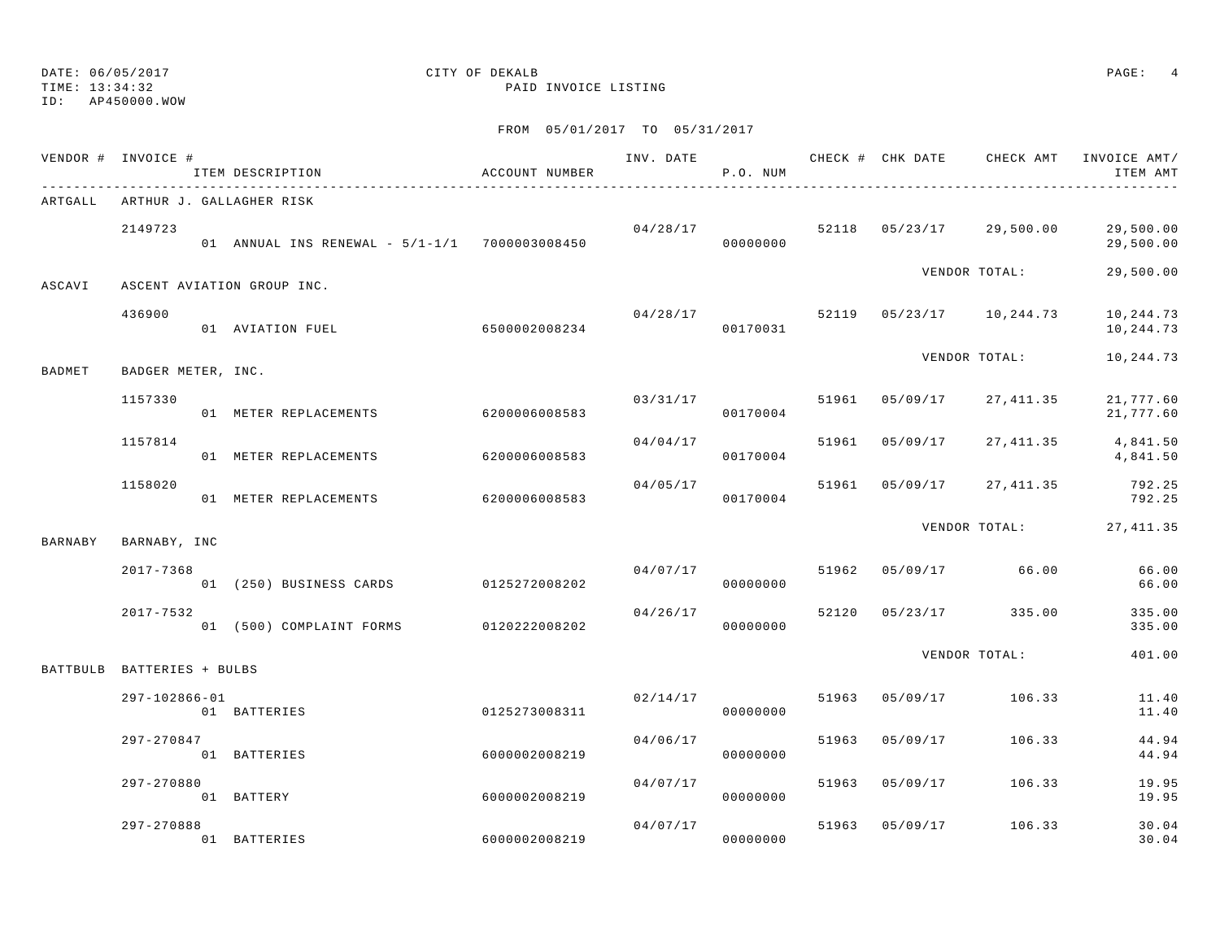DATE: 06/05/2017
TIME: 13:34:32
ID: AP450000.WOW

CITY OF DEKALB
PAID INVOICE LISTING

FROM 05/01/2017 TO 05/31/2017

| VENDOR # | INVOICE # / ITEM DESCRIPTION | ACCOUNT NUMBER | INV. DATE | P.O. NUM | CHECK # | CHK DATE | CHECK AMT | INVOICE AMT/ ITEM AMT |
|---|---|---|---|---|---|---|---|---|
| ARTGALL | ARTHUR J. GALLAGHER RISK | | | | | | | |
| | 2149723 | | 04/28/17 | | 52118 | 05/23/17 | 29,500.00 | 29,500.00 |
| | 01 ANNUAL INS RENEWAL - 5/1-1/1 | 7000003008450 | | 00000000 | | | | 29,500.00 |
| | | | | | | | VENDOR TOTAL: | 29,500.00 |
| ASCAVI | ASCENT AVIATION GROUP INC. | | | | | | | |
| | 436900 | | 04/28/17 | | 52119 | 05/23/17 | 10,244.73 | 10,244.73 |
| | 01 AVIATION FUEL | 6500002008234 | | 00170031 | | | | 10,244.73 |
| | | | | | | | VENDOR TOTAL: | 10,244.73 |
| BADMET | BADGER METER, INC. | | | | | | | |
| | 1157330 | | 03/31/17 | | 51961 | 05/09/17 | 27,411.35 | 21,777.60 |
| | 01 METER REPLACEMENTS | 6200006008583 | | 00170004 | | | | 21,777.60 |
| | 1157814 | | 04/04/17 | | 51961 | 05/09/17 | 27,411.35 | 4,841.50 |
| | 01 METER REPLACEMENTS | 6200006008583 | | 00170004 | | | | 4,841.50 |
| | 1158020 | | 04/05/17 | | 51961 | 05/09/17 | 27,411.35 | 792.25 |
| | 01 METER REPLACEMENTS | 6200006008583 | | 00170004 | | | | 792.25 |
| | | | | | | | VENDOR TOTAL: | 27,411.35 |
| BARNABY | BARNABY, INC | | | | | | | |
| | 2017-7368 | | 04/07/17 | | 51962 | 05/09/17 | 66.00 | 66.00 |
| | 01 (250) BUSINESS CARDS | 0125272008202 | | 00000000 | | | | 66.00 |
| | 2017-7532 | | 04/26/17 | | 52120 | 05/23/17 | 335.00 | 335.00 |
| | 01 (500) COMPLAINT FORMS | 0120222008202 | | 00000000 | | | | 335.00 |
| | | | | | | | VENDOR TOTAL: | 401.00 |
| BATTBULB | BATTERIES + BULBS | | | | | | | |
| | 297-102866-01 | | 02/14/17 | | 51963 | 05/09/17 | 106.33 | 11.40 |
| | 01 BATTERIES | 0125273008311 | | 00000000 | | | | 11.40 |
| | 297-270847 | | 04/06/17 | | 51963 | 05/09/17 | 106.33 | 44.94 |
| | 01 BATTERIES | 6000002008219 | | 00000000 | | | | 44.94 |
| | 297-270880 | | 04/07/17 | | 51963 | 05/09/17 | 106.33 | 19.95 |
| | 01 BATTERY | 6000002008219 | | 00000000 | | | | 19.95 |
| | 297-270888 | | 04/07/17 | | 51963 | 05/09/17 | 106.33 | 30.04 |
| | 01 BATTERIES | 6000002008219 | | 00000000 | | | | 30.04 |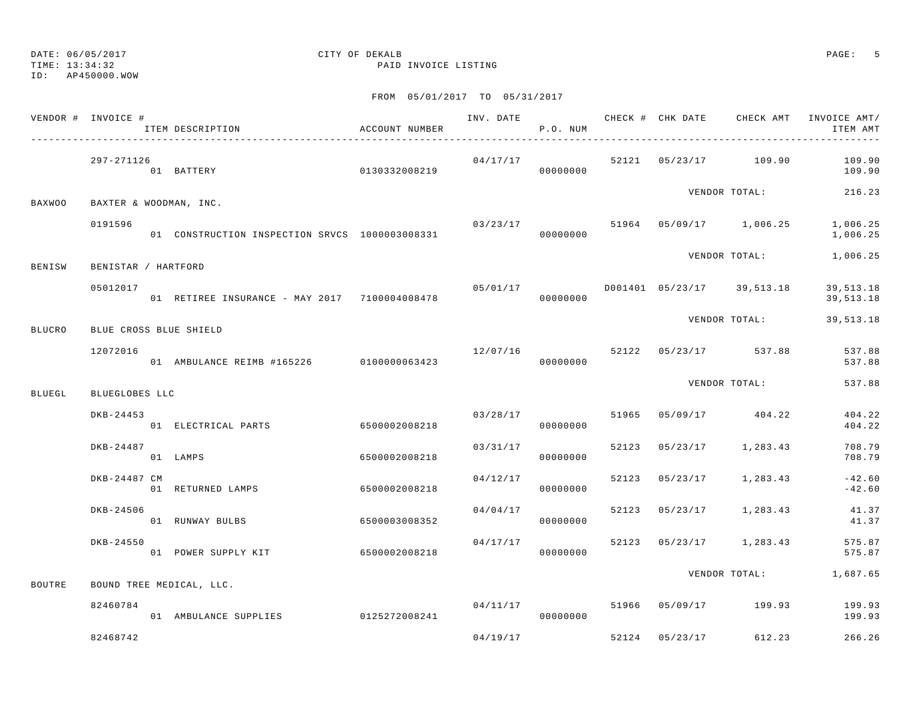DATE: 06/05/2017
TIME: 13:34:32
ID: AP450000.WOW

CITY OF DEKALB
PAID INVOICE LISTING

FROM 05/01/2017 TO 05/31/2017

| VENDOR # | INVOICE # / ITEM DESCRIPTION | ACCOUNT NUMBER | INV. DATE | P.O. NUM | CHECK # | CHK DATE | CHECK AMT | INVOICE AMT/ ITEM AMT |
|---|---|---|---|---|---|---|---|---|
| | 297-271126 | | 04/17/17 | | 52121 | 05/23/17 | 109.90 | 109.90 |
| | 01 BATTERY | 0130332008219 | | 00000000 | | | | 109.90 |
| | | | | | | VENDOR TOTAL: | | 216.23 |
| BAXWOO | BAXTER & WOODMAN, INC. | | | | | | | |
| | 0191596 | | 03/23/17 | | 51964 | 05/09/17 | 1,006.25 | 1,006.25 |
| | 01 CONSTRUCTION INSPECTION SRVCS | 1000003008331 | | 00000000 | | | | 1,006.25 |
| | | | | | | VENDOR TOTAL: | | 1,006.25 |
| BENISW | BENISTAR / HARTFORD | | | | | | | |
| | 05012017 | | 05/01/17 | | D001401 | 05/23/17 | 39,513.18 | 39,513.18 |
| | 01 RETIREE INSURANCE - MAY 2017 | 7100004008478 | | 00000000 | | | | 39,513.18 |
| | | | | | | VENDOR TOTAL: | | 39,513.18 |
| BLUCRO | BLUE CROSS BLUE SHIELD | | | | | | | |
| | 12072016 | | 12/07/16 | | 52122 | 05/23/17 | 537.88 | 537.88 |
| | 01 AMBULANCE REIMB #165226 | 0100000063423 | | 00000000 | | | | 537.88 |
| | | | | | | VENDOR TOTAL: | | 537.88 |
| BLUEGL | BLUEGLOBES LLC | | | | | | | |
| | DKB-24453 | | 03/28/17 | | 51965 | 05/09/17 | 404.22 | 404.22 |
| | 01 ELECTRICAL PARTS | 6500002008218 | | 00000000 | | | | 404.22 |
| | DKB-24487 | | 03/31/17 | | 52123 | 05/23/17 | 1,283.43 | 708.79 |
| | 01 LAMPS | 6500002008218 | | 00000000 | | | | 708.79 |
| | DKB-24487 CM | | 04/12/17 | | 52123 | 05/23/17 | 1,283.43 | -42.60 |
| | 01 RETURNED LAMPS | 6500002008218 | | 00000000 | | | | -42.60 |
| | DKB-24506 | | 04/04/17 | | 52123 | 05/23/17 | 1,283.43 | 41.37 |
| | 01 RUNWAY BULBS | 6500003008352 | | 00000000 | | | | 41.37 |
| | DKB-24550 | | 04/17/17 | | 52123 | 05/23/17 | 1,283.43 | 575.87 |
| | 01 POWER SUPPLY KIT | 6500002008218 | | 00000000 | | | | 575.87 |
| | | | | | | VENDOR TOTAL: | | 1,687.65 |
| BOUTRE | BOUND TREE MEDICAL, LLC. | | | | | | | |
| | 82460784 | | 04/11/17 | | 51966 | 05/09/17 | 199.93 | 199.93 |
| | 01 AMBULANCE SUPPLIES | 0125272008241 | | 00000000 | | | | 199.93 |
| | 82468742 | | 04/19/17 | | 52124 | 05/23/17 | 612.23 | 266.26 |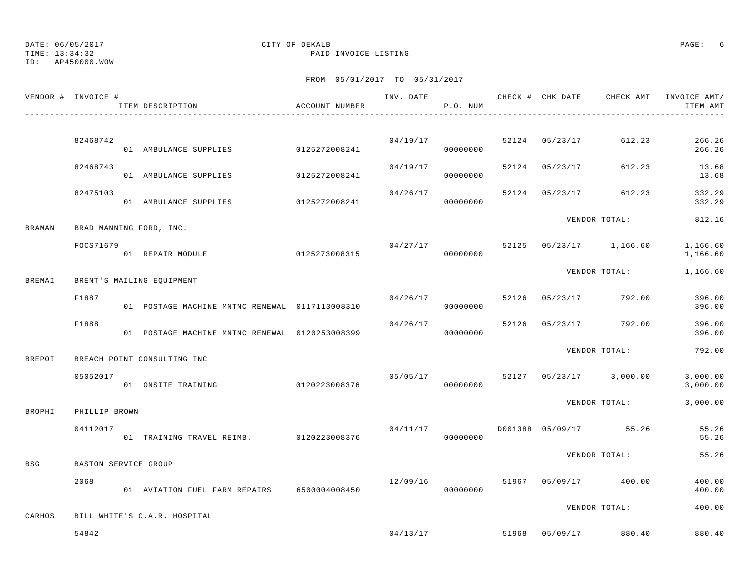DATE: 06/05/2017 CITY OF DEKALB
TIME: 13:34:32 PAID INVOICE LISTING
ID: AP450000.WOW

FROM 05/01/2017 TO 05/31/2017

| VENDOR # | INVOICE # / ITEM DESCRIPTION | ACCOUNT NUMBER | INV. DATE | P.O. NUM | CHECK # | CHK DATE | CHECK AMT | INVOICE AMT/ ITEM AMT |
|---|---|---|---|---|---|---|---|---|
| | 82468742 | | 04/19/17 | | 52124 | 05/23/17 | 612.23 | 266.26 |
| | 01 AMBULANCE SUPPLIES | 0125272008241 | | 00000000 | | | | 266.26 |
| | 82468743 | | 04/19/17 | | 52124 | 05/23/17 | 612.23 | 13.68 |
| | 01 AMBULANCE SUPPLIES | 0125272008241 | | 00000000 | | | | 13.68 |
| | 82475103 | | 04/26/17 | | 52124 | 05/23/17 | 612.23 | 332.29 |
| | 01 AMBULANCE SUPPLIES | 0125272008241 | | 00000000 | | | | 332.29 |
| | | | | | | VENDOR TOTAL: | | 812.16 |
| BRAMAN | BRAD MANNING FORD, INC. | | | | | | | |
| | FOCS71679 | | 04/27/17 | | 52125 | 05/23/17 | 1,166.60 | 1,166.60 |
| | 01 REPAIR MODULE | 0125273008315 | | 00000000 | | | | 1,166.60 |
| | | | | | | VENDOR TOTAL: | | 1,166.60 |
| BREMAI | BRENT'S MAILING EQUIPMENT | | | | | | | |
| | F1887 | | 04/26/17 | | 52126 | 05/23/17 | 792.00 | 396.00 |
| | 01 POSTAGE MACHINE MNTNC RENEWAL | 0117113008310 | | 00000000 | | | | 396.00 |
| | F1888 | | 04/26/17 | | 52126 | 05/23/17 | 792.00 | 396.00 |
| | 01 POSTAGE MACHINE MNTNC RENEWAL | 0120253008399 | | 00000000 | | | | 396.00 |
| | | | | | | VENDOR TOTAL: | | 792.00 |
| BREPOI | BREACH POINT CONSULTING INC | | | | | | | |
| | 05052017 | | 05/05/17 | | 52127 | 05/23/17 | 3,000.00 | 3,000.00 |
| | 01 ONSITE TRAINING | 0120223008376 | | 00000000 | | | | 3,000.00 |
| | | | | | | VENDOR TOTAL: | | 3,000.00 |
| BROPHI | PHILLIP BROWN | | | | | | | |
| | 04112017 | | 04/11/17 | | D001388 | 05/09/17 | 55.26 | 55.26 |
| | 01 TRAINING TRAVEL REIMB. | 0120223008376 | | 00000000 | | | | 55.26 |
| | | | | | | VENDOR TOTAL: | | 55.26 |
| BSG | BASTON SERVICE GROUP | | | | | | | |
| | 2068 | | 12/09/16 | | 51967 | 05/09/17 | 400.00 | 400.00 |
| | 01 AVIATION FUEL FARM REPAIRS | 6500004008450 | | 00000000 | | | | 400.00 |
| | | | | | | VENDOR TOTAL: | | 400.00 |
| CARHOS | BILL WHITE'S C.A.R. HOSPITAL | | | | | | | |
| | 54842 | | 04/13/17 | | 51968 | 05/09/17 | 880.40 | 880.40 |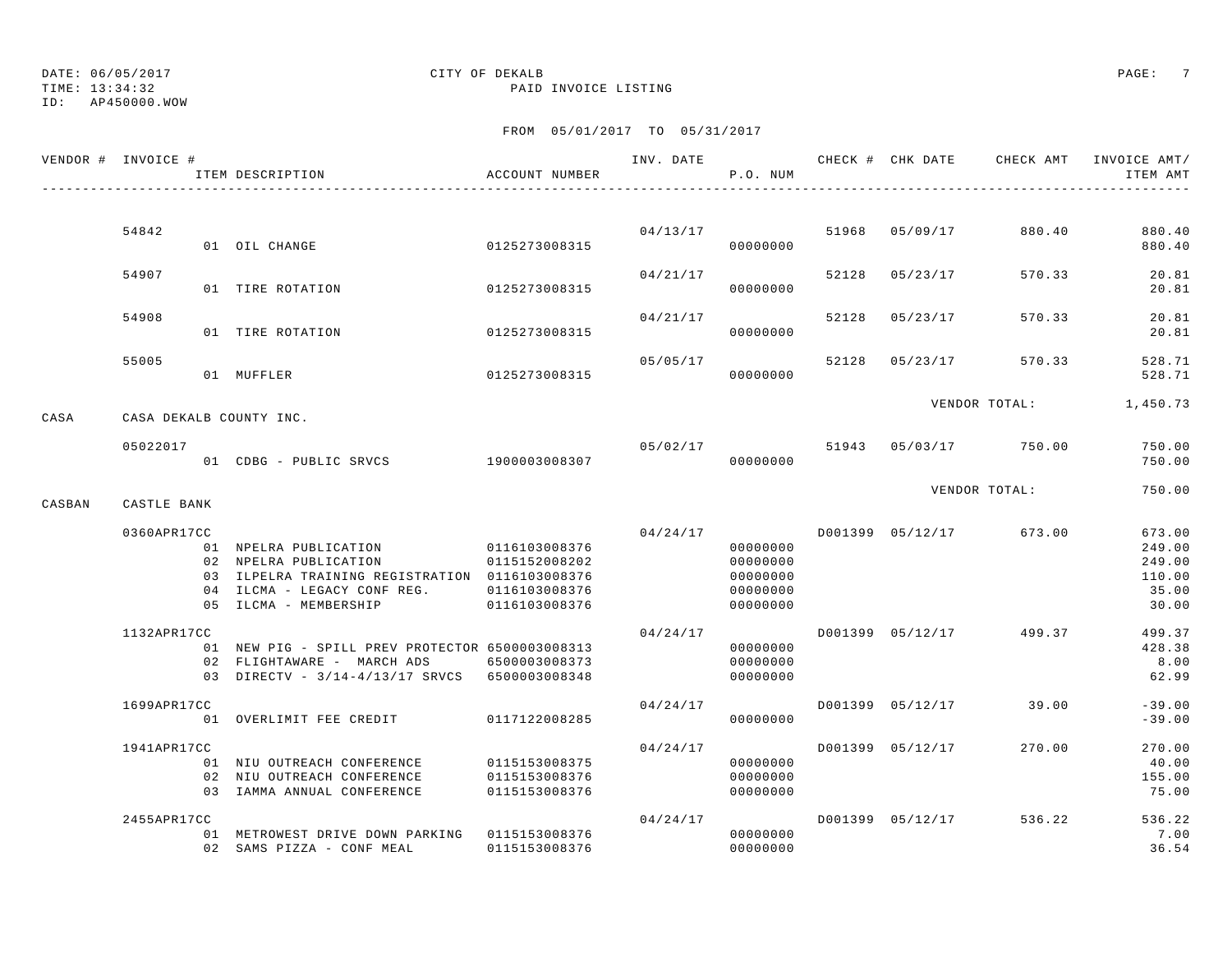DATE: 06/05/2017 CITY OF DEKALB
TIME: 13:34:32 PAID INVOICE LISTING
ID: AP450000.WOW

FROM 05/01/2017 TO 05/31/2017

| VENDOR # | INVOICE # / ITEM DESCRIPTION | ACCOUNT NUMBER | INV. DATE | P.O. NUM | CHECK # | CHK DATE | CHECK AMT | INVOICE AMT/ ITEM AMT |
|---|---|---|---|---|---|---|---|---|
| | 54842 | | 04/13/17 | | 51968 | 05/09/17 | 880.40 | 880.40 |
| | 01 OIL CHANGE | 0125273008315 | | 00000000 | | | | 880.40 |
| | 54907 | | 04/21/17 | | 52128 | 05/23/17 | 570.33 | 20.81 |
| | 01 TIRE ROTATION | 0125273008315 | | 00000000 | | | | 20.81 |
| | 54908 | | 04/21/17 | | 52128 | 05/23/17 | 570.33 | 20.81 |
| | 01 TIRE ROTATION | 0125273008315 | | 00000000 | | | | 20.81 |
| | 55005 | | 05/05/17 | | 52128 | 05/23/17 | 570.33 | 528.71 |
| | 01 MUFFLER | 0125273008315 | | 00000000 | | | | 528.71 |
| | | | | | | | VENDOR TOTAL: | 1,450.73 |
| CASA | CASA DEKALB COUNTY INC. | | | | | | | |
| | 05022017 | | 05/02/17 | | 51943 | 05/03/17 | 750.00 | 750.00 |
| | 01 CDBG - PUBLIC SRVCS | 1900003008307 | | 00000000 | | | | 750.00 |
| | | | | | | | VENDOR TOTAL: | 750.00 |
| CASBAN | CASTLE BANK | | | | | | | |
| | 0360APR17CC | | 04/24/17 | | D001399 | 05/12/17 | 673.00 | 673.00 |
| | 01 NPELRA PUBLICATION | 0116103008376 | | 00000000 | | | | 249.00 |
| | 02 NPELRA PUBLICATION | 0115152008202 | | 00000000 | | | | 249.00 |
| | 03 ILPELRA TRAINING REGISTRATION | 0116103008376 | | 00000000 | | | | 110.00 |
| | 04 ILCMA - LEGACY CONF REG. | 0116103008376 | | 00000000 | | | | 35.00 |
| | 05 ILCMA - MEMBERSHIP | 0116103008376 | | 00000000 | | | | 30.00 |
| | 1132APR17CC | | 04/24/17 | | D001399 | 05/12/17 | 499.37 | 499.37 |
| | 01 NEW PIG - SPILL PREV PROTECTOR | 6500003008313 | | 00000000 | | | | 428.38 |
| | 02 FLIGHTAWARE - MARCH ADS | 6500003008373 | | 00000000 | | | | 8.00 |
| | 03 DIRECTV - 3/14-4/13/17 SRVCS | 6500003008348 | | 00000000 | | | | 62.99 |
| | 1699APR17CC | | 04/24/17 | | D001399 | 05/12/17 | 39.00 | -39.00 |
| | 01 OVERLIMIT FEE CREDIT | 0117122008285 | | 00000000 | | | | -39.00 |
| | 1941APR17CC | | 04/24/17 | | D001399 | 05/12/17 | 270.00 | 270.00 |
| | 01 NIU OUTREACH CONFERENCE | 0115153008375 | | 00000000 | | | | 40.00 |
| | 02 NIU OUTREACH CONFERENCE | 0115153008376 | | 00000000 | | | | 155.00 |
| | 03 IAMMA ANNUAL CONFERENCE | 0115153008376 | | 00000000 | | | | 75.00 |
| | 2455APR17CC | | 04/24/17 | | D001399 | 05/12/17 | 536.22 | 536.22 |
| | 01 METROWEST DRIVE DOWN PARKING | 0115153008376 | | 00000000 | | | | 7.00 |
| | 02 SAMS PIZZA - CONF MEAL | 0115153008376 | | 00000000 | | | | 36.54 |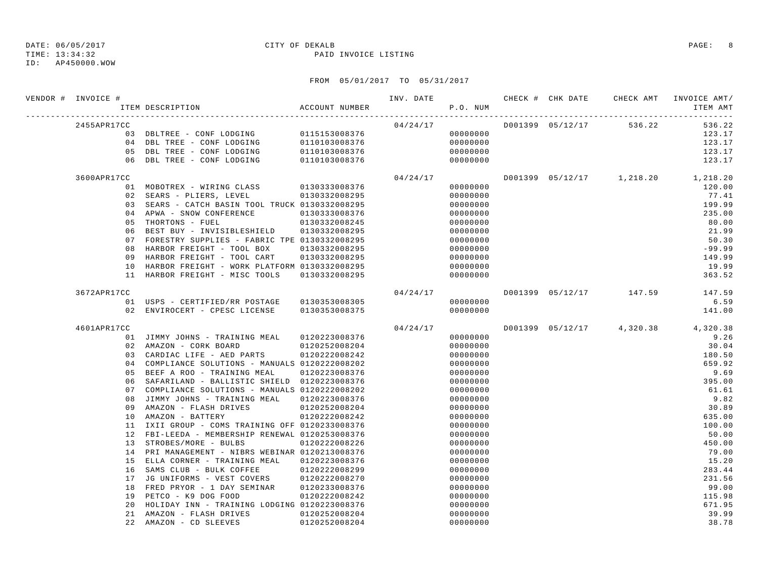DATE: 06/05/2017 CITY OF DEKALB
TIME: 13:34:32 PAID INVOICE LISTING
ID: AP450000.WOW

FROM 05/01/2017 TO 05/31/2017

| VENDOR # | INVOICE # | ITEM DESCRIPTION | ACCOUNT NUMBER | INV. DATE | P.O. NUM | CHECK # | CHK DATE | CHECK AMT | INVOICE AMT/ ITEM AMT |
|---|---|---|---|---|---|---|---|---|---|
| | 2455APR17CC | | | 04/24/17 | | D001399 | 05/12/17 | 536.22 | 536.22 |
| | | 03 DBLTREE - CONF LODGING | 0115153008376 | | 00000000 | | | | 123.17 |
| | | 04 DBL TREE - CONF LODGING | 0110103008376 | | 00000000 | | | | 123.17 |
| | | 05 DBL TREE - CONF LODGING | 0110103008376 | | 00000000 | | | | 123.17 |
| | | 06 DBL TREE - CONF LODGING | 0110103008376 | | 00000000 | | | | 123.17 |
| | 3600APR17CC | | | 04/24/17 | | D001399 | 05/12/17 | 1,218.20 | 1,218.20 |
| | | 01 MOBOTREX - WIRING CLASS | 0130333008376 | | 00000000 | | | | 120.00 |
| | | 02 SEARS - PLIERS, LEVEL | 0130332008295 | | 00000000 | | | | 77.41 |
| | | 03 SEARS - CATCH BASIN TOOL TRUCK | 0130332008295 | | 00000000 | | | | 199.99 |
| | | 04 APWA - SNOW CONFERENCE | 0130333008376 | | 00000000 | | | | 235.00 |
| | | 05 THORTONS - FUEL | 0130332008245 | | 00000000 | | | | 80.00 |
| | | 06 BEST BUY - INVISIBLESHIELD | 0130332008295 | | 00000000 | | | | 21.99 |
| | | 07 FORESTRY SUPPLIES - FABRIC TPE | 0130332008295 | | 00000000 | | | | 50.30 |
| | | 08 HARBOR FREIGHT - TOOL BOX | 0130332008295 | | 00000000 | | | | -99.99 |
| | | 09 HARBOR FREIGHT - TOOL CART | 0130332008295 | | 00000000 | | | | 149.99 |
| | | 10 HARBOR FREIGHT - WORK PLATFORM | 0130332008295 | | 00000000 | | | | 19.99 |
| | | 11 HARBOR FREIGHT - MISC TOOLS | 0130332008295 | | 00000000 | | | | 363.52 |
| | 3672APR17CC | | | 04/24/17 | | D001399 | 05/12/17 | 147.59 | 147.59 |
| | | 01 USPS - CERTIFIED/RR POSTAGE | 0130353008305 | | 00000000 | | | | 6.59 |
| | | 02 ENVIROCERT - CPESC LICENSE | 0130353008375 | | 00000000 | | | | 141.00 |
| | 4601APR17CC | | | 04/24/17 | | D001399 | 05/12/17 | 4,320.38 | 4,320.38 |
| | | 01 JIMMY JOHNS - TRAINING MEAL | 0120223008376 | | 00000000 | | | | 9.26 |
| | | 02 AMAZON - CORK BOARD | 0120252008204 | | 00000000 | | | | 30.04 |
| | | 03 CARDIAC LIFE - AED PARTS | 0120222008242 | | 00000000 | | | | 180.50 |
| | | 04 COMPLIANCE SOLUTIONS - MANUALS | 0120222008202 | | 00000000 | | | | 659.92 |
| | | 05 BEEF A ROO - TRAINING MEAL | 0120223008376 | | 00000000 | | | | 9.69 |
| | | 06 SAFARILAND - BALLISTIC SHIELD | 0120223008376 | | 00000000 | | | | 395.00 |
| | | 07 COMPLIANCE SOLUTIONS - MANUALS | 0120222008202 | | 00000000 | | | | 61.61 |
| | | 08 JIMMY JOHNS - TRAINING MEAL | 0120223008376 | | 00000000 | | | | 9.82 |
| | | 09 AMAZON - FLASH DRIVES | 0120252008204 | | 00000000 | | | | 30.89 |
| | | 10 AMAZON - BATTERY | 0120222008242 | | 00000000 | | | | 635.00 |
| | | 11 IXII GROUP - COMS TRAINING OFF | 0120233008376 | | 00000000 | | | | 100.00 |
| | | 12 FBI-LEEDA - MEMBERSHIP RENEWAL | 0120253008376 | | 00000000 | | | | 50.00 |
| | | 13 STROBES/MORE - BULBS | 0120222008226 | | 00000000 | | | | 450.00 |
| | | 14 PRI MANAGEMENT - NIBRS WEBINAR | 0120213008376 | | 00000000 | | | | 79.00 |
| | | 15 ELLA CORNER - TRAINING MEAL | 0120223008376 | | 00000000 | | | | 15.20 |
| | | 16 SAMS CLUB - BULK COFFEE | 0120222008299 | | 00000000 | | | | 283.44 |
| | | 17 JG UNIFORMS - VEST COVERS | 0120222008270 | | 00000000 | | | | 231.56 |
| | | 18 FRED PRYOR - 1 DAY SEMINAR | 0120233008376 | | 00000000 | | | | 99.00 |
| | | 19 PETCO - K9 DOG FOOD | 0120222008242 | | 00000000 | | | | 115.98 |
| | | 20 HOLIDAY INN - TRAINING LODGING | 0120223008376 | | 00000000 | | | | 671.95 |
| | | 21 AMAZON - FLASH DRIVES | 0120252008204 | | 00000000 | | | | 39.99 |
| | | 22 AMAZON - CD SLEEVES | 0120252008204 | | 00000000 | | | | 38.78 |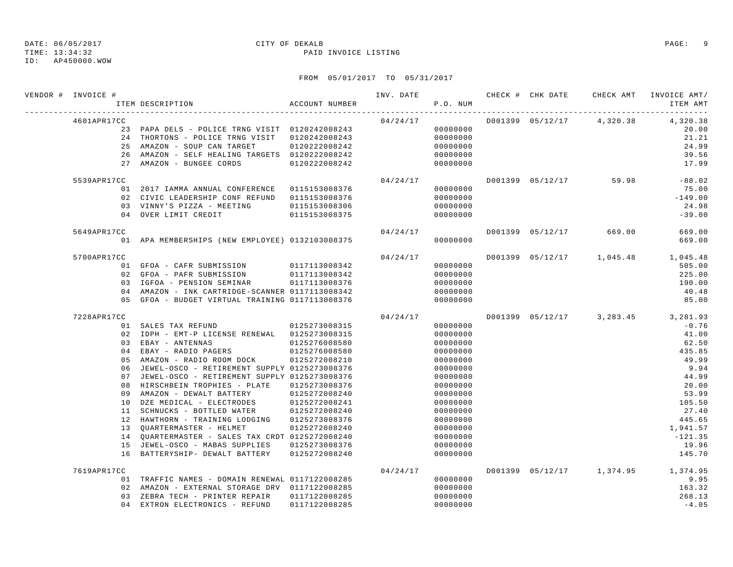DATE: 06/05/2017 CITY OF DEKALB
TIME: 13:34:32 PAID INVOICE LISTING
ID: AP450000.WOW

FROM 05/01/2017 TO 05/31/2017

| VENDOR # | INVOICE # / ITEM DESCRIPTION | ACCOUNT NUMBER | INV. DATE | P.O. NUM | CHECK # | CHK DATE | CHECK AMT | INVOICE AMT/ ITEM AMT |
|---|---|---|---|---|---|---|---|---|
| | 4601APR17CC | | 04/24/17 | | D001399 | 05/12/17 | 4,320.38 | 4,320.38 |
| | 23 PAPA DELS - POLICE TRNG VISIT | 0120242008243 | | 00000000 | | | | 20.00 |
| | 24 THORTONS - POLICE TRNG VISIT | 0120242008243 | | 00000000 | | | | 21.21 |
| | 25 AMAZON - SOUP CAN TARGET | 0120222008242 | | 00000000 | | | | 24.99 |
| | 26 AMAZON - SELF HEALING TARGETS | 0120222008242 | | 00000000 | | | | 39.56 |
| | 27 AMAZON - BUNGEE CORDS | 0120222008242 | | 00000000 | | | | 17.99 |
| | 5539APR17CC | | 04/24/17 | | D001399 | 05/12/17 | 59.98 | -88.02 |
| | 01 2017 IAMMA ANNUAL CONFERENCE | 0115153008376 | | 00000000 | | | | 75.00 |
| | 02 CIVIC LEADERSHIP CONF REFUND | 0115153008376 | | 00000000 | | | | -149.00 |
| | 03 VINNY'S PIZZA - MEETING | 0115153008306 | | 00000000 | | | | 24.98 |
| | 04 OVER LIMIT CREDIT | 0115153008375 | | 00000000 | | | | -39.00 |
| | 5649APR17CC | | 04/24/17 | | D001399 | 05/12/17 | 669.00 | 669.00 |
| | 01 APA MEMBERSHIPS (NEW EMPLOYEE) | 0132103008375 | | 00000000 | | | | 669.00 |
| | 5700APR17CC | | 04/24/17 | | D001399 | 05/12/17 | 1,045.48 | 1,045.48 |
| | 01 GFOA - CAFR SUBMISSION | 0117113008342 | | 00000000 | | | | 505.00 |
| | 02 GFOA - PAFR SUBMISSION | 0117113008342 | | 00000000 | | | | 225.00 |
| | 03 IGFOA - PENSION SEMINAR | 0117113008376 | | 00000000 | | | | 190.00 |
| | 04 AMAZON - INK CARTRIDGE-SCANNER | 0117113008342 | | 00000000 | | | | 40.48 |
| | 05 GFOA - BUDGET VIRTUAL TRAINING | 0117113008376 | | 00000000 | | | | 85.00 |
| | 7228APR17CC | | 04/24/17 | | D001399 | 05/12/17 | 3,283.45 | 3,281.93 |
| | 01 SALES TAX REFUND | 0125273008315 | | 00000000 | | | | -0.76 |
| | 02 IDPH - EMT-P LICENSE RENEWAL | 0125273008315 | | 00000000 | | | | 41.00 |
| | 03 EBAY - ANTENNAS | 0125276008580 | | 00000000 | | | | 62.50 |
| | 04 EBAY - RADIO PAGERS | 0125276008580 | | 00000000 | | | | 435.85 |
| | 05 AMAZON - RADIO ROOM DOCK | 0125272008210 | | 00000000 | | | | 49.99 |
| | 06 JEWEL-OSCO - RETIREMENT SUPPLY | 0125273008376 | | 00000000 | | | | 9.94 |
| | 07 JEWEL-OSCO - RETIREMENT SUPPLY | 0125273008376 | | 00000000 | | | | 44.99 |
| | 08 HIRSCHBEIN TROPHIES - PLATE | 0125273008376 | | 00000000 | | | | 20.00 |
| | 09 AMAZON - DEWALT BATTERY | 0125272008240 | | 00000000 | | | | 53.99 |
| | 10 DZE MEDICAL - ELECTRODES | 0125272008241 | | 00000000 | | | | 105.50 |
| | 11 SCHNUCKS - BOTTLED WATER | 0125272008240 | | 00000000 | | | | 27.40 |
| | 12 HAWTHORN - TRAINING LODGING | 0125273008376 | | 00000000 | | | | 445.65 |
| | 13 QUARTERMASTER - HELMET | 0125272008240 | | 00000000 | | | | 1,941.57 |
| | 14 QUARTERMASTER - SALES TAX CRDT | 0125272008240 | | 00000000 | | | | -121.35 |
| | 15 JEWEL-OSCO - MABAS SUPPLIES | 0125273008376 | | 00000000 | | | | 19.96 |
| | 16 BATTERYSHIP- DEWALT BATTERY | 0125272008240 | | 00000000 | | | | 145.70 |
| | 7619APR17CC | | 04/24/17 | | D001399 | 05/12/17 | 1,374.95 | 1,374.95 |
| | 01 TRAFFIC NAMES - DOMAIN RENEWAL | 0117122008285 | | 00000000 | | | | 9.95 |
| | 02 AMAZON - EXTERNAL STORAGE DRV | 0117122008285 | | 00000000 | | | | 163.32 |
| | 03 ZEBRA TECH - PRINTER REPAIR | 0117122008285 | | 00000000 | | | | 268.13 |
| | 04 EXTRON ELECTRONICS - REFUND | 0117122008285 | | 00000000 | | | | -4.05 |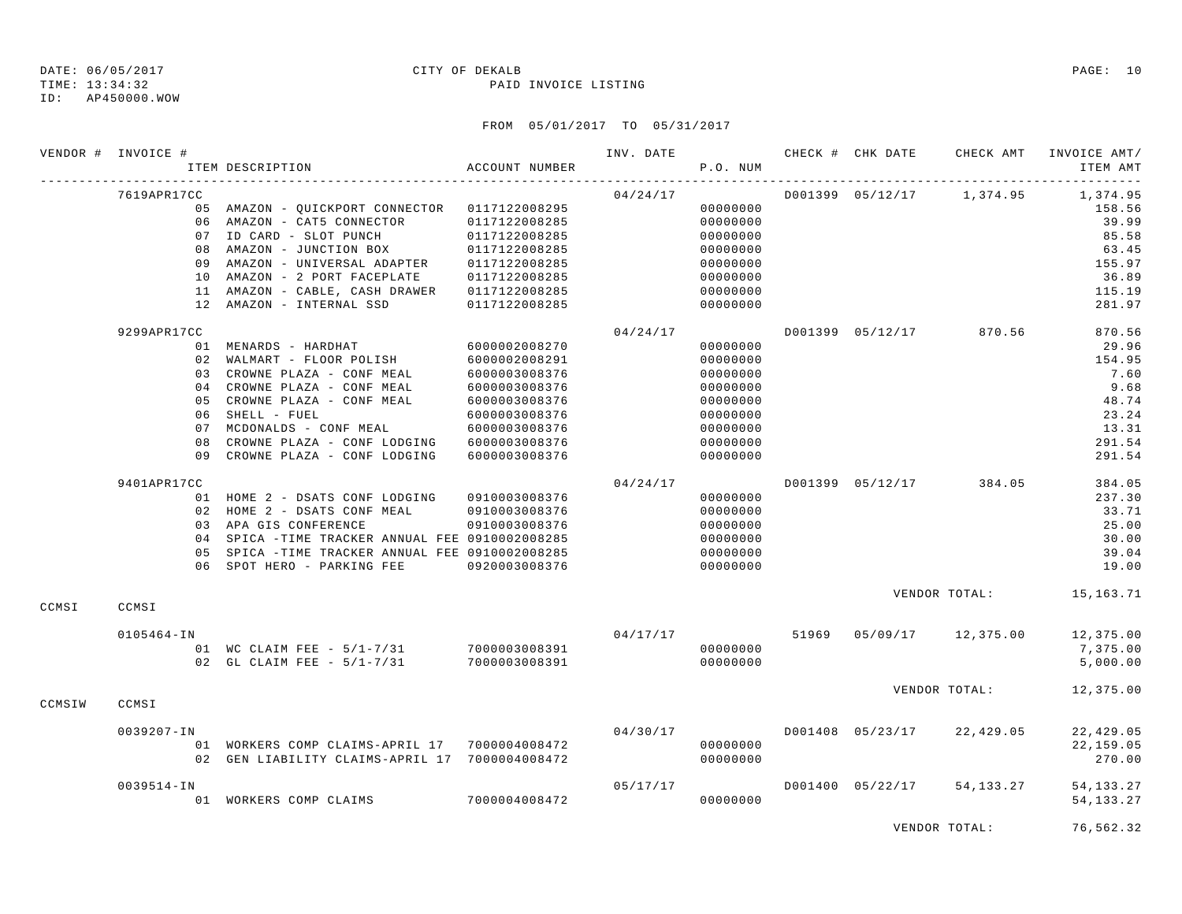DATE: 06/05/2017 CITY OF DEKALB
TIME: 13:34:32 PAID INVOICE LISTING
ID: AP450000.WOW

FROM 05/01/2017 TO 05/31/2017

| VENDOR # | INVOICE # | ITEM DESCRIPTION | ACCOUNT NUMBER | INV. DATE | P.O. NUM | CHECK # | CHK DATE | CHECK AMT | INVOICE AMT/ ITEM AMT |
|---|---|---|---|---|---|---|---|---|---|
| | 7619APR17CC | | | 04/24/17 | | D001399 | 05/12/17 | 1,374.95 | 1,374.95 |
| | | 05 AMAZON - QUICKPORT CONNECTOR | 0117122008295 | | 00000000 | | | | 158.56 |
| | | 06 AMAZON - CAT5 CONNECTOR | 0117122008285 | | 00000000 | | | | 39.99 |
| | | 07 ID CARD - SLOT PUNCH | 0117122008285 | | 00000000 | | | | 85.58 |
| | | 08 AMAZON - JUNCTION BOX | 0117122008285 | | 00000000 | | | | 63.45 |
| | | 09 AMAZON - UNIVERSAL ADAPTER | 0117122008285 | | 00000000 | | | | 155.97 |
| | | 10 AMAZON - 2 PORT FACEPLATE | 0117122008285 | | 00000000 | | | | 36.89 |
| | | 11 AMAZON - CABLE, CASH DRAWER | 0117122008285 | | 00000000 | | | | 115.19 |
| | | 12 AMAZON - INTERNAL SSD | 0117122008285 | | 00000000 | | | | 281.97 |
| | 9299APR17CC | | | 04/24/17 | | D001399 | 05/12/17 | 870.56 | 870.56 |
| | | 01 MENARDS - HARDHAT | 6000002008270 | | 00000000 | | | | 29.96 |
| | | 02 WALMART - FLOOR POLISH | 6000002008291 | | 00000000 | | | | 154.95 |
| | | 03 CROWNE PLAZA - CONF MEAL | 6000003008376 | | 00000000 | | | | 7.60 |
| | | 04 CROWNE PLAZA - CONF MEAL | 6000003008376 | | 00000000 | | | | 9.68 |
| | | 05 CROWNE PLAZA - CONF MEAL | 6000003008376 | | 00000000 | | | | 48.74 |
| | | 06 SHELL - FUEL | 6000003008376 | | 00000000 | | | | 23.24 |
| | | 07 MCDONALDS - CONF MEAL | 6000003008376 | | 00000000 | | | | 13.31 |
| | | 08 CROWNE PLAZA - CONF LODGING | 6000003008376 | | 00000000 | | | | 291.54 |
| | | 09 CROWNE PLAZA - CONF LODGING | 6000003008376 | | 00000000 | | | | 291.54 |
| | 9401APR17CC | | | 04/24/17 | | D001399 | 05/12/17 | 384.05 | 384.05 |
| | | 01 HOME 2 - DSATS CONF LODGING | 0910003008376 | | 00000000 | | | | 237.30 |
| | | 02 HOME 2 - DSATS CONF MEAL | 0910003008376 | | 00000000 | | | | 33.71 |
| | | 03 APA GIS CONFERENCE | 0910003008376 | | 00000000 | | | | 25.00 |
| | | 04 SPICA -TIME TRACKER ANNUAL FEE | 0910002008285 | | 00000000 | | | | 30.00 |
| | | 05 SPICA -TIME TRACKER ANNUAL FEE | 0910002008285 | | 00000000 | | | | 39.04 |
| | | 06 SPOT HERO - PARKING FEE | 0920003008376 | | 00000000 | | | | 19.00 |
| | | | | | | | | VENDOR TOTAL: | 15,163.71 |
| CCMSI | CCMSI | | | | | | | | |
| | 0105464-IN | | | 04/17/17 | | 51969 | 05/09/17 | 12,375.00 | 12,375.00 |
| | | 01 WC CLAIM FEE - 5/1-7/31 | 7000003008391 | | 00000000 | | | | 7,375.00 |
| | | 02 GL CLAIM FEE - 5/1-7/31 | 7000003008391 | | 00000000 | | | | 5,000.00 |
| | | | | | | | | VENDOR TOTAL: | 12,375.00 |
| CCMSIW | CCMSI | | | | | | | | |
| | 0039207-IN | | | 04/30/17 | | D001408 | 05/23/17 | 22,429.05 | 22,429.05 |
| | | 01 WORKERS COMP CLAIMS-APRIL 17 | 7000004008472 | | 00000000 | | | | 22,159.05 |
| | | 02 GEN LIABILITY CLAIMS-APRIL 17 | 7000004008472 | | 00000000 | | | | 270.00 |
| | 0039514-IN | | | 05/17/17 | | D001400 | 05/22/17 | 54,133.27 | 54,133.27 |
| | | 01 WORKERS COMP CLAIMS | 7000004008472 | | 00000000 | | | | 54,133.27 |
| | | | | | | | | VENDOR TOTAL: | 76,562.32 |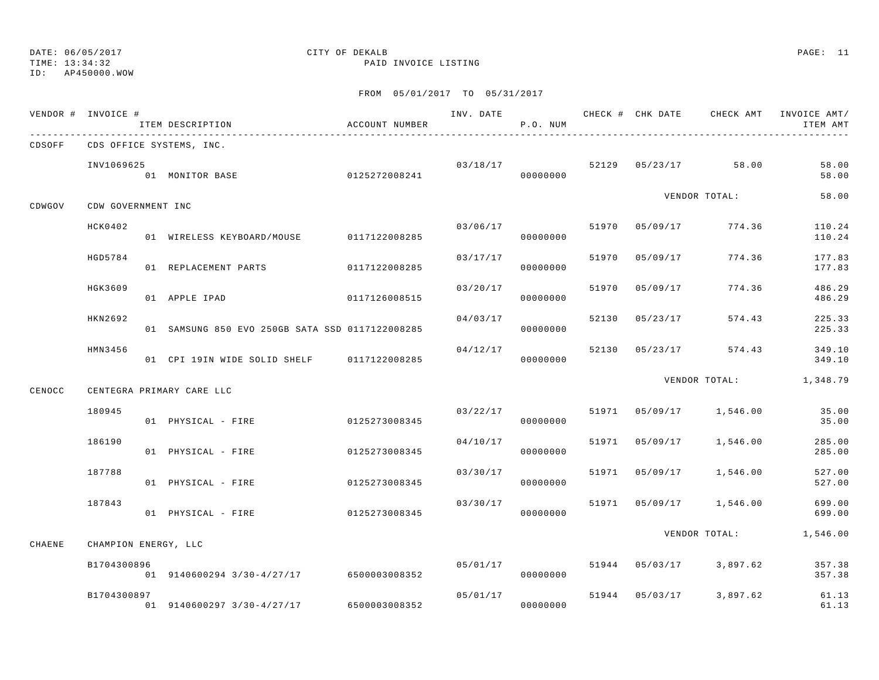DATE: 06/05/2017 CITY OF DEKALB
TIME: 13:34:32 PAID INVOICE LISTING
ID: AP450000.WOW

FROM 05/01/2017 TO 05/31/2017

| VENDOR # | INVOICE # / ITEM DESCRIPTION | ACCOUNT NUMBER | INV. DATE | P.O. NUM | CHECK # | CHK DATE | CHECK AMT | INVOICE AMT/ ITEM AMT |
|---|---|---|---|---|---|---|---|---|
| CDSOFF | CDS OFFICE SYSTEMS, INC. | | | | | | | |
| | INV1069625 | | 03/18/17 | | 52129 | 05/23/17 | 58.00 | 58.00 |
| | 01 MONITOR BASE | 0125272008241 | | 00000000 | | | | 58.00 |
| | | | | | | | VENDOR TOTAL: | 58.00 |
| CDWGOV | CDW GOVERNMENT INC | | | | | | | |
| | HCK0402 | | 03/06/17 | | 51970 | 05/09/17 | 774.36 | 110.24 |
| | 01 WIRELESS KEYBOARD/MOUSE | 0117122008285 | | 00000000 | | | | 110.24 |
| | HGD5784 | | 03/17/17 | | 51970 | 05/09/17 | 774.36 | 177.83 |
| | 01 REPLACEMENT PARTS | 0117122008285 | | 00000000 | | | | 177.83 |
| | HGK3609 | | 03/20/17 | | 51970 | 05/09/17 | 774.36 | 486.29 |
| | 01 APPLE IPAD | 0117126008515 | | 00000000 | | | | 486.29 |
| | HKN2692 | | 04/03/17 | | 52130 | 05/23/17 | 574.43 | 225.33 |
| | 01 SAMSUNG 850 EVO 250GB SATA SSD | 0117122008285 | | 00000000 | | | | 225.33 |
| | HMN3456 | | 04/12/17 | | 52130 | 05/23/17 | 574.43 | 349.10 |
| | 01 CPI 19IN WIDE SOLID SHELF | 0117122008285 | | 00000000 | | | | 349.10 |
| | | | | | | | VENDOR TOTAL: | 1,348.79 |
| CENOCC | CENTEGRA PRIMARY CARE LLC | | | | | | | |
| | 180945 | | 03/22/17 | | 51971 | 05/09/17 | 1,546.00 | 35.00 |
| | 01 PHYSICAL - FIRE | 0125273008345 | | 00000000 | | | | 35.00 |
| | 186190 | | 04/10/17 | | 51971 | 05/09/17 | 1,546.00 | 285.00 |
| | 01 PHYSICAL - FIRE | 0125273008345 | | 00000000 | | | | 285.00 |
| | 187788 | | 03/30/17 | | 51971 | 05/09/17 | 1,546.00 | 527.00 |
| | 01 PHYSICAL - FIRE | 0125273008345 | | 00000000 | | | | 527.00 |
| | 187843 | | 03/30/17 | | 51971 | 05/09/17 | 1,546.00 | 699.00 |
| | 01 PHYSICAL - FIRE | 0125273008345 | | 00000000 | | | | 699.00 |
| | | | | | | | VENDOR TOTAL: | 1,546.00 |
| CHAENE | CHAMPION ENERGY, LLC | | | | | | | |
| | B1704300896 | | 05/01/17 | | 51944 | 05/03/17 | 3,897.62 | 357.38 |
| | 01 9140600294 3/30-4/27/17 | 6500003008352 | | 00000000 | | | | 357.38 |
| | B1704300897 | | 05/01/17 | | 51944 | 05/03/17 | 3,897.62 | 61.13 |
| | 01 9140600297 3/30-4/27/17 | 6500003008352 | | 00000000 | | | | 61.13 |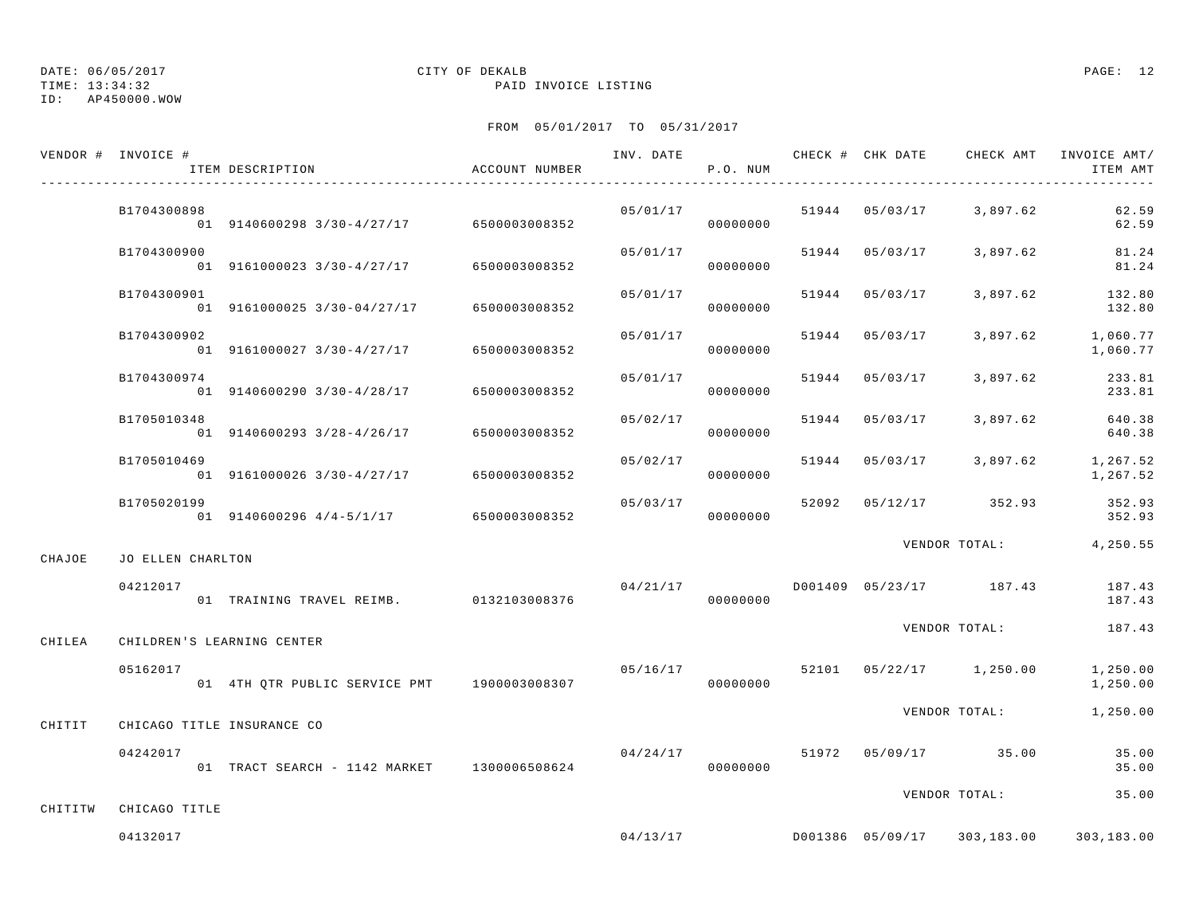DATE: 06/05/2017 CITY OF DEKALB
TIME: 13:34:32 PAID INVOICE LISTING
ID: AP450000.WOW

FROM 05/01/2017 TO 05/31/2017

| VENDOR # | INVOICE # / ITEM DESCRIPTION | ACCOUNT NUMBER | INV. DATE | P.O. NUM | CHECK # | CHK DATE | CHECK AMT | INVOICE AMT/ ITEM AMT |
|---|---|---|---|---|---|---|---|---|
| | B1704300898 | | 05/01/17 | | 51944 | 05/03/17 | 3,897.62 | 62.59 |
| | 01 9140600298 3/30-4/27/17 | 6500003008352 | | 00000000 | | | | 62.59 |
| | B1704300900 | | 05/01/17 | | 51944 | 05/03/17 | 3,897.62 | 81.24 |
| | 01 9161000023 3/30-4/27/17 | 6500003008352 | | 00000000 | | | | 81.24 |
| | B1704300901 | | 05/01/17 | | 51944 | 05/03/17 | 3,897.62 | 132.80 |
| | 01 9161000025 3/30-04/27/17 | 6500003008352 | | 00000000 | | | | 132.80 |
| | B1704300902 | | 05/01/17 | | 51944 | 05/03/17 | 3,897.62 | 1,060.77 |
| | 01 9161000027 3/30-4/27/17 | 6500003008352 | | 00000000 | | | | 1,060.77 |
| | B1704300974 | | 05/01/17 | | 51944 | 05/03/17 | 3,897.62 | 233.81 |
| | 01 9140600290 3/30-4/28/17 | 6500003008352 | | 00000000 | | | | 233.81 |
| | B1705010348 | | 05/02/17 | | 51944 | 05/03/17 | 3,897.62 | 640.38 |
| | 01 9140600293 3/28-4/26/17 | 6500003008352 | | 00000000 | | | | 640.38 |
| | B1705010469 | | 05/02/17 | | 51944 | 05/03/17 | 3,897.62 | 1,267.52 |
| | 01 9161000026 3/30-4/27/17 | 6500003008352 | | 00000000 | | | | 1,267.52 |
| | B1705020199 | | 05/03/17 | | 52092 | 05/12/17 | 352.93 | 352.93 |
| | 01 9140600296 4/4-5/1/17 | 6500003008352 | | 00000000 | | | | 352.93 |
| | | | | | | | VENDOR TOTAL: | 4,250.55 |
| CHAJOE | JO ELLEN CHARLTON | | | | | | | |
| | 04212017 | | 04/21/17 | | D001409 | 05/23/17 | 187.43 | 187.43 |
| | 01 TRAINING TRAVEL REIMB. | 0132103008376 | | 00000000 | | | | 187.43 |
| | | | | | | | VENDOR TOTAL: | 187.43 |
| CHILEA | CHILDREN'S LEARNING CENTER | | | | | | | |
| | 05162017 | | 05/16/17 | | 52101 | 05/22/17 | 1,250.00 | 1,250.00 |
| | 01 4TH QTR PUBLIC SERVICE PMT | 1900003008307 | | 00000000 | | | | 1,250.00 |
| | | | | | | | VENDOR TOTAL: | 1,250.00 |
| CHITIT | CHICAGO TITLE INSURANCE CO | | | | | | | |
| | 04242017 | | 04/24/17 | | 51972 | 05/09/17 | 35.00 | 35.00 |
| | 01 TRACT SEARCH - 1142 MARKET | 1300006508624 | | 00000000 | | | | 35.00 |
| | | | | | | | VENDOR TOTAL: | 35.00 |
| CHITITW | CHICAGO TITLE | | | | | | | |
| | 04132017 | | 04/13/17 | | D001386 | 05/09/17 | 303,183.00 | 303,183.00 |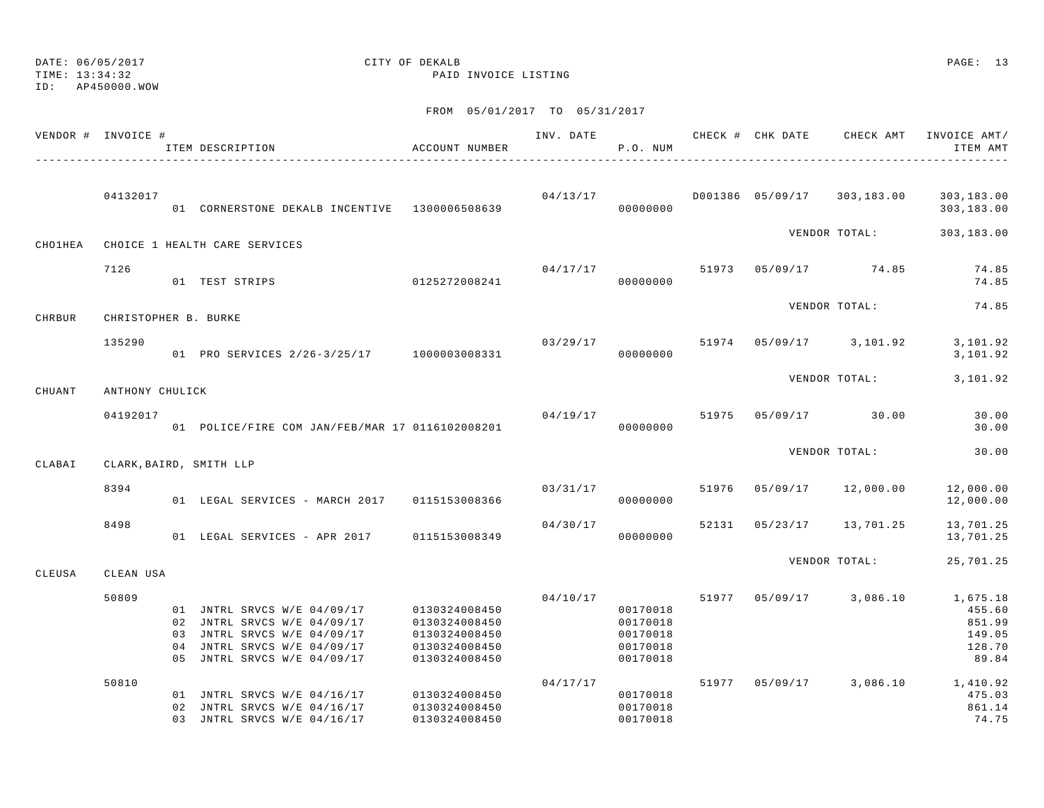DATE: 06/05/2017 CITY OF DEKALB
TIME: 13:34:32 PAID INVOICE LISTING
ID: AP450000.WOW

FROM 05/01/2017 TO 05/31/2017

| VENDOR # | INVOICE # | ITEM DESCRIPTION | ACCOUNT NUMBER | INV. DATE | P.O. NUM | CHECK # | CHK DATE | CHECK AMT | INVOICE AMT/ ITEM AMT |
|---|---|---|---|---|---|---|---|---|---|
| | 04132017 | | | 04/13/17 | | D001386 | 05/09/17 | 303,183.00 | 303,183.00 |
| | | 01 CORNERSTONE DEKALB INCENTIVE | 1300006508639 | | 00000000 | | | | 303,183.00 |
| | | | | | | | | VENDOR TOTAL: | 303,183.00 |
| CHO1HEA | CHOICE 1 HEALTH CARE SERVICES | | | | | | | | |
| | 7126 | | | 04/17/17 | | 51973 | 05/09/17 | 74.85 | 74.85 |
| | | 01 TEST STRIPS | 0125272008241 | | 00000000 | | | | 74.85 |
| | | | | | | | | VENDOR TOTAL: | 74.85 |
| CHRBUR | CHRISTOPHER B. BURKE | | | | | | | | |
| | 135290 | | | 03/29/17 | | 51974 | 05/09/17 | 3,101.92 | 3,101.92 |
| | | 01 PRO SERVICES 2/26-3/25/17 | 1000003008331 | | 00000000 | | | | 3,101.92 |
| | | | | | | | | VENDOR TOTAL: | 3,101.92 |
| CHUANT | ANTHONY CHULICK | | | | | | | | |
| | 04192017 | | | 04/19/17 | | 51975 | 05/09/17 | 30.00 | 30.00 |
| | | 01 POLICE/FIRE COM JAN/FEB/MAR 17 | 0116102008201 | | 00000000 | | | | 30.00 |
| | | | | | | | | VENDOR TOTAL: | 30.00 |
| CLABAI | CLARK,BAIRD, SMITH LLP | | | | | | | | |
| | 8394 | | | 03/31/17 | | 51976 | 05/09/17 | 12,000.00 | 12,000.00 |
| | | 01 LEGAL SERVICES - MARCH 2017 | 0115153008366 | | 00000000 | | | | 12,000.00 |
| | 8498 | | | 04/30/17 | | 52131 | 05/23/17 | 13,701.25 | 13,701.25 |
| | | 01 LEGAL SERVICES - APR 2017 | 0115153008349 | | 00000000 | | | | 13,701.25 |
| | | | | | | | | VENDOR TOTAL: | 25,701.25 |
| CLEUSA | CLEAN USA | | | | | | | | |
| | 50809 | | | 04/10/17 | | 51977 | 05/09/17 | 3,086.10 | 1,675.18 |
| | | 01 JNTRL SRVCS W/E 04/09/17 | 0130324008450 | | 00170018 | | | | 455.60 |
| | | 02 JNTRL SRVCS W/E 04/09/17 | 0130324008450 | | 00170018 | | | | 851.99 |
| | | 03 JNTRL SRVCS W/E 04/09/17 | 0130324008450 | | 00170018 | | | | 149.05 |
| | | 04 JNTRL SRVCS W/E 04/09/17 | 0130324008450 | | 00170018 | | | | 128.70 |
| | | 05 JNTRL SRVCS W/E 04/09/17 | 0130324008450 | | 00170018 | | | | 89.84 |
| | 50810 | | | 04/17/17 | | 51977 | 05/09/17 | 3,086.10 | 1,410.92 |
| | | 01 JNTRL SRVCS W/E 04/16/17 | 0130324008450 | | 00170018 | | | | 475.03 |
| | | 02 JNTRL SRVCS W/E 04/16/17 | 0130324008450 | | 00170018 | | | | 861.14 |
| | | 03 JNTRL SRVCS W/E 04/16/17 | 0130324008450 | | 00170018 | | | | 74.75 |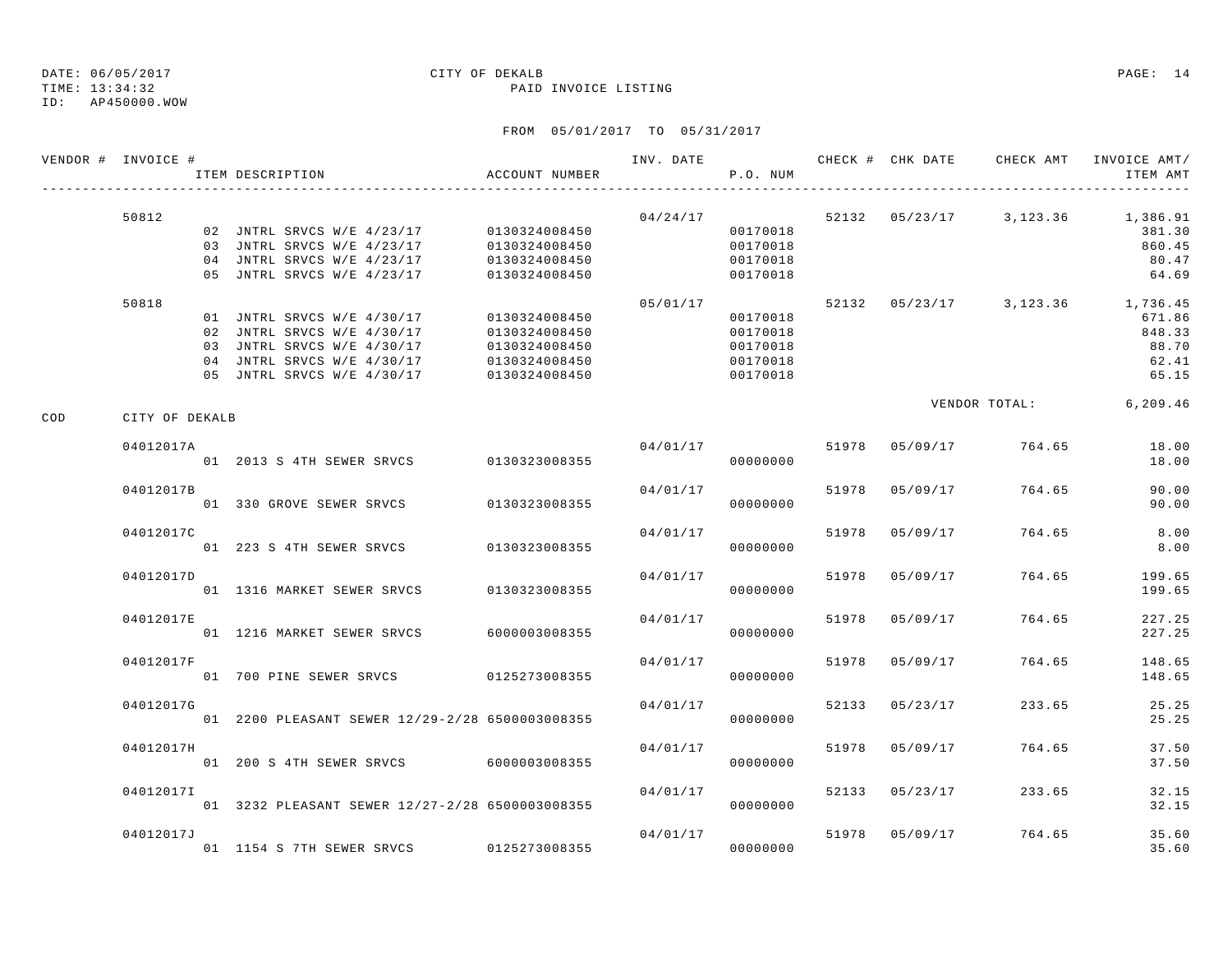DATE: 06/05/2017 CITY OF DEKALB
TIME: 13:34:32 PAID INVOICE LISTING
ID: AP450000.WOW

FROM 05/01/2017 TO 05/31/2017

| VENDOR # | INVOICE # | ITEM DESCRIPTION | ACCOUNT NUMBER | INV. DATE | P.O. NUM | CHECK # | CHK DATE | CHECK AMT | INVOICE AMT/ ITEM AMT |
|---|---|---|---|---|---|---|---|---|---|
| | 50812 | | | 04/24/17 | | 52132 | 05/23/17 | 3,123.36 | 1,386.91 |
| | | 02 JNTRL SRVCS W/E 4/23/17 | 0130324008450 | | 00170018 | | | | 381.30 |
| | | 03 JNTRL SRVCS W/E 4/23/17 | 0130324008450 | | 00170018 | | | | 860.45 |
| | | 04 JNTRL SRVCS W/E 4/23/17 | 0130324008450 | | 00170018 | | | | 80.47 |
| | | 05 JNTRL SRVCS W/E 4/23/17 | 0130324008450 | | 00170018 | | | | 64.69 |
| | 50818 | | | 05/01/17 | | 52132 | 05/23/17 | 3,123.36 | 1,736.45 |
| | | 01 JNTRL SRVCS W/E 4/30/17 | 0130324008450 | | 00170018 | | | | 671.86 |
| | | 02 JNTRL SRVCS W/E 4/30/17 | 0130324008450 | | 00170018 | | | | 848.33 |
| | | 03 JNTRL SRVCS W/E 4/30/17 | 0130324008450 | | 00170018 | | | | 88.70 |
| | | 04 JNTRL SRVCS W/E 4/30/17 | 0130324008450 | | 00170018 | | | | 62.41 |
| | | 05 JNTRL SRVCS W/E 4/30/17 | 0130324008450 | | 00170018 | | | | 65.15 |
| | | | | | | | | VENDOR TOTAL: | 6,209.46 |
| COD | CITY OF DEKALB | | | | | | | | |
| | 04012017A | | | 04/01/17 | | 51978 | 05/09/17 | 764.65 | 18.00 |
| | | 01 2013 S 4TH SEWER SRVCS | 0130323008355 | | 00000000 | | | | 18.00 |
| | 04012017B | | | 04/01/17 | | 51978 | 05/09/17 | 764.65 | 90.00 |
| | | 01 330 GROVE SEWER SRVCS | 0130323008355 | | 00000000 | | | | 90.00 |
| | 04012017C | | | 04/01/17 | | 51978 | 05/09/17 | 764.65 | 8.00 |
| | | 01 223 S 4TH SEWER SRVCS | 0130323008355 | | 00000000 | | | | 8.00 |
| | 04012017D | | | 04/01/17 | | 51978 | 05/09/17 | 764.65 | 199.65 |
| | | 01 1316 MARKET SEWER SRVCS | 0130323008355 | | 00000000 | | | | 199.65 |
| | 04012017E | | | 04/01/17 | | 51978 | 05/09/17 | 764.65 | 227.25 |
| | | 01 1216 MARKET SEWER SRVCS | 6000003008355 | | 00000000 | | | | 227.25 |
| | 04012017F | | | 04/01/17 | | 51978 | 05/09/17 | 764.65 | 148.65 |
| | | 01 700 PINE SEWER SRVCS | 0125273008355 | | 00000000 | | | | 148.65 |
| | 04012017G | | | 04/01/17 | | 52133 | 05/23/17 | 233.65 | 25.25 |
| | | 01 2200 PLEASANT SEWER 12/29-2/28 | 6500003008355 | | 00000000 | | | | 25.25 |
| | 04012017H | | | 04/01/17 | | 51978 | 05/09/17 | 764.65 | 37.50 |
| | | 01 200 S 4TH SEWER SRVCS | 6000003008355 | | 00000000 | | | | 37.50 |
| | 04012017I | | | 04/01/17 | | 52133 | 05/23/17 | 233.65 | 32.15 |
| | | 01 3232 PLEASANT SEWER 12/27-2/28 | 6500003008355 | | 00000000 | | | | 32.15 |
| | 04012017J | | | 04/01/17 | | 51978 | 05/09/17 | 764.65 | 35.60 |
| | | 01 1154 S 7TH SEWER SRVCS | 0125273008355 | | 00000000 | | | | 35.60 |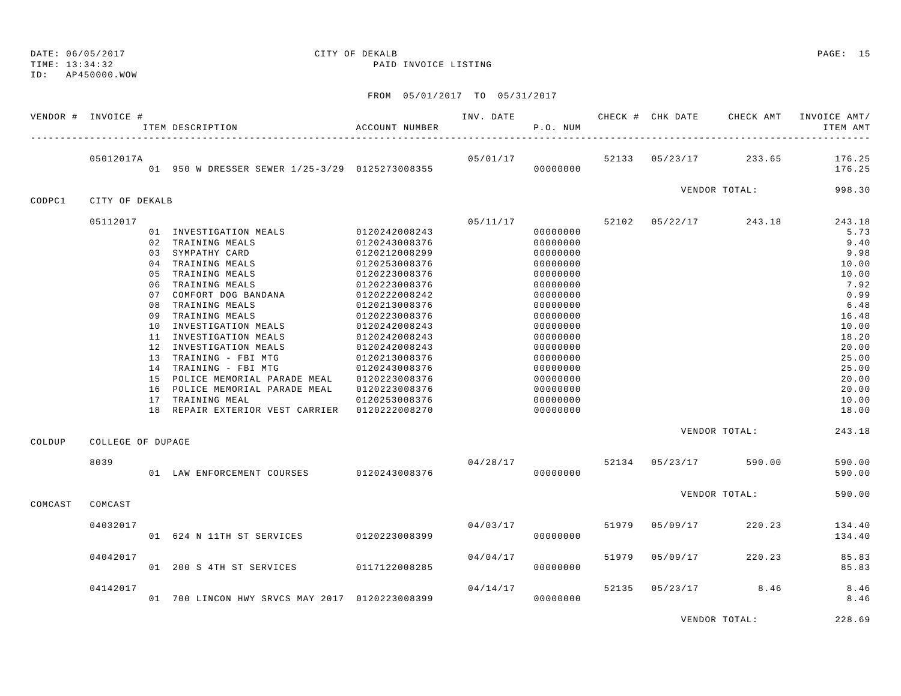DATE: 06/05/2017 CITY OF DEKALB
TIME: 13:34:32 PAID INVOICE LISTING
ID: AP450000.WOW

FROM 05/01/2017 TO 05/31/2017

| VENDOR # | INVOICE # | ITEM DESCRIPTION | ACCOUNT NUMBER | INV. DATE | P.O. NUM | CHECK # | CHK DATE | CHECK AMT | INVOICE AMT/ ITEM AMT |
|---|---|---|---|---|---|---|---|---|---|
| | 05012017A | | | 05/01/17 | | 52133 | 05/23/17 | 233.65 | 176.25 |
| | | 01 950 W DRESSER SEWER 1/25-3/29 | 0125273008355 | | 00000000 | | | | 176.25 |
| | | | | | | | | VENDOR TOTAL: | 998.30 |
| CODPC1 | CITY OF DEKALB | | | | | | | | |
| | 05112017 | | | 05/11/17 | | 52102 | 05/22/17 | 243.18 | 243.18 |
| | | 01 INVESTIGATION MEALS | 0120242008243 | | 00000000 | | | | 5.73 |
| | | 02 TRAINING MEALS | 0120243008376 | | 00000000 | | | | 9.40 |
| | | 03 SYMPATHY CARD | 0120212008299 | | 00000000 | | | | 9.98 |
| | | 04 TRAINING MEALS | 0120253008376 | | 00000000 | | | | 10.00 |
| | | 05 TRAINING MEALS | 0120223008376 | | 00000000 | | | | 10.00 |
| | | 06 TRAINING MEALS | 0120223008376 | | 00000000 | | | | 7.92 |
| | | 07 COMFORT DOG BANDANA | 0120222008242 | | 00000000 | | | | 0.99 |
| | | 08 TRAINING MEALS | 0120213008376 | | 00000000 | | | | 6.48 |
| | | 09 TRAINING MEALS | 0120223008376 | | 00000000 | | | | 16.48 |
| | | 10 INVESTIGATION MEALS | 0120242008243 | | 00000000 | | | | 10.00 |
| | | 11 INVESTIGATION MEALS | 0120242008243 | | 00000000 | | | | 18.20 |
| | | 12 INVESTIGATION MEALS | 0120242008243 | | 00000000 | | | | 20.00 |
| | | 13 TRAINING - FBI MTG | 0120213008376 | | 00000000 | | | | 25.00 |
| | | 14 TRAINING - FBI MTG | 0120243008376 | | 00000000 | | | | 25.00 |
| | | 15 POLICE MEMORIAL PARADE MEAL | 0120223008376 | | 00000000 | | | | 20.00 |
| | | 16 POLICE MEMORIAL PARADE MEAL | 0120223008376 | | 00000000 | | | | 20.00 |
| | | 17 TRAINING MEAL | 0120253008376 | | 00000000 | | | | 10.00 |
| | | 18 REPAIR EXTERIOR VEST CARRIER | 0120222008270 | | 00000000 | | | | 18.00 |
| | | | | | | | | VENDOR TOTAL: | 243.18 |
| COLDUP | COLLEGE OF DUPAGE | | | | | | | | |
| | 8039 | | | 04/28/17 | | 52134 | 05/23/17 | 590.00 | 590.00 |
| | | 01 LAW ENFORCEMENT COURSES | 0120243008376 | | 00000000 | | | | 590.00 |
| | | | | | | | | VENDOR TOTAL: | 590.00 |
| COMCAST | COMCAST | | | | | | | | |
| | 04032017 | | | 04/03/17 | | 51979 | 05/09/17 | 220.23 | 134.40 |
| | | 01 624 N 11TH ST SERVICES | 0120223008399 | | 00000000 | | | | 134.40 |
| | 04042017 | | | 04/04/17 | | 51979 | 05/09/17 | 220.23 | 85.83 |
| | | 01 200 S 4TH ST SERVICES | 0117122008285 | | 00000000 | | | | 85.83 |
| | 04142017 | | | 04/14/17 | | 52135 | 05/23/17 | 8.46 | 8.46 |
| | | 01 700 LINCON HWY SRVCS MAY 2017 | 0120223008399 | | 00000000 | | | | 8.46 |
| | | | | | | | | VENDOR TOTAL: | 228.69 |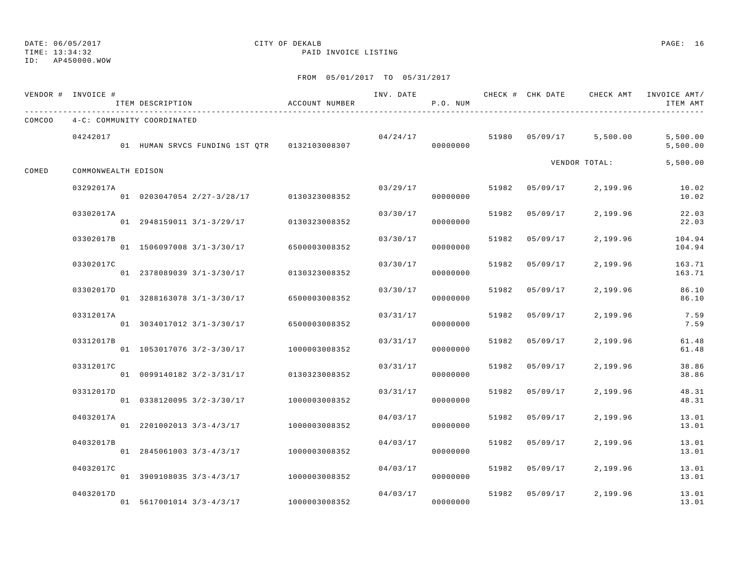DATE: 06/05/2017 CITY OF DEKALB
TIME: 13:34:32 PAID INVOICE LISTING
ID: AP450000.WOW

FROM 05/01/2017 TO 05/31/2017

| VENDOR # | INVOICE # / ITEM DESCRIPTION | ACCOUNT NUMBER | INV. DATE | P.O. NUM | CHECK # | CHK DATE | CHECK AMT | INVOICE AMT/ ITEM AMT |
|---|---|---|---|---|---|---|---|---|
| COMCOO | 4-C: COMMUNITY COORDINATED | | | | | | | |
| | 04242017 | | 04/24/17 | | 51980 | 05/09/17 | 5,500.00 | 5,500.00 |
| | 01 HUMAN SRVCS FUNDING 1ST QTR | 0132103008307 | | 00000000 | | | | 5,500.00 |
| | | | | | | | VENDOR TOTAL: | 5,500.00 |
| COMED | COMMONWEALTH EDISON | | | | | | | |
| | 03292017A | | 03/29/17 | | 51982 | 05/09/17 | 2,199.96 | 10.02 |
| | 01 0203047054 2/27-3/28/17 | 0130323008352 | | 00000000 | | | | 10.02 |
| | 03302017A | | 03/30/17 | | 51982 | 05/09/17 | 2,199.96 | 22.03 |
| | 01 2948159011 3/1-3/29/17 | 0130323008352 | | 00000000 | | | | 22.03 |
| | 03302017B | | 03/30/17 | | 51982 | 05/09/17 | 2,199.96 | 104.94 |
| | 01 1506097008 3/1-3/30/17 | 6500003008352 | | 00000000 | | | | 104.94 |
| | 03302017C | | 03/30/17 | | 51982 | 05/09/17 | 2,199.96 | 163.71 |
| | 01 2378089039 3/1-3/30/17 | 0130323008352 | | 00000000 | | | | 163.71 |
| | 03302017D | | 03/30/17 | | 51982 | 05/09/17 | 2,199.96 | 86.10 |
| | 01 3288163078 3/1-3/30/17 | 6500003008352 | | 00000000 | | | | 86.10 |
| | 03312017A | | 03/31/17 | | 51982 | 05/09/17 | 2,199.96 | 7.59 |
| | 01 3034017012 3/1-3/30/17 | 6500003008352 | | 00000000 | | | | 7.59 |
| | 03312017B | | 03/31/17 | | 51982 | 05/09/17 | 2,199.96 | 61.48 |
| | 01 1053017076 3/2-3/30/17 | 1000003008352 | | 00000000 | | | | 61.48 |
| | 03312017C | | 03/31/17 | | 51982 | 05/09/17 | 2,199.96 | 38.86 |
| | 01 0099140182 3/2-3/31/17 | 0130323008352 | | 00000000 | | | | 38.86 |
| | 03312017D | | 03/31/17 | | 51982 | 05/09/17 | 2,199.96 | 48.31 |
| | 01 0338120095 3/2-3/30/17 | 1000003008352 | | 00000000 | | | | 48.31 |
| | 04032017A | | 04/03/17 | | 51982 | 05/09/17 | 2,199.96 | 13.01 |
| | 01 2201002013 3/3-4/3/17 | 1000003008352 | | 00000000 | | | | 13.01 |
| | 04032017B | | 04/03/17 | | 51982 | 05/09/17 | 2,199.96 | 13.01 |
| | 01 2845061003 3/3-4/3/17 | 1000003008352 | | 00000000 | | | | 13.01 |
| | 04032017C | | 04/03/17 | | 51982 | 05/09/17 | 2,199.96 | 13.01 |
| | 01 3909108035 3/3-4/3/17 | 1000003008352 | | 00000000 | | | | 13.01 |
| | 04032017D | | 04/03/17 | | 51982 | 05/09/17 | 2,199.96 | 13.01 |
| | 01 5617001014 3/3-4/3/17 | 1000003008352 | | 00000000 | | | | 13.01 |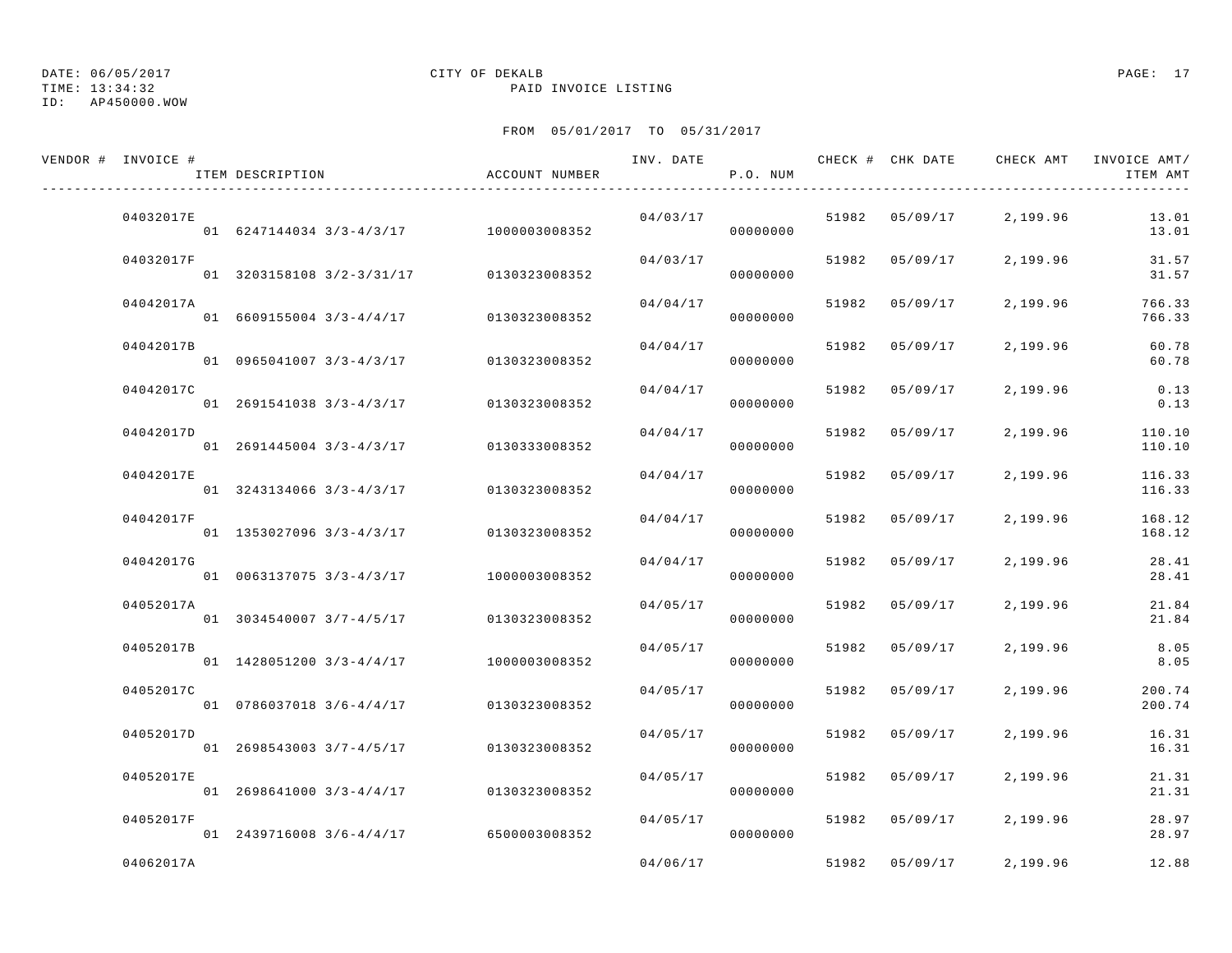DATE: 06/05/2017 CITY OF DEKALB PAGE: 17
TIME: 13:34:32 PAID INVOICE LISTING
ID: AP450000.WOW

FROM 05/01/2017 TO 05/31/2017

| VENDOR # | INVOICE # / ITEM DESCRIPTION | ACCOUNT NUMBER | INV. DATE | P.O. NUM | CHECK # | CHK DATE | CHECK AMT | INVOICE AMT/ ITEM AMT |
|---|---|---|---|---|---|---|---|---|
| | 04032017E | | 04/03/17 | | 51982 | 05/09/17 | 2,199.96 | 13.01 |
| | 01 6247144034 3/3-4/3/17 | 1000003008352 | | 00000000 | | | | 13.01 |
| | 04032017F | | 04/03/17 | | 51982 | 05/09/17 | 2,199.96 | 31.57 |
| | 01 3203158108 3/2-3/31/17 | 0130323008352 | | 00000000 | | | | 31.57 |
| | 04042017A | | 04/04/17 | | 51982 | 05/09/17 | 2,199.96 | 766.33 |
| | 01 6609155004 3/3-4/4/17 | 0130323008352 | | 00000000 | | | | 766.33 |
| | 04042017B | | 04/04/17 | | 51982 | 05/09/17 | 2,199.96 | 60.78 |
| | 01 0965041007 3/3-4/3/17 | 0130323008352 | | 00000000 | | | | 60.78 |
| | 04042017C | | 04/04/17 | | 51982 | 05/09/17 | 2,199.96 | 0.13 |
| | 01 2691541038 3/3-4/3/17 | 0130323008352 | | 00000000 | | | | 0.13 |
| | 04042017D | | 04/04/17 | | 51982 | 05/09/17 | 2,199.96 | 110.10 |
| | 01 2691445004 3/3-4/3/17 | 0130333008352 | | 00000000 | | | | 110.10 |
| | 04042017E | | 04/04/17 | | 51982 | 05/09/17 | 2,199.96 | 116.33 |
| | 01 3243134066 3/3-4/3/17 | 0130323008352 | | 00000000 | | | | 116.33 |
| | 04042017F | | 04/04/17 | | 51982 | 05/09/17 | 2,199.96 | 168.12 |
| | 01 1353027096 3/3-4/3/17 | 0130323008352 | | 00000000 | | | | 168.12 |
| | 04042017G | | 04/04/17 | | 51982 | 05/09/17 | 2,199.96 | 28.41 |
| | 01 0063137075 3/3-4/3/17 | 1000003008352 | | 00000000 | | | | 28.41 |
| | 04052017A | | 04/05/17 | | 51982 | 05/09/17 | 2,199.96 | 21.84 |
| | 01 3034540007 3/7-4/5/17 | 0130323008352 | | 00000000 | | | | 21.84 |
| | 04052017B | | 04/05/17 | | 51982 | 05/09/17 | 2,199.96 | 8.05 |
| | 01 1428051200 3/3-4/4/17 | 1000003008352 | | 00000000 | | | | 8.05 |
| | 04052017C | | 04/05/17 | | 51982 | 05/09/17 | 2,199.96 | 200.74 |
| | 01 0786037018 3/6-4/4/17 | 0130323008352 | | 00000000 | | | | 200.74 |
| | 04052017D | | 04/05/17 | | 51982 | 05/09/17 | 2,199.96 | 16.31 |
| | 01 2698543003 3/7-4/5/17 | 0130323008352 | | 00000000 | | | | 16.31 |
| | 04052017E | | 04/05/17 | | 51982 | 05/09/17 | 2,199.96 | 21.31 |
| | 01 2698641000 3/3-4/4/17 | 0130323008352 | | 00000000 | | | | 21.31 |
| | 04052017F | | 04/05/17 | | 51982 | 05/09/17 | 2,199.96 | 28.97 |
| | 01 2439716008 3/6-4/4/17 | 6500003008352 | | 00000000 | | | | 28.97 |
| | 04062017A | | 04/06/17 | | 51982 | 05/09/17 | 2,199.96 | 12.88 |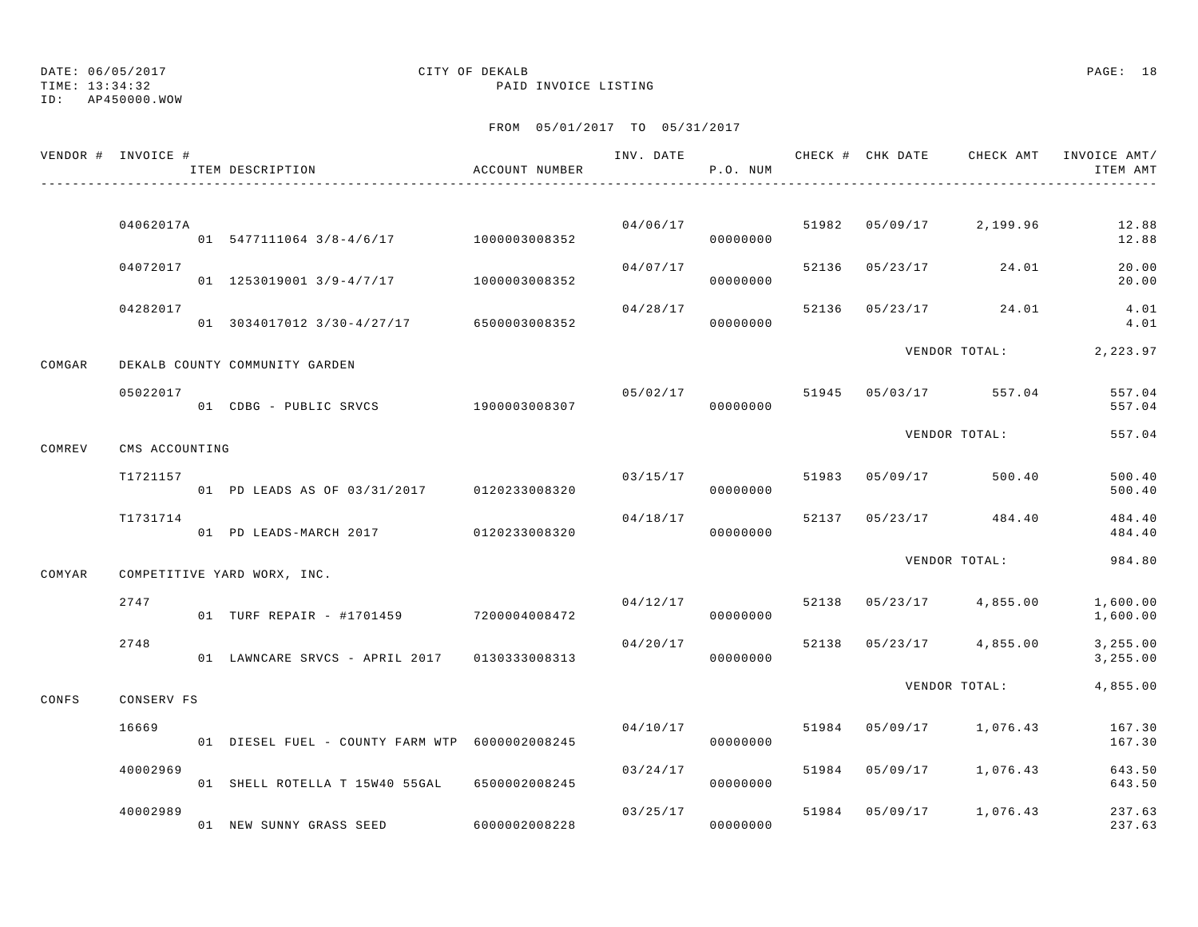DATE: 06/05/2017 CITY OF DEKALB PAGE: 18
TIME: 13:34:32 PAID INVOICE LISTING
ID: AP450000.WOW

FROM 05/01/2017 TO 05/31/2017

| VENDOR # | INVOICE # / ITEM DESCRIPTION | ACCOUNT NUMBER | INV. DATE | P.O. NUM | CHECK # | CHK DATE | CHECK AMT | INVOICE AMT/ ITEM AMT |
|---|---|---|---|---|---|---|---|---|
| | 04062017A | | 04/06/17 | | 51982 | 05/09/17 | 2,199.96 | 12.88 |
| | 01 5477111064 3/8-4/6/17 | 1000003008352 | | 00000000 | | | | 12.88 |
| | 04072017 | | 04/07/17 | | 52136 | 05/23/17 | 24.01 | 20.00 |
| | 01 1253019001 3/9-4/7/17 | 1000003008352 | | 00000000 | | | | 20.00 |
| | 04282017 | | 04/28/17 | | 52136 | 05/23/17 | 24.01 | 4.01 |
| | 01 3034017012 3/30-4/27/17 | 6500003008352 | | 00000000 | | | | 4.01 |
| | | | | | | | VENDOR TOTAL: | 2,223.97 |
| COMGAR | DEKALB COUNTY COMMUNITY GARDEN | | | | | | | |
| | 05022017 | | 05/02/17 | | 51945 | 05/03/17 | 557.04 | 557.04 |
| | 01 CDBG - PUBLIC SRVCS | 1900003008307 | | 00000000 | | | | 557.04 |
| | | | | | | | VENDOR TOTAL: | 557.04 |
| COMREV | CMS ACCOUNTING | | | | | | | |
| | T1721157 | | 03/15/17 | | 51983 | 05/09/17 | 500.40 | 500.40 |
| | 01 PD LEADS AS OF 03/31/2017 | 0120233008320 | | 00000000 | | | | 500.40 |
| | T1731714 | | 04/18/17 | | 52137 | 05/23/17 | 484.40 | 484.40 |
| | 01 PD LEADS-MARCH 2017 | 0120233008320 | | 00000000 | | | | 484.40 |
| | | | | | | | VENDOR TOTAL: | 984.80 |
| COMYAR | COMPETITIVE YARD WORX, INC. | | | | | | | |
| | 2747 | | 04/12/17 | | 52138 | 05/23/17 | 4,855.00 | 1,600.00 |
| | 01 TURF REPAIR - #1701459 | 7200004008472 | | 00000000 | | | | 1,600.00 |
| | 2748 | | 04/20/17 | | 52138 | 05/23/17 | 4,855.00 | 3,255.00 |
| | 01 LAWNCARE SRVCS - APRIL 2017 | 0130333008313 | | 00000000 | | | | 3,255.00 |
| | | | | | | | VENDOR TOTAL: | 4,855.00 |
| CONFS | CONSERV FS | | | | | | | |
| | 16669 | | 04/10/17 | | 51984 | 05/09/17 | 1,076.43 | 167.30 |
| | 01 DIESEL FUEL - COUNTY FARM WTP | 6000002008245 | | 00000000 | | | | 167.30 |
| | 40002969 | | 03/24/17 | | 51984 | 05/09/17 | 1,076.43 | 643.50 |
| | 01 SHELL ROTELLA T 15W40 55GAL | 6500002008245 | | 00000000 | | | | 643.50 |
| | 40002989 | | 03/25/17 | | 51984 | 05/09/17 | 1,076.43 | 237.63 |
| | 01 NEW SUNNY GRASS SEED | 6000002008228 | | 00000000 | | | | 237.63 |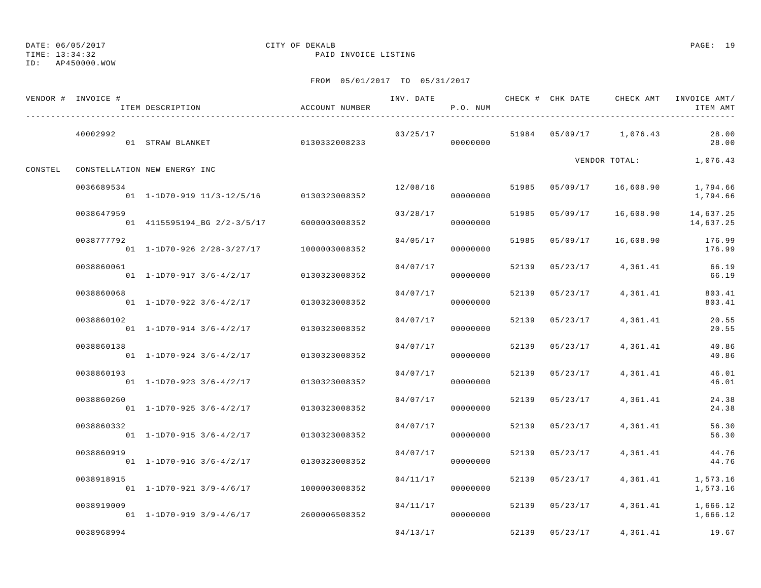DATE: 06/05/2017 CITY OF DEKALB
TIME: 13:34:32 PAID INVOICE LISTING
ID: AP450000.WOW

FROM 05/01/2017 TO 05/31/2017

| VENDOR # | INVOICE # / ITEM DESCRIPTION | ACCOUNT NUMBER | INV. DATE | P.O. NUM | CHECK # | CHK DATE | CHECK AMT | INVOICE AMT/ ITEM AMT |
|---|---|---|---|---|---|---|---|---|
| | 40002992 | | 03/25/17 | | 51984 | 05/09/17 | 1,076.43 | 28.00 |
| | 01 STRAW BLANKET | 0130332008233 | | 00000000 | | | | 28.00 |
| | | | | | | VENDOR TOTAL: | | 1,076.43 |
| CONSTEL | CONSTELLATION NEW ENERGY INC | | | | | | | |
| | 0036689534 | | 12/08/16 | | 51985 | 05/09/17 | 16,608.90 | 1,794.66 |
| | 01 1-1D70-919 11/3-12/5/16 | 0130323008352 | | 00000000 | | | | 1,794.66 |
| | 0038647959 | | 03/28/17 | | 51985 | 05/09/17 | 16,608.90 | 14,637.25 |
| | 01 4115595194_BG 2/2-3/5/17 | 6000003008352 | | 00000000 | | | | 14,637.25 |
| | 0038777792 | | 04/05/17 | | 51985 | 05/09/17 | 16,608.90 | 176.99 |
| | 01 1-1D70-926 2/28-3/27/17 | 1000003008352 | | 00000000 | | | | 176.99 |
| | 0038860061 | | 04/07/17 | | 52139 | 05/23/17 | 4,361.41 | 66.19 |
| | 01 1-1D70-917 3/6-4/2/17 | 0130323008352 | | 00000000 | | | | 66.19 |
| | 0038860068 | | 04/07/17 | | 52139 | 05/23/17 | 4,361.41 | 803.41 |
| | 01 1-1D70-922 3/6-4/2/17 | 0130323008352 | | 00000000 | | | | 803.41 |
| | 0038860102 | | 04/07/17 | | 52139 | 05/23/17 | 4,361.41 | 20.55 |
| | 01 1-1D70-914 3/6-4/2/17 | 0130323008352 | | 00000000 | | | | 20.55 |
| | 0038860138 | | 04/07/17 | | 52139 | 05/23/17 | 4,361.41 | 40.86 |
| | 01 1-1D70-924 3/6-4/2/17 | 0130323008352 | | 00000000 | | | | 40.86 |
| | 0038860193 | | 04/07/17 | | 52139 | 05/23/17 | 4,361.41 | 46.01 |
| | 01 1-1D70-923 3/6-4/2/17 | 0130323008352 | | 00000000 | | | | 46.01 |
| | 0038860260 | | 04/07/17 | | 52139 | 05/23/17 | 4,361.41 | 24.38 |
| | 01 1-1D70-925 3/6-4/2/17 | 0130323008352 | | 00000000 | | | | 24.38 |
| | 0038860332 | | 04/07/17 | | 52139 | 05/23/17 | 4,361.41 | 56.30 |
| | 01 1-1D70-915 3/6-4/2/17 | 0130323008352 | | 00000000 | | | | 56.30 |
| | 0038860919 | | 04/07/17 | | 52139 | 05/23/17 | 4,361.41 | 44.76 |
| | 01 1-1D70-916 3/6-4/2/17 | 0130323008352 | | 00000000 | | | | 44.76 |
| | 0038918915 | | 04/11/17 | | 52139 | 05/23/17 | 4,361.41 | 1,573.16 |
| | 01 1-1D70-921 3/9-4/6/17 | 1000003008352 | | 00000000 | | | | 1,573.16 |
| | 0038919009 | | 04/11/17 | | 52139 | 05/23/17 | 4,361.41 | 1,666.12 |
| | 01 1-1D70-919 3/9-4/6/17 | 2600006508352 | | 00000000 | | | | 1,666.12 |
| | 0038968994 | | 04/13/17 | | 52139 | 05/23/17 | 4,361.41 | 19.67 |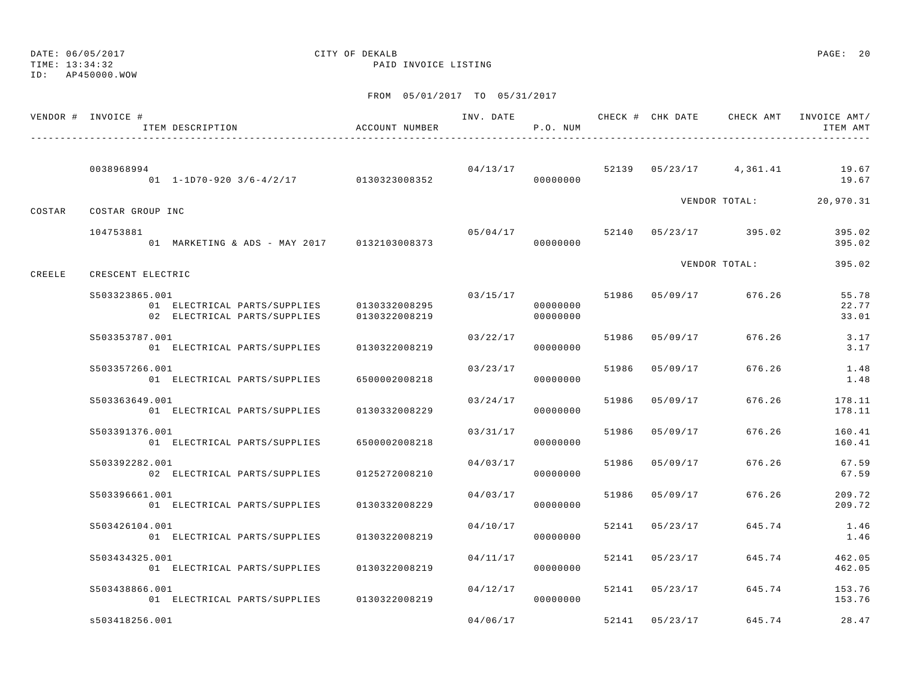DATE: 06/05/2017 CITY OF DEKALB
TIME: 13:34:32 PAID INVOICE LISTING
ID: AP450000.WOW

FROM 05/01/2017 TO 05/31/2017

| VENDOR # | INVOICE # / ITEM DESCRIPTION | ACCOUNT NUMBER | INV. DATE | P.O. NUM | CHECK # | CHK DATE | CHECK AMT | INVOICE AMT/ ITEM AMT |
|---|---|---|---|---|---|---|---|---|
| | 0038968994 | | 04/13/17 | | 52139 | 05/23/17 | 4,361.41 | 19.67 |
| | 01 1-1D70-920 3/6-4/2/17 | 0130323008352 | | 00000000 | | | | 19.67 |
| | | | | | | VENDOR TOTAL: | | 20,970.31 |
| COSTAR | COSTAR GROUP INC | | | | | | | |
| | 104753881 | | 05/04/17 | | 52140 | 05/23/17 | 395.02 | 395.02 |
| | 01 MARKETING & ADS - MAY 2017 | 0132103008373 | | 00000000 | | | | 395.02 |
| | | | | | | VENDOR TOTAL: | | 395.02 |
| CREELE | CRESCENT ELECTRIC | | | | | | | |
| | S503323865.001 | | 03/15/17 | | 51986 | 05/09/17 | 676.26 | 55.78 |
| | 01 ELECTRICAL PARTS/SUPPLIES | 0130332008295 | | 00000000 | | | | 22.77 |
| | 02 ELECTRICAL PARTS/SUPPLIES | 0130322008219 | | 00000000 | | | | 33.01 |
| | S503353787.001 | | 03/22/17 | | 51986 | 05/09/17 | 676.26 | 3.17 |
| | 01 ELECTRICAL PARTS/SUPPLIES | 0130322008219 | | 00000000 | | | | 3.17 |
| | S503357266.001 | | 03/23/17 | | 51986 | 05/09/17 | 676.26 | 1.48 |
| | 01 ELECTRICAL PARTS/SUPPLIES | 6500002008218 | | 00000000 | | | | 1.48 |
| | S503363649.001 | | 03/24/17 | | 51986 | 05/09/17 | 676.26 | 178.11 |
| | 01 ELECTRICAL PARTS/SUPPLIES | 0130332008229 | | 00000000 | | | | 178.11 |
| | S503391376.001 | | 03/31/17 | | 51986 | 05/09/17 | 676.26 | 160.41 |
| | 01 ELECTRICAL PARTS/SUPPLIES | 6500002008218 | | 00000000 | | | | 160.41 |
| | S503392282.001 | | 04/03/17 | | 51986 | 05/09/17 | 676.26 | 67.59 |
| | 02 ELECTRICAL PARTS/SUPPLIES | 0125272008210 | | 00000000 | | | | 67.59 |
| | S503396661.001 | | 04/03/17 | | 51986 | 05/09/17 | 676.26 | 209.72 |
| | 01 ELECTRICAL PARTS/SUPPLIES | 0130332008229 | | 00000000 | | | | 209.72 |
| | S503426104.001 | | 04/10/17 | | 52141 | 05/23/17 | 645.74 | 1.46 |
| | 01 ELECTRICAL PARTS/SUPPLIES | 0130322008219 | | 00000000 | | | | 1.46 |
| | S503434325.001 | | 04/11/17 | | 52141 | 05/23/17 | 645.74 | 462.05 |
| | 01 ELECTRICAL PARTS/SUPPLIES | 0130322008219 | | 00000000 | | | | 462.05 |
| | S503438866.001 | | 04/12/17 | | 52141 | 05/23/17 | 645.74 | 153.76 |
| | 01 ELECTRICAL PARTS/SUPPLIES | 0130322008219 | | 00000000 | | | | 153.76 |
| | s503418256.001 | | 04/06/17 | | 52141 | 05/23/17 | 645.74 | 28.47 |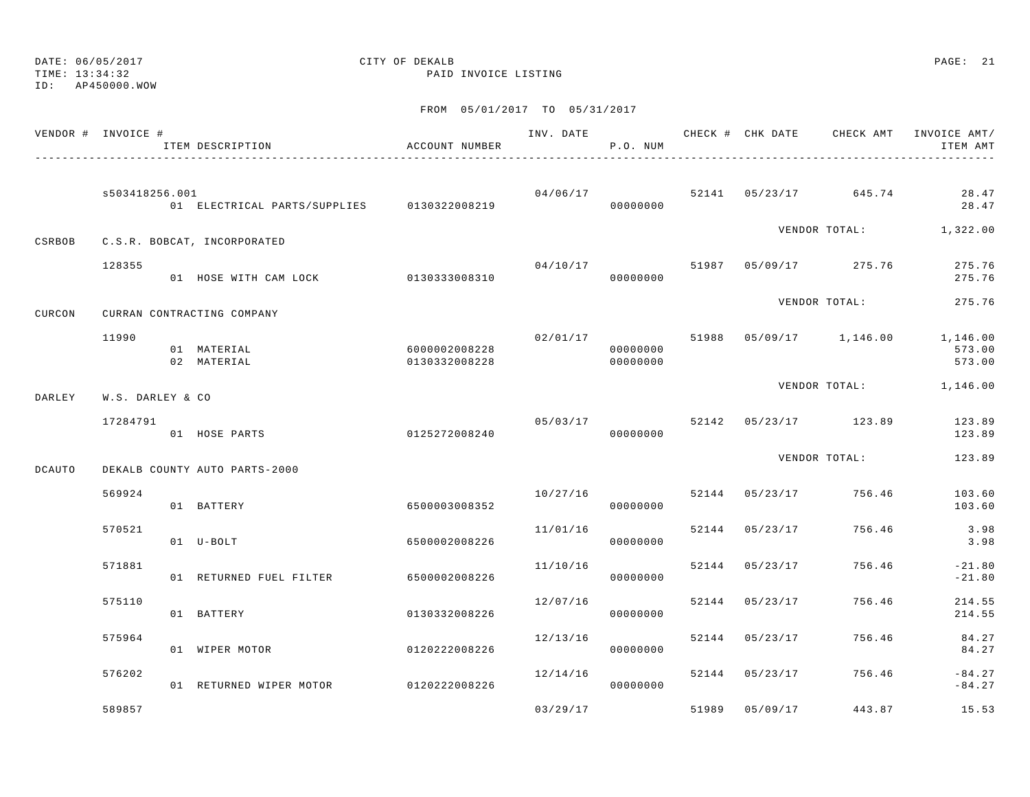DATE: 06/05/2017 CITY OF DEKALB
TIME: 13:34:32 PAID INVOICE LISTING
ID: AP450000.WOW

FROM 05/01/2017 TO 05/31/2017

| VENDOR # | INVOICE # / ITEM DESCRIPTION | ACCOUNT NUMBER | INV. DATE | P.O. NUM | CHECK # | CHK DATE | CHECK AMT | INVOICE AMT/ ITEM AMT |
|---|---|---|---|---|---|---|---|---|
| | s503418256.001 | | 04/06/17 | | 52141 | 05/23/17 | 645.74 | 28.47 |
| | 01 ELECTRICAL PARTS/SUPPLIES | 0130322008219 | | 00000000 | | | | 28.47 |
| | | | | | | VENDOR TOTAL: | | 1,322.00 |
| CSRBOB | C.S.R. BOBCAT, INCORPORATED | | | | | | | |
| | 128355 | | 04/10/17 | | 51987 | 05/09/17 | 275.76 | 275.76 |
| | 01 HOSE WITH CAM LOCK | 0130333008310 | | 00000000 | | | | 275.76 |
| | | | | | | VENDOR TOTAL: | | 275.76 |
| CURCON | CURRAN CONTRACTING COMPANY | | | | | | | |
| | 11990 | | 02/01/17 | | 51988 | 05/09/17 | 1,146.00 | 1,146.00 |
| | 01 MATERIAL | 6000002008228 | | 00000000 | | | | 573.00 |
| | 02 MATERIAL | 0130332008228 | | 00000000 | | | | 573.00 |
| | | | | | | VENDOR TOTAL: | | 1,146.00 |
| DARLEY | W.S. DARLEY & CO | | | | | | | |
| | 17284791 | | 05/03/17 | | 52142 | 05/23/17 | 123.89 | 123.89 |
| | 01 HOSE PARTS | 0125272008240 | | 00000000 | | | | 123.89 |
| | | | | | | VENDOR TOTAL: | | 123.89 |
| DCAUTO | DEKALB COUNTY AUTO PARTS-2000 | | | | | | | |
| | 569924 | | 10/27/16 | | 52144 | 05/23/17 | 756.46 | 103.60 |
| | 01 BATTERY | 6500003008352 | | 00000000 | | | | 103.60 |
| | 570521 | | 11/01/16 | | 52144 | 05/23/17 | 756.46 | 3.98 |
| | 01 U-BOLT | 6500002008226 | | 00000000 | | | | 3.98 |
| | 571881 | | 11/10/16 | | 52144 | 05/23/17 | 756.46 | -21.80 |
| | 01 RETURNED FUEL FILTER | 6500002008226 | | 00000000 | | | | -21.80 |
| | 575110 | | 12/07/16 | | 52144 | 05/23/17 | 756.46 | 214.55 |
| | 01 BATTERY | 0130332008226 | | 00000000 | | | | 214.55 |
| | 575964 | | 12/13/16 | | 52144 | 05/23/17 | 756.46 | 84.27 |
| | 01 WIPER MOTOR | 0120222008226 | | 00000000 | | | | 84.27 |
| | 576202 | | 12/14/16 | | 52144 | 05/23/17 | 756.46 | -84.27 |
| | 01 RETURNED WIPER MOTOR | 0120222008226 | | 00000000 | | | | -84.27 |
| | 589857 | | 03/29/17 | | 51989 | 05/09/17 | 443.87 | 15.53 |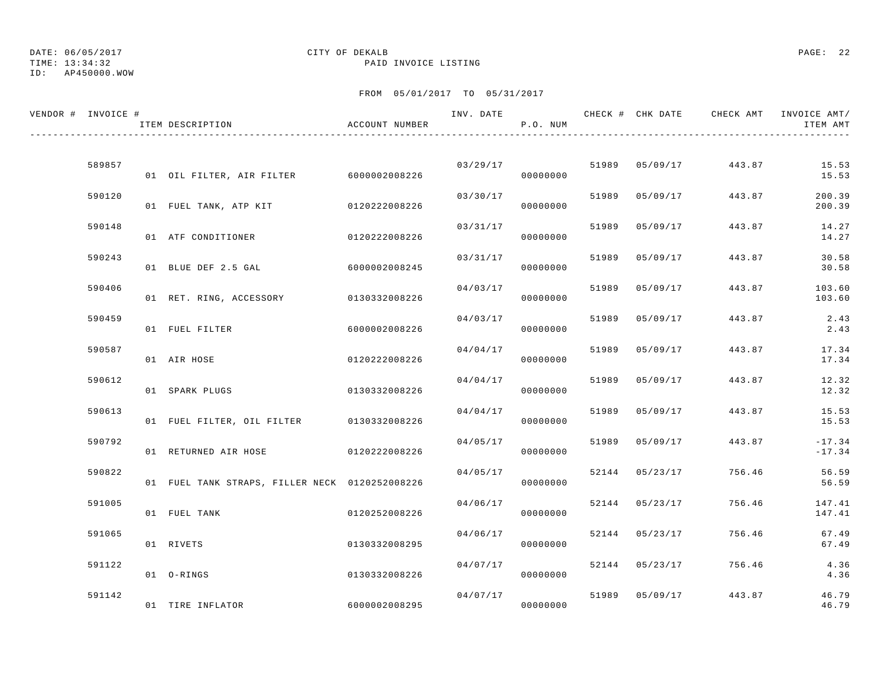DATE: 06/05/2017
TIME: 13:34:32
ID: AP450000.WOW

CITY OF DEKALB
PAID INVOICE LISTING

FROM 05/01/2017 TO 05/31/2017

| VENDOR # | INVOICE # | ITEM DESCRIPTION | ACCOUNT NUMBER | INV. DATE | P.O. NUM | CHECK # | CHK DATE | CHECK AMT | INVOICE AMT/ ITEM AMT |
|---|---|---|---|---|---|---|---|---|---|
| | 589857 | | | 03/29/17 | | 51989 | 05/09/17 | 443.87 | 15.53 |
| | | 01 OIL FILTER, AIR FILTER | 6000002008226 | | 00000000 | | | | 15.53 |
| | 590120 | | | 03/30/17 | | 51989 | 05/09/17 | 443.87 | 200.39 |
| | | 01 FUEL TANK, ATP KIT | 0120222008226 | | 00000000 | | | | 200.39 |
| | 590148 | | | 03/31/17 | | 51989 | 05/09/17 | 443.87 | 14.27 |
| | | 01 ATF CONDITIONER | 0120222008226 | | 00000000 | | | | 14.27 |
| | 590243 | | | 03/31/17 | | 51989 | 05/09/17 | 443.87 | 30.58 |
| | | 01 BLUE DEF 2.5 GAL | 6000002008245 | | 00000000 | | | | 30.58 |
| | 590406 | | | 04/03/17 | | 51989 | 05/09/17 | 443.87 | 103.60 |
| | | 01 RET. RING, ACCESSORY | 0130332008226 | | 00000000 | | | | 103.60 |
| | 590459 | | | 04/03/17 | | 51989 | 05/09/17 | 443.87 | 2.43 |
| | | 01 FUEL FILTER | 6000002008226 | | 00000000 | | | | 2.43 |
| | 590587 | | | 04/04/17 | | 51989 | 05/09/17 | 443.87 | 17.34 |
| | | 01 AIR HOSE | 0120222008226 | | 00000000 | | | | 17.34 |
| | 590612 | | | 04/04/17 | | 51989 | 05/09/17 | 443.87 | 12.32 |
| | | 01 SPARK PLUGS | 0130332008226 | | 00000000 | | | | 12.32 |
| | 590613 | | | 04/04/17 | | 51989 | 05/09/17 | 443.87 | 15.53 |
| | | 01 FUEL FILTER, OIL FILTER | 0130332008226 | | 00000000 | | | | 15.53 |
| | 590792 | | | 04/05/17 | | 51989 | 05/09/17 | 443.87 | -17.34 |
| | | 01 RETURNED AIR HOSE | 0120222008226 | | 00000000 | | | | -17.34 |
| | 590822 | | | 04/05/17 | | 52144 | 05/23/17 | 756.46 | 56.59 |
| | | 01 FUEL TANK STRAPS, FILLER NECK | 0120252008226 | | 00000000 | | | | 56.59 |
| | 591005 | | | 04/06/17 | | 52144 | 05/23/17 | 756.46 | 147.41 |
| | | 01 FUEL TANK | 0120252008226 | | 00000000 | | | | 147.41 |
| | 591065 | | | 04/06/17 | | 52144 | 05/23/17 | 756.46 | 67.49 |
| | | 01 RIVETS | 0130332008295 | | 00000000 | | | | 67.49 |
| | 591122 | | | 04/07/17 | | 52144 | 05/23/17 | 756.46 | 4.36 |
| | | 01 O-RINGS | 0130332008226 | | 00000000 | | | | 4.36 |
| | 591142 | | | 04/07/17 | | 51989 | 05/09/17 | 443.87 | 46.79 |
| | | 01 TIRE INFLATOR | 6000002008295 | | 00000000 | | | | 46.79 |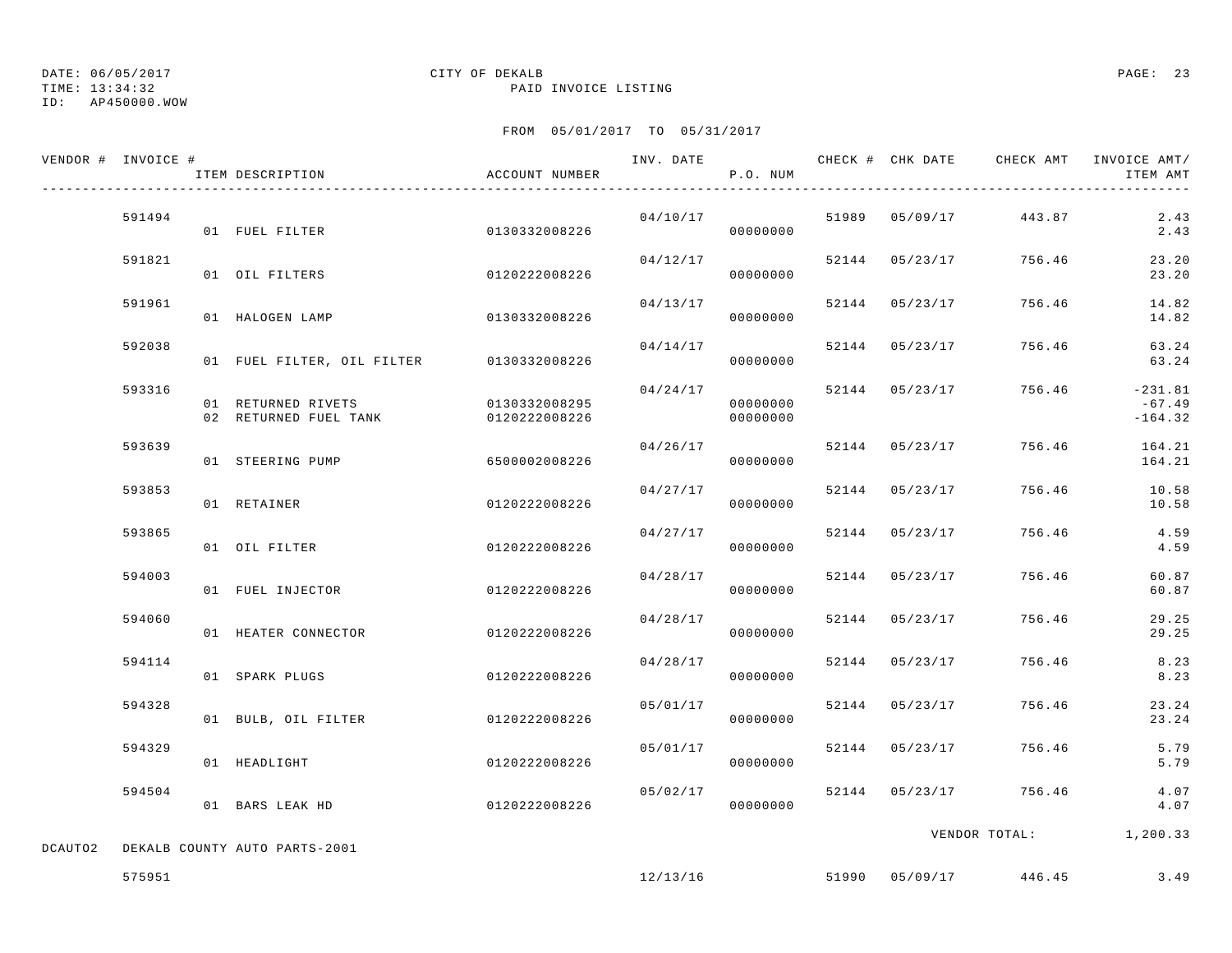DATE: 06/05/2017 CITY OF DEKALB
TIME: 13:34:32 PAID INVOICE LISTING
ID: AP450000.WOW

FROM 05/01/2017 TO 05/31/2017

| VENDOR # | INVOICE # | ITEM DESCRIPTION | ACCOUNT NUMBER | INV. DATE | P.O. NUM | CHECK # | CHK DATE | CHECK AMT | INVOICE AMT/ ITEM AMT |
|---|---|---|---|---|---|---|---|---|---|
| | 591494 | | | 04/10/17 | | 51989 | 05/09/17 | 443.87 | 2.43 |
| | | 01 FUEL FILTER | 0130332008226 | | 00000000 | | | | 2.43 |
| | 591821 | | | 04/12/17 | | 52144 | 05/23/17 | 756.46 | 23.20 |
| | | 01 OIL FILTERS | 0120222008226 | | 00000000 | | | | 23.20 |
| | 591961 | | | 04/13/17 | | 52144 | 05/23/17 | 756.46 | 14.82 |
| | | 01 HALOGEN LAMP | 0130332008226 | | 00000000 | | | | 14.82 |
| | 592038 | | | 04/14/17 | | 52144 | 05/23/17 | 756.46 | 63.24 |
| | | 01 FUEL FILTER, OIL FILTER | 0130332008226 | | 00000000 | | | | 63.24 |
| | 593316 | | | 04/24/17 | | 52144 | 05/23/17 | 756.46 | -231.81 |
| | | 01 RETURNED RIVETS | 0130332008295 | | 00000000 | | | | -67.49 |
| | | 02 RETURNED FUEL TANK | 0120222008226 | | 00000000 | | | | -164.32 |
| | 593639 | | | 04/26/17 | | 52144 | 05/23/17 | 756.46 | 164.21 |
| | | 01 STEERING PUMP | 6500002008226 | | 00000000 | | | | 164.21 |
| | 593853 | | | 04/27/17 | | 52144 | 05/23/17 | 756.46 | 10.58 |
| | | 01 RETAINER | 0120222008226 | | 00000000 | | | | 10.58 |
| | 593865 | | | 04/27/17 | | 52144 | 05/23/17 | 756.46 | 4.59 |
| | | 01 OIL FILTER | 0120222008226 | | 00000000 | | | | 4.59 |
| | 594003 | | | 04/28/17 | | 52144 | 05/23/17 | 756.46 | 60.87 |
| | | 01 FUEL INJECTOR | 0120222008226 | | 00000000 | | | | 60.87 |
| | 594060 | | | 04/28/17 | | 52144 | 05/23/17 | 756.46 | 29.25 |
| | | 01 HEATER CONNECTOR | 0120222008226 | | 00000000 | | | | 29.25 |
| | 594114 | | | 04/28/17 | | 52144 | 05/23/17 | 756.46 | 8.23 |
| | | 01 SPARK PLUGS | 0120222008226 | | 00000000 | | | | 8.23 |
| | 594328 | | | 05/01/17 | | 52144 | 05/23/17 | 756.46 | 23.24 |
| | | 01 BULB, OIL FILTER | 0120222008226 | | 00000000 | | | | 23.24 |
| | 594329 | | | 05/01/17 | | 52144 | 05/23/17 | 756.46 | 5.79 |
| | | 01 HEADLIGHT | 0120222008226 | | 00000000 | | | | 5.79 |
| | 594504 | | | 05/02/17 | | 52144 | 05/23/17 | 756.46 | 4.07 |
| | | 01 BARS LEAK HD | 0120222008226 | | 00000000 | | | | 4.07 |
| | | | | | | | | VENDOR TOTAL: | 1,200.33 |
| DCAUTO2 | DEKALB COUNTY AUTO PARTS-2001 | | | | | | | | |
| | 575951 | | | 12/13/16 | | 51990 | 05/09/17 | 446.45 | 3.49 |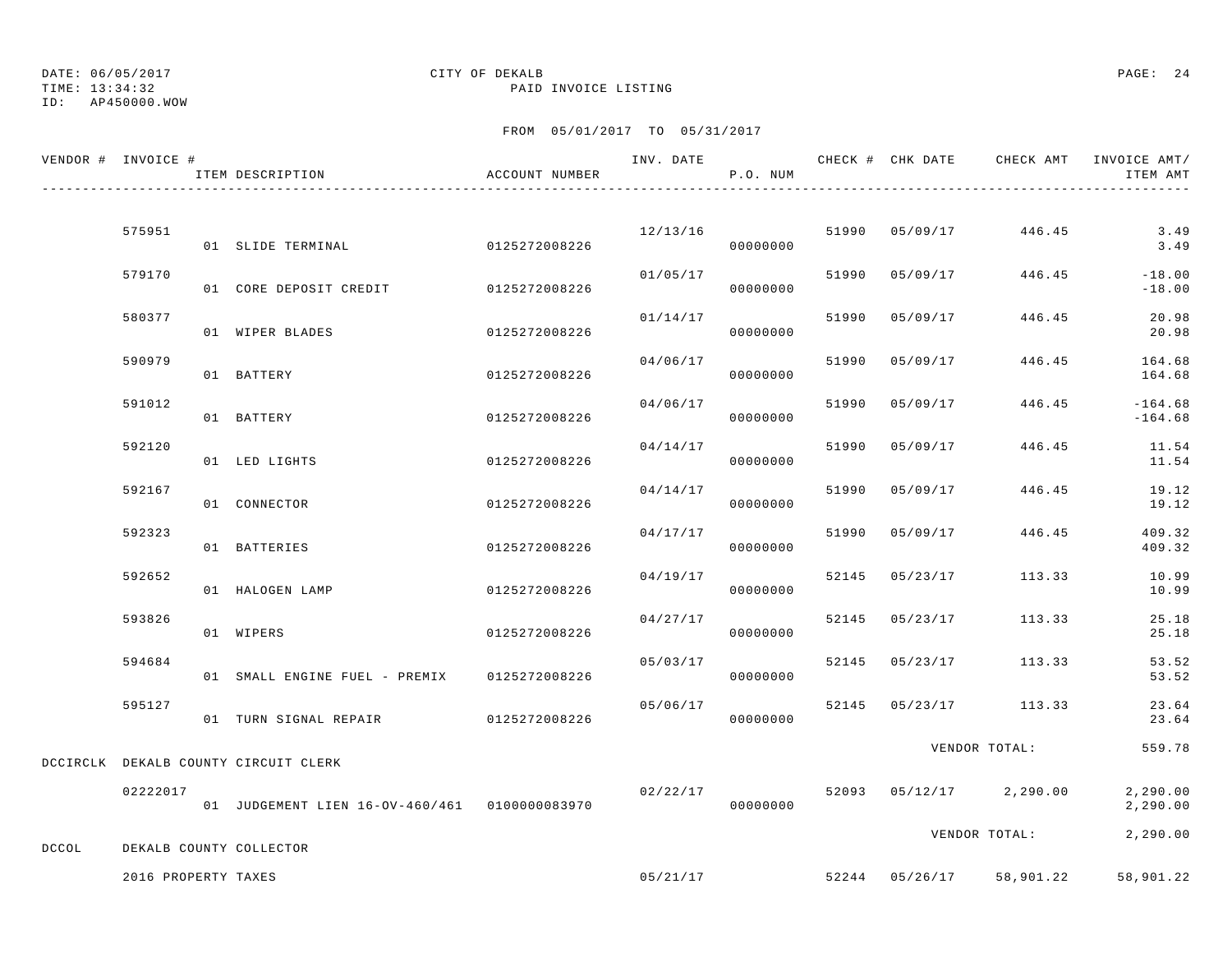DATE: 06/05/2017 CITY OF DEKALB
TIME: 13:34:32 PAID INVOICE LISTING
ID: AP450000.WOW

FROM 05/01/2017 TO 05/31/2017

| VENDOR # | INVOICE # | ITEM DESCRIPTION | ACCOUNT NUMBER | INV. DATE | P.O. NUM | CHECK # | CHK DATE | CHECK AMT | INVOICE AMT/ ITEM AMT |
|---|---|---|---|---|---|---|---|---|---|
| | 575951 | | | 12/13/16 | | 51990 | 05/09/17 | 446.45 | 3.49 |
| | | 01 SLIDE TERMINAL | 0125272008226 | | 00000000 | | | | 3.49 |
| | 579170 | | | 01/05/17 | | 51990 | 05/09/17 | 446.45 | -18.00 |
| | | 01 CORE DEPOSIT CREDIT | 0125272008226 | | 00000000 | | | | -18.00 |
| | 580377 | | | 01/14/17 | | 51990 | 05/09/17 | 446.45 | 20.98 |
| | | 01 WIPER BLADES | 0125272008226 | | 00000000 | | | | 20.98 |
| | 590979 | | | 04/06/17 | | 51990 | 05/09/17 | 446.45 | 164.68 |
| | | 01 BATTERY | 0125272008226 | | 00000000 | | | | 164.68 |
| | 591012 | | | 04/06/17 | | 51990 | 05/09/17 | 446.45 | -164.68 |
| | | 01 BATTERY | 0125272008226 | | 00000000 | | | | -164.68 |
| | 592120 | | | 04/14/17 | | 51990 | 05/09/17 | 446.45 | 11.54 |
| | | 01 LED LIGHTS | 0125272008226 | | 00000000 | | | | 11.54 |
| | 592167 | | | 04/14/17 | | 51990 | 05/09/17 | 446.45 | 19.12 |
| | | 01 CONNECTOR | 0125272008226 | | 00000000 | | | | 19.12 |
| | 592323 | | | 04/17/17 | | 51990 | 05/09/17 | 446.45 | 409.32 |
| | | 01 BATTERIES | 0125272008226 | | 00000000 | | | | 409.32 |
| | 592652 | | | 04/19/17 | | 52145 | 05/23/17 | 113.33 | 10.99 |
| | | 01 HALOGEN LAMP | 0125272008226 | | 00000000 | | | | 10.99 |
| | 593826 | | | 04/27/17 | | 52145 | 05/23/17 | 113.33 | 25.18 |
| | | 01 WIPERS | 0125272008226 | | 00000000 | | | | 25.18 |
| | 594684 | | | 05/03/17 | | 52145 | 05/23/17 | 113.33 | 53.52 |
| | | 01 SMALL ENGINE FUEL - PREMIX | 0125272008226 | | 00000000 | | | | 53.52 |
| | 595127 | | | 05/06/17 | | 52145 | 05/23/17 | 113.33 | 23.64 |
| | | 01 TURN SIGNAL REPAIR | 0125272008226 | | 00000000 | | | | 23.64 |
| | | | | | | | | VENDOR TOTAL: | 559.78 |
| DCCIRCLK | DEKALB COUNTY CIRCUIT CLERK | | | | | | | | |
| | 02222017 | | | 02/22/17 | | 52093 | 05/12/17 | 2,290.00 | 2,290.00 |
| | | 01 JUDGEMENT LIEN 16-OV-460/461 | 0100000083970 | | 00000000 | | | | 2,290.00 |
| | | | | | | | | VENDOR TOTAL: | 2,290.00 |
| DCCOL | DEKALB COUNTY COLLECTOR | | | | | | | | |
| | 2016 PROPERTY TAXES | | | 05/21/17 | | 52244 | 05/26/17 | 58,901.22 | 58,901.22 |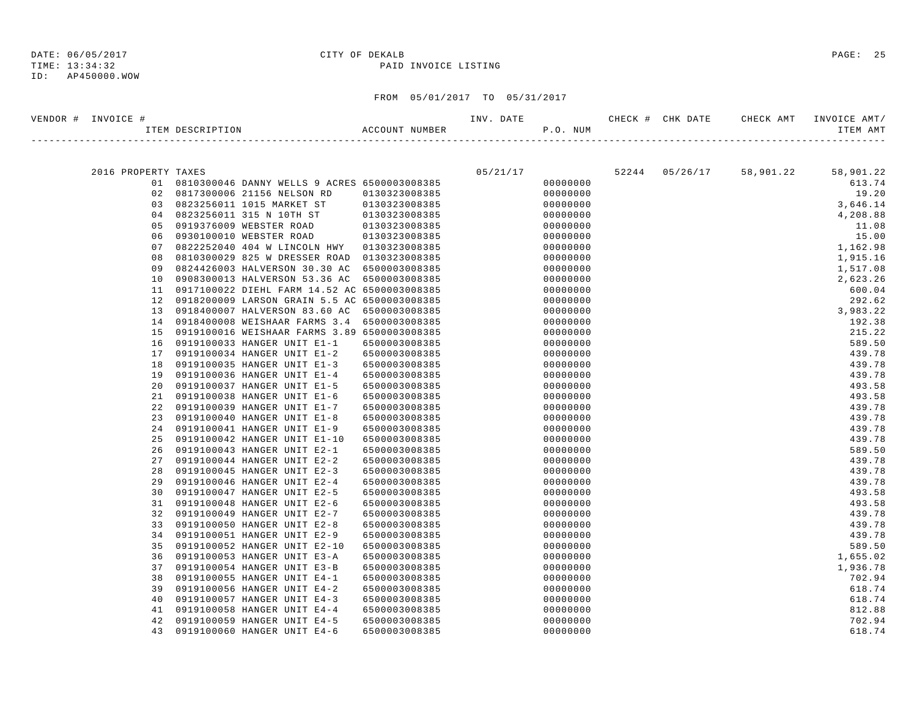DATE: 06/05/2017 CITY OF DEKALB
TIME: 13:34:32 PAID INVOICE LISTING
ID: AP450000.WOW

FROM 05/01/2017 TO 05/31/2017

| VENDOR # | INVOICE # / ITEM DESCRIPTION | ACCOUNT NUMBER | INV. DATE | P.O. NUM | CHECK # | CHK DATE | CHECK AMT | INVOICE AMT/ ITEM AMT |
|---|---|---|---|---|---|---|---|---|
| | 2016 PROPERTY TAXES | | 05/21/17 | | 52244 | 05/26/17 | 58,901.22 | 58,901.22 |
| | 01 0810300046 DANNY WELLS 9 ACRES | 6500003008385 | | 00000000 | | | | 613.74 |
| | 02 0817300006 21156 NELSON RD | 0130323008385 | | 00000000 | | | | 19.20 |
| | 03 0823256011 1015 MARKET ST | 0130323008385 | | 00000000 | | | | 3,646.14 |
| | 04 0823256011 315 N 10TH ST | 0130323008385 | | 00000000 | | | | 4,208.88 |
| | 05 0919376009 WEBSTER ROAD | 0130323008385 | | 00000000 | | | | 11.08 |
| | 06 0930100010 WEBSTER ROAD | 0130323008385 | | 00000000 | | | | 15.00 |
| | 07 0822252040 404 W LINCOLN HWY | 0130323008385 | | 00000000 | | | | 1,162.98 |
| | 08 0810300029 825 W DRESSER ROAD | 0130323008385 | | 00000000 | | | | 1,915.16 |
| | 09 0824426003 HALVERSON 30.30 AC | 6500003008385 | | 00000000 | | | | 1,517.08 |
| | 10 0908300013 HALVERSON 53.36 AC | 6500003008385 | | 00000000 | | | | 2,623.26 |
| | 11 0917100022 DIEHL FARM 14.52 AC | 6500003008385 | | 00000000 | | | | 600.04 |
| | 12 0918200009 LARSON GRAIN 5.5 AC | 6500003008385 | | 00000000 | | | | 292.62 |
| | 13 0918400007 HALVERSON 83.60 AC | 6500003008385 | | 00000000 | | | | 3,983.22 |
| | 14 0918400008 WEISHAAR FARMS 3.4 | 6500003008385 | | 00000000 | | | | 192.38 |
| | 15 0919100016 WEISHAAR FARMS 3.89 | 6500003008385 | | 00000000 | | | | 215.22 |
| | 16 0919100033 HANGER UNIT E1-1 | 6500003008385 | | 00000000 | | | | 589.50 |
| | 17 0919100034 HANGER UNIT E1-2 | 6500003008385 | | 00000000 | | | | 439.78 |
| | 18 0919100035 HANGER UNIT E1-3 | 6500003008385 | | 00000000 | | | | 439.78 |
| | 19 0919100036 HANGER UNIT E1-4 | 6500003008385 | | 00000000 | | | | 439.78 |
| | 20 0919100037 HANGER UNIT E1-5 | 6500003008385 | | 00000000 | | | | 493.58 |
| | 21 0919100038 HANGER UNIT E1-6 | 6500003008385 | | 00000000 | | | | 493.58 |
| | 22 0919100039 HANGER UNIT E1-7 | 6500003008385 | | 00000000 | | | | 439.78 |
| | 23 0919100040 HANGER UNIT E1-8 | 6500003008385 | | 00000000 | | | | 439.78 |
| | 24 0919100041 HANGER UNIT E1-9 | 6500003008385 | | 00000000 | | | | 439.78 |
| | 25 0919100042 HANGER UNIT E1-10 | 6500003008385 | | 00000000 | | | | 439.78 |
| | 26 0919100043 HANGER UNIT E2-1 | 6500003008385 | | 00000000 | | | | 589.50 |
| | 27 0919100044 HANGER UNIT E2-2 | 6500003008385 | | 00000000 | | | | 439.78 |
| | 28 0919100045 HANGER UNIT E2-3 | 6500003008385 | | 00000000 | | | | 439.78 |
| | 29 0919100046 HANGER UNIT E2-4 | 6500003008385 | | 00000000 | | | | 439.78 |
| | 30 0919100047 HANGER UNIT E2-5 | 6500003008385 | | 00000000 | | | | 493.58 |
| | 31 0919100048 HANGER UNIT E2-6 | 6500003008385 | | 00000000 | | | | 493.58 |
| | 32 0919100049 HANGER UNIT E2-7 | 6500003008385 | | 00000000 | | | | 439.78 |
| | 33 0919100050 HANGER UNIT E2-8 | 6500003008385 | | 00000000 | | | | 439.78 |
| | 34 0919100051 HANGER UNIT E2-9 | 6500003008385 | | 00000000 | | | | 439.78 |
| | 35 0919100052 HANGER UNIT E2-10 | 6500003008385 | | 00000000 | | | | 589.50 |
| | 36 0919100053 HANGER UNIT E3-A | 6500003008385 | | 00000000 | | | | 1,655.02 |
| | 37 0919100054 HANGER UNIT E3-B | 6500003008385 | | 00000000 | | | | 1,936.78 |
| | 38 0919100055 HANGER UNIT E4-1 | 6500003008385 | | 00000000 | | | | 702.94 |
| | 39 0919100056 HANGER UNIT E4-2 | 6500003008385 | | 00000000 | | | | 618.74 |
| | 40 0919100057 HANGER UNIT E4-3 | 6500003008385 | | 00000000 | | | | 618.74 |
| | 41 0919100058 HANGER UNIT E4-4 | 6500003008385 | | 00000000 | | | | 812.88 |
| | 42 0919100059 HANGER UNIT E4-5 | 6500003008385 | | 00000000 | | | | 702.94 |
| | 43 0919100060 HANGER UNIT E4-6 | 6500003008385 | | 00000000 | | | | 618.74 |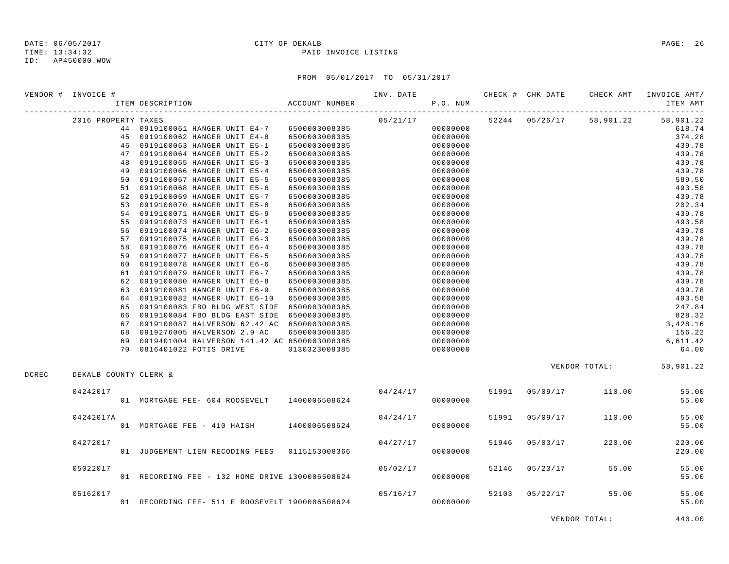DATE: 06/05/2017 CITY OF DEKALB
TIME: 13:34:32 PAID INVOICE LISTING
ID: AP450000.WOW

FROM 05/01/2017 TO 05/31/2017

| VENDOR # | INVOICE # | ITEM DESCRIPTION | ACCOUNT NUMBER | INV. DATE | P.O. NUM | CHECK # | CHK DATE | CHECK AMT | INVOICE AMT/ ITEM AMT |
|---|---|---|---|---|---|---|---|---|---|
| | 2016 PROPERTY TAXES | | | 05/21/17 | | 52244 | 05/26/17 | 58,901.22 | 58,901.22 |
| | | 44 0919100061 HANGER UNIT E4-7 | 6500003008385 | | 00000000 | | | | 618.74 |
| | | 45 0919100062 HANGER UNIT E4-8 | 6500003008385 | | 00000000 | | | | 374.28 |
| | | 46 0919100063 HANGER UNIT E5-1 | 6500003008385 | | 00000000 | | | | 439.78 |
| | | 47 0919100064 HANGER UNIT E5-2 | 6500003008385 | | 00000000 | | | | 439.78 |
| | | 48 0919100065 HANGER UNIT E5-3 | 6500003008385 | | 00000000 | | | | 439.78 |
| | | 49 0919100066 HANGER UNIT E5-4 | 6500003008385 | | 00000000 | | | | 439.78 |
| | | 50 0919100067 HANGER UNIT E5-5 | 6500003008385 | | 00000000 | | | | 589.50 |
| | | 51 0919100068 HANGER UNIT E5-6 | 6500003008385 | | 00000000 | | | | 493.58 |
| | | 52 0919100069 HANGER UNIT E5-7 | 6500003008385 | | 00000000 | | | | 439.78 |
| | | 53 0919100070 HANGER UNIT E5-8 | 6500003008385 | | 00000000 | | | | 202.34 |
| | | 54 0919100071 HANGER UNIT E5-9 | 6500003008385 | | 00000000 | | | | 439.78 |
| | | 55 0919100073 HANGER UNIT E6-1 | 6500003008385 | | 00000000 | | | | 493.58 |
| | | 56 0919100074 HANGER UNIT E6-2 | 6500003008385 | | 00000000 | | | | 439.78 |
| | | 57 0919100075 HANGER UNIT E6-3 | 6500003008385 | | 00000000 | | | | 439.78 |
| | | 58 0919100076 HANGER UNIT E6-4 | 6500003008385 | | 00000000 | | | | 439.78 |
| | | 59 0919100077 HANGER UNIT E6-5 | 6500003008385 | | 00000000 | | | | 439.78 |
| | | 60 0919100078 HANGER UNIT E6-6 | 6500003008385 | | 00000000 | | | | 439.78 |
| | | 61 0919100079 HANGER UNIT E6-7 | 6500003008385 | | 00000000 | | | | 439.78 |
| | | 62 0919100080 HANGER UNIT E6-8 | 6500003008385 | | 00000000 | | | | 439.78 |
| | | 63 0919100081 HANGER UNIT E6-9 | 6500003008385 | | 00000000 | | | | 439.78 |
| | | 64 0919100082 HANGER UNIT E6-10 | 6500003008385 | | 00000000 | | | | 493.58 |
| | | 65 0919100083 FBO BLDG WEST SIDE | 6500003008385 | | 00000000 | | | | 247.84 |
| | | 66 0919100084 FBO BLDG EAST SIDE | 6500003008385 | | 00000000 | | | | 828.32 |
| | | 67 0919100087 HALVERSON 62.42 AC | 6500003008385 | | 00000000 | | | | 3,428.16 |
| | | 68 0919276005 HALVERSON 2.9 AC | 6500003008385 | | 00000000 | | | | 156.22 |
| | | 69 0919401004 HALVERSON 141.42 AC | 6500003008385 | | 00000000 | | | | 6,611.42 |
| | | 70 0816401022 FOTIS DRIVE | 0130323008385 | | 00000000 | | | | 64.00 |
| | | | | | | | | VENDOR TOTAL: | 58,901.22 |
| DCREC | DEKALB COUNTY CLERK & | | | | | | | | |
| | 04242017 | | | 04/24/17 | | 51991 | 05/09/17 | 110.00 | 55.00 |
| | | 01 MORTGAGE FEE- 604 ROOSEVELT | 1400006508624 | | 00000000 | | | | 55.00 |
| | 04242017A | | | 04/24/17 | | 51991 | 05/09/17 | 110.00 | 55.00 |
| | | 01 MORTGAGE FEE - 410 HAISH | 1400006508624 | | 00000000 | | | | 55.00 |
| | 04272017 | | | 04/27/17 | | 51946 | 05/03/17 | 220.00 | 220.00 |
| | | 01 JUDGEMENT LIEN RECODING FEES | 0115153008366 | | 00000000 | | | | 220.00 |
| | 05022017 | | | 05/02/17 | | 52146 | 05/23/17 | 55.00 | 55.00 |
| | | 01 RECORDING FEE - 132 HOME DRIVE | 1300006508624 | | 00000000 | | | | 55.00 |
| | 05162017 | | | 05/16/17 | | 52103 | 05/22/17 | 55.00 | 55.00 |
| | | 01 RECORDING FEE- 511 E ROOSEVELT | 1900006508624 | | 00000000 | | | | 55.00 |
| | | | | | | | | VENDOR TOTAL: | 440.00 |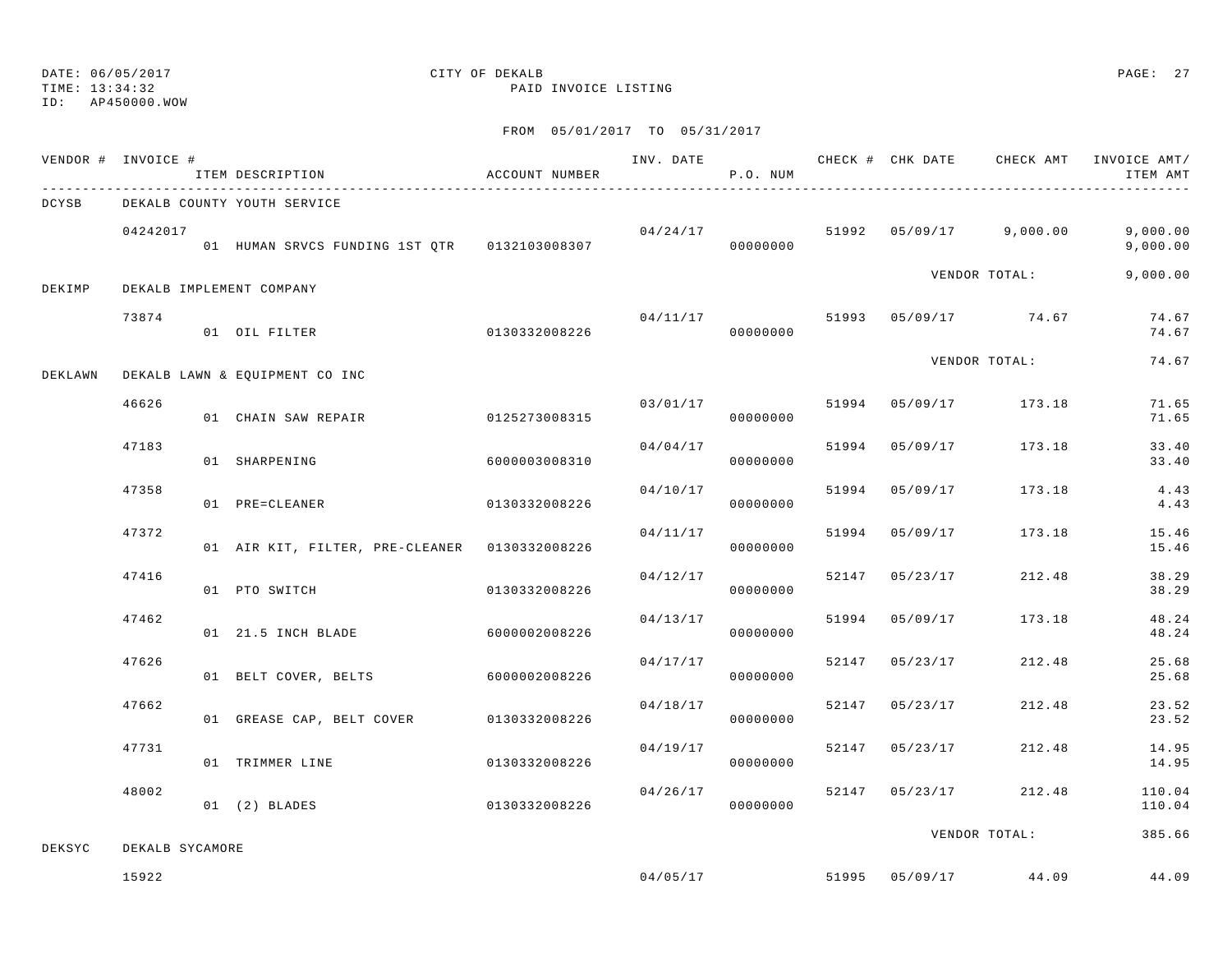DATE: 06/05/2017
TIME: 13:34:32
ID: AP450000.WOW

CITY OF DEKALB
PAID INVOICE LISTING

FROM 05/01/2017 TO 05/31/2017

| VENDOR # | INVOICE # | ITEM DESCRIPTION | ACCOUNT NUMBER | INV. DATE | P.O. NUM | CHECK # | CHK DATE | CHECK AMT | INVOICE AMT/ ITEM AMT |
|---|---|---|---|---|---|---|---|---|---|
| DCYSB | DEKALB COUNTY YOUTH SERVICE | | | | | | | | |
| | 04242017 | | | 04/24/17 | | 51992 | 05/09/17 | 9,000.00 | 9,000.00 |
| | | 01 HUMAN SRVCS FUNDING 1ST QTR | 0132103008307 | | 00000000 | | | | 9,000.00 |
| | | | | | | | | VENDOR TOTAL: | 9,000.00 |
| DEKIMP | DEKALB IMPLEMENT COMPANY | | | | | | | | |
| | 73874 | | | 04/11/17 | | 51993 | 05/09/17 | 74.67 | 74.67 |
| | | 01 OIL FILTER | 0130332008226 | | 00000000 | | | | 74.67 |
| | | | | | | | | VENDOR TOTAL: | 74.67 |
| DEKLAWN | DEKALB LAWN & EQUIPMENT CO INC | | | | | | | | |
| | 46626 | | | 03/01/17 | | 51994 | 05/09/17 | 173.18 | 71.65 |
| | | 01 CHAIN SAW REPAIR | 0125273008315 | | 00000000 | | | | 71.65 |
| | 47183 | | | 04/04/17 | | 51994 | 05/09/17 | 173.18 | 33.40 |
| | | 01 SHARPENING | 6000003008310 | | 00000000 | | | | 33.40 |
| | 47358 | | | 04/10/17 | | 51994 | 05/09/17 | 173.18 | 4.43 |
| | | 01 PRE=CLEANER | 0130332008226 | | 00000000 | | | | 4.43 |
| | 47372 | | | 04/11/17 | | 51994 | 05/09/17 | 173.18 | 15.46 |
| | | 01 AIR KIT, FILTER, PRE-CLEANER | 0130332008226 | | 00000000 | | | | 15.46 |
| | 47416 | | | 04/12/17 | | 52147 | 05/23/17 | 212.48 | 38.29 |
| | | 01 PTO SWITCH | 0130332008226 | | 00000000 | | | | 38.29 |
| | 47462 | | | 04/13/17 | | 51994 | 05/09/17 | 173.18 | 48.24 |
| | | 01 21.5 INCH BLADE | 6000002008226 | | 00000000 | | | | 48.24 |
| | 47626 | | | 04/17/17 | | 52147 | 05/23/17 | 212.48 | 25.68 |
| | | 01 BELT COVER, BELTS | 6000002008226 | | 00000000 | | | | 25.68 |
| | 47662 | | | 04/18/17 | | 52147 | 05/23/17 | 212.48 | 23.52 |
| | | 01 GREASE CAP, BELT COVER | 0130332008226 | | 00000000 | | | | 23.52 |
| | 47731 | | | 04/19/17 | | 52147 | 05/23/17 | 212.48 | 14.95 |
| | | 01 TRIMMER LINE | 0130332008226 | | 00000000 | | | | 14.95 |
| | 48002 | | | 04/26/17 | | 52147 | 05/23/17 | 212.48 | 110.04 |
| | | 01 (2) BLADES | 0130332008226 | | 00000000 | | | | 110.04 |
| | | | | | | | | VENDOR TOTAL: | 385.66 |
| DEKSYC | DEKALB SYCAMORE | | | | | | | | |
| | 15922 | | | 04/05/17 | | 51995 | 05/09/17 | 44.09 | 44.09 |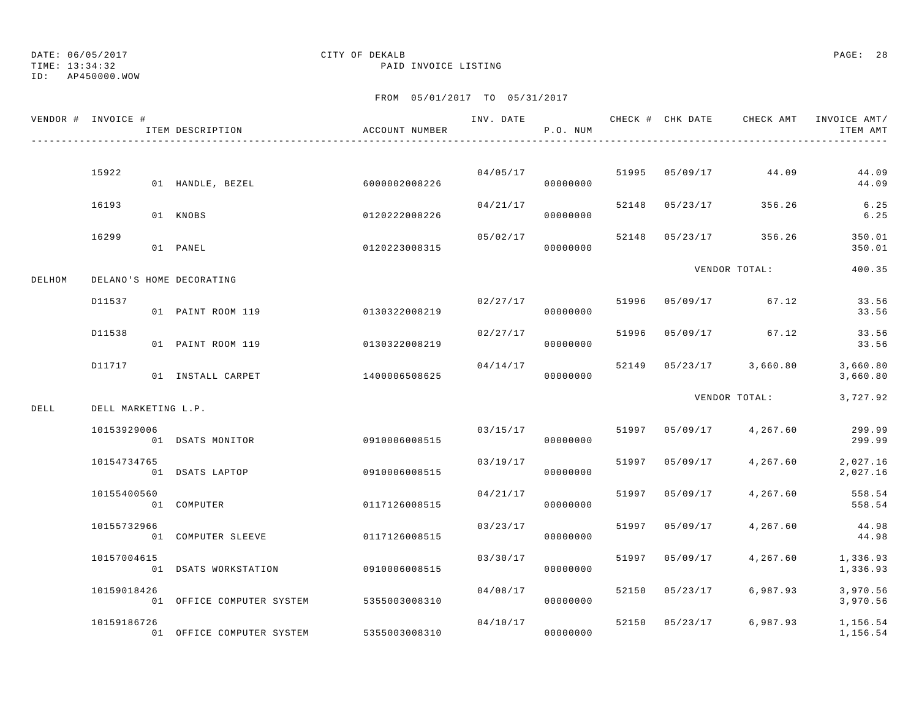DATE: 06/05/2017 CITY OF DEKALB
TIME: 13:34:32 PAID INVOICE LISTING
ID: AP450000.WOW

FROM 05/01/2017 TO 05/31/2017

| VENDOR # | INVOICE # / ITEM DESCRIPTION | ACCOUNT NUMBER | INV. DATE | P.O. NUM | CHECK # | CHK DATE | CHECK AMT | INVOICE AMT/ ITEM AMT |
|---|---|---|---|---|---|---|---|---|
| | 15922 | | 04/05/17 | | 51995 | 05/09/17 | 44.09 | 44.09 |
| | 01 HANDLE, BEZEL | 6000002008226 | | 00000000 | | | | 44.09 |
| | 16193 | | 04/21/17 | | 52148 | 05/23/17 | 356.26 | 6.25 |
| | 01 KNOBS | 0120222008226 | | 00000000 | | | | 6.25 |
| | 16299 | | 05/02/17 | | 52148 | 05/23/17 | 356.26 | 350.01 |
| | 01 PANEL | 0120223008315 | | 00000000 | | | | 350.01 |
| | | | | | | VENDOR TOTAL: | | 400.35 |
| DELHOM | DELANO'S HOME DECORATING | | | | | | | |
| | D11537 | | 02/27/17 | | 51996 | 05/09/17 | 67.12 | 33.56 |
| | 01 PAINT ROOM 119 | 0130322008219 | | 00000000 | | | | 33.56 |
| | D11538 | | 02/27/17 | | 51996 | 05/09/17 | 67.12 | 33.56 |
| | 01 PAINT ROOM 119 | 0130322008219 | | 00000000 | | | | 33.56 |
| | D11717 | | 04/14/17 | | 52149 | 05/23/17 | 3,660.80 | 3,660.80 |
| | 01 INSTALL CARPET | 1400006508625 | | 00000000 | | | | 3,660.80 |
| | | | | | | VENDOR TOTAL: | | 3,727.92 |
| DELL | DELL MARKETING L.P. | | | | | | | |
| | 10153929006 | | 03/15/17 | | 51997 | 05/09/17 | 4,267.60 | 299.99 |
| | 01 DSATS MONITOR | 0910006008515 | | 00000000 | | | | 299.99 |
| | 10154734765 | | 03/19/17 | | 51997 | 05/09/17 | 4,267.60 | 2,027.16 |
| | 01 DSATS LAPTOP | 0910006008515 | | 00000000 | | | | 2,027.16 |
| | 10155400560 | | 04/21/17 | | 51997 | 05/09/17 | 4,267.60 | 558.54 |
| | 01 COMPUTER | 0117126008515 | | 00000000 | | | | 558.54 |
| | 10155732966 | | 03/23/17 | | 51997 | 05/09/17 | 4,267.60 | 44.98 |
| | 01 COMPUTER SLEEVE | 0117126008515 | | 00000000 | | | | 44.98 |
| | 10157004615 | | 03/30/17 | | 51997 | 05/09/17 | 4,267.60 | 1,336.93 |
| | 01 DSATS WORKSTATION | 0910006008515 | | 00000000 | | | | 1,336.93 |
| | 10159018426 | | 04/08/17 | | 52150 | 05/23/17 | 6,987.93 | 3,970.56 |
| | 01 OFFICE COMPUTER SYSTEM | 5355003008310 | | 00000000 | | | | 3,970.56 |
| | 10159186726 | | 04/10/17 | | 52150 | 05/23/17 | 6,987.93 | 1,156.54 |
| | 01 OFFICE COMPUTER SYSTEM | 5355003008310 | | 00000000 | | | | 1,156.54 |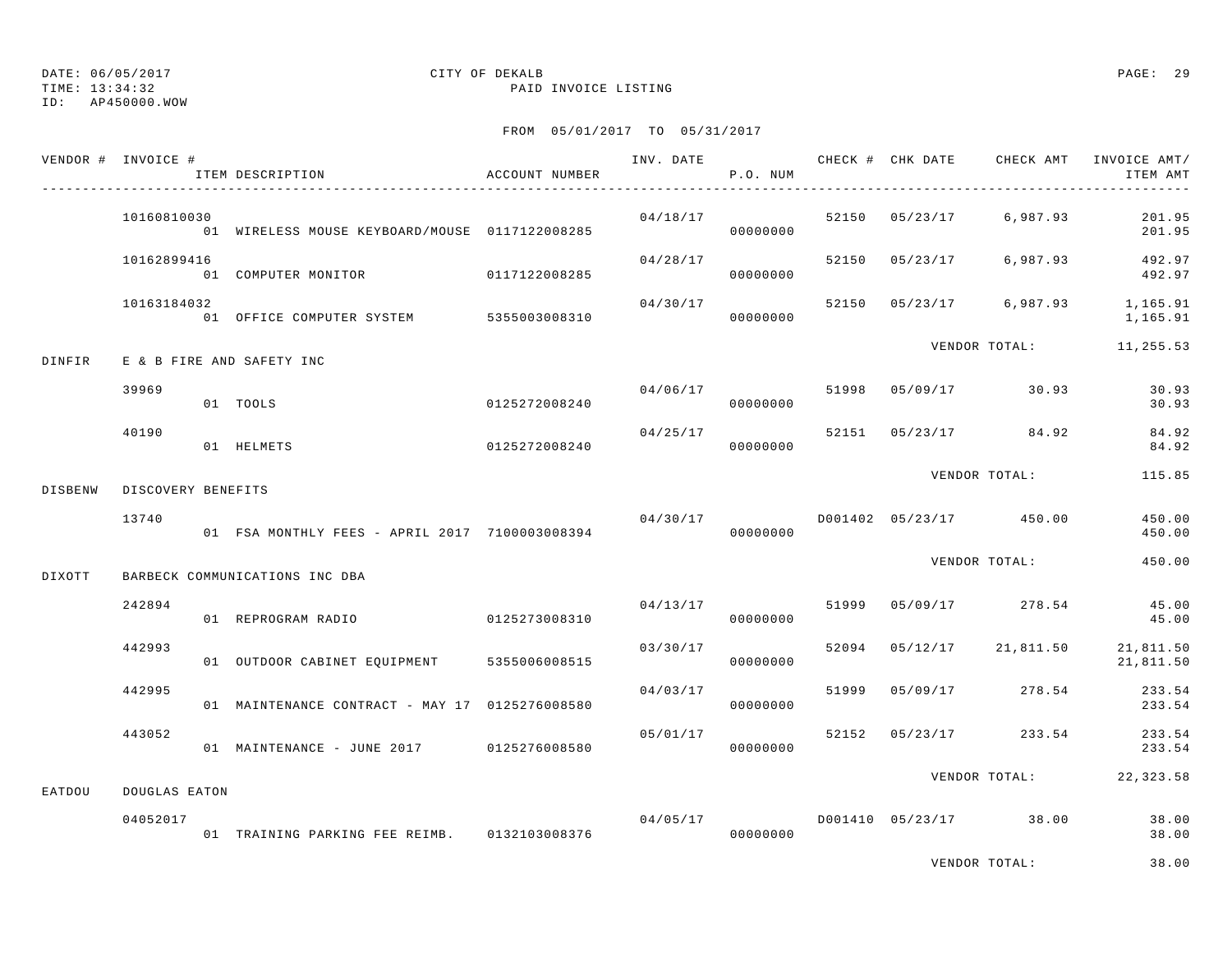DATE: 06/05/2017 CITY OF DEKALB PAGE: 29
TIME: 13:34:32 PAID INVOICE LISTING
ID: AP450000.WOW

FROM 05/01/2017 TO 05/31/2017

| VENDOR # | INVOICE # | ITEM DESCRIPTION | ACCOUNT NUMBER | INV. DATE | P.O. NUM | CHECK # | CHK DATE | CHECK AMT | INVOICE AMT/ ITEM AMT |
|---|---|---|---|---|---|---|---|---|---|
| | 10160810030 | | | 04/18/17 | | 52150 | 05/23/17 | 6,987.93 | 201.95 |
| | | 01 WIRELESS MOUSE KEYBOARD/MOUSE | 0117122008285 | | 00000000 | | | | 201.95 |
| | 10162899416 | | | 04/28/17 | | 52150 | 05/23/17 | 6,987.93 | 492.97 |
| | | 01 COMPUTER MONITOR | 0117122008285 | | 00000000 | | | | 492.97 |
| | 10163184032 | | | 04/30/17 | | 52150 | 05/23/17 | 6,987.93 | 1,165.91 |
| | | 01 OFFICE COMPUTER SYSTEM | 5355003008310 | | 00000000 | | | | 1,165.91 |
| | | | | | | | | VENDOR TOTAL: | 11,255.53 |
| DINFIR | E & B FIRE AND SAFETY INC | | | | | | | | |
| | 39969 | | | 04/06/17 | | 51998 | 05/09/17 | 30.93 | 30.93 |
| | | 01 TOOLS | 0125272008240 | | 00000000 | | | | 30.93 |
| | 40190 | | | 04/25/17 | | 52151 | 05/23/17 | 84.92 | 84.92 |
| | | 01 HELMETS | 0125272008240 | | 00000000 | | | | 84.92 |
| | | | | | | | | VENDOR TOTAL: | 115.85 |
| DISBENW | DISCOVERY BENEFITS | | | | | | | | |
| | 13740 | | | 04/30/17 | | D001402 | 05/23/17 | 450.00 | 450.00 |
| | | 01 FSA MONTHLY FEES - APRIL 2017 | 7100003008394 | | 00000000 | | | | 450.00 |
| | | | | | | | | VENDOR TOTAL: | 450.00 |
| DIXOTT | BARBECK COMMUNICATIONS INC DBA | | | | | | | | |
| | 242894 | | | 04/13/17 | | 51999 | 05/09/17 | 278.54 | 45.00 |
| | | 01 REPROGRAM RADIO | 0125273008310 | | 00000000 | | | | 45.00 |
| | 442993 | | | 03/30/17 | | 52094 | 05/12/17 | 21,811.50 | 21,811.50 |
| | | 01 OUTDOOR CABINET EQUIPMENT | 5355006008515 | | 00000000 | | | | 21,811.50 |
| | 442995 | | | 04/03/17 | | 51999 | 05/09/17 | 278.54 | 233.54 |
| | | 01 MAINTENANCE CONTRACT - MAY 17 | 0125276008580 | | 00000000 | | | | 233.54 |
| | 443052 | | | 05/01/17 | | 52152 | 05/23/17 | 233.54 | 233.54 |
| | | 01 MAINTENANCE - JUNE 2017 | 0125276008580 | | 00000000 | | | | 233.54 |
| | | | | | | | | VENDOR TOTAL: | 22,323.58 |
| EATDOU | DOUGLAS EATON | | | | | | | | |
| | 04052017 | | | 04/05/17 | | D001410 | 05/23/17 | 38.00 | 38.00 |
| | | 01 TRAINING PARKING FEE REIMB. | 0132103008376 | | 00000000 | | | | 38.00 |
| | | | | | | | | VENDOR TOTAL: | 38.00 |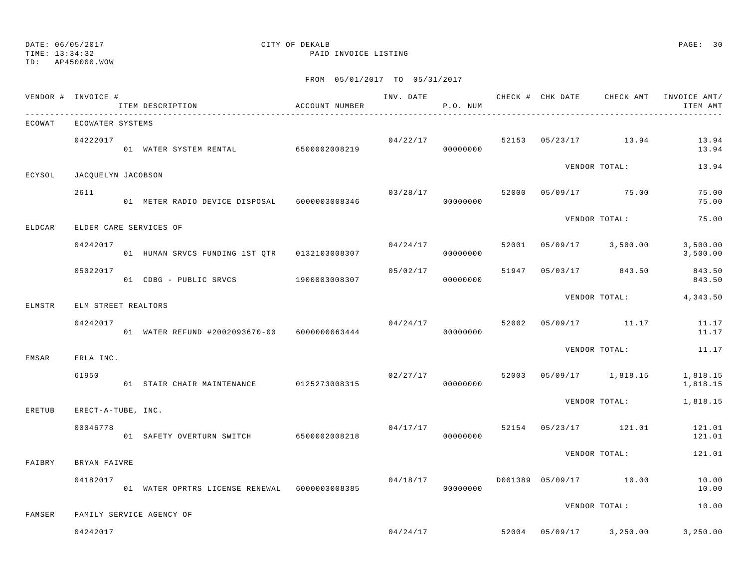DATE: 06/05/2017 CITY OF DEKALB
TIME: 13:34:32 PAID INVOICE LISTING
ID: AP450000.WOW

FROM 05/01/2017 TO 05/31/2017

| VENDOR # | INVOICE # / ITEM DESCRIPTION | ACCOUNT NUMBER | INV. DATE | P.O. NUM | CHECK # | CHK DATE | CHECK AMT | INVOICE AMT/ ITEM AMT |
|---|---|---|---|---|---|---|---|---|
| ECOWAT | ECOWATER SYSTEMS | | | | | | | |
| | 04222017 | | 04/22/17 | | 52153 | 05/23/17 | 13.94 | 13.94 |
| | 01 WATER SYSTEM RENTAL | 6500002008219 | | 00000000 | | | | 13.94 |
| | | | | | | VENDOR TOTAL: | | 13.94 |
| ECYSOL | JACQUELYN JACOBSON | | | | | | | |
| | 2611 | | 03/28/17 | | 52000 | 05/09/17 | 75.00 | 75.00 |
| | 01 METER RADIO DEVICE DISPOSAL | 6000003008346 | | 00000000 | | | | 75.00 |
| | | | | | | VENDOR TOTAL: | | 75.00 |
| ELDCAR | ELDER CARE SERVICES OF | | | | | | | |
| | 04242017 | | 04/24/17 | | 52001 | 05/09/17 | 3,500.00 | 3,500.00 |
| | 01 HUMAN SRVCS FUNDING 1ST QTR | 0132103008307 | | 00000000 | | | | 3,500.00 |
| | 05022017 | | 05/02/17 | | 51947 | 05/03/17 | 843.50 | 843.50 |
| | 01 CDBG - PUBLIC SRVCS | 1900003008307 | | 00000000 | | | | 843.50 |
| | | | | | | VENDOR TOTAL: | | 4,343.50 |
| ELMSTR | ELM STREET REALTORS | | | | | | | |
| | 04242017 | | 04/24/17 | | 52002 | 05/09/17 | 11.17 | 11.17 |
| | 01 WATER REFUND #2002093670-00 | 6000000063444 | | 00000000 | | | | 11.17 |
| | | | | | | VENDOR TOTAL: | | 11.17 |
| EMSAR | ERLA INC. | | | | | | | |
| | 61950 | | 02/27/17 | | 52003 | 05/09/17 | 1,818.15 | 1,818.15 |
| | 01 STAIR CHAIR MAINTENANCE | 0125273008315 | | 00000000 | | | | 1,818.15 |
| | | | | | | VENDOR TOTAL: | | 1,818.15 |
| ERETUB | ERECT-A-TUBE, INC. | | | | | | | |
| | 00046778 | | 04/17/17 | | 52154 | 05/23/17 | 121.01 | 121.01 |
| | 01 SAFETY OVERTURN SWITCH | 6500002008218 | | 00000000 | | | | 121.01 |
| | | | | | | VENDOR TOTAL: | | 121.01 |
| FAIBRY | BRYAN FAIVRE | | | | | | | |
| | 04182017 | | 04/18/17 | | D001389 | 05/09/17 | 10.00 | 10.00 |
| | 01 WATER OPRTRS LICENSE RENEWAL | 6000003008385 | | 00000000 | | | | 10.00 |
| | | | | | | VENDOR TOTAL: | | 10.00 |
| FAMSER | FAMILY SERVICE AGENCY OF | | | | | | | |
| | 04242017 | | 04/24/17 | | 52004 | 05/09/17 | 3,250.00 | 3,250.00 |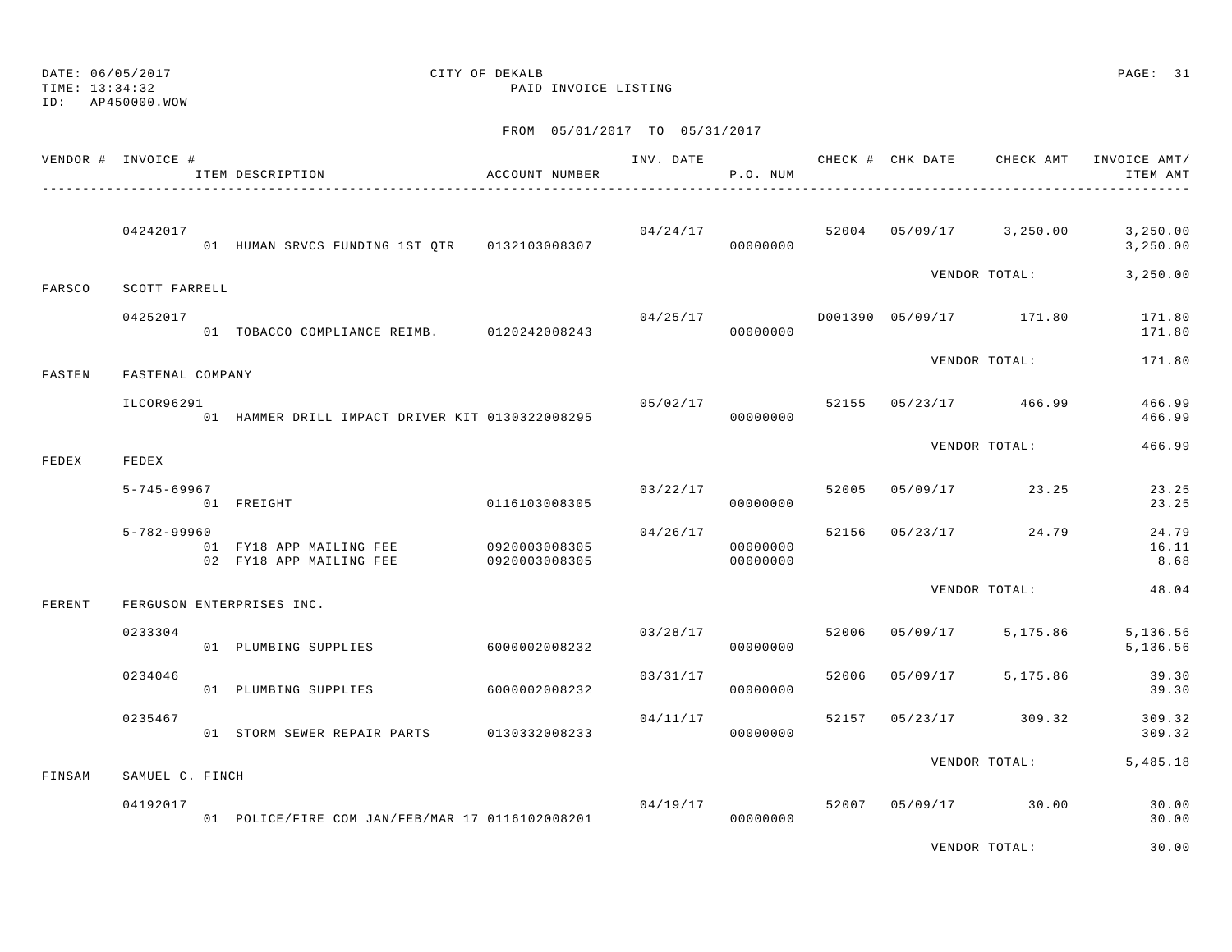DATE: 06/05/2017 CITY OF DEKALB
TIME: 13:34:32 PAID INVOICE LISTING
ID: AP450000.WOW

FROM 05/01/2017 TO 05/31/2017

| VENDOR # | INVOICE # / ITEM DESCRIPTION | ACCOUNT NUMBER | INV. DATE | P.O. NUM | CHECK # | CHK DATE | CHECK AMT | INVOICE AMT/ ITEM AMT |
|---|---|---|---|---|---|---|---|---|
| | 04242017 | | 04/24/17 | | 52004 | 05/09/17 | 3,250.00 | 3,250.00 |
| | 01 HUMAN SRVCS FUNDING 1ST QTR | 0132103008307 | | 00000000 | | | | 3,250.00 |
| | | | | | | VENDOR TOTAL: | | 3,250.00 |
| FARSCO | SCOTT FARRELL | | | | | | | |
| | 04252017 | | 04/25/17 | | D001390 | 05/09/17 | 171.80 | 171.80 |
| | 01 TOBACCO COMPLIANCE REIMB. | 0120242008243 | | 00000000 | | | | 171.80 |
| | | | | | | VENDOR TOTAL: | | 171.80 |
| FASTEN | FASTENAL COMPANY | | | | | | | |
| | ILCOR96291 | | 05/02/17 | | 52155 | 05/23/17 | 466.99 | 466.99 |
| | 01 HAMMER DRILL IMPACT DRIVER KIT | 0130322008295 | | 00000000 | | | | 466.99 |
| | | | | | | VENDOR TOTAL: | | 466.99 |
| FEDEX | FEDEX | | | | | | | |
| | 5-745-69967 | | 03/22/17 | | 52005 | 05/09/17 | 23.25 | 23.25 |
| | 01 FREIGHT | 0116103008305 | | 00000000 | | | | 23.25 |
| | 5-782-99960 | | 04/26/17 | | 52156 | 05/23/17 | 24.79 | 24.79 |
| | 01 FY18 APP MAILING FEE | 0920003008305 | | 00000000 | | | | 16.11 |
| | 02 FY18 APP MAILING FEE | 0920003008305 | | 00000000 | | | | 8.68 |
| | | | | | | VENDOR TOTAL: | | 48.04 |
| FERENT | FERGUSON ENTERPRISES INC. | | | | | | | |
| | 0233304 | | 03/28/17 | | 52006 | 05/09/17 | 5,175.86 | 5,136.56 |
| | 01 PLUMBING SUPPLIES | 6000002008232 | | 00000000 | | | | 5,136.56 |
| | 0234046 | | 03/31/17 | | 52006 | 05/09/17 | 5,175.86 | 39.30 |
| | 01 PLUMBING SUPPLIES | 6000002008232 | | 00000000 | | | | 39.30 |
| | 0235467 | | 04/11/17 | | 52157 | 05/23/17 | 309.32 | 309.32 |
| | 01 STORM SEWER REPAIR PARTS | 0130332008233 | | 00000000 | | | | 309.32 |
| | | | | | | VENDOR TOTAL: | | 5,485.18 |
| FINSAM | SAMUEL C. FINCH | | | | | | | |
| | 04192017 | | 04/19/17 | | 52007 | 05/09/17 | 30.00 | 30.00 |
| | 01 POLICE/FIRE COM JAN/FEB/MAR 17 | 0116102008201 | | 00000000 | | | | 30.00 |
| | | | | | | VENDOR TOTAL: | | 30.00 |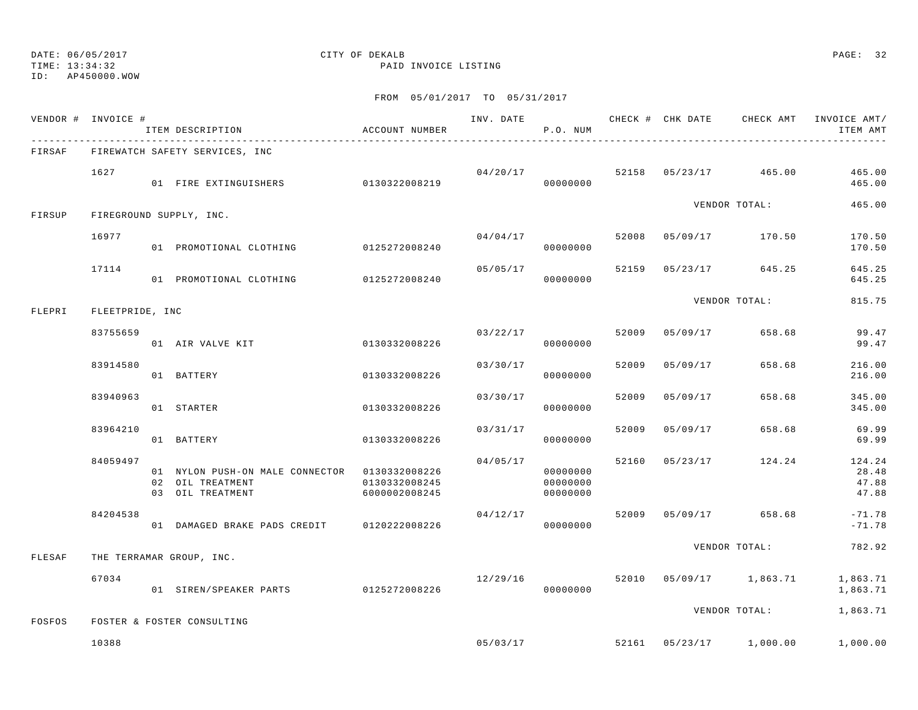DATE: 06/05/2017
TIME: 13:34:32
ID: AP450000.WOW

CITY OF DEKALB
PAID INVOICE LISTING

FROM 05/01/2017 TO 05/31/2017

| VENDOR # | INVOICE # | ITEM DESCRIPTION | ACCOUNT NUMBER | INV. DATE | P.O. NUM | CHECK # | CHK DATE | CHECK AMT | INVOICE AMT/ ITEM AMT |
|---|---|---|---|---|---|---|---|---|---|
| FIRSAF | FIREWATCH SAFETY SERVICES, INC | | | | | | | | |
| | 1627 | | | 04/20/17 | | 52158 | 05/23/17 | 465.00 | 465.00 |
| | | 01 FIRE EXTINGUISHERS | 0130322008219 | | 00000000 | | | | 465.00 |
| | | | | | | | | VENDOR TOTAL: | 465.00 |
| FIRSUP | FIREGROUND SUPPLY, INC. | | | | | | | | |
| | 16977 | | | 04/04/17 | | 52008 | 05/09/17 | 170.50 | 170.50 |
| | | 01 PROMOTIONAL CLOTHING | 0125272008240 | | 00000000 | | | | 170.50 |
| | 17114 | | | 05/05/17 | | 52159 | 05/23/17 | 645.25 | 645.25 |
| | | 01 PROMOTIONAL CLOTHING | 0125272008240 | | 00000000 | | | | 645.25 |
| | | | | | | | | VENDOR TOTAL: | 815.75 |
| FLEPRI | FLEETPRIDE, INC | | | | | | | | |
| | 83755659 | | | 03/22/17 | | 52009 | 05/09/17 | 658.68 | 99.47 |
| | | 01 AIR VALVE KIT | 0130332008226 | | 00000000 | | | | 99.47 |
| | 83914580 | | | 03/30/17 | | 52009 | 05/09/17 | 658.68 | 216.00 |
| | | 01 BATTERY | 0130332008226 | | 00000000 | | | | 216.00 |
| | 83940963 | | | 03/30/17 | | 52009 | 05/09/17 | 658.68 | 345.00 |
| | | 01 STARTER | 0130332008226 | | 00000000 | | | | 345.00 |
| | 83964210 | | | 03/31/17 | | 52009 | 05/09/17 | 658.68 | 69.99 |
| | | 01 BATTERY | 0130332008226 | | 00000000 | | | | 69.99 |
| | 84059497 | | | 04/05/17 | | 52160 | 05/23/17 | 124.24 | 124.24 |
| | | 01 NYLON PUSH-ON MALE CONNECTOR | 0130332008226 | | 00000000 | | | | 28.48 |
| | | 02 OIL TREATMENT | 0130332008245 | | 00000000 | | | | 47.88 |
| | | 03 OIL TREATMENT | 6000002008245 | | 00000000 | | | | 47.88 |
| | 84204538 | | | 04/12/17 | | 52009 | 05/09/17 | 658.68 | -71.78 |
| | | 01 DAMAGED BRAKE PADS CREDIT | 0120222008226 | | 00000000 | | | | -71.78 |
| | | | | | | | | VENDOR TOTAL: | 782.92 |
| FLESAF | THE TERRAMAR GROUP, INC. | | | | | | | | |
| | 67034 | | | 12/29/16 | | 52010 | 05/09/17 | 1,863.71 | 1,863.71 |
| | | 01 SIREN/SPEAKER PARTS | 0125272008226 | | 00000000 | | | | 1,863.71 |
| | | | | | | | | VENDOR TOTAL: | 1,863.71 |
| FOSFOS | FOSTER & FOSTER CONSULTING | | | | | | | | |
| | 10388 | | | 05/03/17 | | 52161 | 05/23/17 | 1,000.00 | 1,000.00 |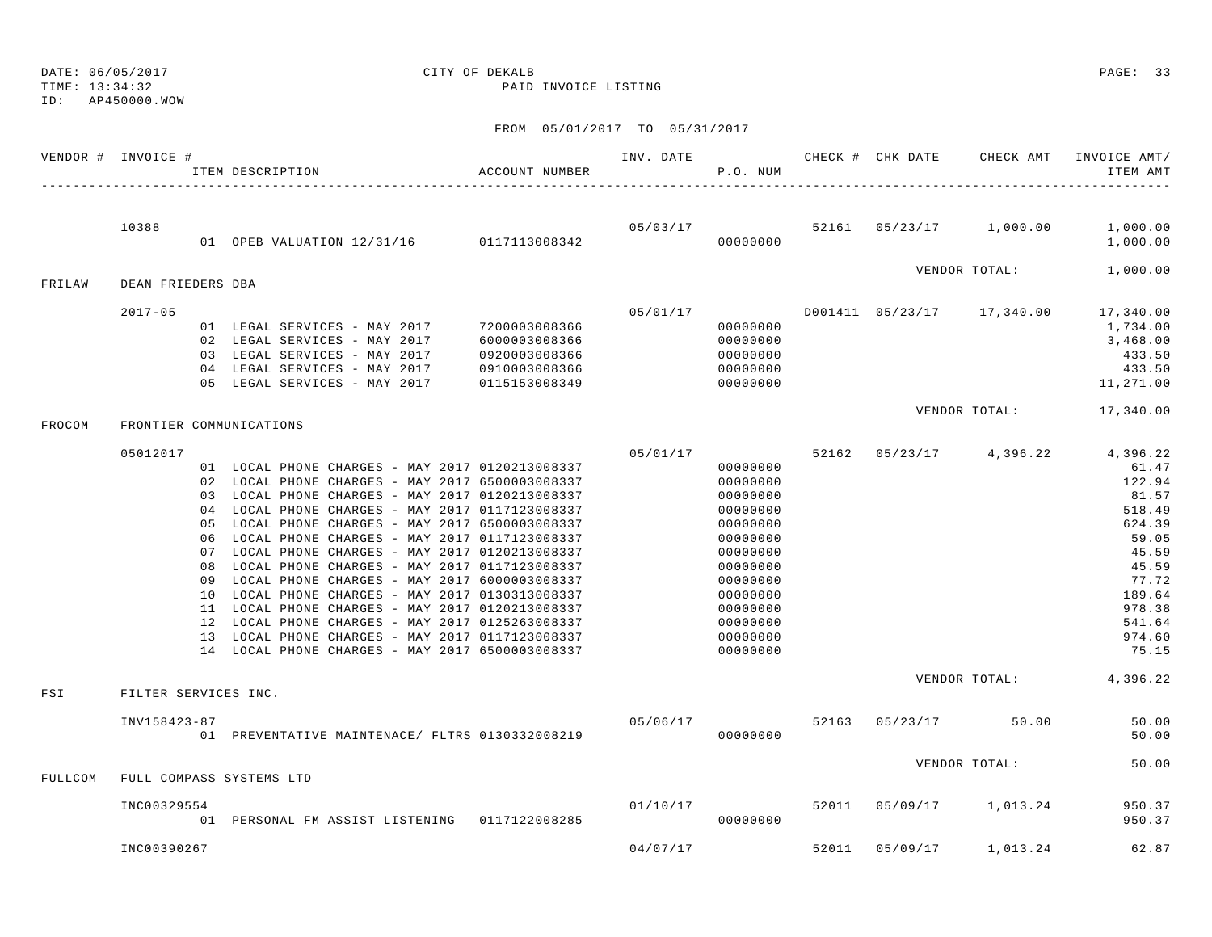DATE: 06/05/2017
TIME: 13:34:32
ID: AP450000.WOW

CITY OF DEKALB
PAID INVOICE LISTING

FROM 05/01/2017 TO 05/31/2017

| VENDOR # | INVOICE # / ITEM DESCRIPTION | ACCOUNT NUMBER | INV. DATE | P.O. NUM | CHECK # | CHK DATE | CHECK AMT | INVOICE AMT/ ITEM AMT |
|---|---|---|---|---|---|---|---|---|
| | 10388 | | 05/03/17 | | 52161 | 05/23/17 | 1,000.00 | 1,000.00 |
| | 01 OPEB VALUATION 12/31/16 | 0117113008342 | | 00000000 | | | | 1,000.00 |
| | | | | | | VENDOR TOTAL: | | 1,000.00 |
| FRILAW | DEAN FRIEDERS DBA | | | | | | | |
| | 2017-05 | | 05/01/17 | | D001411 | 05/23/17 | 17,340.00 | 17,340.00 |
| | 01 LEGAL SERVICES - MAY 2017 | 7200003008366 | | 00000000 | | | | 1,734.00 |
| | 02 LEGAL SERVICES - MAY 2017 | 6000003008366 | | 00000000 | | | | 3,468.00 |
| | 03 LEGAL SERVICES - MAY 2017 | 0920003008366 | | 00000000 | | | | 433.50 |
| | 04 LEGAL SERVICES - MAY 2017 | 0910003008366 | | 00000000 | | | | 433.50 |
| | 05 LEGAL SERVICES - MAY 2017 | 0115153008349 | | 00000000 | | | | 11,271.00 |
| | | | | | | VENDOR TOTAL: | | 17,340.00 |
| FROCOM | FRONTIER COMMUNICATIONS | | | | | | | |
| | 05012017 | | 05/01/17 | | 52162 | 05/23/17 | 4,396.22 | 4,396.22 |
| | 01 LOCAL PHONE CHARGES - MAY 2017 | 0120213008337 | | 00000000 | | | | 61.47 |
| | 02 LOCAL PHONE CHARGES - MAY 2017 | 6500003008337 | | 00000000 | | | | 122.94 |
| | 03 LOCAL PHONE CHARGES - MAY 2017 | 0120213008337 | | 00000000 | | | | 81.57 |
| | 04 LOCAL PHONE CHARGES - MAY 2017 | 0117123008337 | | 00000000 | | | | 518.49 |
| | 05 LOCAL PHONE CHARGES - MAY 2017 | 6500003008337 | | 00000000 | | | | 624.39 |
| | 06 LOCAL PHONE CHARGES - MAY 2017 | 0117123008337 | | 00000000 | | | | 59.05 |
| | 07 LOCAL PHONE CHARGES - MAY 2017 | 0120213008337 | | 00000000 | | | | 45.59 |
| | 08 LOCAL PHONE CHARGES - MAY 2017 | 0117123008337 | | 00000000 | | | | 45.59 |
| | 09 LOCAL PHONE CHARGES - MAY 2017 | 6000003008337 | | 00000000 | | | | 77.72 |
| | 10 LOCAL PHONE CHARGES - MAY 2017 | 0130313008337 | | 00000000 | | | | 189.64 |
| | 11 LOCAL PHONE CHARGES - MAY 2017 | 0120213008337 | | 00000000 | | | | 978.38 |
| | 12 LOCAL PHONE CHARGES - MAY 2017 | 0125263008337 | | 00000000 | | | | 541.64 |
| | 13 LOCAL PHONE CHARGES - MAY 2017 | 0117123008337 | | 00000000 | | | | 974.60 |
| | 14 LOCAL PHONE CHARGES - MAY 2017 | 6500003008337 | | 00000000 | | | | 75.15 |
| | | | | | | VENDOR TOTAL: | | 4,396.22 |
| FSI | FILTER SERVICES INC. | | | | | | | |
| | INV158423-87 | | 05/06/17 | | 52163 | 05/23/17 | 50.00 | 50.00 |
| | 01 PREVENTATIVE MAINTENACE/ FLTRS | 0130332008219 | | 00000000 | | | | 50.00 |
| | | | | | | VENDOR TOTAL: | | 50.00 |
| FULLCOM | FULL COMPASS SYSTEMS LTD | | | | | | | |
| | INC00329554 | | 01/10/17 | | 52011 | 05/09/17 | 1,013.24 | 950.37 |
| | 01 PERSONAL FM ASSIST LISTENING | 0117122008285 | | 00000000 | | | | 950.37 |
| | INC00390267 | | 04/07/17 | | 52011 | 05/09/17 | 1,013.24 | 62.87 |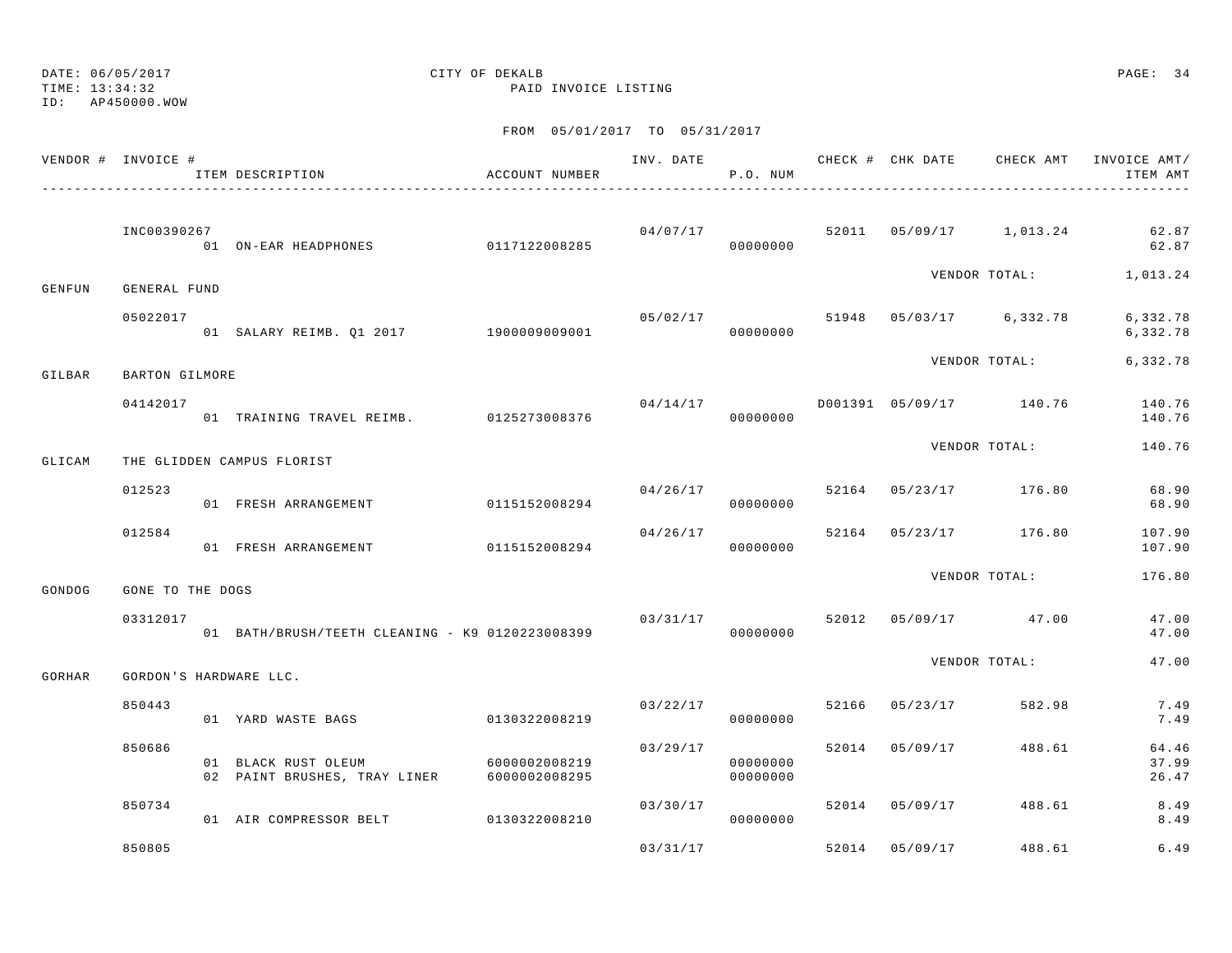DATE: 06/05/2017
TIME: 13:34:32
ID: AP450000.WOW

CITY OF DEKALB
PAID INVOICE LISTING

FROM 05/01/2017 TO 05/31/2017

| VENDOR # | INVOICE # | ITEM DESCRIPTION | ACCOUNT NUMBER | INV. DATE | P.O. NUM | CHECK # | CHK DATE | CHECK AMT | INVOICE AMT/ ITEM AMT |
|---|---|---|---|---|---|---|---|---|---|
| | INC00390267 | | | 04/07/17 | | 52011 | 05/09/17 | 1,013.24 | 62.87 |
| | | 01 ON-EAR HEADPHONES | 0117122008285 | | 00000000 | | | | 62.87 |
| | | | | | | | VENDOR TOTAL: | | 1,013.24 |
| GENFUN | GENERAL FUND | | | | | | | | |
| | 05022017 | | | 05/02/17 | | 51948 | 05/03/17 | 6,332.78 | 6,332.78 |
| | | 01 SALARY REIMB. Q1 2017 | 1900009009001 | | 00000000 | | | | 6,332.78 |
| | | | | | | | VENDOR TOTAL: | | 6,332.78 |
| GILBAR | BARTON GILMORE | | | | | | | | |
| | 04142017 | | | 04/14/17 | | D001391 | 05/09/17 | 140.76 | 140.76 |
| | | 01 TRAINING TRAVEL REIMB. | 0125273008376 | | 00000000 | | | | 140.76 |
| | | | | | | | VENDOR TOTAL: | | 140.76 |
| GLICAM | THE GLIDDEN CAMPUS FLORIST | | | | | | | | |
| | 012523 | | | 04/26/17 | | 52164 | 05/23/17 | 176.80 | 68.90 |
| | | 01 FRESH ARRANGEMENT | 0115152008294 | | 00000000 | | | | 68.90 |
| | 012584 | | | 04/26/17 | | 52164 | 05/23/17 | 176.80 | 107.90 |
| | | 01 FRESH ARRANGEMENT | 0115152008294 | | 00000000 | | | | 107.90 |
| | | | | | | | VENDOR TOTAL: | | 176.80 |
| GONDOG | GONE TO THE DOGS | | | | | | | | |
| | 03312017 | | | 03/31/17 | | 52012 | 05/09/17 | 47.00 | 47.00 |
| | | 01 BATH/BRUSH/TEETH CLEANING - K9 | 0120223008399 | | 00000000 | | | | 47.00 |
| | | | | | | | VENDOR TOTAL: | | 47.00 |
| GORHAR | GORDON'S HARDWARE LLC. | | | | | | | | |
| | 850443 | | | 03/22/17 | | 52166 | 05/23/17 | 582.98 | 7.49 |
| | | 01 YARD WASTE BAGS | 0130322008219 | | 00000000 | | | | 7.49 |
| | 850686 | | | 03/29/17 | | 52014 | 05/09/17 | 488.61 | 64.46 |
| | | 01 BLACK RUST OLEUM | 6000002008219 | | 00000000 | | | | 37.99 |
| | | 02 PAINT BRUSHES, TRAY LINER | 6000002008295 | | 00000000 | | | | 26.47 |
| | 850734 | | | 03/30/17 | | 52014 | 05/09/17 | 488.61 | 8.49 |
| | | 01 AIR COMPRESSOR BELT | 0130322008210 | | 00000000 | | | | 8.49 |
| | 850805 | | | 03/31/17 | | 52014 | 05/09/17 | 488.61 | 6.49 |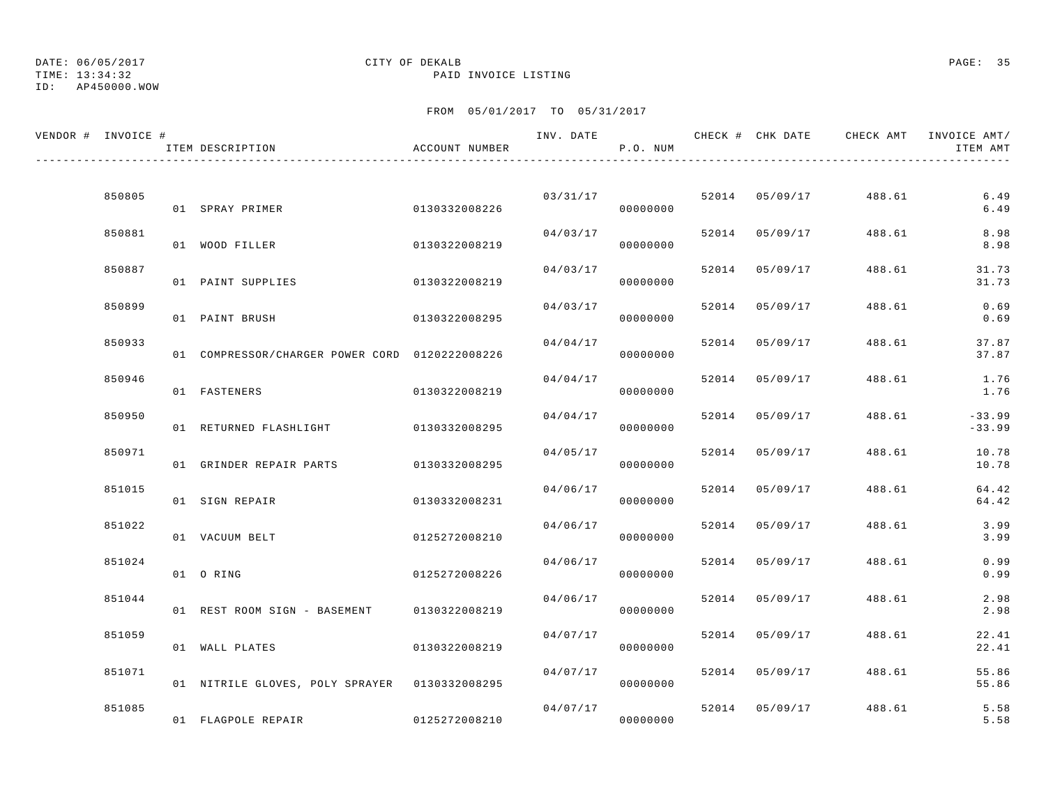DATE: 06/05/2017 CITY OF DEKALB
TIME: 13:34:32 PAID INVOICE LISTING
ID: AP450000.WOW

FROM 05/01/2017 TO 05/31/2017

| VENDOR # | INVOICE # | ITEM DESCRIPTION | ACCOUNT NUMBER | INV. DATE | P.O. NUM | CHECK # | CHK DATE | CHECK AMT | INVOICE AMT/ ITEM AMT |
|---|---|---|---|---|---|---|---|---|---|
| | 850805 | | | 03/31/17 | | 52014 | 05/09/17 | 488.61 | 6.49 |
| | | 01 SPRAY PRIMER | 0130332008226 | | 00000000 | | | | 6.49 |
| | 850881 | | | 04/03/17 | | 52014 | 05/09/17 | 488.61 | 8.98 |
| | | 01 WOOD FILLER | 0130322008219 | | 00000000 | | | | 8.98 |
| | 850887 | | | 04/03/17 | | 52014 | 05/09/17 | 488.61 | 31.73 |
| | | 01 PAINT SUPPLIES | 0130322008219 | | 00000000 | | | | 31.73 |
| | 850899 | | | 04/03/17 | | 52014 | 05/09/17 | 488.61 | 0.69 |
| | | 01 PAINT BRUSH | 0130322008295 | | 00000000 | | | | 0.69 |
| | 850933 | | | 04/04/17 | | 52014 | 05/09/17 | 488.61 | 37.87 |
| | | 01 COMPRESSOR/CHARGER POWER CORD | 0120222008226 | | 00000000 | | | | 37.87 |
| | 850946 | | | 04/04/17 | | 52014 | 05/09/17 | 488.61 | 1.76 |
| | | 01 FASTENERS | 0130322008219 | | 00000000 | | | | 1.76 |
| | 850950 | | | 04/04/17 | | 52014 | 05/09/17 | 488.61 | -33.99 |
| | | 01 RETURNED FLASHLIGHT | 0130332008295 | | 00000000 | | | | -33.99 |
| | 850971 | | | 04/05/17 | | 52014 | 05/09/17 | 488.61 | 10.78 |
| | | 01 GRINDER REPAIR PARTS | 0130332008295 | | 00000000 | | | | 10.78 |
| | 851015 | | | 04/06/17 | | 52014 | 05/09/17 | 488.61 | 64.42 |
| | | 01 SIGN REPAIR | 0130332008231 | | 00000000 | | | | 64.42 |
| | 851022 | | | 04/06/17 | | 52014 | 05/09/17 | 488.61 | 3.99 |
| | | 01 VACUUM BELT | 0125272008210 | | 00000000 | | | | 3.99 |
| | 851024 | | | 04/06/17 | | 52014 | 05/09/17 | 488.61 | 0.99 |
| | | 01 O RING | 0125272008226 | | 00000000 | | | | 0.99 |
| | 851044 | | | 04/06/17 | | 52014 | 05/09/17 | 488.61 | 2.98 |
| | | 01 REST ROOM SIGN - BASEMENT | 0130322008219 | | 00000000 | | | | 2.98 |
| | 851059 | | | 04/07/17 | | 52014 | 05/09/17 | 488.61 | 22.41 |
| | | 01 WALL PLATES | 0130322008219 | | 00000000 | | | | 22.41 |
| | 851071 | | | 04/07/17 | | 52014 | 05/09/17 | 488.61 | 55.86 |
| | | 01 NITRILE GLOVES, POLY SPRAYER | 0130332008295 | | 00000000 | | | | 55.86 |
| | 851085 | | | 04/07/17 | | 52014 | 05/09/17 | 488.61 | 5.58 |
| | | 01 FLAGPOLE REPAIR | 0125272008210 | | 00000000 | | | | 5.58 |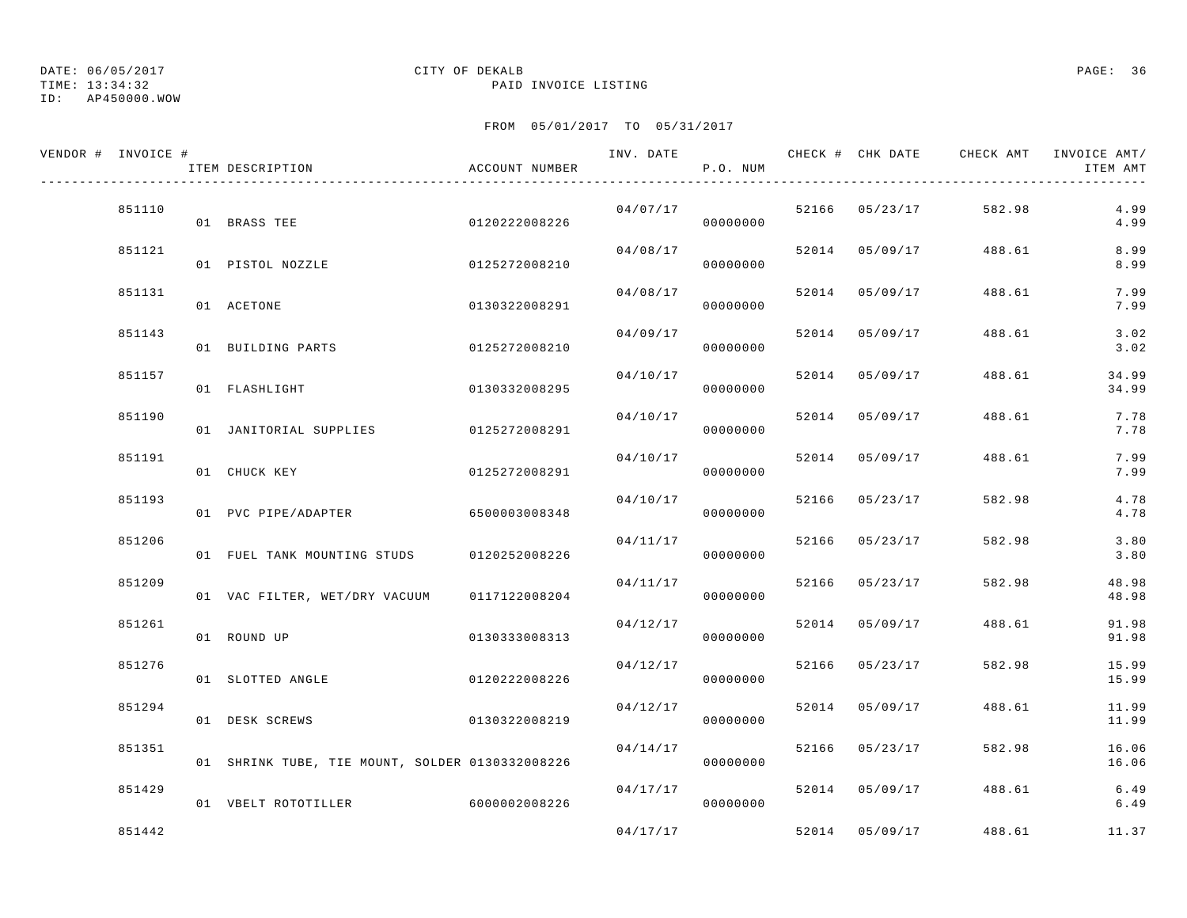DATE: 06/05/2017
TIME: 13:34:32
ID: AP450000.WOW

CITY OF DEKALB
PAID INVOICE LISTING

FROM 05/01/2017 TO 05/31/2017

| VENDOR # | INVOICE # | ITEM DESCRIPTION | ACCOUNT NUMBER | INV. DATE | P.O. NUM | CHECK # | CHK DATE | CHECK AMT | INVOICE AMT/ ITEM AMT |
|---|---|---|---|---|---|---|---|---|---|
| | 851110 | | | 04/07/17 | | 52166 | 05/23/17 | 582.98 | 4.99 |
| | | 01 BRASS TEE | 0120222008226 | | 00000000 | | | | 4.99 |
| | 851121 | | | 04/08/17 | | 52014 | 05/09/17 | 488.61 | 8.99 |
| | | 01 PISTOL NOZZLE | 0125272008210 | | 00000000 | | | | 8.99 |
| | 851131 | | | 04/08/17 | | 52014 | 05/09/17 | 488.61 | 7.99 |
| | | 01 ACETONE | 0130322008291 | | 00000000 | | | | 7.99 |
| | 851143 | | | 04/09/17 | | 52014 | 05/09/17 | 488.61 | 3.02 |
| | | 01 BUILDING PARTS | 0125272008210 | | 00000000 | | | | 3.02 |
| | 851157 | | | 04/10/17 | | 52014 | 05/09/17 | 488.61 | 34.99 |
| | | 01 FLASHLIGHT | 0130332008295 | | 00000000 | | | | 34.99 |
| | 851190 | | | 04/10/17 | | 52014 | 05/09/17 | 488.61 | 7.78 |
| | | 01 JANITORIAL SUPPLIES | 0125272008291 | | 00000000 | | | | 7.78 |
| | 851191 | | | 04/10/17 | | 52014 | 05/09/17 | 488.61 | 7.99 |
| | | 01 CHUCK KEY | 0125272008291 | | 00000000 | | | | 7.99 |
| | 851193 | | | 04/10/17 | | 52166 | 05/23/17 | 582.98 | 4.78 |
| | | 01 PVC PIPE/ADAPTER | 6500003008348 | | 00000000 | | | | 4.78 |
| | 851206 | | | 04/11/17 | | 52166 | 05/23/17 | 582.98 | 3.80 |
| | | 01 FUEL TANK MOUNTING STUDS | 0120252008226 | | 00000000 | | | | 3.80 |
| | 851209 | | | 04/11/17 | | 52166 | 05/23/17 | 582.98 | 48.98 |
| | | 01 VAC FILTER, WET/DRY VACUUM | 0117122008204 | | 00000000 | | | | 48.98 |
| | 851261 | | | 04/12/17 | | 52014 | 05/09/17 | 488.61 | 91.98 |
| | | 01 ROUND UP | 0130333008313 | | 00000000 | | | | 91.98 |
| | 851276 | | | 04/12/17 | | 52166 | 05/23/17 | 582.98 | 15.99 |
| | | 01 SLOTTED ANGLE | 0120222008226 | | 00000000 | | | | 15.99 |
| | 851294 | | | 04/12/17 | | 52014 | 05/09/17 | 488.61 | 11.99 |
| | | 01 DESK SCREWS | 0130322008219 | | 00000000 | | | | 11.99 |
| | 851351 | | | 04/14/17 | | 52166 | 05/23/17 | 582.98 | 16.06 |
| | | 01 SHRINK TUBE, TIE MOUNT, SOLDER | 0130332008226 | | 00000000 | | | | 16.06 |
| | 851429 | | | 04/17/17 | | 52014 | 05/09/17 | 488.61 | 6.49 |
| | | 01 VBELT ROTOTILLER | 6000002008226 | | 00000000 | | | | 6.49 |
| | 851442 | | | 04/17/17 | | 52014 | 05/09/17 | 488.61 | 11.37 |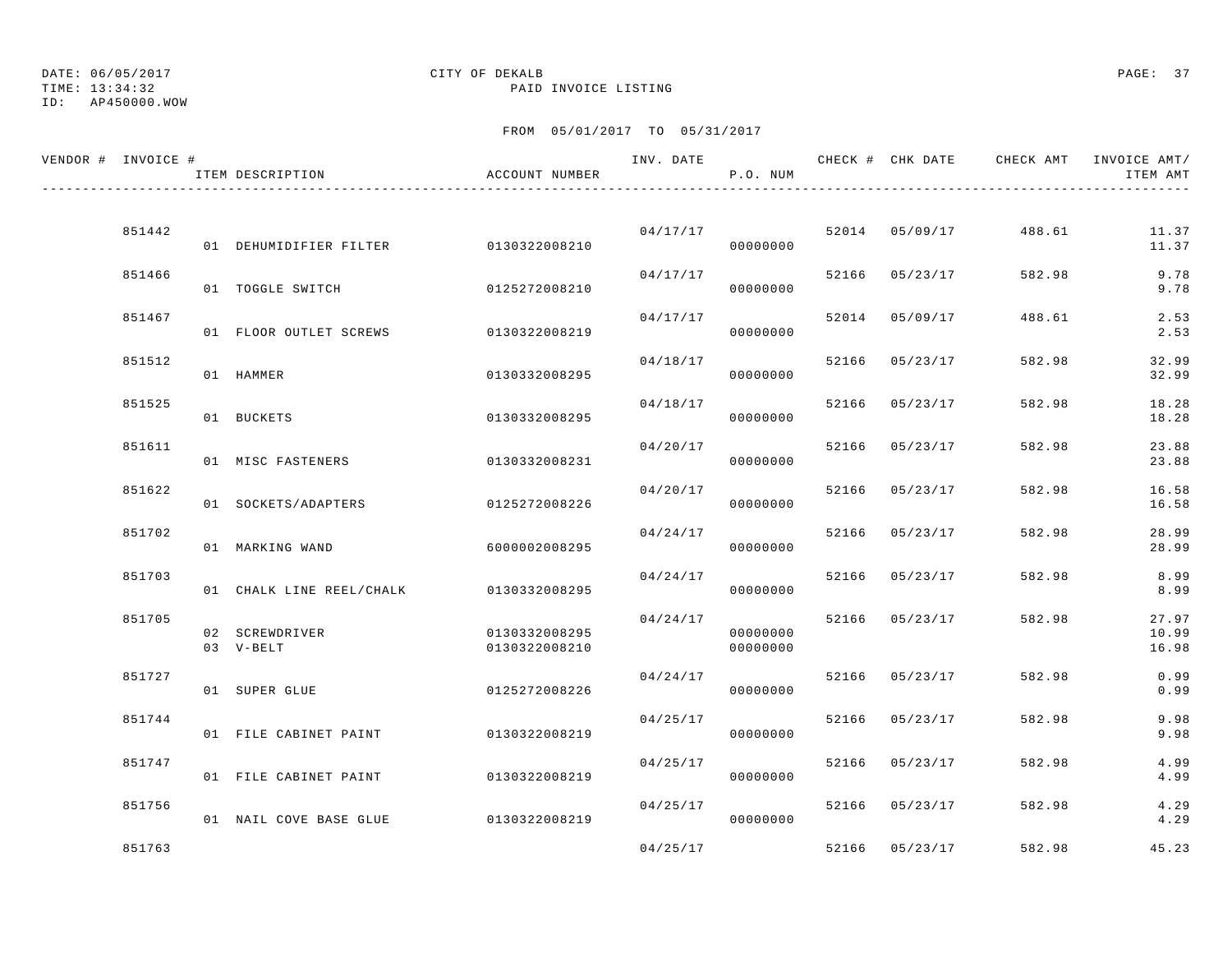DATE: 06/05/2017
TIME: 13:34:32
ID: AP450000.WOW

CITY OF DEKALB
PAID INVOICE LISTING

FROM 05/01/2017 TO 05/31/2017

| VENDOR # | INVOICE # | ITEM DESCRIPTION | ACCOUNT NUMBER | INV. DATE | P.O. NUM | CHECK # | CHK DATE | CHECK AMT | INVOICE AMT/ ITEM AMT |
|---|---|---|---|---|---|---|---|---|---|
| | 851442 | | | 04/17/17 | | 52014 | 05/09/17 | 488.61 | 11.37 |
| | | 01 DEHUMIDIFIER FILTER | 0130322008210 | | 00000000 | | | | 11.37 |
| | 851466 | | | 04/17/17 | | 52166 | 05/23/17 | 582.98 | 9.78 |
| | | 01 TOGGLE SWITCH | 0125272008210 | | 00000000 | | | | 9.78 |
| | 851467 | | | 04/17/17 | | 52014 | 05/09/17 | 488.61 | 2.53 |
| | | 01 FLOOR OUTLET SCREWS | 0130322008219 | | 00000000 | | | | 2.53 |
| | 851512 | | | 04/18/17 | | 52166 | 05/23/17 | 582.98 | 32.99 |
| | | 01 HAMMER | 0130332008295 | | 00000000 | | | | 32.99 |
| | 851525 | | | 04/18/17 | | 52166 | 05/23/17 | 582.98 | 18.28 |
| | | 01 BUCKETS | 0130332008295 | | 00000000 | | | | 18.28 |
| | 851611 | | | 04/20/17 | | 52166 | 05/23/17 | 582.98 | 23.88 |
| | | 01 MISC FASTENERS | 0130332008231 | | 00000000 | | | | 23.88 |
| | 851622 | | | 04/20/17 | | 52166 | 05/23/17 | 582.98 | 16.58 |
| | | 01 SOCKETS/ADAPTERS | 0125272008226 | | 00000000 | | | | 16.58 |
| | 851702 | | | 04/24/17 | | 52166 | 05/23/17 | 582.98 | 28.99 |
| | | 01 MARKING WAND | 6000002008295 | | 00000000 | | | | 28.99 |
| | 851703 | | | 04/24/17 | | 52166 | 05/23/17 | 582.98 | 8.99 |
| | | 01 CHALK LINE REEL/CHALK | 0130332008295 | | 00000000 | | | | 8.99 |
| | 851705 | | | 04/24/17 | | 52166 | 05/23/17 | 582.98 | 27.97 |
| | | 02 SCREWDRIVER | 0130332008295 | | 00000000 | | | | 10.99 |
| | | 03 V-BELT | 0130322008210 | | 00000000 | | | | 16.98 |
| | 851727 | | | 04/24/17 | | 52166 | 05/23/17 | 582.98 | 0.99 |
| | | 01 SUPER GLUE | 0125272008226 | | 00000000 | | | | 0.99 |
| | 851744 | | | 04/25/17 | | 52166 | 05/23/17 | 582.98 | 9.98 |
| | | 01 FILE CABINET PAINT | 0130322008219 | | 00000000 | | | | 9.98 |
| | 851747 | | | 04/25/17 | | 52166 | 05/23/17 | 582.98 | 4.99 |
| | | 01 FILE CABINET PAINT | 0130322008219 | | 00000000 | | | | 4.99 |
| | 851756 | | | 04/25/17 | | 52166 | 05/23/17 | 582.98 | 4.29 |
| | | 01 NAIL COVE BASE GLUE | 0130322008219 | | 00000000 | | | | 4.29 |
| | 851763 | | | 04/25/17 | | 52166 | 05/23/17 | 582.98 | 45.23 |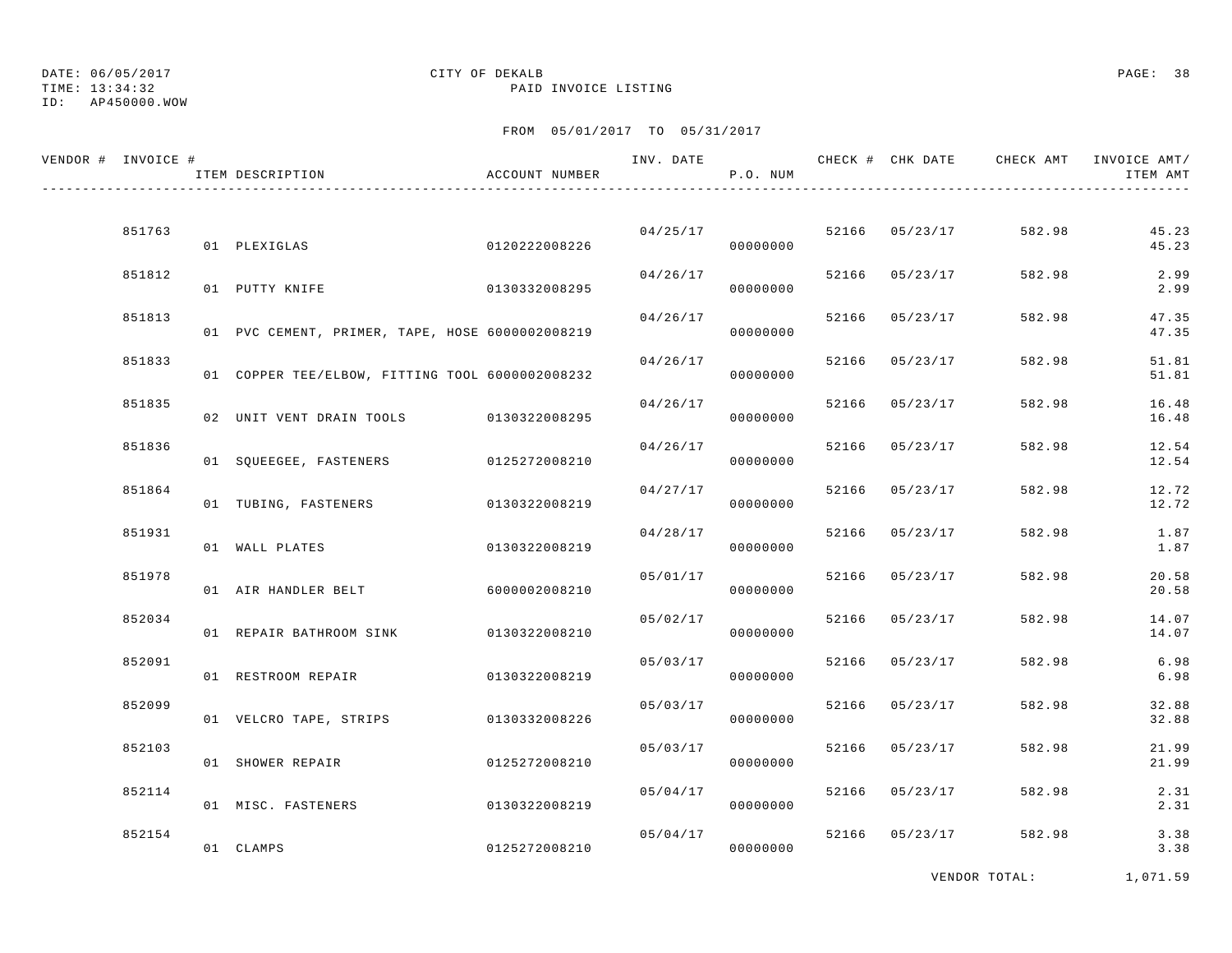DATE: 06/05/2017
TIME: 13:34:32
ID: AP450000.WOW

CITY OF DEKALB
PAID INVOICE LISTING

FROM 05/01/2017 TO 05/31/2017

| VENDOR # | INVOICE # | ITEM DESCRIPTION | ACCOUNT NUMBER | INV. DATE | P.O. NUM | CHECK # | CHK DATE | CHECK AMT | INVOICE AMT/ ITEM AMT |
|---|---|---|---|---|---|---|---|---|---|
| | 851763 | | | 04/25/17 | | 52166 | 05/23/17 | 582.98 | 45.23 |
| | | 01 PLEXIGLAS | 0120222008226 | | 00000000 | | | | 45.23 |
| | 851812 | | | 04/26/17 | | 52166 | 05/23/17 | 582.98 | 2.99 |
| | | 01 PUTTY KNIFE | 0130332008295 | | 00000000 | | | | 2.99 |
| | 851813 | | | 04/26/17 | | 52166 | 05/23/17 | 582.98 | 47.35 |
| | | 01 PVC CEMENT, PRIMER, TAPE, HOSE | 6000002008219 | | 00000000 | | | | 47.35 |
| | 851833 | | | 04/26/17 | | 52166 | 05/23/17 | 582.98 | 51.81 |
| | | 01 COPPER TEE/ELBOW, FITTING TOOL | 6000002008232 | | 00000000 | | | | 51.81 |
| | 851835 | | | 04/26/17 | | 52166 | 05/23/17 | 582.98 | 16.48 |
| | | 02 UNIT VENT DRAIN TOOLS | 0130322008295 | | 00000000 | | | | 16.48 |
| | 851836 | | | 04/26/17 | | 52166 | 05/23/17 | 582.98 | 12.54 |
| | | 01 SQUEEGEE, FASTENERS | 0125272008210 | | 00000000 | | | | 12.54 |
| | 851864 | | | 04/27/17 | | 52166 | 05/23/17 | 582.98 | 12.72 |
| | | 01 TUBING, FASTENERS | 0130322008219 | | 00000000 | | | | 12.72 |
| | 851931 | | | 04/28/17 | | 52166 | 05/23/17 | 582.98 | 1.87 |
| | | 01 WALL PLATES | 0130322008219 | | 00000000 | | | | 1.87 |
| | 851978 | | | 05/01/17 | | 52166 | 05/23/17 | 582.98 | 20.58 |
| | | 01 AIR HANDLER BELT | 6000002008210 | | 00000000 | | | | 20.58 |
| | 852034 | | | 05/02/17 | | 52166 | 05/23/17 | 582.98 | 14.07 |
| | | 01 REPAIR BATHROOM SINK | 0130322008210 | | 00000000 | | | | 14.07 |
| | 852091 | | | 05/03/17 | | 52166 | 05/23/17 | 582.98 | 6.98 |
| | | 01 RESTROOM REPAIR | 0130322008219 | | 00000000 | | | | 6.98 |
| | 852099 | | | 05/03/17 | | 52166 | 05/23/17 | 582.98 | 32.88 |
| | | 01 VELCRO TAPE, STRIPS | 0130332008226 | | 00000000 | | | | 32.88 |
| | 852103 | | | 05/03/17 | | 52166 | 05/23/17 | 582.98 | 21.99 |
| | | 01 SHOWER REPAIR | 0125272008210 | | 00000000 | | | | 21.99 |
| | 852114 | | | 05/04/17 | | 52166 | 05/23/17 | 582.98 | 2.31 |
| | | 01 MISC. FASTENERS | 0130322008219 | | 00000000 | | | | 2.31 |
| | 852154 | | | 05/04/17 | | 52166 | 05/23/17 | 582.98 | 3.38 |
| | | 01 CLAMPS | 0125272008210 | | 00000000 | | | | 3.38 |

VENDOR TOTAL: 1,071.59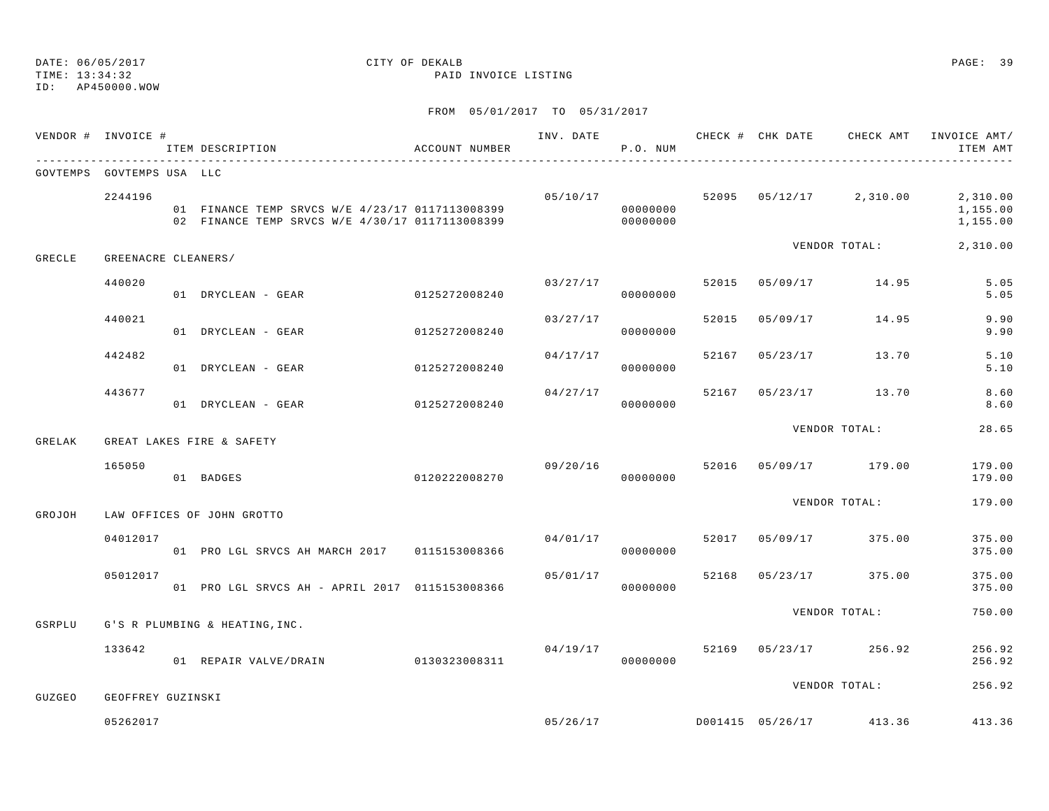DATE: 06/05/2017 CITY OF DEKALB
TIME: 13:34:32 PAID INVOICE LISTING
ID: AP450000.WOW

FROM 05/01/2017 TO 05/31/2017

| VENDOR # | INVOICE # | ITEM DESCRIPTION | ACCOUNT NUMBER | INV. DATE | P.O. NUM | CHECK # | CHK DATE | CHECK AMT | INVOICE AMT/ ITEM AMT |
|---|---|---|---|---|---|---|---|---|---|
| GOVTEMPS | GOVTEMPS USA LLC | | | | | | | | |
| | 2244196 | | | 05/10/17 | | 52095 | 05/12/17 | 2,310.00 | 2,310.00 |
| | | 01 FINANCE TEMP SRVCS W/E 4/23/17 | 0117113008399 | | 00000000 | | | | 1,155.00 |
| | | 02 FINANCE TEMP SRVCS W/E 4/30/17 | 0117113008399 | | 00000000 | | | | 1,155.00 |
| | | | | | | | VENDOR TOTAL: | | 2,310.00 |
| GRECLE | GREENACRE CLEANERS/ | | | | | | | | |
| | 440020 | | | 03/27/17 | | 52015 | 05/09/17 | 14.95 | 5.05 |
| | | 01 DRYCLEAN - GEAR | 0125272008240 | | 00000000 | | | | 5.05 |
| | 440021 | | | 03/27/17 | | 52015 | 05/09/17 | 14.95 | 9.90 |
| | | 01 DRYCLEAN - GEAR | 0125272008240 | | 00000000 | | | | 9.90 |
| | 442482 | | | 04/17/17 | | 52167 | 05/23/17 | 13.70 | 5.10 |
| | | 01 DRYCLEAN - GEAR | 0125272008240 | | 00000000 | | | | 5.10 |
| | 443677 | | | 04/27/17 | | 52167 | 05/23/17 | 13.70 | 8.60 |
| | | 01 DRYCLEAN - GEAR | 0125272008240 | | 00000000 | | | | 8.60 |
| | | | | | | | VENDOR TOTAL: | | 28.65 |
| GRELAK | GREAT LAKES FIRE & SAFETY | | | | | | | | |
| | 165050 | | | 09/20/16 | | 52016 | 05/09/17 | 179.00 | 179.00 |
| | | 01 BADGES | 0120222008270 | | 00000000 | | | | 179.00 |
| | | | | | | | VENDOR TOTAL: | | 179.00 |
| GROJOH | LAW OFFICES OF JOHN GROTTO | | | | | | | | |
| | 04012017 | | | 04/01/17 | | 52017 | 05/09/17 | 375.00 | 375.00 |
| | | 01 PRO LGL SRVCS AH MARCH 2017 | 0115153008366 | | 00000000 | | | | 375.00 |
| | 05012017 | | | 05/01/17 | | 52168 | 05/23/17 | 375.00 | 375.00 |
| | | 01 PRO LGL SRVCS AH - APRIL 2017 | 0115153008366 | | 00000000 | | | | 375.00 |
| | | | | | | | VENDOR TOTAL: | | 750.00 |
| GSRPLU | G'S R PLUMBING & HEATING,INC. | | | | | | | | |
| | 133642 | | | 04/19/17 | | 52169 | 05/23/17 | 256.92 | 256.92 |
| | | 01 REPAIR VALVE/DRAIN | 0130323008311 | | 00000000 | | | | 256.92 |
| | | | | | | | VENDOR TOTAL: | | 256.92 |
| GUZGEO | GEOFFREY GUZINSKI | | | | | | | | |
| | 05262017 | | | 05/26/17 | | D001415 | 05/26/17 | 413.36 | 413.36 |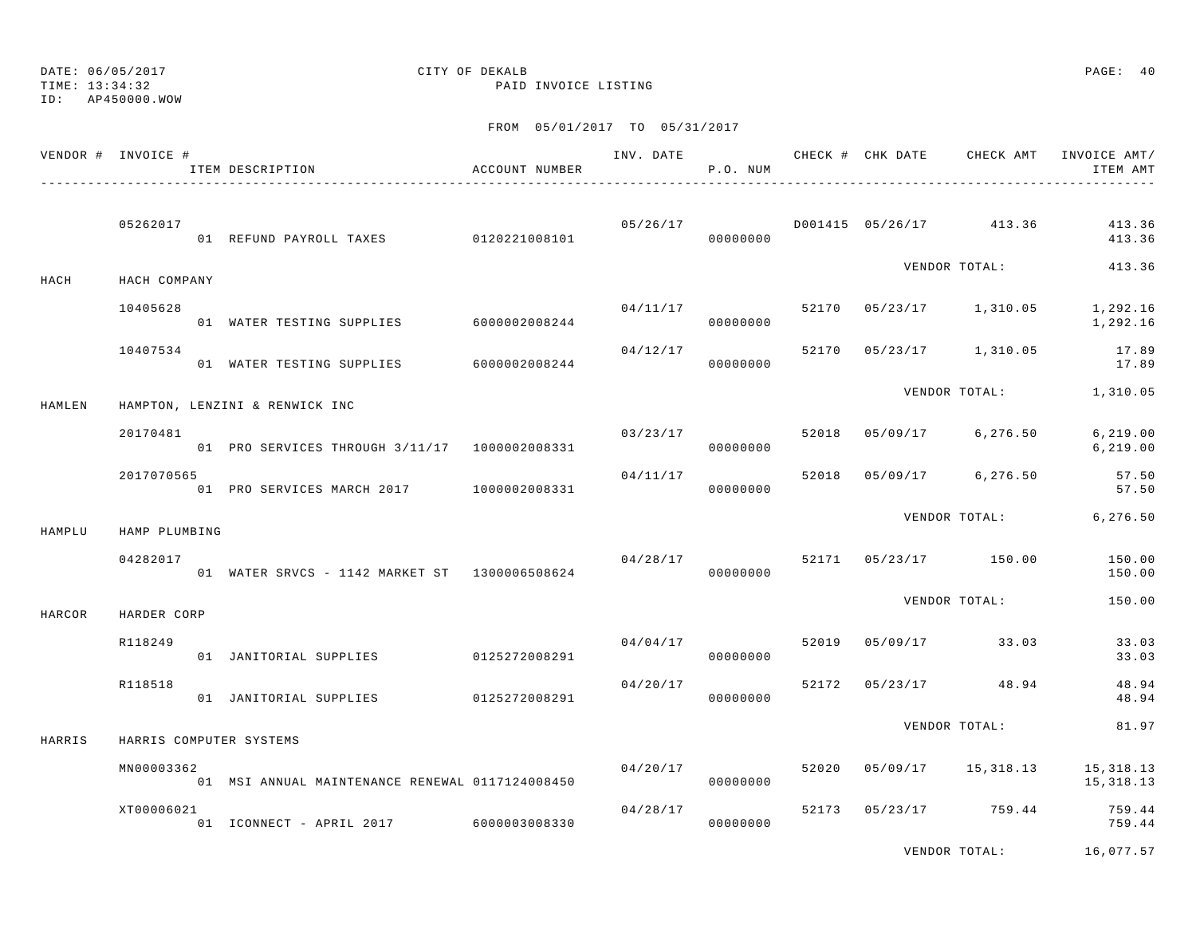DATE: 06/05/2017
TIME: 13:34:32
ID: AP450000.WOW

CITY OF DEKALB
PAID INVOICE LISTING

FROM 05/01/2017 TO 05/31/2017

| VENDOR # | INVOICE # / ITEM DESCRIPTION | ACCOUNT NUMBER | INV. DATE | P.O. NUM | CHECK # | CHK DATE | CHECK AMT | INVOICE AMT/ ITEM AMT |
|---|---|---|---|---|---|---|---|---|
| | 05262017 | | 05/26/17 | | D001415 | 05/26/17 | 413.36 | 413.36 |
| | 01 REFUND PAYROLL TAXES | 0120221008101 | | 00000000 | | | | 413.36 |
| | | | | | | VENDOR TOTAL: | | 413.36 |
| HACH | HACH COMPANY | | | | | | | |
| | 10405628 | | 04/11/17 | | 52170 | 05/23/17 | 1,310.05 | 1,292.16 |
| | 01 WATER TESTING SUPPLIES | 6000002008244 | | 00000000 | | | | 1,292.16 |
| | 10407534 | | 04/12/17 | | 52170 | 05/23/17 | 1,310.05 | 17.89 |
| | 01 WATER TESTING SUPPLIES | 6000002008244 | | 00000000 | | | | 17.89 |
| | | | | | | VENDOR TOTAL: | | 1,310.05 |
| HAMLEN | HAMPTON, LENZINI & RENWICK INC | | | | | | | |
| | 20170481 | | 03/23/17 | | 52018 | 05/09/17 | 6,276.50 | 6,219.00 |
| | 01 PRO SERVICES THROUGH 3/11/17 | 1000002008331 | | 00000000 | | | | 6,219.00 |
| | 2017070565 | | 04/11/17 | | 52018 | 05/09/17 | 6,276.50 | 57.50 |
| | 01 PRO SERVICES MARCH 2017 | 1000002008331 | | 00000000 | | | | 57.50 |
| | | | | | | VENDOR TOTAL: | | 6,276.50 |
| HAMPLU | HAMP PLUMBING | | | | | | | |
| | 04282017 | | 04/28/17 | | 52171 | 05/23/17 | 150.00 | 150.00 |
| | 01 WATER SRVCS - 1142 MARKET ST | 1300006508624 | | 00000000 | | | | 150.00 |
| | | | | | | VENDOR TOTAL: | | 150.00 |
| HARCOR | HARDER CORP | | | | | | | |
| | R118249 | | 04/04/17 | | 52019 | 05/09/17 | 33.03 | 33.03 |
| | 01 JANITORIAL SUPPLIES | 0125272008291 | | 00000000 | | | | 33.03 |
| | R118518 | | 04/20/17 | | 52172 | 05/23/17 | 48.94 | 48.94 |
| | 01 JANITORIAL SUPPLIES | 0125272008291 | | 00000000 | | | | 48.94 |
| | | | | | | VENDOR TOTAL: | | 81.97 |
| HARRIS | HARRIS COMPUTER SYSTEMS | | | | | | | |
| | MN00003362 | | 04/20/17 | | 52020 | 05/09/17 | 15,318.13 | 15,318.13 |
| | 01 MSI ANNUAL MAINTENANCE RENEWAL | 0117124008450 | | 00000000 | | | | 15,318.13 |
| | XT00006021 | | 04/28/17 | | 52173 | 05/23/17 | 759.44 | 759.44 |
| | 01 ICONNECT - APRIL 2017 | 6000003008330 | | 00000000 | | | | 759.44 |
| | | | | | | VENDOR TOTAL: | | 16,077.57 |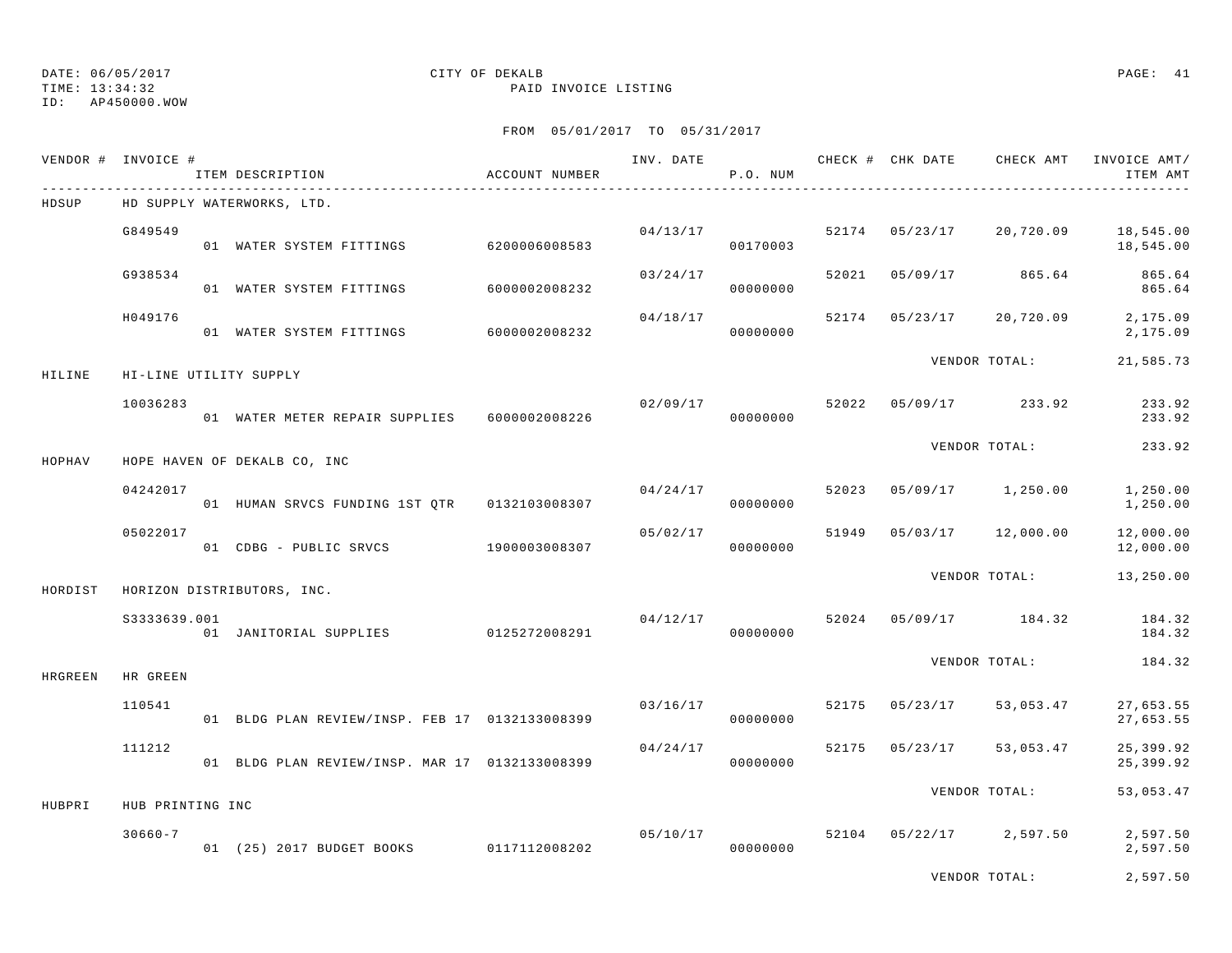DATE: 06/05/2017
TIME: 13:34:32
ID: AP450000.WOW

CITY OF DEKALB
PAID INVOICE LISTING

FROM 05/01/2017 TO 05/31/2017

| VENDOR # | INVOICE # | ITEM DESCRIPTION | ACCOUNT NUMBER | INV. DATE | P.O. NUM | CHECK # | CHK DATE | CHECK AMT | INVOICE AMT/ ITEM AMT |
|---|---|---|---|---|---|---|---|---|---|
| HDSUP | HD SUPPLY WATERWORKS, LTD. | | | | | | | | |
| | G849549 | | | 04/13/17 | | 52174 | 05/23/17 | 20,720.09 | 18,545.00 |
| | | 01 WATER SYSTEM FITTINGS | 6200006008583 | | 00170003 | | | | 18,545.00 |
| | G938534 | | | 03/24/17 | | 52021 | 05/09/17 | 865.64 | 865.64 |
| | | 01 WATER SYSTEM FITTINGS | 6000002008232 | | 00000000 | | | | 865.64 |
| | H049176 | | | 04/18/17 | | 52174 | 05/23/17 | 20,720.09 | 2,175.09 |
| | | 01 WATER SYSTEM FITTINGS | 6000002008232 | | 00000000 | | | | 2,175.09 |
| | | | | | | | VENDOR TOTAL: | | 21,585.73 |
| HILINE | HI-LINE UTILITY SUPPLY | | | | | | | | |
| | 10036283 | | | 02/09/17 | | 52022 | 05/09/17 | 233.92 | 233.92 |
| | | 01 WATER METER REPAIR SUPPLIES | 6000002008226 | | 00000000 | | | | 233.92 |
| | | | | | | | VENDOR TOTAL: | | 233.92 |
| HOPHAV | HOPE HAVEN OF DEKALB CO, INC | | | | | | | | |
| | 04242017 | | | 04/24/17 | | 52023 | 05/09/17 | 1,250.00 | 1,250.00 |
| | | 01 HUMAN SRVCS FUNDING 1ST QTR | 0132103008307 | | 00000000 | | | | 1,250.00 |
| | 05022017 | | | 05/02/17 | | 51949 | 05/03/17 | 12,000.00 | 12,000.00 |
| | | 01 CDBG - PUBLIC SRVCS | 1900003008307 | | 00000000 | | | | 12,000.00 |
| | | | | | | | VENDOR TOTAL: | | 13,250.00 |
| HORDIST | HORIZON DISTRIBUTORS, INC. | | | | | | | | |
| | S3333639.001 | | | 04/12/17 | | 52024 | 05/09/17 | 184.32 | 184.32 |
| | | 01 JANITORIAL SUPPLIES | 0125272008291 | | 00000000 | | | | 184.32 |
| | | | | | | | VENDOR TOTAL: | | 184.32 |
| HRGREEN | HR GREEN | | | | | | | | |
| | 110541 | | | 03/16/17 | | 52175 | 05/23/17 | 53,053.47 | 27,653.55 |
| | | 01 BLDG PLAN REVIEW/INSP. FEB 17 | 0132133008399 | | 00000000 | | | | 27,653.55 |
| | 111212 | | | 04/24/17 | | 52175 | 05/23/17 | 53,053.47 | 25,399.92 |
| | | 01 BLDG PLAN REVIEW/INSP. MAR 17 | 0132133008399 | | 00000000 | | | | 25,399.92 |
| | | | | | | | VENDOR TOTAL: | | 53,053.47 |
| HUBPRI | HUB PRINTING INC | | | | | | | | |
| | 30660-7 | | | 05/10/17 | | 52104 | 05/22/17 | 2,597.50 | 2,597.50 |
| | | 01 (25) 2017 BUDGET BOOKS | 0117112008202 | | 00000000 | | | | 2,597.50 |
| | | | | | | | VENDOR TOTAL: | | 2,597.50 |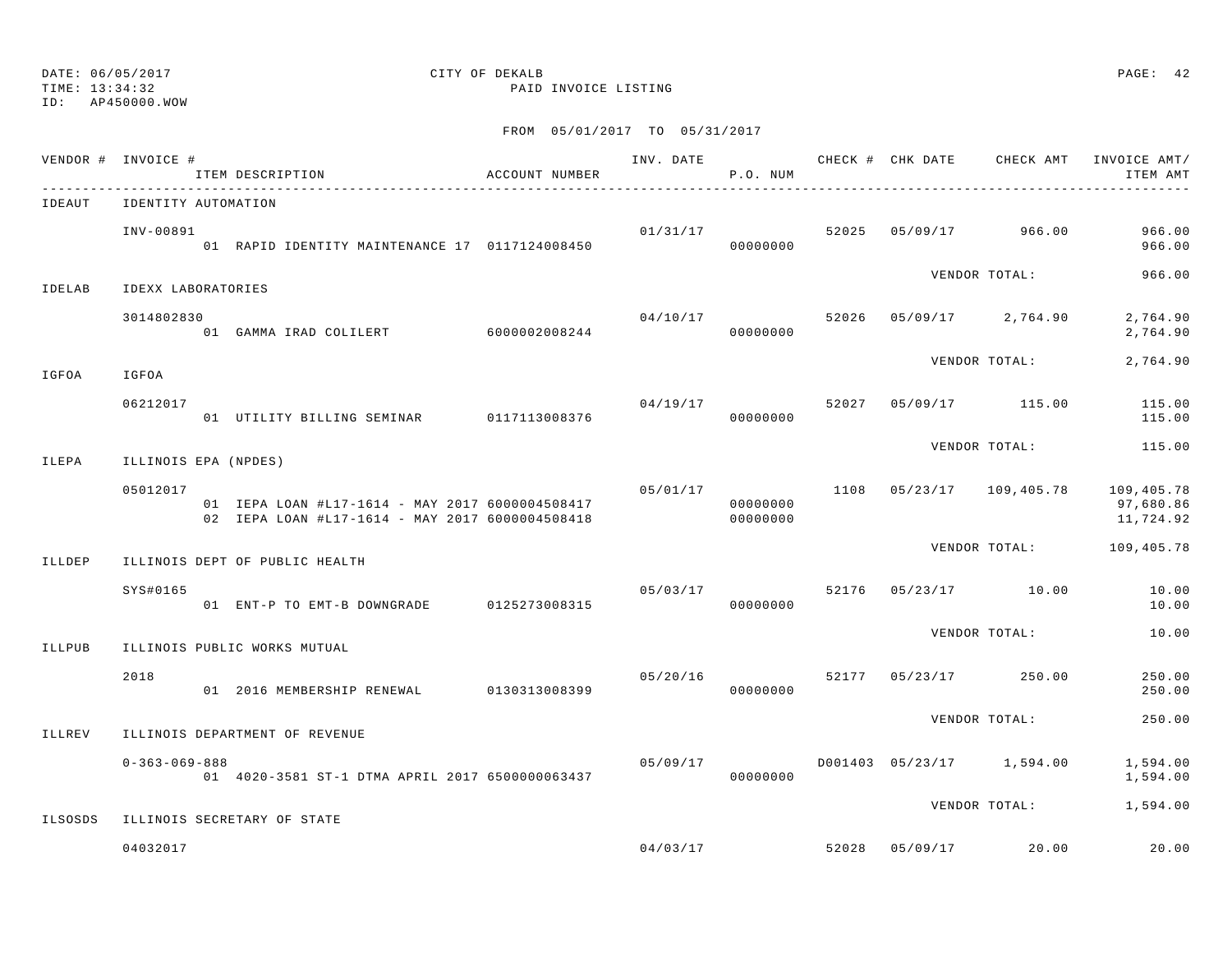DATE: 06/05/2017 CITY OF DEKALB
TIME: 13:34:32 PAID INVOICE LISTING
ID: AP450000.WOW

FROM 05/01/2017 TO 05/31/2017

| VENDOR # | INVOICE # / ITEM DESCRIPTION | ACCOUNT NUMBER | INV. DATE | P.O. NUM | CHECK # | CHK DATE | CHECK AMT | INVOICE AMT/ ITEM AMT |
|---|---|---|---|---|---|---|---|---|
| IDEAUT | IDENTITY AUTOMATION | | | | | | | |
| | INV-00891 | | 01/31/17 | | 52025 | 05/09/17 | 966.00 | 966.00 |
| | 01 RAPID IDENTITY MAINTENANCE 17 | 0117124008450 | | 00000000 | | | | 966.00 |
| | | | | | | VENDOR TOTAL: | | 966.00 |
| IDELAB | IDEXX LABORATORIES | | | | | | | |
| | 3014802830 | | 04/10/17 | | 52026 | 05/09/17 | 2,764.90 | 2,764.90 |
| | 01 GAMMA IRAD COLILERT | 6000002008244 | | 00000000 | | | | 2,764.90 |
| | | | | | | VENDOR TOTAL: | | 2,764.90 |
| IGFOA | IGFOA | | | | | | | |
| | 06212017 | | 04/19/17 | | 52027 | 05/09/17 | 115.00 | 115.00 |
| | 01 UTILITY BILLING SEMINAR | 0117113008376 | | 00000000 | | | | 115.00 |
| | | | | | | VENDOR TOTAL: | | 115.00 |
| ILEPA | ILLINOIS EPA (NPDES) | | | | | | | |
| | 05012017 | | 05/01/17 | | 1108 | 05/23/17 | 109,405.78 | 109,405.78 |
| | 01 IEPA LOAN #L17-1614 - MAY 2017 | 6000004508417 | | 00000000 | | | | 97,680.86 |
| | 02 IEPA LOAN #L17-1614 - MAY 2017 | 6000004508418 | | 00000000 | | | | 11,724.92 |
| | | | | | | VENDOR TOTAL: | | 109,405.78 |
| ILLDEP | ILLINOIS DEPT OF PUBLIC HEALTH | | | | | | | |
| | SYS#0165 | | 05/03/17 | | 52176 | 05/23/17 | 10.00 | 10.00 |
| | 01 ENT-P TO EMT-B DOWNGRADE | 0125273008315 | | 00000000 | | | | 10.00 |
| | | | | | | VENDOR TOTAL: | | 10.00 |
| ILLPUB | ILLINOIS PUBLIC WORKS MUTUAL | | | | | | | |
| | 2018 | | 05/20/16 | | 52177 | 05/23/17 | 250.00 | 250.00 |
| | 01 2016 MEMBERSHIP RENEWAL | 0130313008399 | | 00000000 | | | | 250.00 |
| | | | | | | VENDOR TOTAL: | | 250.00 |
| ILLREV | ILLINOIS DEPARTMENT OF REVENUE | | | | | | | |
| | 0-363-069-888 | | 05/09/17 | | D001403 | 05/23/17 | 1,594.00 | 1,594.00 |
| | 01 4020-3581 ST-1 DTMA APRIL 2017 | 6500000063437 | | 00000000 | | | | 1,594.00 |
| | | | | | | VENDOR TOTAL: | | 1,594.00 |
| ILSOSDS | ILLINOIS SECRETARY OF STATE | | | | | | | |
| | 04032017 | | 04/03/17 | | 52028 | 05/09/17 | 20.00 | 20.00 |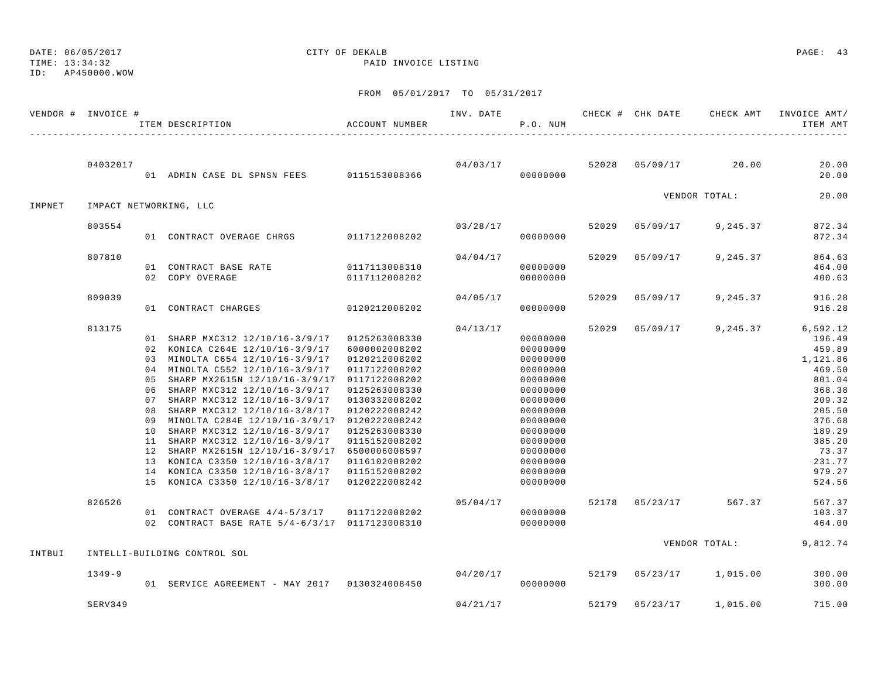DATE: 06/05/2017
TIME: 13:34:32
ID: AP450000.WOW

CITY OF DEKALB
PAID INVOICE LISTING

FROM 05/01/2017 TO 05/31/2017

| VENDOR # | INVOICE # | ITEM DESCRIPTION | ACCOUNT NUMBER | INV. DATE | P.O. NUM | CHECK # | CHK DATE | CHECK AMT | INVOICE AMT/ ITEM AMT |
|---|---|---|---|---|---|---|---|---|---|
| | 04032017 | | | 04/03/17 | | 52028 | 05/09/17 | 20.00 | 20.00 |
| | | 01 ADMIN CASE DL SPNSN FEES | 0115153008366 | | 00000000 | | | | 20.00 |
| | | | | | | | | VENDOR TOTAL: | 20.00 |
| IMPNET | IMPACT NETWORKING, LLC | | | | | | | | |
| | 803554 | | | 03/28/17 | | 52029 | 05/09/17 | 9,245.37 | 872.34 |
| | | 01 CONTRACT OVERAGE CHRGS | 0117122008202 | | 00000000 | | | | 872.34 |
| | 807810 | | | 04/04/17 | | 52029 | 05/09/17 | 9,245.37 | 864.63 |
| | | 01 CONTRACT BASE RATE | 0117113008310 | | 00000000 | | | | 464.00 |
| | | 02 COPY OVERAGE | 0117112008202 | | 00000000 | | | | 400.63 |
| | 809039 | | | 04/05/17 | | 52029 | 05/09/17 | 9,245.37 | 916.28 |
| | | 01 CONTRACT CHARGES | 0120212008202 | | 00000000 | | | | 916.28 |
| | 813175 | | | 04/13/17 | | 52029 | 05/09/17 | 9,245.37 | 6,592.12 |
| | | 01 SHARP MXC312 12/10/16-3/9/17 | 0125263008330 | | 00000000 | | | | 196.49 |
| | | 02 KONICA C264E 12/10/16-3/9/17 | 6000002008202 | | 00000000 | | | | 459.89 |
| | | 03 MINOLTA C654 12/10/16-3/9/17 | 0120212008202 | | 00000000 | | | | 1,121.86 |
| | | 04 MINOLTA C552 12/10/16-3/9/17 | 0117122008202 | | 00000000 | | | | 469.50 |
| | | 05 SHARP MX2615N 12/10/16-3/9/17 | 0117122008202 | | 00000000 | | | | 801.04 |
| | | 06 SHARP MXC312 12/10/16-3/9/17 | 0125263008330 | | 00000000 | | | | 368.38 |
| | | 07 SHARP MXC312 12/10/16-3/9/17 | 0130332008202 | | 00000000 | | | | 209.32 |
| | | 08 SHARP MXC312 12/10/16-3/8/17 | 0120222008242 | | 00000000 | | | | 205.50 |
| | | 09 MINOLTA C284E 12/10/16-3/9/17 | 0120222008242 | | 00000000 | | | | 376.68 |
| | | 10 SHARP MXC312 12/10/16-3/9/17 | 0125263008330 | | 00000000 | | | | 189.29 |
| | | 11 SHARP MXC312 12/10/16-3/9/17 | 0115152008202 | | 00000000 | | | | 385.20 |
| | | 12 SHARP MX2615N 12/10/16-3/9/17 | 6500006008597 | | 00000000 | | | | 73.37 |
| | | 13 KONICA C3350 12/10/16-3/8/17 | 0116102008202 | | 00000000 | | | | 231.77 |
| | | 14 KONICA C3350 12/10/16-3/8/17 | 0115152008202 | | 00000000 | | | | 979.27 |
| | | 15 KONICA C3350 12/10/16-3/8/17 | 0120222008242 | | 00000000 | | | | 524.56 |
| | 826526 | | | 05/04/17 | | 52178 | 05/23/17 | 567.37 | 567.37 |
| | | 01 CONTRACT OVERAGE 4/4-5/3/17 | 0117122008202 | | 00000000 | | | | 103.37 |
| | | 02 CONTRACT BASE RATE 5/4-6/3/17 | 0117123008310 | | 00000000 | | | | 464.00 |
| | | | | | | | | VENDOR TOTAL: | 9,812.74 |
| INTBUI | INTELLI-BUILDING CONTROL SOL | | | | | | | | |
| | 1349-9 | | | 04/20/17 | | 52179 | 05/23/17 | 1,015.00 | 300.00 |
| | | 01 SERVICE AGREEMENT - MAY 2017 | 0130324008450 | | 00000000 | | | | 300.00 |
| | SERV349 | | | 04/21/17 | | 52179 | 05/23/17 | 1,015.00 | 715.00 |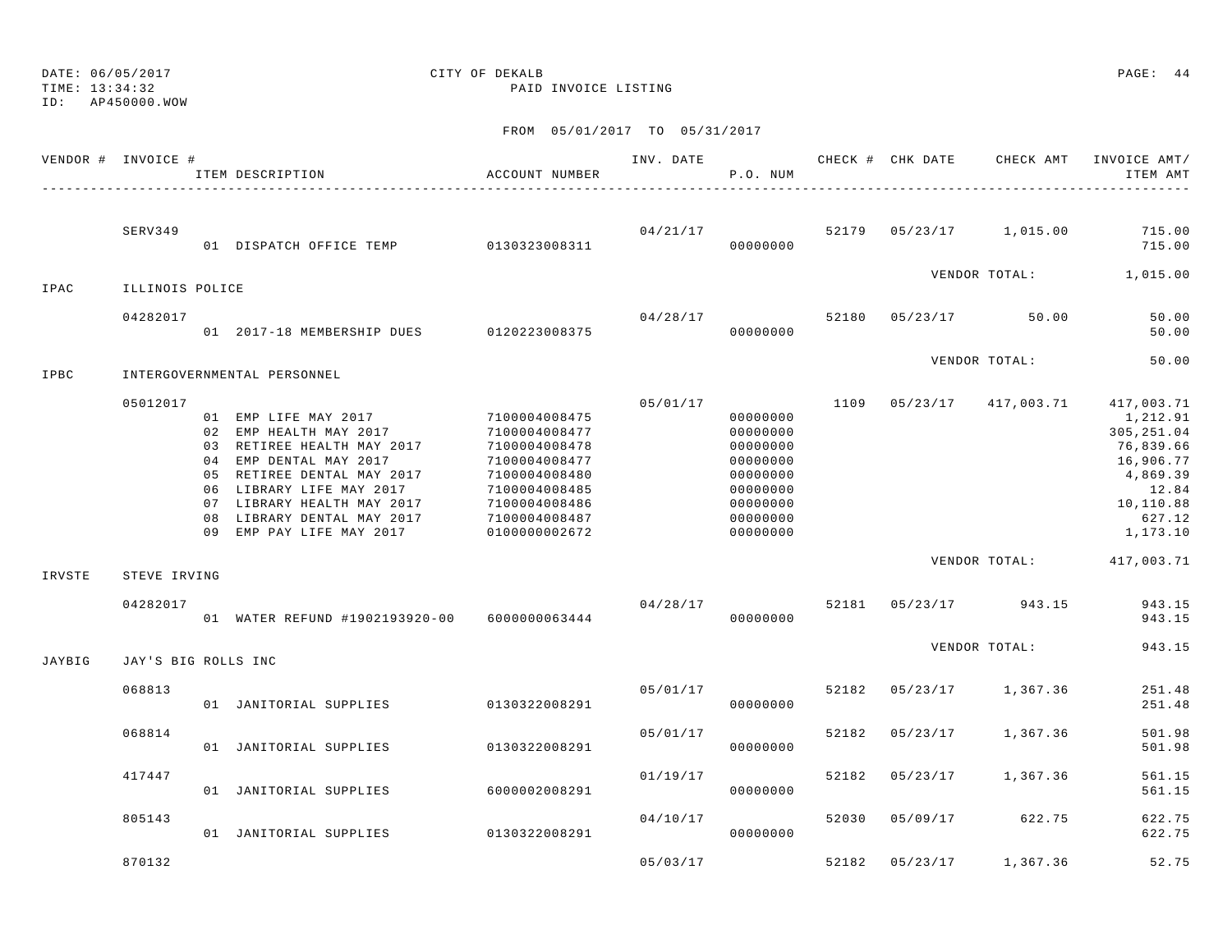DATE: 06/05/2017 CITY OF DEKALB
TIME: 13:34:32 PAID INVOICE LISTING
ID: AP450000.WOW

FROM 05/01/2017 TO 05/31/2017

| VENDOR # | INVOICE # | ITEM DESCRIPTION | ACCOUNT NUMBER | INV. DATE | P.O. NUM | CHECK # | CHK DATE | CHECK AMT | INVOICE AMT/ ITEM AMT |
|---|---|---|---|---|---|---|---|---|---|
| | SERV349 | | | 04/21/17 | | 52179 | 05/23/17 | 1,015.00 | 715.00 |
| | | 01 DISPATCH OFFICE TEMP | 0130323008311 | | 00000000 | | | | 715.00 |
| | | | | | | | | VENDOR TOTAL: | 1,015.00 |
| IPAC | ILLINOIS POLICE | | | | | | | | |
| | 04282017 | | | 04/28/17 | | 52180 | 05/23/17 | 50.00 | 50.00 |
| | | 01 2017-18 MEMBERSHIP DUES | 0120223008375 | | 00000000 | | | | 50.00 |
| | | | | | | | | VENDOR TOTAL: | 50.00 |
| IPBC | INTERGOVERNMENTAL PERSONNEL | | | | | | | | |
| | 05012017 | | | 05/01/17 | | 1109 | 05/23/17 | 417,003.71 | 417,003.71 |
| | | 01 EMP LIFE MAY 2017 | 7100004008475 | | 00000000 | | | | 1,212.91 |
| | | 02 EMP HEALTH MAY 2017 | 7100004008477 | | 00000000 | | | | 305,251.04 |
| | | 03 RETIREE HEALTH MAY 2017 | 7100004008478 | | 00000000 | | | | 76,839.66 |
| | | 04 EMP DENTAL MAY 2017 | 7100004008477 | | 00000000 | | | | 16,906.77 |
| | | 05 RETIREE DENTAL MAY 2017 | 7100004008480 | | 00000000 | | | | 4,869.39 |
| | | 06 LIBRARY LIFE MAY 2017 | 7100004008485 | | 00000000 | | | | 12.84 |
| | | 07 LIBRARY HEALTH MAY 2017 | 7100004008486 | | 00000000 | | | | 10,110.88 |
| | | 08 LIBRARY DENTAL MAY 2017 | 7100004008487 | | 00000000 | | | | 627.12 |
| | | 09 EMP PAY LIFE MAY 2017 | 0100000002672 | | 00000000 | | | | 1,173.10 |
| | | | | | | | | VENDOR TOTAL: | 417,003.71 |
| IRVSTE | STEVE IRVING | | | | | | | | |
| | 04282017 | | | 04/28/17 | | 52181 | 05/23/17 | 943.15 | 943.15 |
| | | 01 WATER REFUND #1902193920-00 | 6000000063444 | | 00000000 | | | | 943.15 |
| | | | | | | | | VENDOR TOTAL: | 943.15 |
| JAYBIG | JAY'S BIG ROLLS INC | | | | | | | | |
| | 068813 | | | 05/01/17 | | 52182 | 05/23/17 | 1,367.36 | 251.48 |
| | | 01 JANITORIAL SUPPLIES | 0130322008291 | | 00000000 | | | | 251.48 |
| | 068814 | | | 05/01/17 | | 52182 | 05/23/17 | 1,367.36 | 501.98 |
| | | 01 JANITORIAL SUPPLIES | 0130322008291 | | 00000000 | | | | 501.98 |
| | 417447 | | | 01/19/17 | | 52182 | 05/23/17 | 1,367.36 | 561.15 |
| | | 01 JANITORIAL SUPPLIES | 6000002008291 | | 00000000 | | | | 561.15 |
| | 805143 | | | 04/10/17 | | 52030 | 05/09/17 | 622.75 | 622.75 |
| | | 01 JANITORIAL SUPPLIES | 0130322008291 | | 00000000 | | | | 622.75 |
| | 870132 | | | 05/03/17 | | 52182 | 05/23/17 | 1,367.36 | 52.75 |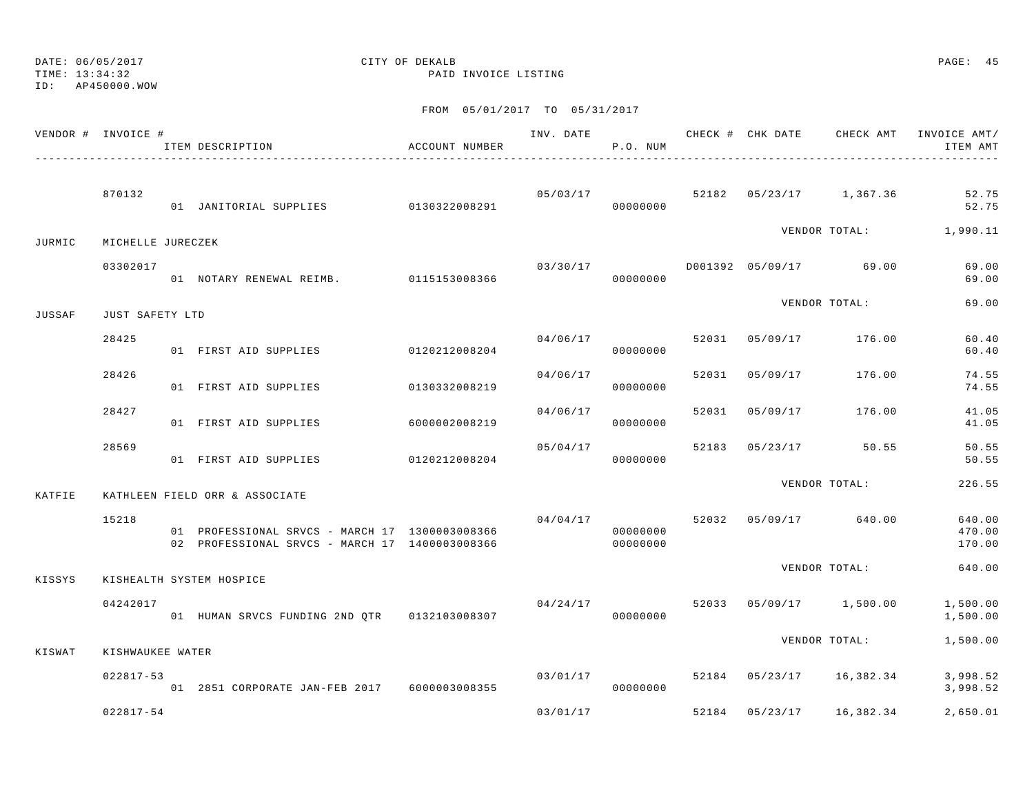DATE: 06/05/2017 CITY OF DEKALB PAGE: 45
TIME: 13:34:32 PAID INVOICE LISTING
ID: AP450000.WOW

FROM 05/01/2017 TO 05/31/2017

| VENDOR # | INVOICE # | ITEM DESCRIPTION | ACCOUNT NUMBER | INV. DATE | P.O. NUM | CHECK # | CHK DATE | CHECK AMT | INVOICE AMT/ ITEM AMT |
|---|---|---|---|---|---|---|---|---|---|
| | 870132 | | | 05/03/17 | | 52182 | 05/23/17 | 1,367.36 | 52.75 |
| | | 01 JANITORIAL SUPPLIES | 0130322008291 | | 00000000 | | | | 52.75 |
| | | | | | | | | VENDOR TOTAL: | 1,990.11 |
| JURMIC | MICHELLE JURECZEK | | | | | | | | |
| | 03302017 | | | 03/30/17 | | D001392 | 05/09/17 | 69.00 | 69.00 |
| | | 01 NOTARY RENEWAL REIMB. | 0115153008366 | | 00000000 | | | | 69.00 |
| | | | | | | | | VENDOR TOTAL: | 69.00 |
| JUSSAF | JUST SAFETY LTD | | | | | | | | |
| | 28425 | | | 04/06/17 | | 52031 | 05/09/17 | 176.00 | 60.40 |
| | | 01 FIRST AID SUPPLIES | 0120212008204 | | 00000000 | | | | 60.40 |
| | 28426 | | | 04/06/17 | | 52031 | 05/09/17 | 176.00 | 74.55 |
| | | 01 FIRST AID SUPPLIES | 0130332008219 | | 00000000 | | | | 74.55 |
| | 28427 | | | 04/06/17 | | 52031 | 05/09/17 | 176.00 | 41.05 |
| | | 01 FIRST AID SUPPLIES | 6000002008219 | | 00000000 | | | | 41.05 |
| | 28569 | | | 05/04/17 | | 52183 | 05/23/17 | 50.55 | 50.55 |
| | | 01 FIRST AID SUPPLIES | 0120212008204 | | 00000000 | | | | 50.55 |
| | | | | | | | | VENDOR TOTAL: | 226.55 |
| KATFIE | KATHLEEN FIELD ORR & ASSOCIATE | | | | | | | | |
| | 15218 | | | 04/04/17 | | 52032 | 05/09/17 | 640.00 | 640.00 |
| | | 01 PROFESSIONAL SRVCS - MARCH 17 | 1300003008366 | | 00000000 | | | | 470.00 |
| | | 02 PROFESSIONAL SRVCS - MARCH 17 | 1400003008366 | | 00000000 | | | | 170.00 |
| | | | | | | | | VENDOR TOTAL: | 640.00 |
| KISSYS | KISHEALTH SYSTEM HOSPICE | | | | | | | | |
| | 04242017 | | | 04/24/17 | | 52033 | 05/09/17 | 1,500.00 | 1,500.00 |
| | | 01 HUMAN SRVCS FUNDING 2ND QTR | 0132103008307 | | 00000000 | | | | 1,500.00 |
| | | | | | | | | VENDOR TOTAL: | 1,500.00 |
| KISWAT | KISHWAUKEE WATER | | | | | | | | |
| | 022817-53 | | | 03/01/17 | | 52184 | 05/23/17 | 16,382.34 | 3,998.52 |
| | | 01 2851 CORPORATE JAN-FEB 2017 | 6000003008355 | | 00000000 | | | | 3,998.52 |
| | 022817-54 | | | 03/01/17 | | 52184 | 05/23/17 | 16,382.34 | 2,650.01 |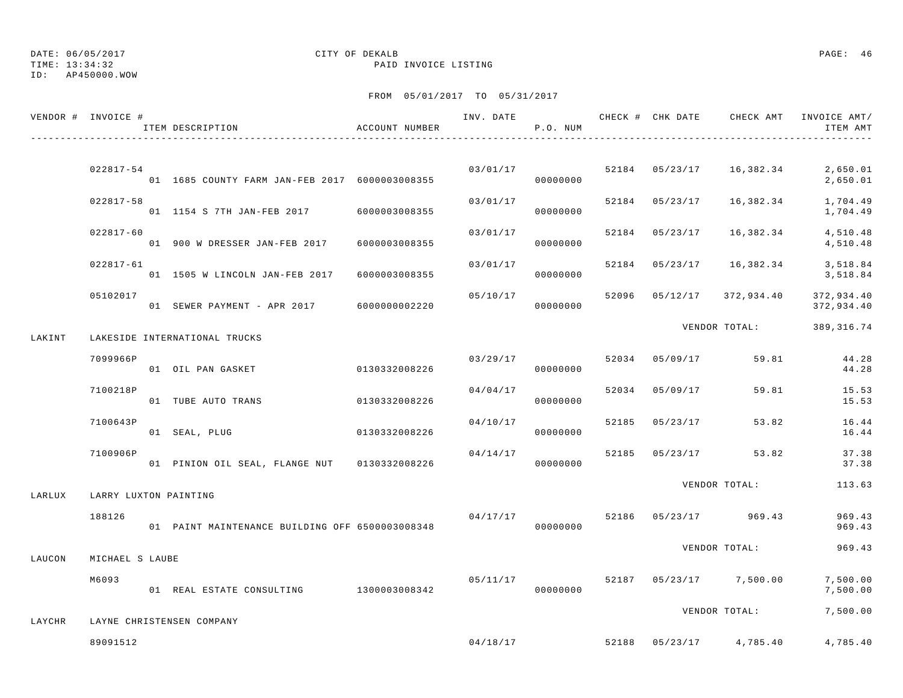DATE: 06/05/2017 CITY OF DEKALB
TIME: 13:34:32 PAID INVOICE LISTING
ID: AP450000.WOW

FROM 05/01/2017 TO 05/31/2017

| VENDOR # | INVOICE # / ITEM DESCRIPTION | ACCOUNT NUMBER | INV. DATE | P.O. NUM | CHECK # | CHK DATE | CHECK AMT | INVOICE AMT/ ITEM AMT |
|---|---|---|---|---|---|---|---|---|
| | 022817-54 | | 03/01/17 | | 52184 | 05/23/17 | 16,382.34 | 2,650.01 |
| | 01 1685 COUNTY FARM JAN-FEB 2017 | 6000003008355 | | 00000000 | | | | 2,650.01 |
| | 022817-58 | | 03/01/17 | | 52184 | 05/23/17 | 16,382.34 | 1,704.49 |
| | 01 1154 S 7TH JAN-FEB 2017 | 6000003008355 | | 00000000 | | | | 1,704.49 |
| | 022817-60 | | 03/01/17 | | 52184 | 05/23/17 | 16,382.34 | 4,510.48 |
| | 01 900 W DRESSER JAN-FEB 2017 | 6000003008355 | | 00000000 | | | | 4,510.48 |
| | 022817-61 | | 03/01/17 | | 52184 | 05/23/17 | 16,382.34 | 3,518.84 |
| | 01 1505 W LINCOLN JAN-FEB 2017 | 6000003008355 | | 00000000 | | | | 3,518.84 |
| | 05102017 | | 05/10/17 | | 52096 | 05/12/17 | 372,934.40 | 372,934.40 |
| | 01 SEWER PAYMENT - APR 2017 | 6000000002220 | | 00000000 | | | | 372,934.40 |
| | | | | | | | VENDOR TOTAL: | 389,316.74 |
| LAKINT | LAKESIDE INTERNATIONAL TRUCKS | | | | | | | |
| | 7099966P | | 03/29/17 | | 52034 | 05/09/17 | 59.81 | 44.28 |
| | 01 OIL PAN GASKET | 0130332008226 | | 00000000 | | | | 44.28 |
| | 7100218P | | 04/04/17 | | 52034 | 05/09/17 | 59.81 | 15.53 |
| | 01 TUBE AUTO TRANS | 0130332008226 | | 00000000 | | | | 15.53 |
| | 7100643P | | 04/10/17 | | 52185 | 05/23/17 | 53.82 | 16.44 |
| | 01 SEAL, PLUG | 0130332008226 | | 00000000 | | | | 16.44 |
| | 7100906P | | 04/14/17 | | 52185 | 05/23/17 | 53.82 | 37.38 |
| | 01 PINION OIL SEAL, FLANGE NUT | 0130332008226 | | 00000000 | | | | 37.38 |
| | | | | | | | VENDOR TOTAL: | 113.63 |
| LARLUX | LARRY LUXTON PAINTING | | | | | | | |
| | 188126 | | 04/17/17 | | 52186 | 05/23/17 | 969.43 | 969.43 |
| | 01 PAINT MAINTENANCE BUILDING OFF | 6500003008348 | | 00000000 | | | | 969.43 |
| | | | | | | | VENDOR TOTAL: | 969.43 |
| LAUCON | MICHAEL S LAUBE | | | | | | | |
| | M6093 | | 05/11/17 | | 52187 | 05/23/17 | 7,500.00 | 7,500.00 |
| | 01 REAL ESTATE CONSULTING | 1300003008342 | | 00000000 | | | | 7,500.00 |
| | | | | | | | VENDOR TOTAL: | 7,500.00 |
| LAYCHR | LAYNE CHRISTENSEN COMPANY | | | | | | | |
| | 89091512 | | 04/18/17 | | 52188 | 05/23/17 | 4,785.40 | 4,785.40 |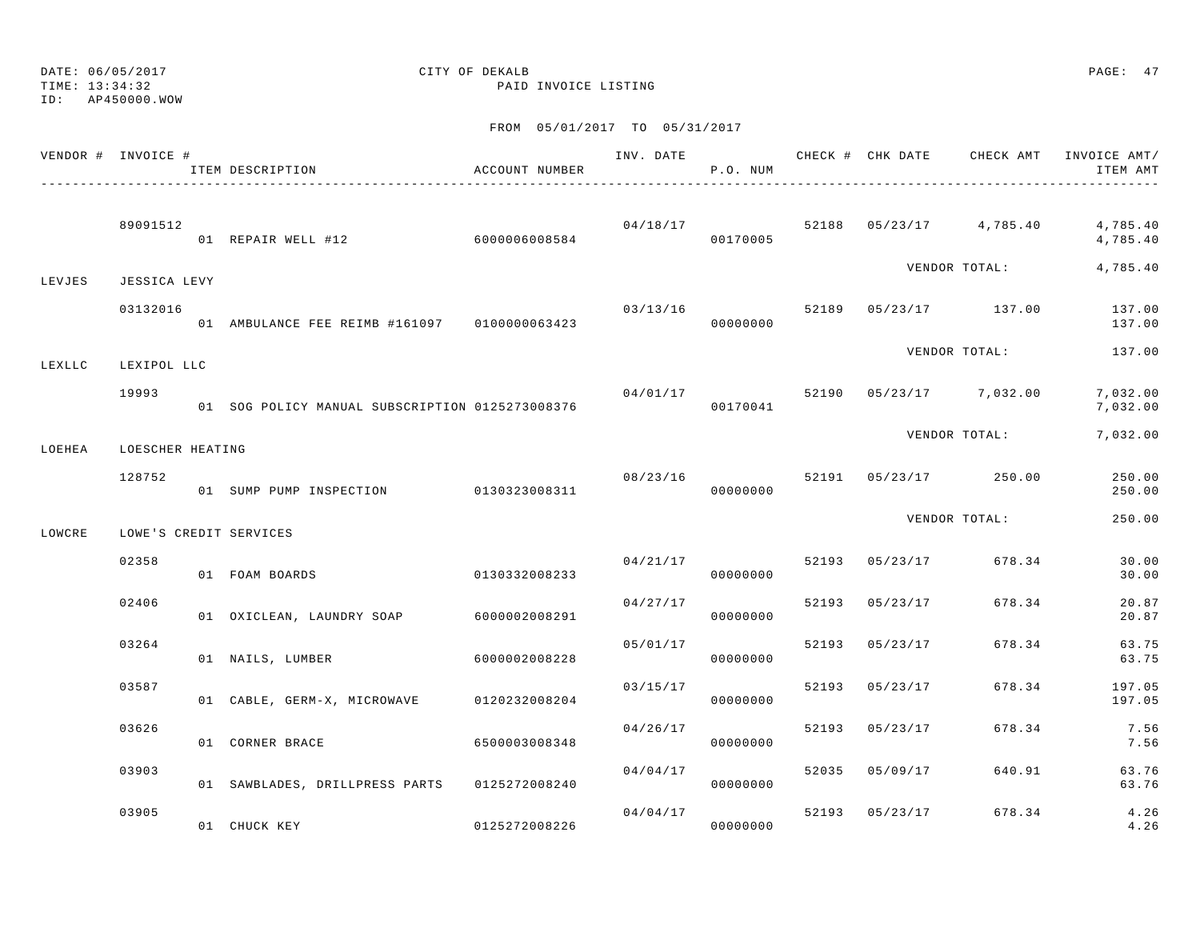DATE: 06/05/2017 CITY OF DEKALB
TIME: 13:34:32 PAID INVOICE LISTING
ID: AP450000.WOW

FROM 05/01/2017 TO 05/31/2017

| VENDOR # | INVOICE # | ITEM DESCRIPTION | ACCOUNT NUMBER | INV. DATE | P.O. NUM | CHECK # | CHK DATE | CHECK AMT | INVOICE AMT/ ITEM AMT |
|---|---|---|---|---|---|---|---|---|---|
| | 89091512 | | | 04/18/17 | | 52188 | 05/23/17 | 4,785.40 | 4,785.40 |
| | | 01 REPAIR WELL #12 | 6000006008584 | | 00170005 | | | | 4,785.40 |
| | | | | | | | VENDOR TOTAL: | | 4,785.40 |
| LEVJES | JESSICA LEVY | | | | | | | | |
| | 03132016 | | | 03/13/16 | | 52189 | 05/23/17 | 137.00 | 137.00 |
| | | 01 AMBULANCE FEE REIMB #161097 | 0100000063423 | | 00000000 | | | | 137.00 |
| | | | | | | | VENDOR TOTAL: | | 137.00 |
| LEXLLC | LEXIPOL LLC | | | | | | | | |
| | 19993 | | | 04/01/17 | | 52190 | 05/23/17 | 7,032.00 | 7,032.00 |
| | | 01 SOG POLICY MANUAL SUBSCRIPTION | 0125273008376 | | 00170041 | | | | 7,032.00 |
| | | | | | | | VENDOR TOTAL: | | 7,032.00 |
| LOEHEA | LOESCHER HEATING | | | | | | | | |
| | 128752 | | | 08/23/16 | | 52191 | 05/23/17 | 250.00 | 250.00 |
| | | 01 SUMP PUMP INSPECTION | 0130323008311 | | 00000000 | | | | 250.00 |
| | | | | | | | VENDOR TOTAL: | | 250.00 |
| LOWCRE | LOWE'S CREDIT SERVICES | | | | | | | | |
| | 02358 | | | 04/21/17 | | 52193 | 05/23/17 | 678.34 | 30.00 |
| | | 01 FOAM BOARDS | 0130332008233 | | 00000000 | | | | 30.00 |
| | 02406 | | | 04/27/17 | | 52193 | 05/23/17 | 678.34 | 20.87 |
| | | 01 OXICLEAN, LAUNDRY SOAP | 6000002008291 | | 00000000 | | | | 20.87 |
| | 03264 | | | 05/01/17 | | 52193 | 05/23/17 | 678.34 | 63.75 |
| | | 01 NAILS, LUMBER | 6000002008228 | | 00000000 | | | | 63.75 |
| | 03587 | | | 03/15/17 | | 52193 | 05/23/17 | 678.34 | 197.05 |
| | | 01 CABLE, GERM-X, MICROWAVE | 0120232008204 | | 00000000 | | | | 197.05 |
| | 03626 | | | 04/26/17 | | 52193 | 05/23/17 | 678.34 | 7.56 |
| | | 01 CORNER BRACE | 6500003008348 | | 00000000 | | | | 7.56 |
| | 03903 | | | 04/04/17 | | 52035 | 05/09/17 | 640.91 | 63.76 |
| | | 01 SAWBLADES, DRILLPRESS PARTS | 0125272008240 | | 00000000 | | | | 63.76 |
| | 03905 | | | 04/04/17 | | 52193 | 05/23/17 | 678.34 | 4.26 |
| | | 01 CHUCK KEY | 0125272008226 | | 00000000 | | | | 4.26 |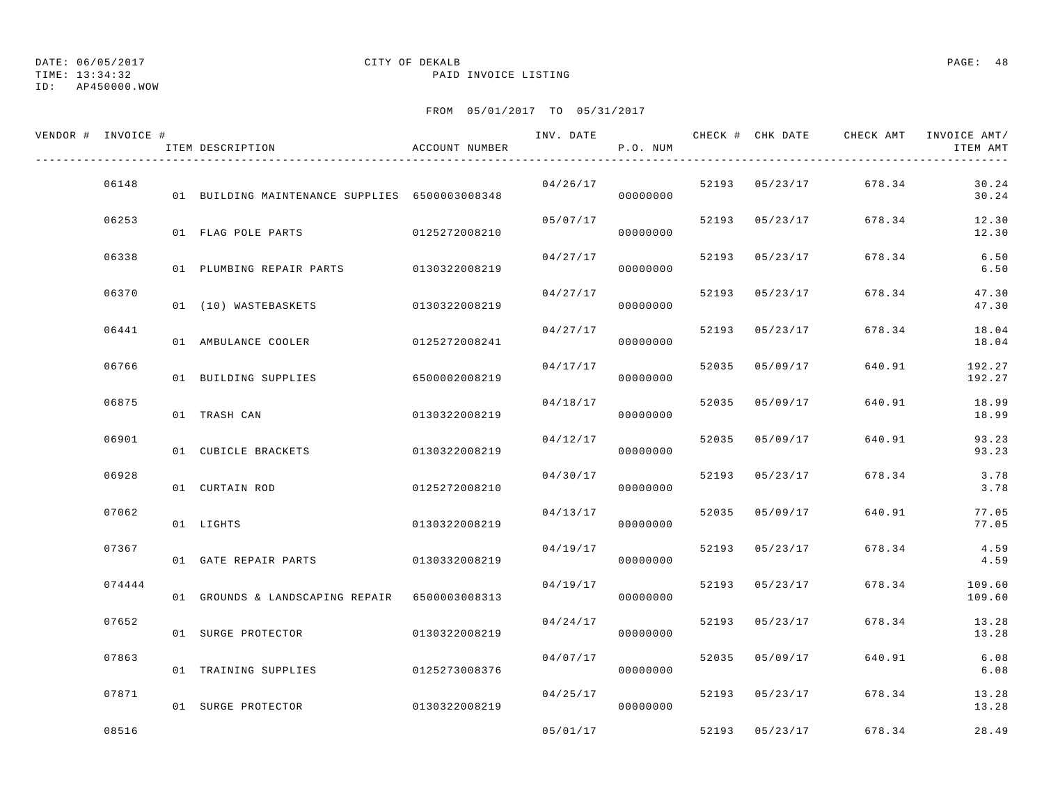DATE: 06/05/2017 CITY OF DEKALB
TIME: 13:34:32 PAID INVOICE LISTING
ID: AP450000.WOW

FROM 05/01/2017 TO 05/31/2017

| VENDOR # | INVOICE # | ITEM DESCRIPTION | ACCOUNT NUMBER | INV. DATE | P.O. NUM | CHECK # | CHK DATE | CHECK AMT | INVOICE AMT/ ITEM AMT |
|---|---|---|---|---|---|---|---|---|---|
| | 06148 | | | 04/26/17 | | 52193 | 05/23/17 | 678.34 | 30.24 |
| | | 01 BUILDING MAINTENANCE SUPPLIES | 6500003008348 | | 00000000 | | | | 30.24 |
| | 06253 | | | 05/07/17 | | 52193 | 05/23/17 | 678.34 | 12.30 |
| | | 01 FLAG POLE PARTS | 0125272008210 | | 00000000 | | | | 12.30 |
| | 06338 | | | 04/27/17 | | 52193 | 05/23/17 | 678.34 | 6.50 |
| | | 01 PLUMBING REPAIR PARTS | 0130322008219 | | 00000000 | | | | 6.50 |
| | 06370 | | | 04/27/17 | | 52193 | 05/23/17 | 678.34 | 47.30 |
| | | 01 (10) WASTEBASKETS | 0130322008219 | | 00000000 | | | | 47.30 |
| | 06441 | | | 04/27/17 | | 52193 | 05/23/17 | 678.34 | 18.04 |
| | | 01 AMBULANCE COOLER | 0125272008241 | | 00000000 | | | | 18.04 |
| | 06766 | | | 04/17/17 | | 52035 | 05/09/17 | 640.91 | 192.27 |
| | | 01 BUILDING SUPPLIES | 6500002008219 | | 00000000 | | | | 192.27 |
| | 06875 | | | 04/18/17 | | 52035 | 05/09/17 | 640.91 | 18.99 |
| | | 01 TRASH CAN | 0130322008219 | | 00000000 | | | | 18.99 |
| | 06901 | | | 04/12/17 | | 52035 | 05/09/17 | 640.91 | 93.23 |
| | | 01 CUBICLE BRACKETS | 0130322008219 | | 00000000 | | | | 93.23 |
| | 06928 | | | 04/30/17 | | 52193 | 05/23/17 | 678.34 | 3.78 |
| | | 01 CURTAIN ROD | 0125272008210 | | 00000000 | | | | 3.78 |
| | 07062 | | | 04/13/17 | | 52035 | 05/09/17 | 640.91 | 77.05 |
| | | 01 LIGHTS | 0130322008219 | | 00000000 | | | | 77.05 |
| | 07367 | | | 04/19/17 | | 52193 | 05/23/17 | 678.34 | 4.59 |
| | | 01 GATE REPAIR PARTS | 0130332008219 | | 00000000 | | | | 4.59 |
| | 074444 | | | 04/19/17 | | 52193 | 05/23/17 | 678.34 | 109.60 |
| | | 01 GROUNDS & LANDSCAPING REPAIR | 6500003008313 | | 00000000 | | | | 109.60 |
| | 07652 | | | 04/24/17 | | 52193 | 05/23/17 | 678.34 | 13.28 |
| | | 01 SURGE PROTECTOR | 0130322008219 | | 00000000 | | | | 13.28 |
| | 07863 | | | 04/07/17 | | 52035 | 05/09/17 | 640.91 | 6.08 |
| | | 01 TRAINING SUPPLIES | 0125273008376 | | 00000000 | | | | 6.08 |
| | 07871 | | | 04/25/17 | | 52193 | 05/23/17 | 678.34 | 13.28 |
| | | 01 SURGE PROTECTOR | 0130322008219 | | 00000000 | | | | 13.28 |
| | 08516 | | | 05/01/17 | | 52193 | 05/23/17 | 678.34 | 28.49 |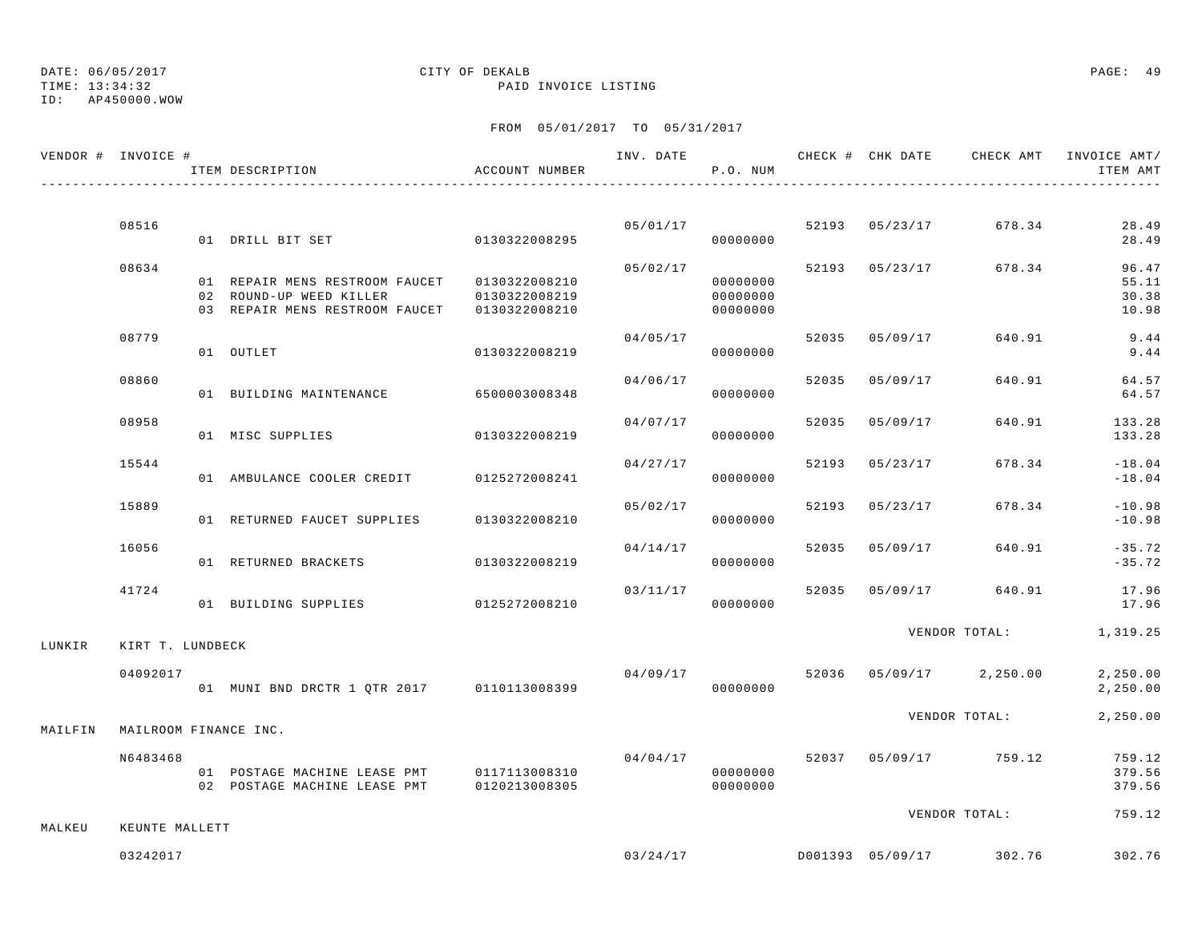DATE: 06/05/2017
TIME: 13:34:32
ID: AP450000.WOW

CITY OF DEKALB
PAID INVOICE LISTING

FROM 05/01/2017 TO 05/31/2017

| VENDOR # | INVOICE # | ITEM DESCRIPTION | ACCOUNT NUMBER | INV. DATE | P.O. NUM | CHECK # | CHK DATE | CHECK AMT | INVOICE AMT/ ITEM AMT |
|---|---|---|---|---|---|---|---|---|---|
| | 08516 | | | 05/01/17 | | 52193 | 05/23/17 | 678.34 | 28.49 |
| | | 01 DRILL BIT SET | 0130322008295 | | 00000000 | | | | 28.49 |
| | 08634 | | | 05/02/17 | | 52193 | 05/23/17 | 678.34 | 96.47 |
| | | 01 REPAIR MENS RESTROOM FAUCET | 0130322008210 | | 00000000 | | | | 55.11 |
| | | 02 ROUND-UP WEED KILLER | 0130322008219 | | 00000000 | | | | 30.38 |
| | | 03 REPAIR MENS RESTROOM FAUCET | 0130322008210 | | 00000000 | | | | 10.98 |
| | 08779 | | | 04/05/17 | | 52035 | 05/09/17 | 640.91 | 9.44 |
| | | 01 OUTLET | 0130322008219 | | 00000000 | | | | 9.44 |
| | 08860 | | | 04/06/17 | | 52035 | 05/09/17 | 640.91 | 64.57 |
| | | 01 BUILDING MAINTENANCE | 6500003008348 | | 00000000 | | | | 64.57 |
| | 08958 | | | 04/07/17 | | 52035 | 05/09/17 | 640.91 | 133.28 |
| | | 01 MISC SUPPLIES | 0130322008219 | | 00000000 | | | | 133.28 |
| | 15544 | | | 04/27/17 | | 52193 | 05/23/17 | 678.34 | -18.04 |
| | | 01 AMBULANCE COOLER CREDIT | 0125272008241 | | 00000000 | | | | -18.04 |
| | 15889 | | | 05/02/17 | | 52193 | 05/23/17 | 678.34 | -10.98 |
| | | 01 RETURNED FAUCET SUPPLIES | 0130322008210 | | 00000000 | | | | -10.98 |
| | 16056 | | | 04/14/17 | | 52035 | 05/09/17 | 640.91 | -35.72 |
| | | 01 RETURNED BRACKETS | 0130322008219 | | 00000000 | | | | -35.72 |
| | 41724 | | | 03/11/17 | | 52035 | 05/09/17 | 640.91 | 17.96 |
| | | 01 BUILDING SUPPLIES | 0125272008210 | | 00000000 | | | | 17.96 |
| | | | | | | | VENDOR TOTAL: | | 1,319.25 |
| LUNKIR | KIRT T. LUNDBECK | | | | | | | | |
| | 04092017 | | | 04/09/17 | | 52036 | 05/09/17 | 2,250.00 | 2,250.00 |
| | | 01 MUNI BND DRCTR 1 QTR 2017 | 0110113008399 | | 00000000 | | | | 2,250.00 |
| | | | | | | | VENDOR TOTAL: | | 2,250.00 |
| MAILFIN | MAILROOM FINANCE INC. | | | | | | | | |
| | N6483468 | | | 04/04/17 | | 52037 | 05/09/17 | 759.12 | 759.12 |
| | | 01 POSTAGE MACHINE LEASE PMT | 0117113008310 | | 00000000 | | | | 379.56 |
| | | 02 POSTAGE MACHINE LEASE PMT | 0120213008305 | | 00000000 | | | | 379.56 |
| | | | | | | | VENDOR TOTAL: | | 759.12 |
| MALKEU | KEUNTE MALLETT | | | | | | | | |
| | 03242017 | | | 03/24/17 | | D001393 | 05/09/17 | 302.76 | 302.76 |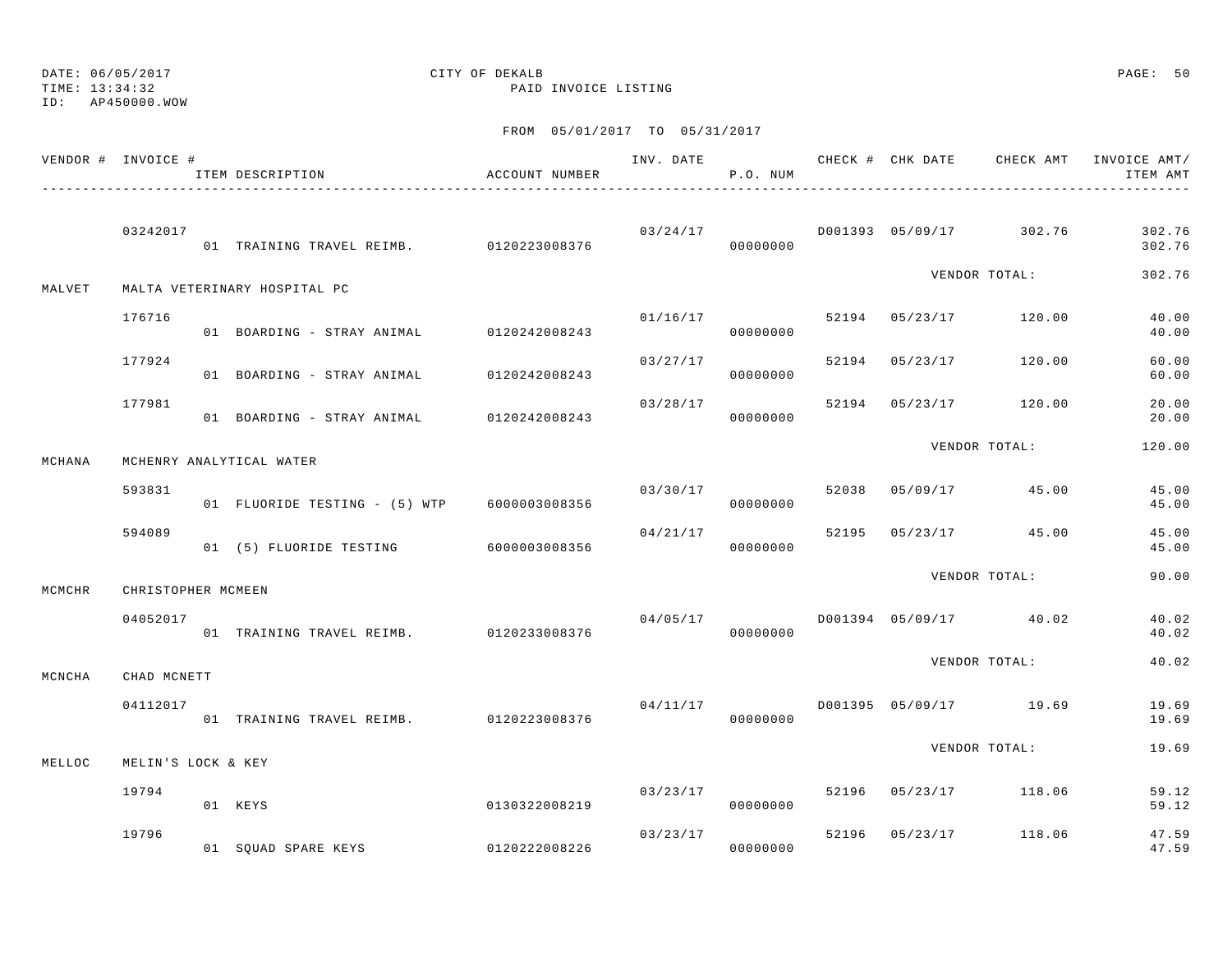DATE: 06/05/2017
TIME: 13:34:32
ID: AP450000.WOW

CITY OF DEKALB
PAID INVOICE LISTING

FROM 05/01/2017 TO 05/31/2017

| VENDOR # | INVOICE # / ITEM DESCRIPTION | ACCOUNT NUMBER | INV. DATE | P.O. NUM | CHECK # | CHK DATE | CHECK AMT | INVOICE AMT/ ITEM AMT |
|---|---|---|---|---|---|---|---|---|
| | 03242017 | | 03/24/17 | | D001393 | 05/09/17 | 302.76 | 302.76 |
| | 01 TRAINING TRAVEL REIMB. | 0120223008376 | | 00000000 | | | | 302.76 |
| | | | | | | VENDOR TOTAL: | | 302.76 |
| MALVET | MALTA VETERINARY HOSPITAL PC | | | | | | | |
| | 176716 | | 01/16/17 | | 52194 | 05/23/17 | 120.00 | 40.00 |
| | 01 BOARDING - STRAY ANIMAL | 0120242008243 | | 00000000 | | | | 40.00 |
| | 177924 | | 03/27/17 | | 52194 | 05/23/17 | 120.00 | 60.00 |
| | 01 BOARDING - STRAY ANIMAL | 0120242008243 | | 00000000 | | | | 60.00 |
| | 177981 | | 03/28/17 | | 52194 | 05/23/17 | 120.00 | 20.00 |
| | 01 BOARDING - STRAY ANIMAL | 0120242008243 | | 00000000 | | | | 20.00 |
| | | | | | | VENDOR TOTAL: | | 120.00 |
| MCHANA | MCHENRY ANALYTICAL WATER | | | | | | | |
| | 593831 | | 03/30/17 | | 52038 | 05/09/17 | 45.00 | 45.00 |
| | 01 FLUORIDE TESTING - (5) WTP | 6000003008356 | | 00000000 | | | | 45.00 |
| | 594089 | | 04/21/17 | | 52195 | 05/23/17 | 45.00 | 45.00 |
| | 01 (5) FLUORIDE TESTING | 6000003008356 | | 00000000 | | | | 45.00 |
| | | | | | | VENDOR TOTAL: | | 90.00 |
| MCMCHR | CHRISTOPHER MCMEEN | | | | | | | |
| | 04052017 | | 04/05/17 | | D001394 | 05/09/17 | 40.02 | 40.02 |
| | 01 TRAINING TRAVEL REIMB. | 0120233008376 | | 00000000 | | | | 40.02 |
| | | | | | | VENDOR TOTAL: | | 40.02 |
| MCNCHA | CHAD MCNETT | | | | | | | |
| | 04112017 | | 04/11/17 | | D001395 | 05/09/17 | 19.69 | 19.69 |
| | 01 TRAINING TRAVEL REIMB. | 0120223008376 | | 00000000 | | | | 19.69 |
| | | | | | | VENDOR TOTAL: | | 19.69 |
| MELLOC | MELIN'S LOCK & KEY | | | | | | | |
| | 19794 | | 03/23/17 | | 52196 | 05/23/17 | 118.06 | 59.12 |
| | 01 KEYS | 0130322008219 | | 00000000 | | | | 59.12 |
| | 19796 | | 03/23/17 | | 52196 | 05/23/17 | 118.06 | 47.59 |
| | 01 SQUAD SPARE KEYS | 0120222008226 | | 00000000 | | | | 47.59 |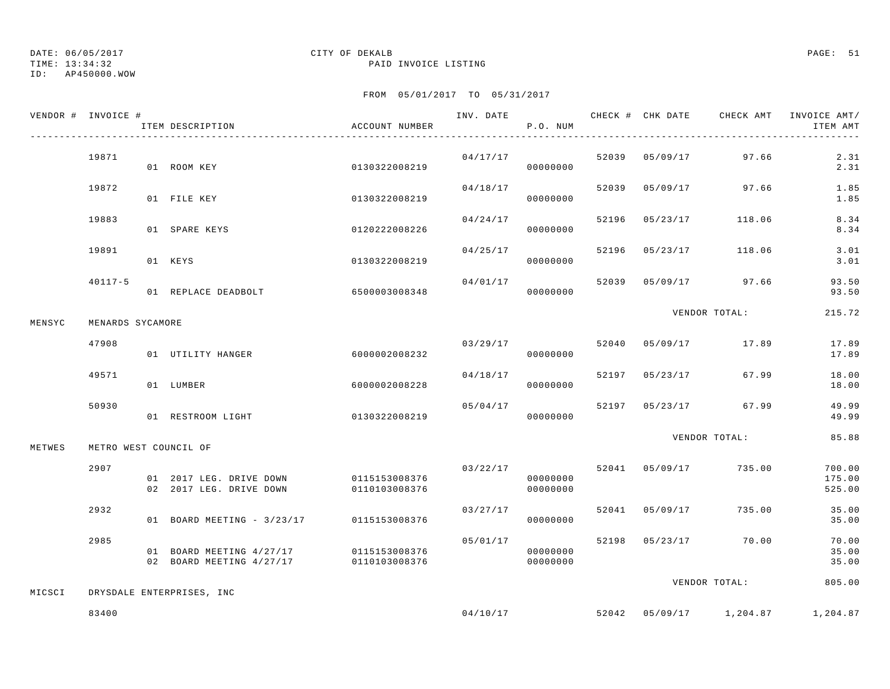DATE: 06/05/2017 CITY OF DEKALB
TIME: 13:34:32 PAID INVOICE LISTING
ID: AP450000.WOW

FROM 05/01/2017 TO 05/31/2017

| VENDOR # | INVOICE # | ITEM DESCRIPTION | ACCOUNT NUMBER | INV. DATE | P.O. NUM | CHECK # | CHK DATE | CHECK AMT | INVOICE AMT/ ITEM AMT |
|---|---|---|---|---|---|---|---|---|---|
| | 19871 | | | 04/17/17 | | 52039 | 05/09/17 | 97.66 | 2.31 |
| | | 01 ROOM KEY | 0130322008219 | | 00000000 | | | | 2.31 |
| | 19872 | | | 04/18/17 | | 52039 | 05/09/17 | 97.66 | 1.85 |
| | | 01 FILE KEY | 0130322008219 | | 00000000 | | | | 1.85 |
| | 19883 | | | 04/24/17 | | 52196 | 05/23/17 | 118.06 | 8.34 |
| | | 01 SPARE KEYS | 0120222008226 | | 00000000 | | | | 8.34 |
| | 19891 | | | 04/25/17 | | 52196 | 05/23/17 | 118.06 | 3.01 |
| | | 01 KEYS | 0130322008219 | | 00000000 | | | | 3.01 |
| | 40117-5 | | | 04/01/17 | | 52039 | 05/09/17 | 97.66 | 93.50 |
| | | 01 REPLACE DEADBOLT | 6500003008348 | | 00000000 | | | | 93.50 |
| | | | | | | | | VENDOR TOTAL: | 215.72 |
| MENSYC | MENARDS SYCAMORE | | | | | | | | |
| | 47908 | | | 03/29/17 | | 52040 | 05/09/17 | 17.89 | 17.89 |
| | | 01 UTILITY HANGER | 6000002008232 | | 00000000 | | | | 17.89 |
| | 49571 | | | 04/18/17 | | 52197 | 05/23/17 | 67.99 | 18.00 |
| | | 01 LUMBER | 6000002008228 | | 00000000 | | | | 18.00 |
| | 50930 | | | 05/04/17 | | 52197 | 05/23/17 | 67.99 | 49.99 |
| | | 01 RESTROOM LIGHT | 0130322008219 | | 00000000 | | | | 49.99 |
| | | | | | | | | VENDOR TOTAL: | 85.88 |
| METWES | METRO WEST COUNCIL OF | | | | | | | | |
| | 2907 | | | 03/22/17 | | 52041 | 05/09/17 | 735.00 | 700.00 |
| | | 01 2017 LEG. DRIVE DOWN | 0115153008376 | | 00000000 | | | | 175.00 |
| | | 02 2017 LEG. DRIVE DOWN | 0110103008376 | | 00000000 | | | | 525.00 |
| | 2932 | | | 03/27/17 | | 52041 | 05/09/17 | 735.00 | 35.00 |
| | | 01 BOARD MEETING - 3/23/17 | 0115153008376 | | 00000000 | | | | 35.00 |
| | 2985 | | | 05/01/17 | | 52198 | 05/23/17 | 70.00 | 70.00 |
| | | 01 BOARD MEETING 4/27/17 | 0115153008376 | | 00000000 | | | | 35.00 |
| | | 02 BOARD MEETING 4/27/17 | 0110103008376 | | 00000000 | | | | 35.00 |
| | | | | | | | | VENDOR TOTAL: | 805.00 |
| MICSCI | DRYSDALE ENTERPRISES, INC | | | | | | | | |
| | 83400 | | | 04/10/17 | | 52042 | 05/09/17 | 1,204.87 | 1,204.87 |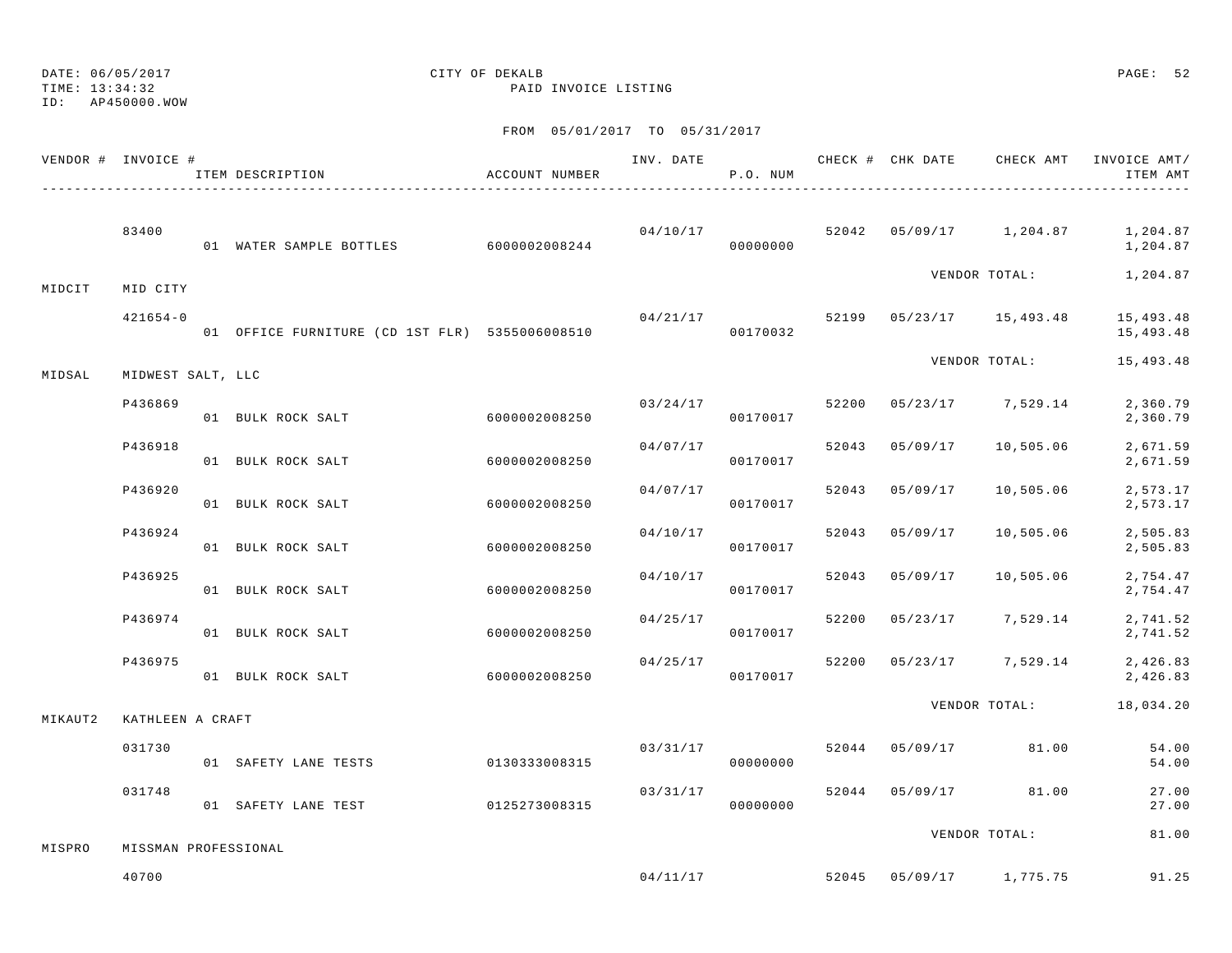DATE: 06/05/2017
TIME: 13:34:32
ID: AP450000.WOW

CITY OF DEKALB
PAID INVOICE LISTING

FROM 05/01/2017 TO 05/31/2017

| VENDOR # | INVOICE # | ITEM DESCRIPTION | ACCOUNT NUMBER | INV. DATE | P.O. NUM | CHECK # | CHK DATE | CHECK AMT | INVOICE AMT/ ITEM AMT |
|---|---|---|---|---|---|---|---|---|---|
| | 83400 | | | 04/10/17 | | 52042 | 05/09/17 | 1,204.87 | 1,204.87 |
| | | 01 WATER SAMPLE BOTTLES | 6000002008244 | | 00000000 | | | | 1,204.87 |
| | | | | | | | | VENDOR TOTAL: | 1,204.87 |
| MIDCIT | MID CITY | | | | | | | | |
| | 421654-0 | | | 04/21/17 | | 52199 | 05/23/17 | 15,493.48 | 15,493.48 |
| | | 01 OFFICE FURNITURE (CD 1ST FLR) | 5355006008510 | | 00170032 | | | | 15,493.48 |
| | | | | | | | | VENDOR TOTAL: | 15,493.48 |
| MIDSAL | MIDWEST SALT, LLC | | | | | | | | |
| | P436869 | | | 03/24/17 | | 52200 | 05/23/17 | 7,529.14 | 2,360.79 |
| | | 01 BULK ROCK SALT | 6000002008250 | | 00170017 | | | | 2,360.79 |
| | P436918 | | | 04/07/17 | | 52043 | 05/09/17 | 10,505.06 | 2,671.59 |
| | | 01 BULK ROCK SALT | 6000002008250 | | 00170017 | | | | 2,671.59 |
| | P436920 | | | 04/07/17 | | 52043 | 05/09/17 | 10,505.06 | 2,573.17 |
| | | 01 BULK ROCK SALT | 6000002008250 | | 00170017 | | | | 2,573.17 |
| | P436924 | | | 04/10/17 | | 52043 | 05/09/17 | 10,505.06 | 2,505.83 |
| | | 01 BULK ROCK SALT | 6000002008250 | | 00170017 | | | | 2,505.83 |
| | P436925 | | | 04/10/17 | | 52043 | 05/09/17 | 10,505.06 | 2,754.47 |
| | | 01 BULK ROCK SALT | 6000002008250 | | 00170017 | | | | 2,754.47 |
| | P436974 | | | 04/25/17 | | 52200 | 05/23/17 | 7,529.14 | 2,741.52 |
| | | 01 BULK ROCK SALT | 6000002008250 | | 00170017 | | | | 2,741.52 |
| | P436975 | | | 04/25/17 | | 52200 | 05/23/17 | 7,529.14 | 2,426.83 |
| | | 01 BULK ROCK SALT | 6000002008250 | | 00170017 | | | | 2,426.83 |
| | | | | | | | | VENDOR TOTAL: | 18,034.20 |
| MIKAUT2 | KATHLEEN A CRAFT | | | | | | | | |
| | 031730 | | | 03/31/17 | | 52044 | 05/09/17 | 81.00 | 54.00 |
| | | 01 SAFETY LANE TESTS | 0130333008315 | | 00000000 | | | | 54.00 |
| | 031748 | | | 03/31/17 | | 52044 | 05/09/17 | 81.00 | 27.00 |
| | | 01 SAFETY LANE TEST | 0125273008315 | | 00000000 | | | | 27.00 |
| | | | | | | | | VENDOR TOTAL: | 81.00 |
| MISPRO | MISSMAN PROFESSIONAL | | | | | | | | |
| | 40700 | | | 04/11/17 | | 52045 | 05/09/17 | 1,775.75 | 91.25 |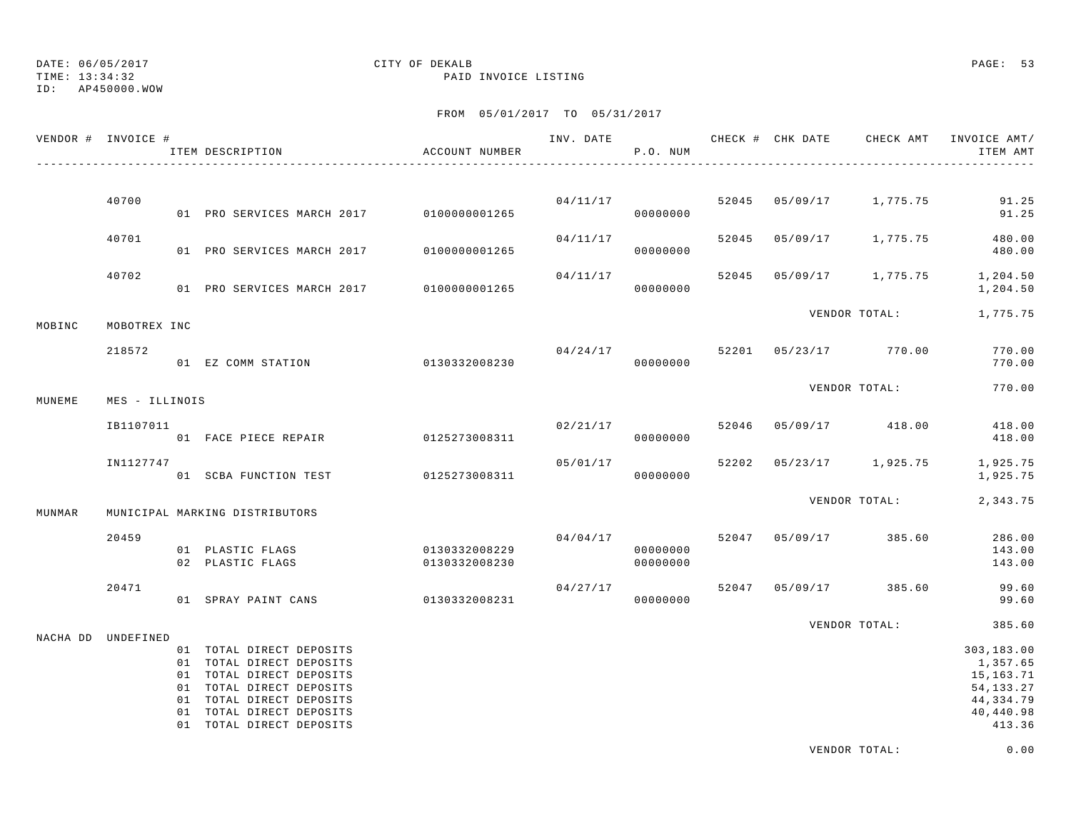DATE: 06/05/2017
TIME: 13:34:32
ID: AP450000.WOW

CITY OF DEKALB
PAID INVOICE LISTING

FROM 05/01/2017 TO 05/31/2017

| VENDOR # | INVOICE # | ITEM DESCRIPTION | ACCOUNT NUMBER | INV. DATE | P.O. NUM | CHECK # | CHK DATE | CHECK AMT | INVOICE AMT/ ITEM AMT |
|---|---|---|---|---|---|---|---|---|---|
| | 40700 | | | 04/11/17 | | 52045 | 05/09/17 | 1,775.75 | 91.25 |
| | | 01 PRO SERVICES MARCH 2017 | 0100000001265 | | 00000000 | | | | 91.25 |
| | 40701 | | | 04/11/17 | | 52045 | 05/09/17 | 1,775.75 | 480.00 |
| | | 01 PRO SERVICES MARCH 2017 | 0100000001265 | | 00000000 | | | | 480.00 |
| | 40702 | | | 04/11/17 | | 52045 | 05/09/17 | 1,775.75 | 1,204.50 |
| | | 01 PRO SERVICES MARCH 2017 | 0100000001265 | | 00000000 | | | | 1,204.50 |
| | | | | | | | VENDOR TOTAL: | | 1,775.75 |
| MOBINC | MOBOTREX INC | | | | | | | | |
| | 218572 | | | 04/24/17 | | 52201 | 05/23/17 | 770.00 | 770.00 |
| | | 01 EZ COMM STATION | 0130332008230 | | 00000000 | | | | 770.00 |
| | | | | | | | VENDOR TOTAL: | | 770.00 |
| MUNEME | MES - ILLINOIS | | | | | | | | |
| | IB1107011 | | | 02/21/17 | | 52046 | 05/09/17 | 418.00 | 418.00 |
| | | 01 FACE PIECE REPAIR | 0125273008311 | | 00000000 | | | | 418.00 |
| | IN1127747 | | | 05/01/17 | | 52202 | 05/23/17 | 1,925.75 | 1,925.75 |
| | | 01 SCBA FUNCTION TEST | 0125273008311 | | 00000000 | | | | 1,925.75 |
| | | | | | | | VENDOR TOTAL: | | 2,343.75 |
| MUNMAR | MUNICIPAL MARKING DISTRIBUTORS | | | | | | | | |
| | 20459 | | | 04/04/17 | | 52047 | 05/09/17 | 385.60 | 286.00 |
| | | 01 PLASTIC FLAGS | 0130332008229 | | 00000000 | | | | 143.00 |
| | | 02 PLASTIC FLAGS | 0130332008230 | | 00000000 | | | | 143.00 |
| | 20471 | | | 04/27/17 | | 52047 | 05/09/17 | 385.60 | 99.60 |
| | | 01 SPRAY PAINT CANS | 0130332008231 | | 00000000 | | | | 99.60 |
| | | | | | | | VENDOR TOTAL: | | 385.60 |
| NACHA DD | UNDEFINED | | | | | | | | |
| | | 01 TOTAL DIRECT DEPOSITS | | | | | | | 303,183.00 |
| | | 01 TOTAL DIRECT DEPOSITS | | | | | | | 1,357.65 |
| | | 01 TOTAL DIRECT DEPOSITS | | | | | | | 15,163.71 |
| | | 01 TOTAL DIRECT DEPOSITS | | | | | | | 54,133.27 |
| | | 01 TOTAL DIRECT DEPOSITS | | | | | | | 44,334.79 |
| | | 01 TOTAL DIRECT DEPOSITS | | | | | | | 40,440.98 |
| | | 01 TOTAL DIRECT DEPOSITS | | | | | | | 413.36 |
| | | | | | | | VENDOR TOTAL: | | 0.00 |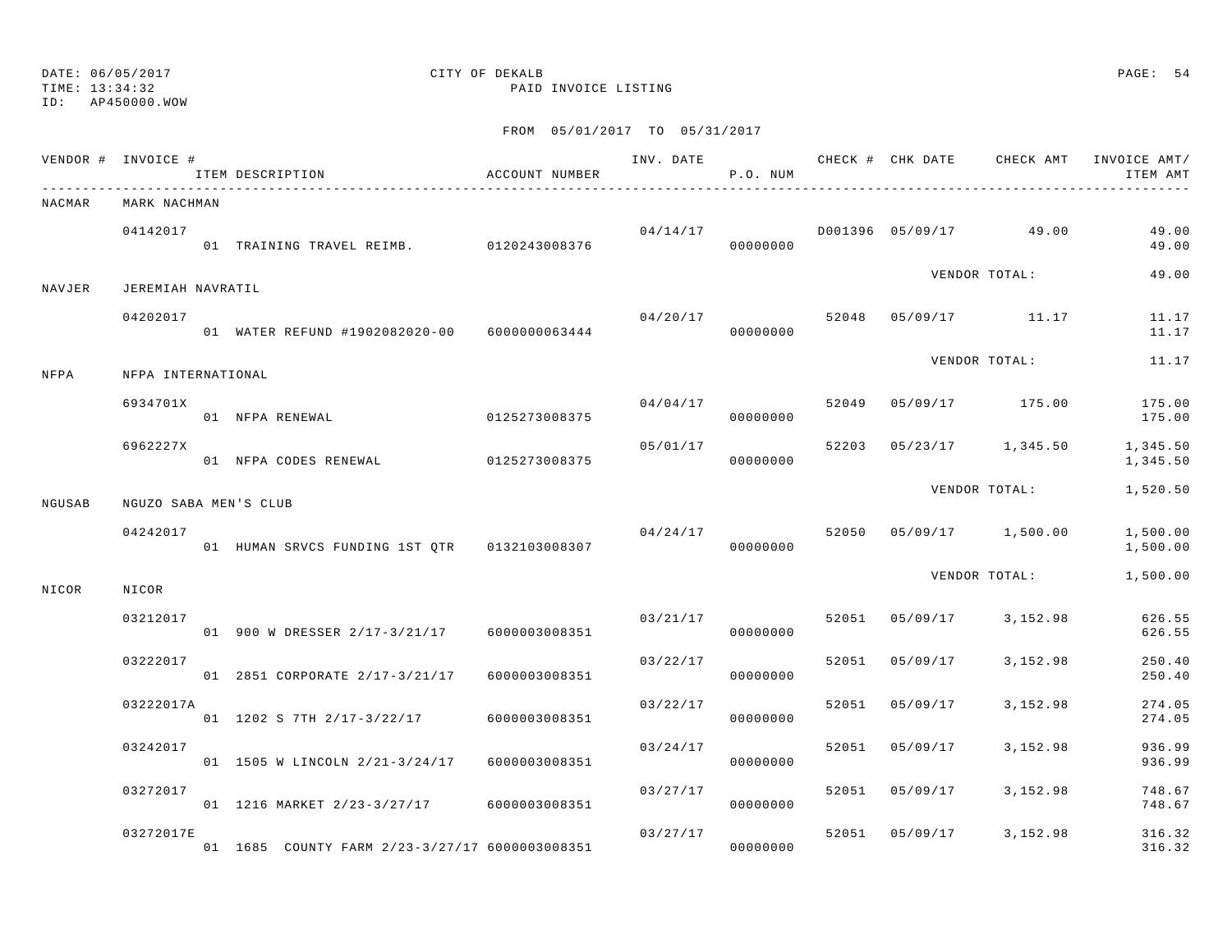DATE: 06/05/2017
TIME: 13:34:32
ID: AP450000.WOW

CITY OF DEKALB
PAID INVOICE LISTING

FROM 05/01/2017 TO 05/31/2017

| VENDOR # | INVOICE # | ITEM DESCRIPTION | ACCOUNT NUMBER | INV. DATE | P.O. NUM | CHECK # | CHK DATE | CHECK AMT | INVOICE AMT/ ITEM AMT |
|---|---|---|---|---|---|---|---|---|---|
| NACMAR | MARK NACHMAN | | | | | | | | |
| | 04142017 | | | 04/14/17 | | D001396 | 05/09/17 | 49.00 | 49.00 |
| | | 01 TRAINING TRAVEL REIMB. | 0120243008376 | | 00000000 | | | | 49.00 |
| | | | | | | | VENDOR TOTAL: | | 49.00 |
| NAVJER | JEREMIAH NAVRATIL | | | | | | | | |
| | 04202017 | | | 04/20/17 | | 52048 | 05/09/17 | 11.17 | 11.17 |
| | | 01 WATER REFUND #1902082020-00 | 6000000063444 | | 00000000 | | | | 11.17 |
| | | | | | | | VENDOR TOTAL: | | 11.17 |
| NFPA | NFPA INTERNATIONAL | | | | | | | | |
| | 6934701X | | | 04/04/17 | | 52049 | 05/09/17 | 175.00 | 175.00 |
| | | 01 NFPA RENEWAL | 0125273008375 | | 00000000 | | | | 175.00 |
| | 6962227X | | | 05/01/17 | | 52203 | 05/23/17 | 1,345.50 | 1,345.50 |
| | | 01 NFPA CODES RENEWAL | 0125273008375 | | 00000000 | | | | 1,345.50 |
| | | | | | | | VENDOR TOTAL: | | 1,520.50 |
| NGUSAB | NGUZO SABA MEN'S CLUB | | | | | | | | |
| | 04242017 | | | 04/24/17 | | 52050 | 05/09/17 | 1,500.00 | 1,500.00 |
| | | 01 HUMAN SRVCS FUNDING 1ST QTR | 0132103008307 | | 00000000 | | | | 1,500.00 |
| | | | | | | | VENDOR TOTAL: | | 1,500.00 |
| NICOR | NICOR | | | | | | | | |
| | 03212017 | | | 03/21/17 | | 52051 | 05/09/17 | 3,152.98 | 626.55 |
| | | 01 900 W DRESSER 2/17-3/21/17 | 6000003008351 | | 00000000 | | | | 626.55 |
| | 03222017 | | | 03/22/17 | | 52051 | 05/09/17 | 3,152.98 | 250.40 |
| | | 01 2851 CORPORATE 2/17-3/21/17 | 6000003008351 | | 00000000 | | | | 250.40 |
| | 03222017A | | | 03/22/17 | | 52051 | 05/09/17 | 3,152.98 | 274.05 |
| | | 01 1202 S 7TH 2/17-3/22/17 | 6000003008351 | | 00000000 | | | | 274.05 |
| | 03242017 | | | 03/24/17 | | 52051 | 05/09/17 | 3,152.98 | 936.99 |
| | | 01 1505 W LINCOLN 2/21-3/24/17 | 6000003008351 | | 00000000 | | | | 936.99 |
| | 03272017 | | | 03/27/17 | | 52051 | 05/09/17 | 3,152.98 | 748.67 |
| | | 01 1216 MARKET 2/23-3/27/17 | 6000003008351 | | 00000000 | | | | 748.67 |
| | 03272017E | | | 03/27/17 | | 52051 | 05/09/17 | 3,152.98 | 316.32 |
| | | 01 1685 COUNTY FARM 2/23-3/27/17 | 6000003008351 | | 00000000 | | | | 316.32 |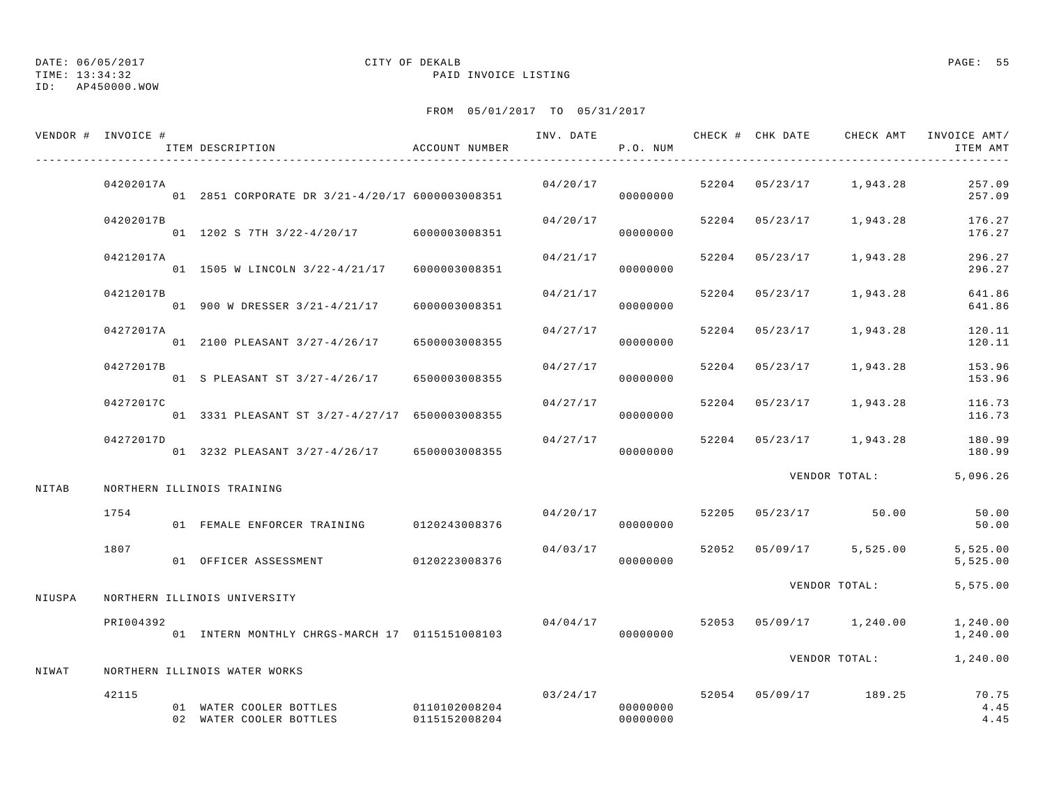DATE: 06/05/2017 CITY OF DEKALB
TIME: 13:34:32 PAID INVOICE LISTING
ID: AP450000.WOW

FROM 05/01/2017 TO 05/31/2017

| VENDOR # | INVOICE # | ITEM DESCRIPTION | ACCOUNT NUMBER | INV. DATE | P.O. NUM | CHECK # | CHK DATE | CHECK AMT | INVOICE AMT/ ITEM AMT |
|---|---|---|---|---|---|---|---|---|---|
| | 04202017A | | | 04/20/17 | | 52204 | 05/23/17 | 1,943.28 | 257.09 |
| | | 01 2851 CORPORATE DR 3/21-4/20/17 | 6000003008351 | | 00000000 | | | | 257.09 |
| | 04202017B | | | 04/20/17 | | 52204 | 05/23/17 | 1,943.28 | 176.27 |
| | | 01 1202 S 7TH 3/22-4/20/17 | 6000003008351 | | 00000000 | | | | 176.27 |
| | 04212017A | | | 04/21/17 | | 52204 | 05/23/17 | 1,943.28 | 296.27 |
| | | 01 1505 W LINCOLN 3/22-4/21/17 | 6000003008351 | | 00000000 | | | | 296.27 |
| | 04212017B | | | 04/21/17 | | 52204 | 05/23/17 | 1,943.28 | 641.86 |
| | | 01 900 W DRESSER 3/21-4/21/17 | 6000003008351 | | 00000000 | | | | 641.86 |
| | 04272017A | | | 04/27/17 | | 52204 | 05/23/17 | 1,943.28 | 120.11 |
| | | 01 2100 PLEASANT 3/27-4/26/17 | 6500003008355 | | 00000000 | | | | 120.11 |
| | 04272017B | | | 04/27/17 | | 52204 | 05/23/17 | 1,943.28 | 153.96 |
| | | 01 S PLEASANT ST 3/27-4/26/17 | 6500003008355 | | 00000000 | | | | 153.96 |
| | 04272017C | | | 04/27/17 | | 52204 | 05/23/17 | 1,943.28 | 116.73 |
| | | 01 3331 PLEASANT ST 3/27-4/27/17 | 6500003008355 | | 00000000 | | | | 116.73 |
| | 04272017D | | | 04/27/17 | | 52204 | 05/23/17 | 1,943.28 | 180.99 |
| | | 01 3232 PLEASANT 3/27-4/26/17 | 6500003008355 | | 00000000 | | | | 180.99 |
| | | | | | | | | VENDOR TOTAL: | 5,096.26 |
| NITAB | NORTHERN ILLINOIS TRAINING | | | | | | | | |
| | 1754 | | | 04/20/17 | | 52205 | 05/23/17 | 50.00 | 50.00 |
| | | 01 FEMALE ENFORCER TRAINING | 0120243008376 | | 00000000 | | | | 50.00 |
| | 1807 | | | 04/03/17 | | 52052 | 05/09/17 | 5,525.00 | 5,525.00 |
| | | 01 OFFICER ASSESSMENT | 0120223008376 | | 00000000 | | | | 5,525.00 |
| | | | | | | | | VENDOR TOTAL: | 5,575.00 |
| NIUSPA | NORTHERN ILLINOIS UNIVERSITY | | | | | | | | |
| | PRI004392 | | | 04/04/17 | | 52053 | 05/09/17 | 1,240.00 | 1,240.00 |
| | | 01 INTERN MONTHLY CHRGS-MARCH 17 | 0115151008103 | | 00000000 | | | | 1,240.00 |
| | | | | | | | | VENDOR TOTAL: | 1,240.00 |
| NIWAT | NORTHERN ILLINOIS WATER WORKS | | | | | | | | |
| | 42115 | | | 03/24/17 | | 52054 | 05/09/17 | 189.25 | 70.75 |
| | | 01 WATER COOLER BOTTLES | 0110102008204 | | 00000000 | | | | 4.45 |
| | | 02 WATER COOLER BOTTLES | 0115152008204 | | 00000000 | | | | 4.45 |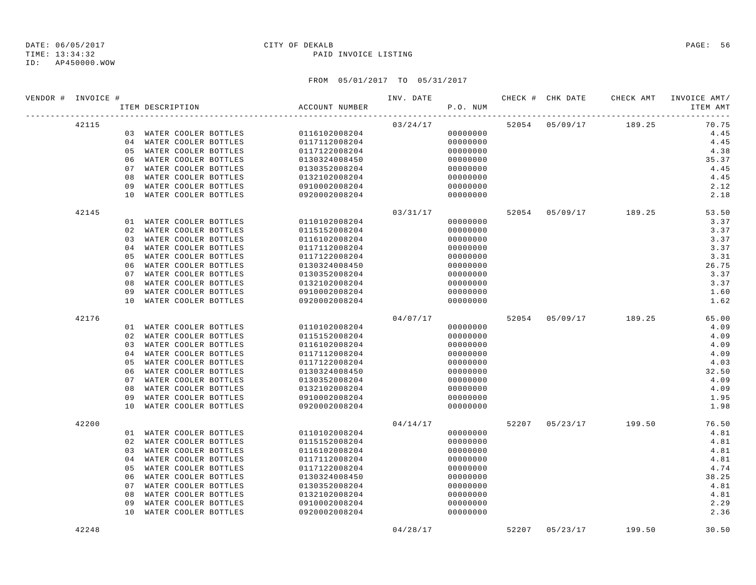DATE: 06/05/2017 CITY OF DEKALB
TIME: 13:34:32 PAID INVOICE LISTING
ID: AP450000.WOW

FROM 05/01/2017 TO 05/31/2017

| VENDOR # | INVOICE # | ITEM DESCRIPTION | ACCOUNT NUMBER | INV. DATE | P.O. NUM | CHECK # | CHK DATE | CHECK AMT | INVOICE AMT/ ITEM AMT |
|---|---|---|---|---|---|---|---|---|---|
| | 42115 | | | 03/24/17 | | 52054 | 05/09/17 | 189.25 | 70.75 |
| | | 03 WATER COOLER BOTTLES | 0116102008204 | | 00000000 | | | | 4.45 |
| | | 04 WATER COOLER BOTTLES | 0117112008204 | | 00000000 | | | | 4.45 |
| | | 05 WATER COOLER BOTTLES | 0117122008204 | | 00000000 | | | | 4.38 |
| | | 06 WATER COOLER BOTTLES | 0130324008450 | | 00000000 | | | | 35.37 |
| | | 07 WATER COOLER BOTTLES | 0130352008204 | | 00000000 | | | | 4.45 |
| | | 08 WATER COOLER BOTTLES | 0132102008204 | | 00000000 | | | | 4.45 |
| | | 09 WATER COOLER BOTTLES | 0910002008204 | | 00000000 | | | | 2.12 |
| | | 10 WATER COOLER BOTTLES | 0920002008204 | | 00000000 | | | | 2.18 |
| | 42145 | | | 03/31/17 | | 52054 | 05/09/17 | 189.25 | 53.50 |
| | | 01 WATER COOLER BOTTLES | 0110102008204 | | 00000000 | | | | 3.37 |
| | | 02 WATER COOLER BOTTLES | 0115152008204 | | 00000000 | | | | 3.37 |
| | | 03 WATER COOLER BOTTLES | 0116102008204 | | 00000000 | | | | 3.37 |
| | | 04 WATER COOLER BOTTLES | 0117112008204 | | 00000000 | | | | 3.37 |
| | | 05 WATER COOLER BOTTLES | 0117122008204 | | 00000000 | | | | 3.31 |
| | | 06 WATER COOLER BOTTLES | 0130324008450 | | 00000000 | | | | 26.75 |
| | | 07 WATER COOLER BOTTLES | 0130352008204 | | 00000000 | | | | 3.37 |
| | | 08 WATER COOLER BOTTLES | 0132102008204 | | 00000000 | | | | 3.37 |
| | | 09 WATER COOLER BOTTLES | 0910002008204 | | 00000000 | | | | 1.60 |
| | | 10 WATER COOLER BOTTLES | 0920002008204 | | 00000000 | | | | 1.62 |
| | 42176 | | | 04/07/17 | | 52054 | 05/09/17 | 189.25 | 65.00 |
| | | 01 WATER COOLER BOTTLES | 0110102008204 | | 00000000 | | | | 4.09 |
| | | 02 WATER COOLER BOTTLES | 0115152008204 | | 00000000 | | | | 4.09 |
| | | 03 WATER COOLER BOTTLES | 0116102008204 | | 00000000 | | | | 4.09 |
| | | 04 WATER COOLER BOTTLES | 0117112008204 | | 00000000 | | | | 4.09 |
| | | 05 WATER COOLER BOTTLES | 0117122008204 | | 00000000 | | | | 4.03 |
| | | 06 WATER COOLER BOTTLES | 0130324008450 | | 00000000 | | | | 32.50 |
| | | 07 WATER COOLER BOTTLES | 0130352008204 | | 00000000 | | | | 4.09 |
| | | 08 WATER COOLER BOTTLES | 0132102008204 | | 00000000 | | | | 4.09 |
| | | 09 WATER COOLER BOTTLES | 0910002008204 | | 00000000 | | | | 1.95 |
| | | 10 WATER COOLER BOTTLES | 0920002008204 | | 00000000 | | | | 1.98 |
| | 42200 | | | 04/14/17 | | 52207 | 05/23/17 | 199.50 | 76.50 |
| | | 01 WATER COOLER BOTTLES | 0110102008204 | | 00000000 | | | | 4.81 |
| | | 02 WATER COOLER BOTTLES | 0115152008204 | | 00000000 | | | | 4.81 |
| | | 03 WATER COOLER BOTTLES | 0116102008204 | | 00000000 | | | | 4.81 |
| | | 04 WATER COOLER BOTTLES | 0117112008204 | | 00000000 | | | | 4.81 |
| | | 05 WATER COOLER BOTTLES | 0117122008204 | | 00000000 | | | | 4.74 |
| | | 06 WATER COOLER BOTTLES | 0130324008450 | | 00000000 | | | | 38.25 |
| | | 07 WATER COOLER BOTTLES | 0130352008204 | | 00000000 | | | | 4.81 |
| | | 08 WATER COOLER BOTTLES | 0132102008204 | | 00000000 | | | | 4.81 |
| | | 09 WATER COOLER BOTTLES | 0910002008204 | | 00000000 | | | | 2.29 |
| | | 10 WATER COOLER BOTTLES | 0920002008204 | | 00000000 | | | | 2.36 |
| | 42248 | | | 04/28/17 | | 52207 | 05/23/17 | 199.50 | 30.50 |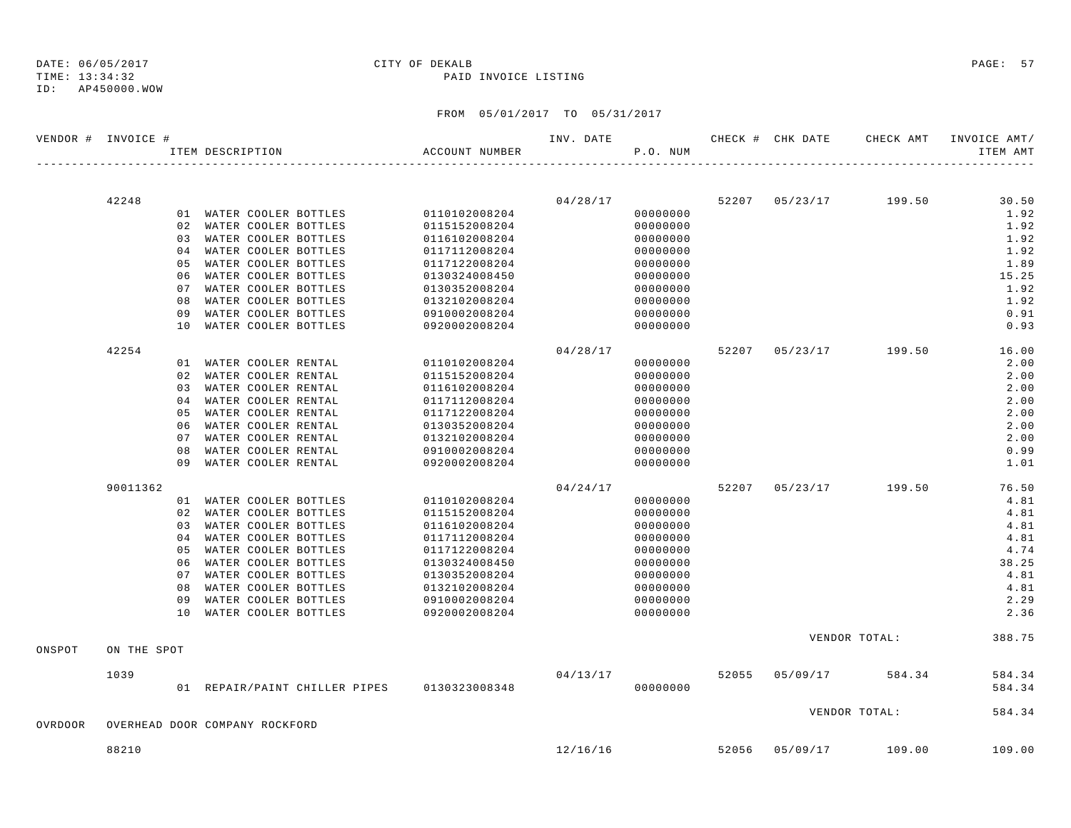DATE: 06/05/2017
TIME: 13:34:32
ID: AP450000.WOW

CITY OF DEKALB
PAID INVOICE LISTING

FROM 05/01/2017 TO 05/31/2017

| VENDOR # | INVOICE # | ITEM DESCRIPTION | ACCOUNT NUMBER | INV. DATE | P.O. NUM | CHECK # | CHK DATE | CHECK AMT | INVOICE AMT/ ITEM AMT |
|---|---|---|---|---|---|---|---|---|---|
| | 42248 | | | 04/28/17 | | 52207 | 05/23/17 | 199.50 | 30.50 |
| | | 01 WATER COOLER BOTTLES | 0110102008204 | | 00000000 | | | | 1.92 |
| | | 02 WATER COOLER BOTTLES | 0115152008204 | | 00000000 | | | | 1.92 |
| | | 03 WATER COOLER BOTTLES | 0116102008204 | | 00000000 | | | | 1.92 |
| | | 04 WATER COOLER BOTTLES | 0117112008204 | | 00000000 | | | | 1.92 |
| | | 05 WATER COOLER BOTTLES | 0117122008204 | | 00000000 | | | | 1.89 |
| | | 06 WATER COOLER BOTTLES | 0130324008450 | | 00000000 | | | | 15.25 |
| | | 07 WATER COOLER BOTTLES | 0130352008204 | | 00000000 | | | | 1.92 |
| | | 08 WATER COOLER BOTTLES | 0132102008204 | | 00000000 | | | | 1.92 |
| | | 09 WATER COOLER BOTTLES | 0910002008204 | | 00000000 | | | | 0.91 |
| | | 10 WATER COOLER BOTTLES | 0920002008204 | | 00000000 | | | | 0.93 |
| | 42254 | | | 04/28/17 | | 52207 | 05/23/17 | 199.50 | 16.00 |
| | | 01 WATER COOLER RENTAL | 0110102008204 | | 00000000 | | | | 2.00 |
| | | 02 WATER COOLER RENTAL | 0115152008204 | | 00000000 | | | | 2.00 |
| | | 03 WATER COOLER RENTAL | 0116102008204 | | 00000000 | | | | 2.00 |
| | | 04 WATER COOLER RENTAL | 0117112008204 | | 00000000 | | | | 2.00 |
| | | 05 WATER COOLER RENTAL | 0117122008204 | | 00000000 | | | | 2.00 |
| | | 06 WATER COOLER RENTAL | 0130352008204 | | 00000000 | | | | 2.00 |
| | | 07 WATER COOLER RENTAL | 0132102008204 | | 00000000 | | | | 2.00 |
| | | 08 WATER COOLER RENTAL | 0910002008204 | | 00000000 | | | | 0.99 |
| | | 09 WATER COOLER RENTAL | 0920002008204 | | 00000000 | | | | 1.01 |
| | 90011362 | | | 04/24/17 | | 52207 | 05/23/17 | 199.50 | 76.50 |
| | | 01 WATER COOLER BOTTLES | 0110102008204 | | 00000000 | | | | 4.81 |
| | | 02 WATER COOLER BOTTLES | 0115152008204 | | 00000000 | | | | 4.81 |
| | | 03 WATER COOLER BOTTLES | 0116102008204 | | 00000000 | | | | 4.81 |
| | | 04 WATER COOLER BOTTLES | 0117112008204 | | 00000000 | | | | 4.81 |
| | | 05 WATER COOLER BOTTLES | 0117122008204 | | 00000000 | | | | 4.74 |
| | | 06 WATER COOLER BOTTLES | 0130324008450 | | 00000000 | | | | 38.25 |
| | | 07 WATER COOLER BOTTLES | 0130352008204 | | 00000000 | | | | 4.81 |
| | | 08 WATER COOLER BOTTLES | 0132102008204 | | 00000000 | | | | 4.81 |
| | | 09 WATER COOLER BOTTLES | 0910002008204 | | 00000000 | | | | 2.29 |
| | | 10 WATER COOLER BOTTLES | 0920002008204 | | 00000000 | | | | 2.36 |
| | | | | | | | VENDOR TOTAL: | | 388.75 |
| ONSPOT | ON THE SPOT | | | | | | | | |
| | 1039 | | | 04/13/17 | | 52055 | 05/09/17 | 584.34 | 584.34 |
| | | 01 REPAIR/PAINT CHILLER PIPES | 0130323008348 | | 00000000 | | | | 584.34 |
| | | | | | | | VENDOR TOTAL: | | 584.34 |
| OVRDOOR | OVERHEAD DOOR COMPANY ROCKFORD | | | | | | | | |
| | 88210 | | | 12/16/16 | | 52056 | 05/09/17 | 109.00 | 109.00 |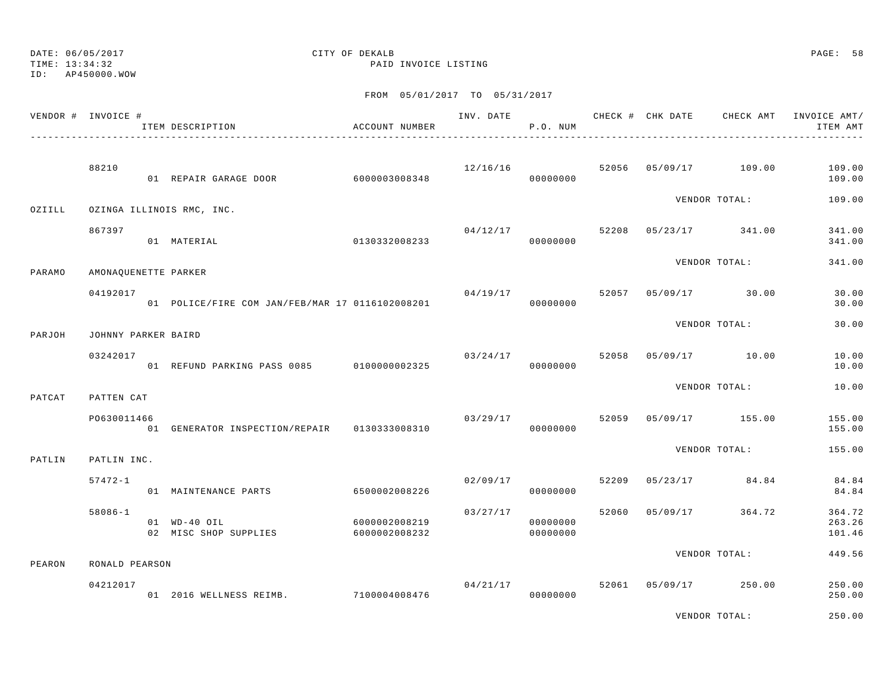DATE: 06/05/2017 CITY OF DEKALB
TIME: 13:34:32 PAID INVOICE LISTING
ID: AP450000.WOW

FROM 05/01/2017 TO 05/31/2017

| VENDOR # | INVOICE # / ITEM DESCRIPTION | ACCOUNT NUMBER | INV. DATE | P.O. NUM | CHECK # | CHK DATE | CHECK AMT | INVOICE AMT/ ITEM AMT |
|---|---|---|---|---|---|---|---|---|
| | 88210 | | 12/16/16 | | 52056 | 05/09/17 | 109.00 | 109.00 |
| | 01 REPAIR GARAGE DOOR | 6000003008348 | | 00000000 | | | | 109.00 |
| | | | | | | VENDOR TOTAL: | | 109.00 |
| OZIILL | OZINGA ILLINOIS RMC, INC. | | | | | | | |
| | 867397 | | 04/12/17 | | 52208 | 05/23/17 | 341.00 | 341.00 |
| | 01 MATERIAL | 0130332008233 | | 00000000 | | | | 341.00 |
| | | | | | | VENDOR TOTAL: | | 341.00 |
| PARAMO | AMONAQUENETTE PARKER | | | | | | | |
| | 04192017 | | 04/19/17 | | 52057 | 05/09/17 | 30.00 | 30.00 |
| | 01 POLICE/FIRE COM JAN/FEB/MAR 17 | 0116102008201 | | 00000000 | | | | 30.00 |
| | | | | | | VENDOR TOTAL: | | 30.00 |
| PARJOH | JOHNNY PARKER BAIRD | | | | | | | |
| | 03242017 | | 03/24/17 | | 52058 | 05/09/17 | 10.00 | 10.00 |
| | 01 REFUND PARKING PASS 0085 | 0100000002325 | | 00000000 | | | | 10.00 |
| | | | | | | VENDOR TOTAL: | | 10.00 |
| PATCAT | PATTEN CAT | | | | | | | |
| | PO630011466 | | 03/29/17 | | 52059 | 05/09/17 | 155.00 | 155.00 |
| | 01 GENERATOR INSPECTION/REPAIR | 0130333008310 | | 00000000 | | | | 155.00 |
| | | | | | | VENDOR TOTAL: | | 155.00 |
| PATLIN | PATLIN INC. | | | | | | | |
| | 57472-1 | | 02/09/17 | | 52209 | 05/23/17 | 84.84 | 84.84 |
| | 01 MAINTENANCE PARTS | 6500002008226 | | 00000000 | | | | 84.84 |
| | 58086-1 | | 03/27/17 | | 52060 | 05/09/17 | 364.72 | 364.72 |
| | 01 WD-40 OIL | 6000002008219 | | 00000000 | | | | 263.26 |
| | 02 MISC SHOP SUPPLIES | 6000002008232 | | 00000000 | | | | 101.46 |
| | | | | | | VENDOR TOTAL: | | 449.56 |
| PEARON | RONALD PEARSON | | | | | | | |
| | 04212017 | | 04/21/17 | | 52061 | 05/09/17 | 250.00 | 250.00 |
| | 01 2016 WELLNESS REIMB. | 7100004008476 | | 00000000 | | | | 250.00 |
| | | | | | | VENDOR TOTAL: | | 250.00 |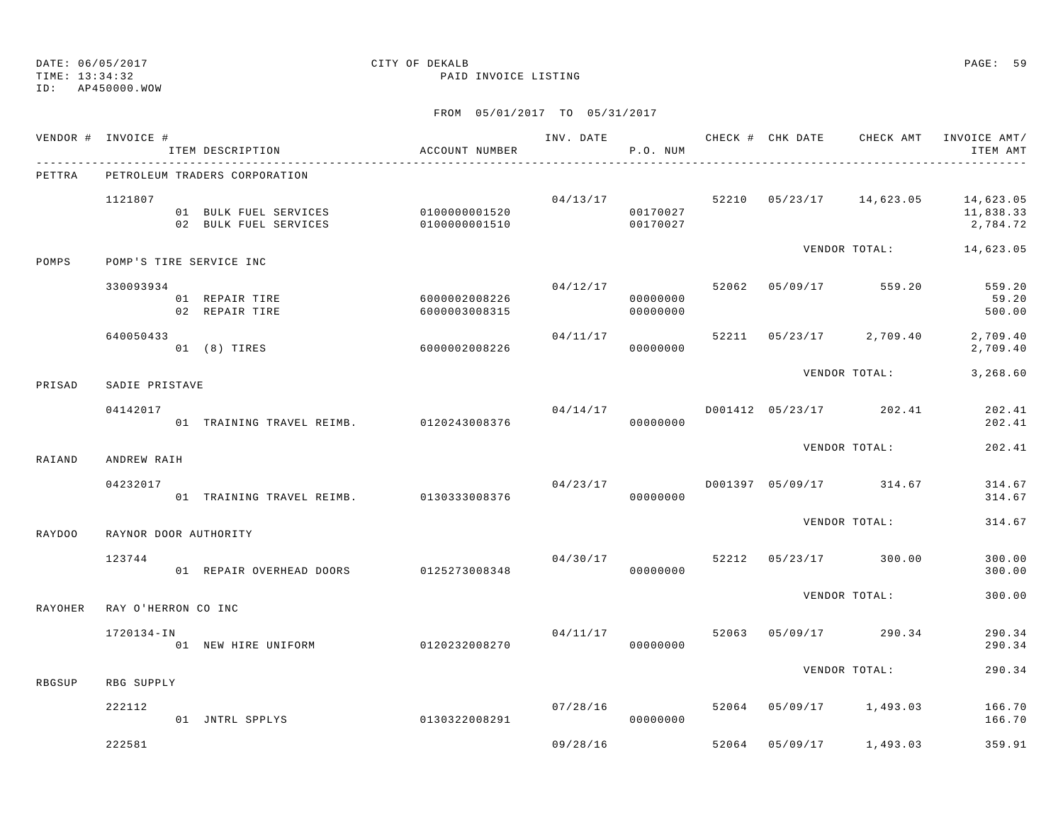DATE: 06/05/2017
TIME: 13:34:32
ID: AP450000.WOW

CITY OF DEKALB
PAID INVOICE LISTING

FROM 05/01/2017 TO 05/31/2017

| VENDOR # | INVOICE # | ITEM DESCRIPTION | ACCOUNT NUMBER | INV. DATE | P.O. NUM | CHECK # | CHK DATE | CHECK AMT | INVOICE AMT/ ITEM AMT |
|---|---|---|---|---|---|---|---|---|---|
| PETTRA | PETROLEUM TRADERS CORPORATION | | | | | | | | |
| | 1121807 | | | 04/13/17 | | 52210 | 05/23/17 | 14,623.05 | 14,623.05 |
| | | 01 BULK FUEL SERVICES | 0100000001520 | | 00170027 | | | | 11,838.33 |
| | | 02 BULK FUEL SERVICES | 0100000001510 | | 00170027 | | | | 2,784.72 |
| | | | | | | | VENDOR TOTAL: | | 14,623.05 |
| POMPS | POMP'S TIRE SERVICE INC | | | | | | | | |
| | 330093934 | | | 04/12/17 | | 52062 | 05/09/17 | 559.20 | 559.20 |
| | | 01 REPAIR TIRE | 6000002008226 | | 00000000 | | | | 59.20 |
| | | 02 REPAIR TIRE | 6000003008315 | | 00000000 | | | | 500.00 |
| | 640050433 | | | 04/11/17 | | 52211 | 05/23/17 | 2,709.40 | 2,709.40 |
| | | 01 (8) TIRES | 6000002008226 | | 00000000 | | | | 2,709.40 |
| | | | | | | | VENDOR TOTAL: | | 3,268.60 |
| PRISAD | SADIE PRISTAVE | | | | | | | | |
| | 04142017 | | | 04/14/17 | | D001412 | 05/23/17 | 202.41 | 202.41 |
| | | 01 TRAINING TRAVEL REIMB. | 0120243008376 | | 00000000 | | | | 202.41 |
| | | | | | | | VENDOR TOTAL: | | 202.41 |
| RAIAND | ANDREW RAIH | | | | | | | | |
| | 04232017 | | | 04/23/17 | | D001397 | 05/09/17 | 314.67 | 314.67 |
| | | 01 TRAINING TRAVEL REIMB. | 0130333008376 | | 00000000 | | | | 314.67 |
| | | | | | | | VENDOR TOTAL: | | 314.67 |
| RAYDOO | RAYNOR DOOR AUTHORITY | | | | | | | | |
| | 123744 | | | 04/30/17 | | 52212 | 05/23/17 | 300.00 | 300.00 |
| | | 01 REPAIR OVERHEAD DOORS | 0125273008348 | | 00000000 | | | | 300.00 |
| | | | | | | | VENDOR TOTAL: | | 300.00 |
| RAYOHER | RAY O'HERRON CO INC | | | | | | | | |
| | 1720134-IN | | | 04/11/17 | | 52063 | 05/09/17 | 290.34 | 290.34 |
| | | 01 NEW HIRE UNIFORM | 0120232008270 | | 00000000 | | | | 290.34 |
| | | | | | | | VENDOR TOTAL: | | 290.34 |
| RBGSUP | RBG SUPPLY | | | | | | | | |
| | 222112 | | | 07/28/16 | | 52064 | 05/09/17 | 1,493.03 | 166.70 |
| | | 01 JNTRL SPPLYS | 0130322008291 | | 00000000 | | | | 166.70 |
| | 222581 | | | 09/28/16 | | 52064 | 05/09/17 | 1,493.03 | 359.91 |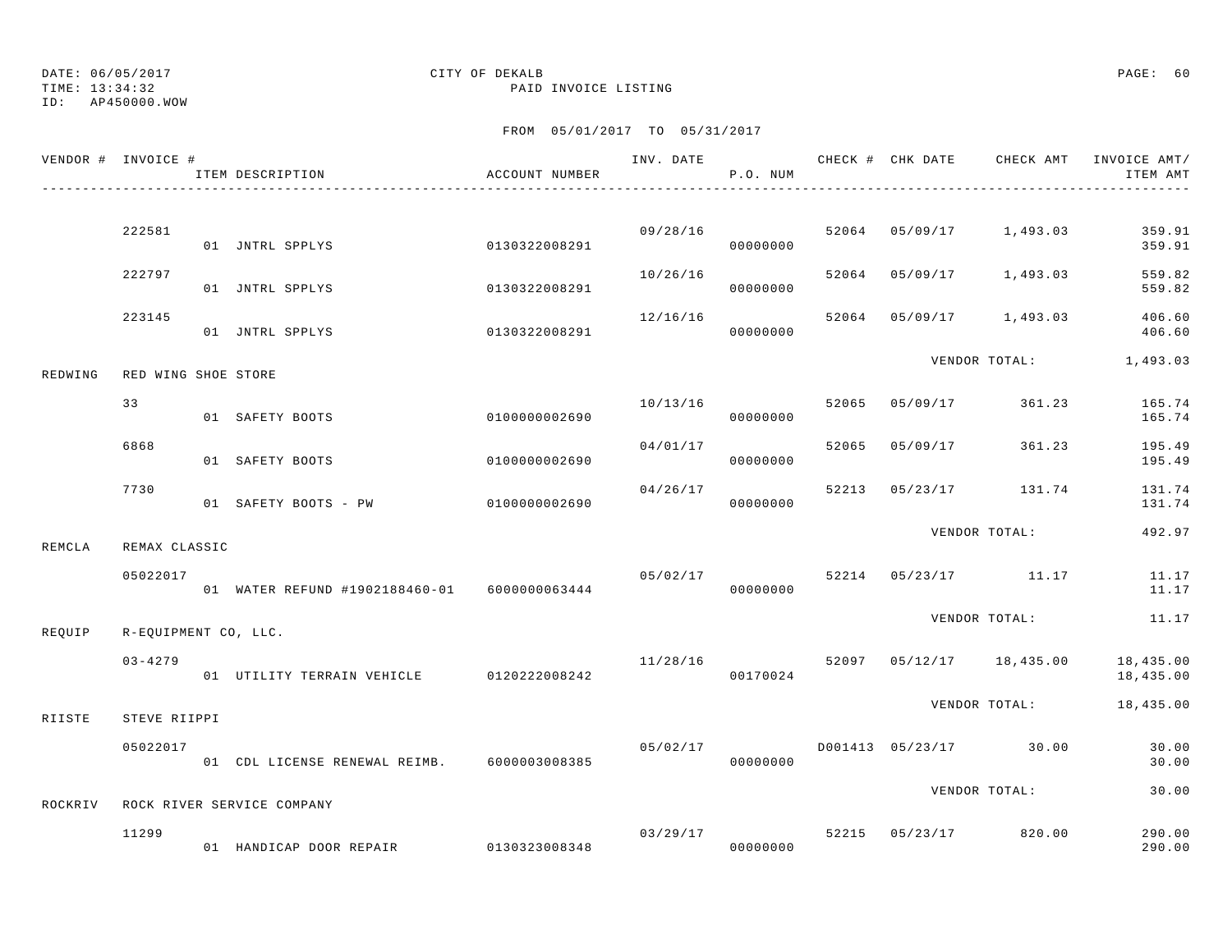DATE: 06/05/2017 CITY OF DEKALB
TIME: 13:34:32 PAID INVOICE LISTING
ID: AP450000.WOW

FROM 05/01/2017 TO 05/31/2017

| VENDOR # | INVOICE # | ITEM DESCRIPTION | ACCOUNT NUMBER | INV. DATE | P.O. NUM | CHECK # | CHK DATE | CHECK AMT | INVOICE AMT/ ITEM AMT |
|---|---|---|---|---|---|---|---|---|---|
| | 222581 | | | 09/28/16 | | 52064 | 05/09/17 | 1,493.03 | 359.91 |
| | | 01 JNTRL SPPLYS | 0130322008291 | | 00000000 | | | | 359.91 |
| | 222797 | | | 10/26/16 | | 52064 | 05/09/17 | 1,493.03 | 559.82 |
| | | 01 JNTRL SPPLYS | 0130322008291 | | 00000000 | | | | 559.82 |
| | 223145 | | | 12/16/16 | | 52064 | 05/09/17 | 1,493.03 | 406.60 |
| | | 01 JNTRL SPPLYS | 0130322008291 | | 00000000 | | | | 406.60 |
| | | | | | | | VENDOR TOTAL: | | 1,493.03 |
| REDWING | RED WING SHOE STORE | | | | | | | | |
| | 33 | | | 10/13/16 | | 52065 | 05/09/17 | 361.23 | 165.74 |
| | | 01 SAFETY BOOTS | 0100000002690 | | 00000000 | | | | 165.74 |
| | 6868 | | | 04/01/17 | | 52065 | 05/09/17 | 361.23 | 195.49 |
| | | 01 SAFETY BOOTS | 0100000002690 | | 00000000 | | | | 195.49 |
| | 7730 | | | 04/26/17 | | 52213 | 05/23/17 | 131.74 | 131.74 |
| | | 01 SAFETY BOOTS - PW | 0100000002690 | | 00000000 | | | | 131.74 |
| | | | | | | | VENDOR TOTAL: | | 492.97 |
| REMCLA | REMAX CLASSIC | | | | | | | | |
| | 05022017 | | | 05/02/17 | | 52214 | 05/23/17 | 11.17 | 11.17 |
| | | 01 WATER REFUND #1902188460-01 | 6000000063444 | | 00000000 | | | | 11.17 |
| | | | | | | | VENDOR TOTAL: | | 11.17 |
| REQUIP | R-EQUIPMENT CO, LLC. | | | | | | | | |
| | 03-4279 | | | 11/28/16 | | 52097 | 05/12/17 | 18,435.00 | 18,435.00 |
| | | 01 UTILITY TERRAIN VEHICLE | 0120222008242 | | 00170024 | | | | 18,435.00 |
| | | | | | | | VENDOR TOTAL: | | 18,435.00 |
| RIISTE | STEVE RIIPPI | | | | | | | | |
| | 05022017 | | | 05/02/17 | | D001413 | 05/23/17 | 30.00 | 30.00 |
| | | 01 CDL LICENSE RENEWAL REIMB. | 6000003008385 | | 00000000 | | | | 30.00 |
| | | | | | | | VENDOR TOTAL: | | 30.00 |
| ROCKRIV | ROCK RIVER SERVICE COMPANY | | | | | | | | |
| | 11299 | | | 03/29/17 | | 52215 | 05/23/17 | 820.00 | 290.00 |
| | | 01 HANDICAP DOOR REPAIR | 0130323008348 | | 00000000 | | | | 290.00 |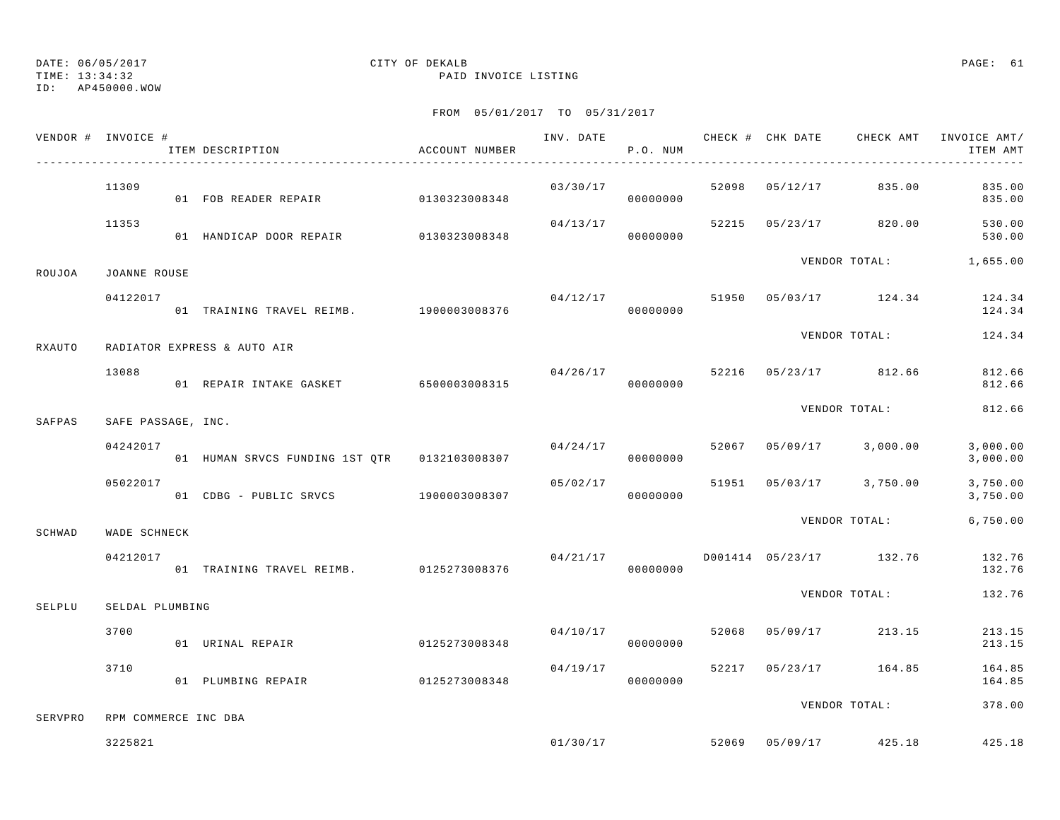DATE: 06/05/2017
TIME: 13:34:32
ID: AP450000.WOW

CITY OF DEKALB
PAID INVOICE LISTING

FROM 05/01/2017 TO 05/31/2017

| VENDOR # | INVOICE # | ITEM DESCRIPTION | ACCOUNT NUMBER | INV. DATE | P.O. NUM | CHECK # | CHK DATE | CHECK AMT | INVOICE AMT/ ITEM AMT |
|---|---|---|---|---|---|---|---|---|---|
| | 11309 | | | 03/30/17 | | 52098 | 05/12/17 | 835.00 | 835.00 |
| | | 01 FOB READER REPAIR | 0130323008348 | | 00000000 | | | | 835.00 |
| | 11353 | | | 04/13/17 | | 52215 | 05/23/17 | 820.00 | 530.00 |
| | | 01 HANDICAP DOOR REPAIR | 0130323008348 | | 00000000 | | | | 530.00 |
| | | | | | | | VENDOR TOTAL: | | 1,655.00 |
| ROUJOA | JOANNE ROUSE | | | | | | | | |
| | 04122017 | | | 04/12/17 | | 51950 | 05/03/17 | 124.34 | 124.34 |
| | | 01 TRAINING TRAVEL REIMB. | 1900003008376 | | 00000000 | | | | 124.34 |
| | | | | | | | VENDOR TOTAL: | | 124.34 |
| RXAUTO | RADIATOR EXPRESS & AUTO AIR | | | | | | | | |
| | 13088 | | | 04/26/17 | | 52216 | 05/23/17 | 812.66 | 812.66 |
| | | 01 REPAIR INTAKE GASKET | 6500003008315 | | 00000000 | | | | 812.66 |
| | | | | | | | VENDOR TOTAL: | | 812.66 |
| SAFPAS | SAFE PASSAGE, INC. | | | | | | | | |
| | 04242017 | | | 04/24/17 | | 52067 | 05/09/17 | 3,000.00 | 3,000.00 |
| | | 01 HUMAN SRVCS FUNDING 1ST QTR | 0132103008307 | | 00000000 | | | | 3,000.00 |
| | 05022017 | | | 05/02/17 | | 51951 | 05/03/17 | 3,750.00 | 3,750.00 |
| | | 01 CDBG - PUBLIC SRVCS | 1900003008307 | | 00000000 | | | | 3,750.00 |
| | | | | | | | VENDOR TOTAL: | | 6,750.00 |
| SCHWAD | WADE SCHNECK | | | | | | | | |
| | 04212017 | | | 04/21/17 | | D001414 | 05/23/17 | 132.76 | 132.76 |
| | | 01 TRAINING TRAVEL REIMB. | 0125273008376 | | 00000000 | | | | 132.76 |
| | | | | | | | VENDOR TOTAL: | | 132.76 |
| SELPLU | SELDAL PLUMBING | | | | | | | | |
| | 3700 | | | 04/10/17 | | 52068 | 05/09/17 | 213.15 | 213.15 |
| | | 01 URINAL REPAIR | 0125273008348 | | 00000000 | | | | 213.15 |
| | 3710 | | | 04/19/17 | | 52217 | 05/23/17 | 164.85 | 164.85 |
| | | 01 PLUMBING REPAIR | 0125273008348 | | 00000000 | | | | 164.85 |
| | | | | | | | VENDOR TOTAL: | | 378.00 |
| SERVPRO | RPM COMMERCE INC DBA | | | | | | | | |
| | 3225821 | | | 01/30/17 | | 52069 | 05/09/17 | 425.18 | 425.18 |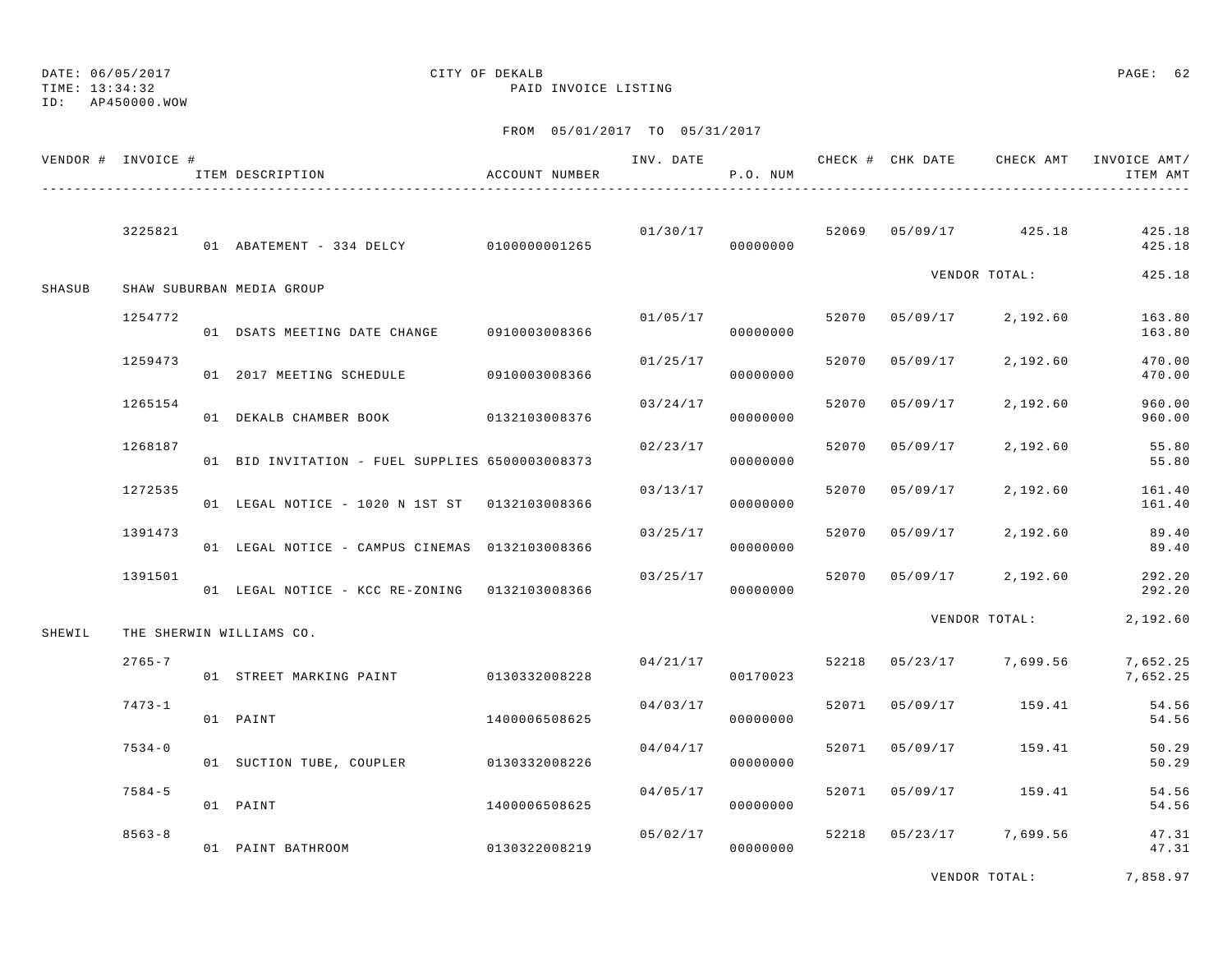DATE: 06/05/2017
TIME: 13:34:32
ID: AP450000.WOW

CITY OF DEKALB
PAID INVOICE LISTING

FROM 05/01/2017 TO 05/31/2017

| VENDOR # | INVOICE # | ITEM DESCRIPTION | ACCOUNT NUMBER | INV. DATE | P.O. NUM | CHECK # | CHK DATE | CHECK AMT | INVOICE AMT/ ITEM AMT |
|---|---|---|---|---|---|---|---|---|---|
| | 3225821 | | | 01/30/17 | | 52069 | 05/09/17 | 425.18 | 425.18 |
| | | 01 ABATEMENT - 334 DELCY | 0100000001265 | | 00000000 | | | | 425.18 |
| | | | | | | | | VENDOR TOTAL: | 425.18 |
| SHASUB | SHAW SUBURBAN MEDIA GROUP | | | | | | | | |
| | 1254772 | | | 01/05/17 | | 52070 | 05/09/17 | 2,192.60 | 163.80 |
| | | 01 DSATS MEETING DATE CHANGE | 0910003008366 | | 00000000 | | | | 163.80 |
| | 1259473 | | | 01/25/17 | | 52070 | 05/09/17 | 2,192.60 | 470.00 |
| | | 01 2017 MEETING SCHEDULE | 0910003008366 | | 00000000 | | | | 470.00 |
| | 1265154 | | | 03/24/17 | | 52070 | 05/09/17 | 2,192.60 | 960.00 |
| | | 01 DEKALB CHAMBER BOOK | 0132103008376 | | 00000000 | | | | 960.00 |
| | 1268187 | | | 02/23/17 | | 52070 | 05/09/17 | 2,192.60 | 55.80 |
| | | 01 BID INVITATION - FUEL SUPPLIES | 6500003008373 | | 00000000 | | | | 55.80 |
| | 1272535 | | | 03/13/17 | | 52070 | 05/09/17 | 2,192.60 | 161.40 |
| | | 01 LEGAL NOTICE - 1020 N 1ST ST | 0132103008366 | | 00000000 | | | | 161.40 |
| | 1391473 | | | 03/25/17 | | 52070 | 05/09/17 | 2,192.60 | 89.40 |
| | | 01 LEGAL NOTICE - CAMPUS CINEMAS | 0132103008366 | | 00000000 | | | | 89.40 |
| | 1391501 | | | 03/25/17 | | 52070 | 05/09/17 | 2,192.60 | 292.20 |
| | | 01 LEGAL NOTICE - KCC RE-ZONING | 0132103008366 | | 00000000 | | | | 292.20 |
| | | | | | | | | VENDOR TOTAL: | 2,192.60 |
| SHEWIL | THE SHERWIN WILLIAMS CO. | | | | | | | | |
| | 2765-7 | | | 04/21/17 | | 52218 | 05/23/17 | 7,699.56 | 7,652.25 |
| | | 01 STREET MARKING PAINT | 0130332008228 | | 00170023 | | | | 7,652.25 |
| | 7473-1 | | | 04/03/17 | | 52071 | 05/09/17 | 159.41 | 54.56 |
| | | 01 PAINT | 1400006508625 | | 00000000 | | | | 54.56 |
| | 7534-0 | | | 04/04/17 | | 52071 | 05/09/17 | 159.41 | 50.29 |
| | | 01 SUCTION TUBE, COUPLER | 0130332008226 | | 00000000 | | | | 50.29 |
| | 7584-5 | | | 04/05/17 | | 52071 | 05/09/17 | 159.41 | 54.56 |
| | | 01 PAINT | 1400006508625 | | 00000000 | | | | 54.56 |
| | 8563-8 | | | 05/02/17 | | 52218 | 05/23/17 | 7,699.56 | 47.31 |
| | | 01 PAINT BATHROOM | 0130322008219 | | 00000000 | | | | 47.31 |
| | | | | | | | | VENDOR TOTAL: | 7,858.97 |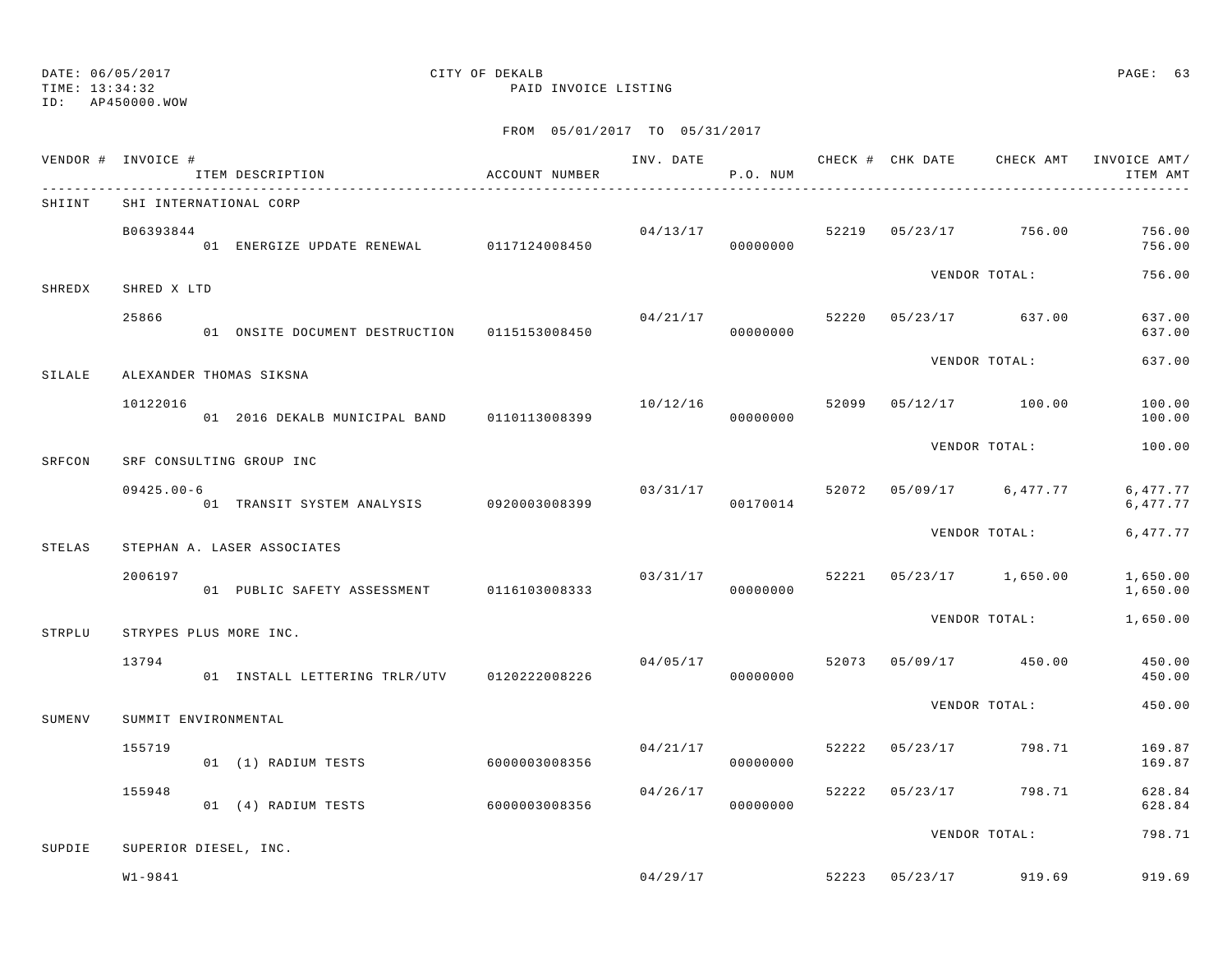DATE: 06/05/2017
TIME: 13:34:32
ID: AP450000.WOW

CITY OF DEKALB
PAID INVOICE LISTING

FROM 05/01/2017 TO 05/31/2017

| VENDOR # | INVOICE # / ITEM DESCRIPTION | ACCOUNT NUMBER | INV. DATE | P.O. NUM | CHECK # | CHK DATE | CHECK AMT | INVOICE AMT/ ITEM AMT |
|---|---|---|---|---|---|---|---|---|
| SHIINT | SHI INTERNATIONAL CORP | | | | | | | |
| | B06393844 | | 04/13/17 | | 52219 | 05/23/17 | 756.00 | 756.00 |
| | 01 ENERGIZE UPDATE RENEWAL | 0117124008450 | | 00000000 | | | | 756.00 |
| | | | | | | VENDOR TOTAL: | | 756.00 |
| SHREDX | SHRED X LTD | | | | | | | |
| | 25866 | | 04/21/17 | | 52220 | 05/23/17 | 637.00 | 637.00 |
| | 01 ONSITE DOCUMENT DESTRUCTION | 0115153008450 | | 00000000 | | | | 637.00 |
| | | | | | | VENDOR TOTAL: | | 637.00 |
| SILALE | ALEXANDER THOMAS SIKSNA | | | | | | | |
| | 10122016 | | 10/12/16 | | 52099 | 05/12/17 | 100.00 | 100.00 |
| | 01 2016 DEKALB MUNICIPAL BAND | 0110113008399 | | 00000000 | | | | 100.00 |
| | | | | | | VENDOR TOTAL: | | 100.00 |
| SRFCON | SRF CONSULTING GROUP INC | | | | | | | |
| | 09425.00-6 | | 03/31/17 | | 52072 | 05/09/17 | 6,477.77 | 6,477.77 |
| | 01 TRANSIT SYSTEM ANALYSIS | 0920003008399 | | 00170014 | | | | 6,477.77 |
| | | | | | | VENDOR TOTAL: | | 6,477.77 |
| STELAS | STEPHAN A. LASER ASSOCIATES | | | | | | | |
| | 2006197 | | 03/31/17 | | 52221 | 05/23/17 | 1,650.00 | 1,650.00 |
| | 01 PUBLIC SAFETY ASSESSMENT | 0116103008333 | | 00000000 | | | | 1,650.00 |
| | | | | | | VENDOR TOTAL: | | 1,650.00 |
| STRPLU | STRYPES PLUS MORE INC. | | | | | | | |
| | 13794 | | 04/05/17 | | 52073 | 05/09/17 | 450.00 | 450.00 |
| | 01 INSTALL LETTERING TRLR/UTV | 0120222008226 | | 00000000 | | | | 450.00 |
| | | | | | | VENDOR TOTAL: | | 450.00 |
| SUMENV | SUMMIT ENVIRONMENTAL | | | | | | | |
| | 155719 | | 04/21/17 | | 52222 | 05/23/17 | 798.71 | 169.87 |
| | 01 (1) RADIUM TESTS | 6000003008356 | | 00000000 | | | | 169.87 |
| | 155948 | | 04/26/17 | | 52222 | 05/23/17 | 798.71 | 628.84 |
| | 01 (4) RADIUM TESTS | 6000003008356 | | 00000000 | | | | 628.84 |
| | | | | | | VENDOR TOTAL: | | 798.71 |
| SUPDIE | SUPERIOR DIESEL, INC. | | | | | | | |
| | W1-9841 | | 04/29/17 | | 52223 | 05/23/17 | 919.69 | 919.69 |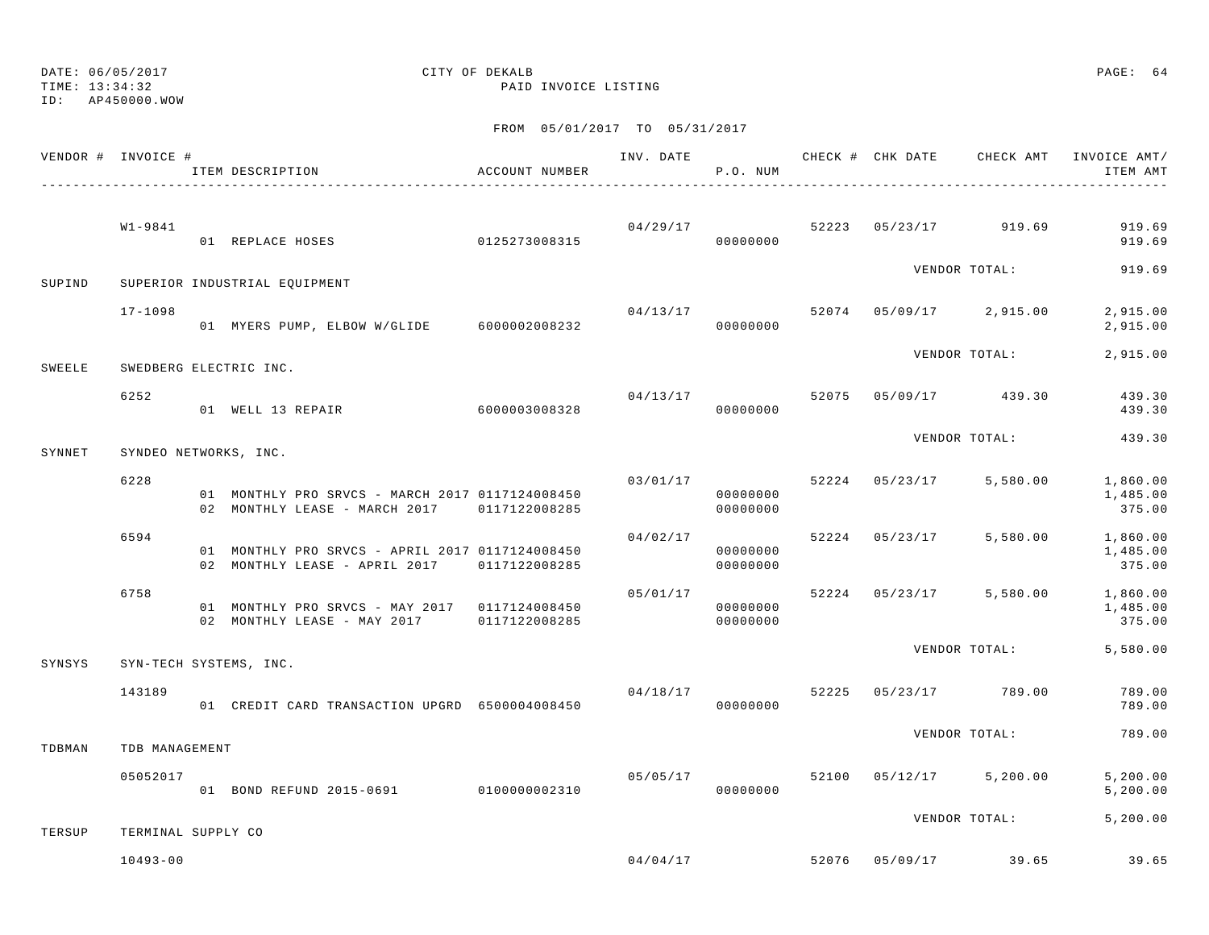DATE: 06/05/2017 CITY OF DEKALB
TIME: 13:34:32 PAID INVOICE LISTING
ID: AP450000.WOW

FROM 05/01/2017 TO 05/31/2017

| VENDOR # | INVOICE # / ITEM DESCRIPTION | ACCOUNT NUMBER | INV. DATE | P.O. NUM | CHECK # | CHK DATE | CHECK AMT | INVOICE AMT/ ITEM AMT |
|---|---|---|---|---|---|---|---|---|
| | W1-9841 | | 04/29/17 | | 52223 | 05/23/17 | 919.69 | 919.69 |
| | 01 REPLACE HOSES | 0125273008315 | | 00000000 | | | | 919.69 |
| | | | | | | VENDOR TOTAL: | | 919.69 |
| SUPIND | SUPERIOR INDUSTRIAL EQUIPMENT | | | | | | | |
| | 17-1098 | | 04/13/17 | | 52074 | 05/09/17 | 2,915.00 | 2,915.00 |
| | 01 MYERS PUMP, ELBOW W/GLIDE | 6000002008232 | | 00000000 | | | | 2,915.00 |
| | | | | | | VENDOR TOTAL: | | 2,915.00 |
| SWEELE | SWEDBERG ELECTRIC INC. | | | | | | | |
| | 6252 | | 04/13/17 | | 52075 | 05/09/17 | 439.30 | 439.30 |
| | 01 WELL 13 REPAIR | 6000003008328 | | 00000000 | | | | 439.30 |
| | | | | | | VENDOR TOTAL: | | 439.30 |
| SYNNET | SYNDEO NETWORKS, INC. | | | | | | | |
| | 6228 | | 03/01/17 | | 52224 | 05/23/17 | 5,580.00 | 1,860.00 |
| | 01 MONTHLY PRO SRVCS - MARCH 2017 | 0117124008450 | | 00000000 | | | | 1,485.00 |
| | 02 MONTHLY LEASE - MARCH 2017 | 0117122008285 | | 00000000 | | | | 375.00 |
| | 6594 | | 04/02/17 | | 52224 | 05/23/17 | 5,580.00 | 1,860.00 |
| | 01 MONTHLY PRO SRVCS - APRIL 2017 | 0117124008450 | | 00000000 | | | | 1,485.00 |
| | 02 MONTHLY LEASE - APRIL 2017 | 0117122008285 | | 00000000 | | | | 375.00 |
| | 6758 | | 05/01/17 | | 52224 | 05/23/17 | 5,580.00 | 1,860.00 |
| | 01 MONTHLY PRO SRVCS - MAY 2017 | 0117124008450 | | 00000000 | | | | 1,485.00 |
| | 02 MONTHLY LEASE - MAY 2017 | 0117122008285 | | 00000000 | | | | 375.00 |
| | | | | | | VENDOR TOTAL: | | 5,580.00 |
| SYNSYS | SYN-TECH SYSTEMS, INC. | | | | | | | |
| | 143189 | | 04/18/17 | | 52225 | 05/23/17 | 789.00 | 789.00 |
| | 01 CREDIT CARD TRANSACTION UPGRD | 6500004008450 | | 00000000 | | | | 789.00 |
| | | | | | | VENDOR TOTAL: | | 789.00 |
| TDBMAN | TDB MANAGEMENT | | | | | | | |
| | 05052017 | | 05/05/17 | | 52100 | 05/12/17 | 5,200.00 | 5,200.00 |
| | 01 BOND REFUND 2015-0691 | 0100000002310 | | 00000000 | | | | 5,200.00 |
| | | | | | | VENDOR TOTAL: | | 5,200.00 |
| TERSUP | TERMINAL SUPPLY CO | | | | | | | |
| | 10493-00 | | 04/04/17 | | 52076 | 05/09/17 | 39.65 | 39.65 |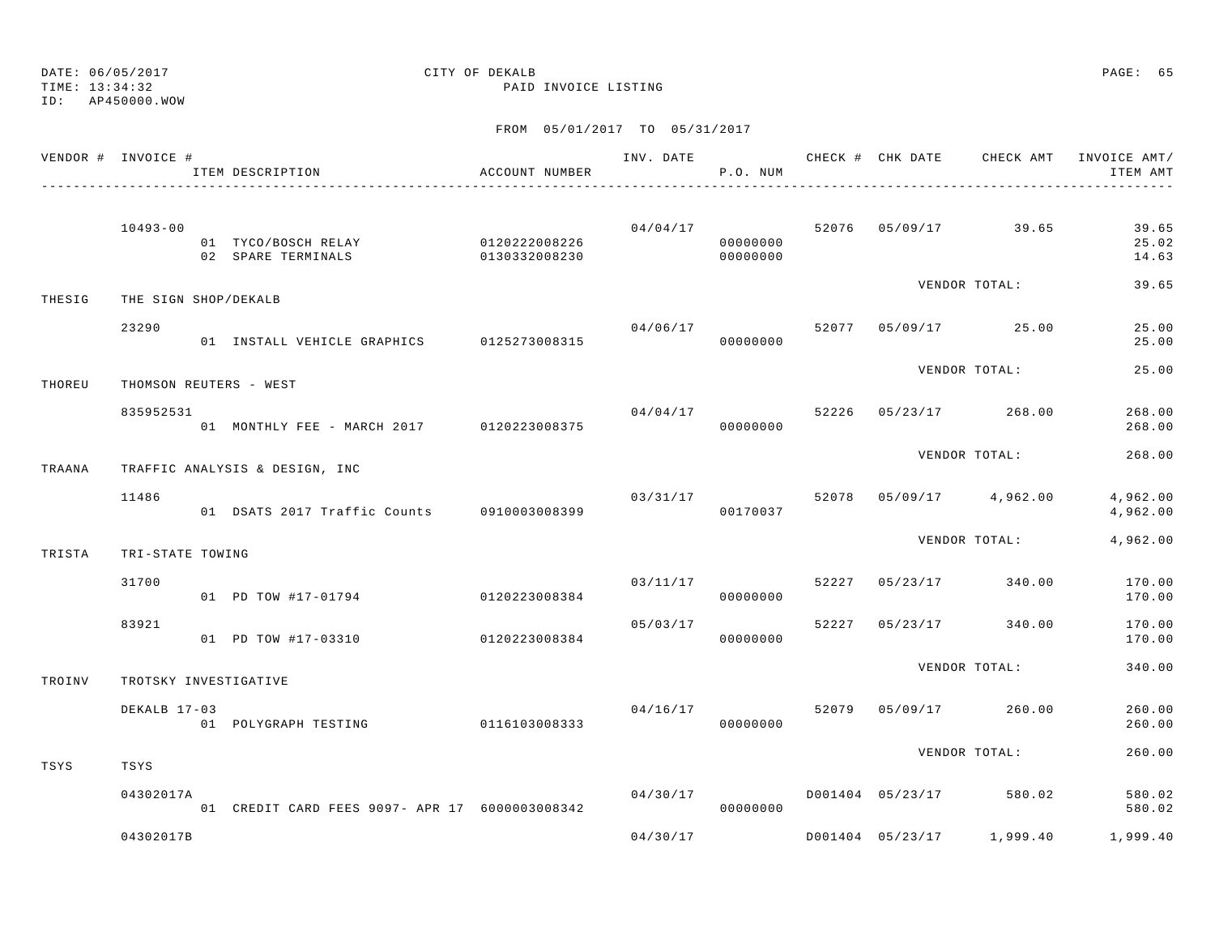DATE: 06/05/2017 CITY OF DEKALB
TIME: 13:34:32 PAID INVOICE LISTING
ID: AP450000.WOW

FROM 05/01/2017 TO 05/31/2017

| VENDOR # | INVOICE # | ITEM DESCRIPTION | ACCOUNT NUMBER | INV. DATE | P.O. NUM | CHECK # | CHK DATE | CHECK AMT | INVOICE AMT/ ITEM AMT |
|---|---|---|---|---|---|---|---|---|---|
| | 10493-00 | | | 04/04/17 | | 52076 | 05/09/17 | 39.65 | 39.65 |
| | | 01 TYCO/BOSCH RELAY | 0120222008226 | | 00000000 | | | | 25.02 |
| | | 02 SPARE TERMINALS | 0130332008230 | | 00000000 | | | | 14.63 |
| | | | | | | | VENDOR TOTAL: | | 39.65 |
| THESIG | THE SIGN SHOP/DEKALB | | | | | | | | |
| | 23290 | | | 04/06/17 | | 52077 | 05/09/17 | 25.00 | 25.00 |
| | | 01 INSTALL VEHICLE GRAPHICS | 0125273008315 | | 00000000 | | | | 25.00 |
| | | | | | | | VENDOR TOTAL: | | 25.00 |
| THOREU | THOMSON REUTERS - WEST | | | | | | | | |
| | 835952531 | | | 04/04/17 | | 52226 | 05/23/17 | 268.00 | 268.00 |
| | | 01 MONTHLY FEE - MARCH 2017 | 0120223008375 | | 00000000 | | | | 268.00 |
| | | | | | | | VENDOR TOTAL: | | 268.00 |
| TRAANA | TRAFFIC ANALYSIS & DESIGN, INC | | | | | | | | |
| | 11486 | | | 03/31/17 | | 52078 | 05/09/17 | 4,962.00 | 4,962.00 |
| | | 01 DSATS 2017 Traffic Counts | 0910003008399 | | 00170037 | | | | 4,962.00 |
| | | | | | | | VENDOR TOTAL: | | 4,962.00 |
| TRISTA | TRI-STATE TOWING | | | | | | | | |
| | 31700 | | | 03/11/17 | | 52227 | 05/23/17 | 340.00 | 170.00 |
| | | 01 PD TOW #17-01794 | 0120223008384 | | 00000000 | | | | 170.00 |
| | 83921 | | | 05/03/17 | | 52227 | 05/23/17 | 340.00 | 170.00 |
| | | 01 PD TOW #17-03310 | 0120223008384 | | 00000000 | | | | 170.00 |
| | | | | | | | VENDOR TOTAL: | | 340.00 |
| TROINV | TROTSKY INVESTIGATIVE | | | | | | | | |
| | DEKALB 17-03 | | | 04/16/17 | | 52079 | 05/09/17 | 260.00 | 260.00 |
| | | 01 POLYGRAPH TESTING | 0116103008333 | | 00000000 | | | | 260.00 |
| | | | | | | | VENDOR TOTAL: | | 260.00 |
| TSYS | TSYS | | | | | | | | |
| | 04302017A | | | 04/30/17 | | D001404 | 05/23/17 | 580.02 | 580.02 |
| | | 01 CREDIT CARD FEES 9097- APR 17 | 6000003008342 | | 00000000 | | | | 580.02 |
| | 04302017B | | | 04/30/17 | | D001404 | 05/23/17 | 1,999.40 | 1,999.40 |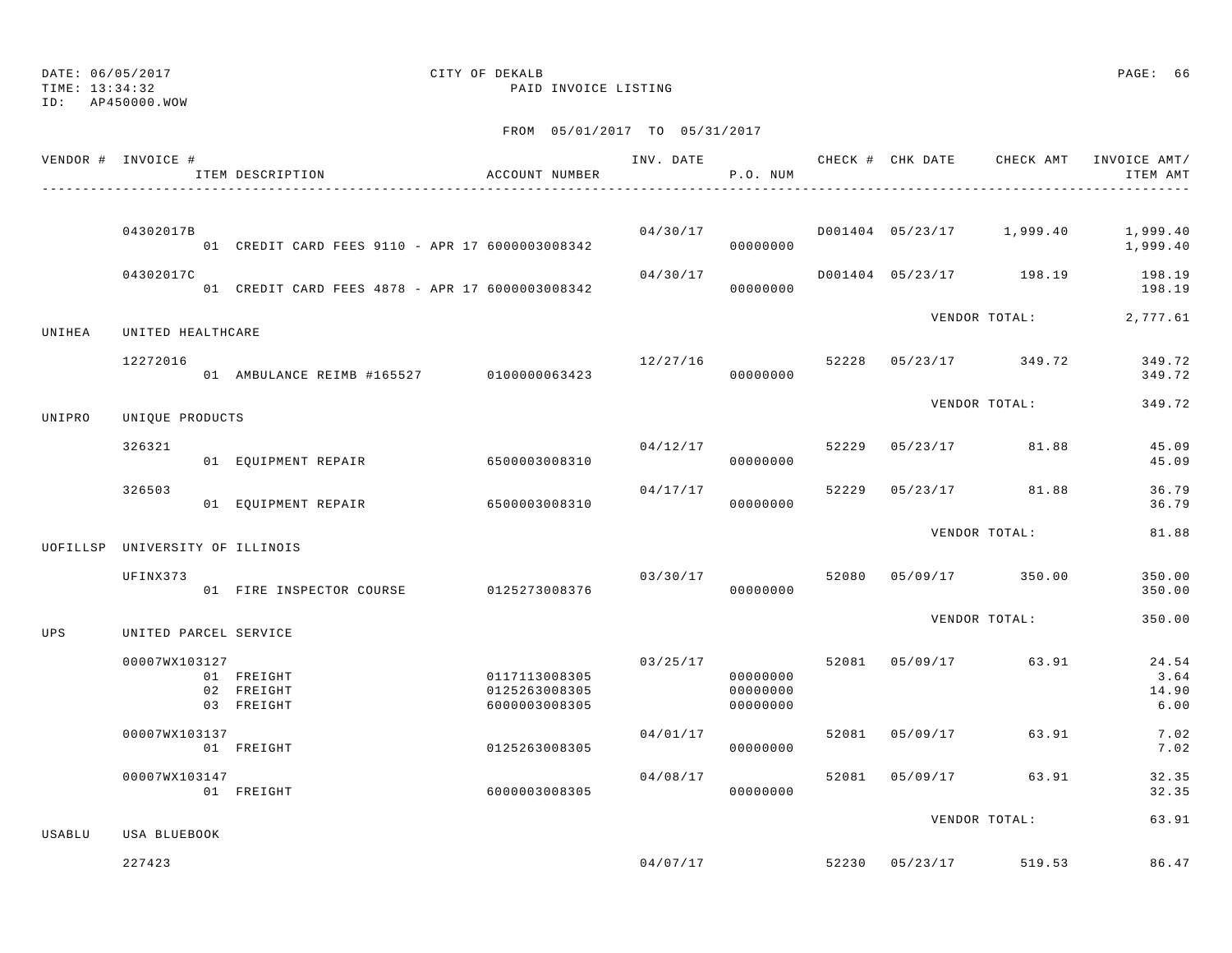DATE: 06/05/2017 CITY OF DEKALB
TIME: 13:34:32 PAID INVOICE LISTING
ID: AP450000.WOW

FROM 05/01/2017 TO 05/31/2017

| VENDOR # | INVOICE # / ITEM DESCRIPTION | ACCOUNT NUMBER | INV. DATE | P.O. NUM | CHECK # | CHK DATE | CHECK AMT | INVOICE AMT/ ITEM AMT |
|---|---|---|---|---|---|---|---|---|
| | 04302017B | | 04/30/17 | | D001404 | 05/23/17 | 1,999.40 | 1,999.40 |
| | 01 CREDIT CARD FEES 9110 - APR 17 | 6000003008342 | | 00000000 | | | | 1,999.40 |
| | 04302017C | | 04/30/17 | | D001404 | 05/23/17 | 198.19 | 198.19 |
| | 01 CREDIT CARD FEES 4878 - APR 17 | 6000003008342 | | 00000000 | | | | 198.19 |
| | | | | | | VENDOR TOTAL: | | 2,777.61 |
| UNIHEA | UNITED HEALTHCARE | | | | | | | |
| | 12272016 | | 12/27/16 | | 52228 | 05/23/17 | 349.72 | 349.72 |
| | 01 AMBULANCE REIMB #165527 | 0100000063423 | | 00000000 | | | | 349.72 |
| | | | | | | VENDOR TOTAL: | | 349.72 |
| UNIPRO | UNIQUE PRODUCTS | | | | | | | |
| | 326321 | | 04/12/17 | | 52229 | 05/23/17 | 81.88 | 45.09 |
| | 01 EQUIPMENT REPAIR | 6500003008310 | | 00000000 | | | | 45.09 |
| | 326503 | | 04/17/17 | | 52229 | 05/23/17 | 81.88 | 36.79 |
| | 01 EQUIPMENT REPAIR | 6500003008310 | | 00000000 | | | | 36.79 |
| | | | | | | VENDOR TOTAL: | | 81.88 |
| UOFILLSP | UNIVERSITY OF ILLINOIS | | | | | | | |
| | UFINX373 | | 03/30/17 | | 52080 | 05/09/17 | 350.00 | 350.00 |
| | 01 FIRE INSPECTOR COURSE | 0125273008376 | | 00000000 | | | | 350.00 |
| | | | | | | VENDOR TOTAL: | | 350.00 |
| UPS | UNITED PARCEL SERVICE | | | | | | | |
| | 00007WX103127 | | 03/25/17 | | 52081 | 05/09/17 | 63.91 | 24.54 |
| | 01 FREIGHT | 0117113008305 | | 00000000 | | | | 3.64 |
| | 02 FREIGHT | 0125263008305 | | 00000000 | | | | 14.90 |
| | 03 FREIGHT | 6000003008305 | | 00000000 | | | | 6.00 |
| | 00007WX103137 | | 04/01/17 | | 52081 | 05/09/17 | 63.91 | 7.02 |
| | 01 FREIGHT | 0125263008305 | | 00000000 | | | | 7.02 |
| | 00007WX103147 | | 04/08/17 | | 52081 | 05/09/17 | 63.91 | 32.35 |
| | 01 FREIGHT | 6000003008305 | | 00000000 | | | | 32.35 |
| | | | | | | VENDOR TOTAL: | | 63.91 |
| USABLU | USA BLUEBOOK | | | | | | | |
| | 227423 | | 04/07/17 | | 52230 | 05/23/17 | 519.53 | 86.47 |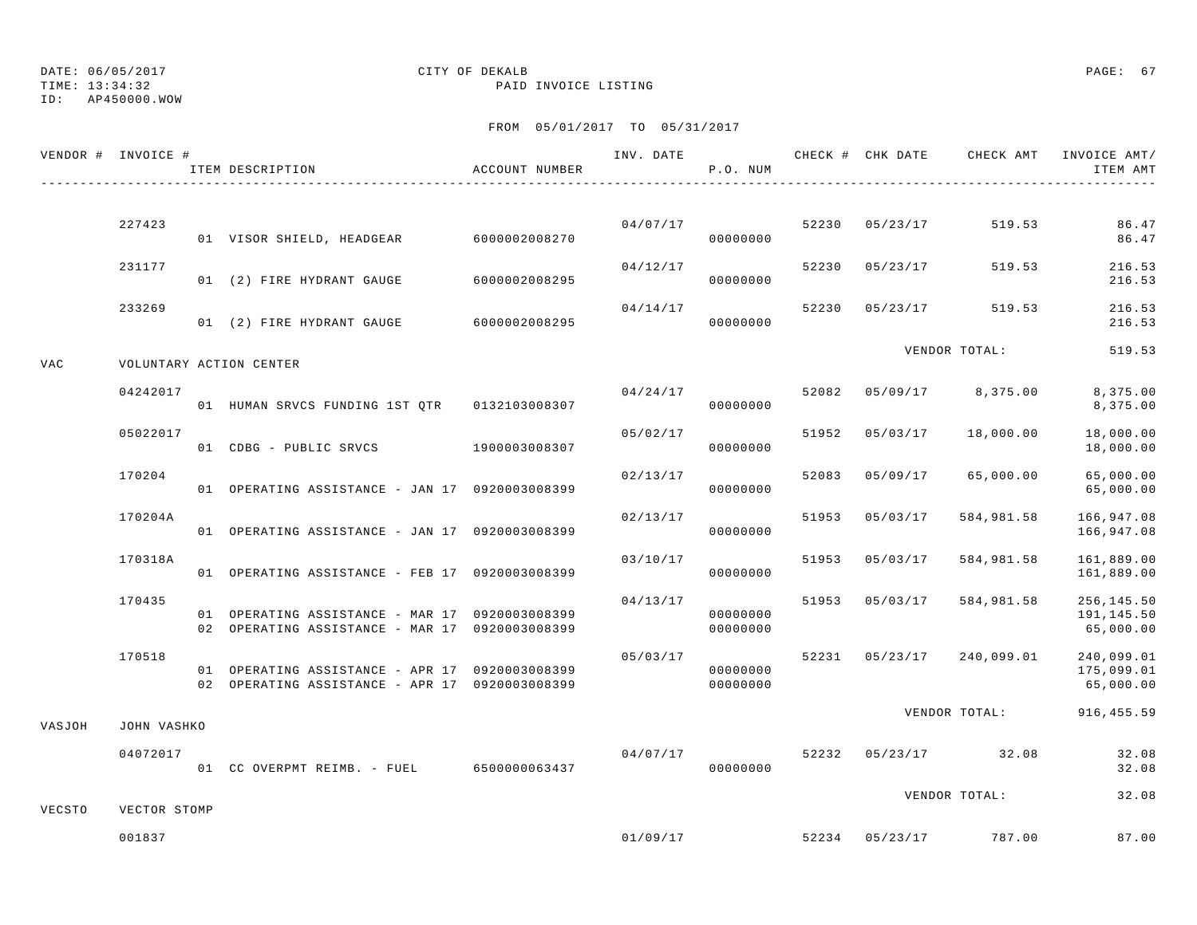DATE: 06/05/2017
TIME: 13:34:32
ID: AP450000.WOW

CITY OF DEKALB
PAID INVOICE LISTING

FROM 05/01/2017 TO 05/31/2017

| VENDOR # | INVOICE # | ITEM DESCRIPTION | ACCOUNT NUMBER | INV. DATE | P.O. NUM | CHECK # | CHK DATE | CHECK AMT | INVOICE AMT/ ITEM AMT |
|---|---|---|---|---|---|---|---|---|---|
| | 227423 | | | 04/07/17 | | 52230 | 05/23/17 | 519.53 | 86.47 |
| | | 01 VISOR SHIELD, HEADGEAR | 6000002008270 | | 00000000 | | | | 86.47 |
| | 231177 | | | 04/12/17 | | 52230 | 05/23/17 | 519.53 | 216.53 |
| | | 01 (2) FIRE HYDRANT GAUGE | 6000002008295 | | 00000000 | | | | 216.53 |
| | 233269 | | | 04/14/17 | | 52230 | 05/23/17 | 519.53 | 216.53 |
| | | 01 (2) FIRE HYDRANT GAUGE | 6000002008295 | | 00000000 | | | | 216.53 |
| | | | | | | | VENDOR TOTAL: | | 519.53 |
| VAC | VOLUNTARY ACTION CENTER | | | | | | | | |
| | 04242017 | | | 04/24/17 | | 52082 | 05/09/17 | 8,375.00 | 8,375.00 |
| | | 01 HUMAN SRVCS FUNDING 1ST QTR | 0132103008307 | | 00000000 | | | | 8,375.00 |
| | 05022017 | | | 05/02/17 | | 51952 | 05/03/17 | 18,000.00 | 18,000.00 |
| | | 01 CDBG - PUBLIC SRVCS | 1900003008307 | | 00000000 | | | | 18,000.00 |
| | 170204 | | | 02/13/17 | | 52083 | 05/09/17 | 65,000.00 | 65,000.00 |
| | | 01 OPERATING ASSISTANCE - JAN 17 | 0920003008399 | | 00000000 | | | | 65,000.00 |
| | 170204A | | | 02/13/17 | | 51953 | 05/03/17 | 584,981.58 | 166,947.08 |
| | | 01 OPERATING ASSISTANCE - JAN 17 | 0920003008399 | | 00000000 | | | | 166,947.08 |
| | 170318A | | | 03/10/17 | | 51953 | 05/03/17 | 584,981.58 | 161,889.00 |
| | | 01 OPERATING ASSISTANCE - FEB 17 | 0920003008399 | | 00000000 | | | | 161,889.00 |
| | 170435 | | | 04/13/17 | | 51953 | 05/03/17 | 584,981.58 | 256,145.50 |
| | | 01 OPERATING ASSISTANCE - MAR 17 | 0920003008399 | | 00000000 | | | | 191,145.50 |
| | | 02 OPERATING ASSISTANCE - MAR 17 | 0920003008399 | | 00000000 | | | | 65,000.00 |
| | 170518 | | | 05/03/17 | | 52231 | 05/23/17 | 240,099.01 | 240,099.01 |
| | | 01 OPERATING ASSISTANCE - APR 17 | 0920003008399 | | 00000000 | | | | 175,099.01 |
| | | 02 OPERATING ASSISTANCE - APR 17 | 0920003008399 | | 00000000 | | | | 65,000.00 |
| | | | | | | | VENDOR TOTAL: | | 916,455.59 |
| VASJOH | JOHN VASHKO | | | | | | | | |
| | 04072017 | | | 04/07/17 | | 52232 | 05/23/17 | 32.08 | 32.08 |
| | | 01 CC OVERPMT REIMB. - FUEL | 6500000063437 | | 00000000 | | | | 32.08 |
| | | | | | | | VENDOR TOTAL: | | 32.08 |
| VECSTO | VECTOR STOMP | | | | | | | | |
| | 001837 | | | 01/09/17 | | 52234 | 05/23/17 | 787.00 | 87.00 |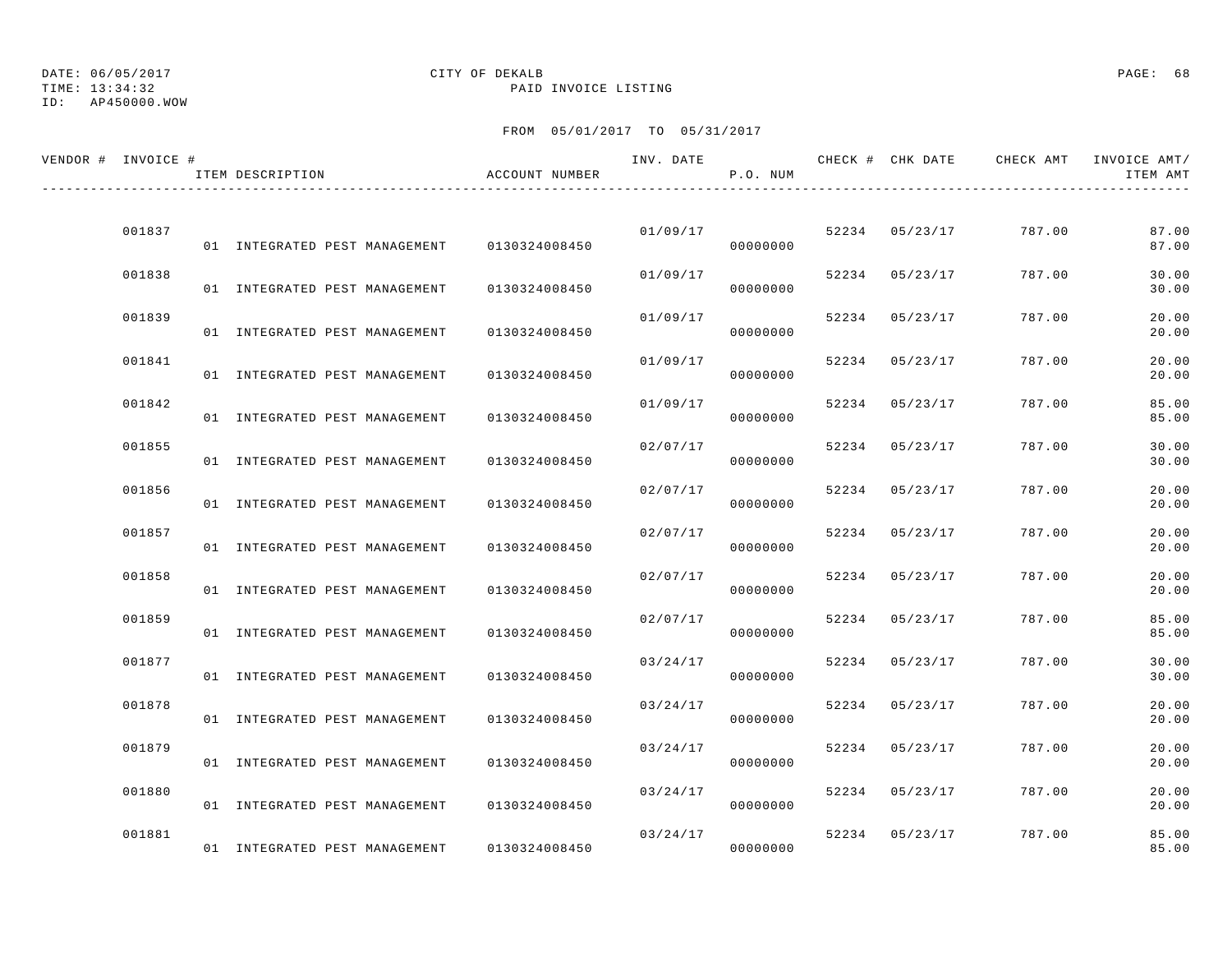DATE: 06/05/2017 CITY OF DEKALB PAGE: 68
TIME: 13:34:32 PAID INVOICE LISTING
ID: AP450000.WOW

FROM 05/01/2017 TO 05/31/2017

| VENDOR # | INVOICE # | ITEM DESCRIPTION | ACCOUNT NUMBER | INV. DATE | P.O. NUM | CHECK # | CHK DATE | CHECK AMT | INVOICE AMT/ ITEM AMT |
|---|---|---|---|---|---|---|---|---|---|
| | 001837 | | | 01/09/17 | | 52234 | 05/23/17 | 787.00 | 87.00 |
| | | 01 INTEGRATED PEST MANAGEMENT | 0130324008450 | | 00000000 | | | | 87.00 |
| | 001838 | | | 01/09/17 | | 52234 | 05/23/17 | 787.00 | 30.00 |
| | | 01 INTEGRATED PEST MANAGEMENT | 0130324008450 | | 00000000 | | | | 30.00 |
| | 001839 | | | 01/09/17 | | 52234 | 05/23/17 | 787.00 | 20.00 |
| | | 01 INTEGRATED PEST MANAGEMENT | 0130324008450 | | 00000000 | | | | 20.00 |
| | 001841 | | | 01/09/17 | | 52234 | 05/23/17 | 787.00 | 20.00 |
| | | 01 INTEGRATED PEST MANAGEMENT | 0130324008450 | | 00000000 | | | | 20.00 |
| | 001842 | | | 01/09/17 | | 52234 | 05/23/17 | 787.00 | 85.00 |
| | | 01 INTEGRATED PEST MANAGEMENT | 0130324008450 | | 00000000 | | | | 85.00 |
| | 001855 | | | 02/07/17 | | 52234 | 05/23/17 | 787.00 | 30.00 |
| | | 01 INTEGRATED PEST MANAGEMENT | 0130324008450 | | 00000000 | | | | 30.00 |
| | 001856 | | | 02/07/17 | | 52234 | 05/23/17 | 787.00 | 20.00 |
| | | 01 INTEGRATED PEST MANAGEMENT | 0130324008450 | | 00000000 | | | | 20.00 |
| | 001857 | | | 02/07/17 | | 52234 | 05/23/17 | 787.00 | 20.00 |
| | | 01 INTEGRATED PEST MANAGEMENT | 0130324008450 | | 00000000 | | | | 20.00 |
| | 001858 | | | 02/07/17 | | 52234 | 05/23/17 | 787.00 | 20.00 |
| | | 01 INTEGRATED PEST MANAGEMENT | 0130324008450 | | 00000000 | | | | 20.00 |
| | 001859 | | | 02/07/17 | | 52234 | 05/23/17 | 787.00 | 85.00 |
| | | 01 INTEGRATED PEST MANAGEMENT | 0130324008450 | | 00000000 | | | | 85.00 |
| | 001877 | | | 03/24/17 | | 52234 | 05/23/17 | 787.00 | 30.00 |
| | | 01 INTEGRATED PEST MANAGEMENT | 0130324008450 | | 00000000 | | | | 30.00 |
| | 001878 | | | 03/24/17 | | 52234 | 05/23/17 | 787.00 | 20.00 |
| | | 01 INTEGRATED PEST MANAGEMENT | 0130324008450 | | 00000000 | | | | 20.00 |
| | 001879 | | | 03/24/17 | | 52234 | 05/23/17 | 787.00 | 20.00 |
| | | 01 INTEGRATED PEST MANAGEMENT | 0130324008450 | | 00000000 | | | | 20.00 |
| | 001880 | | | 03/24/17 | | 52234 | 05/23/17 | 787.00 | 20.00 |
| | | 01 INTEGRATED PEST MANAGEMENT | 0130324008450 | | 00000000 | | | | 20.00 |
| | 001881 | | | 03/24/17 | | 52234 | 05/23/17 | 787.00 | 85.00 |
| | | 01 INTEGRATED PEST MANAGEMENT | 0130324008450 | | 00000000 | | | | 85.00 |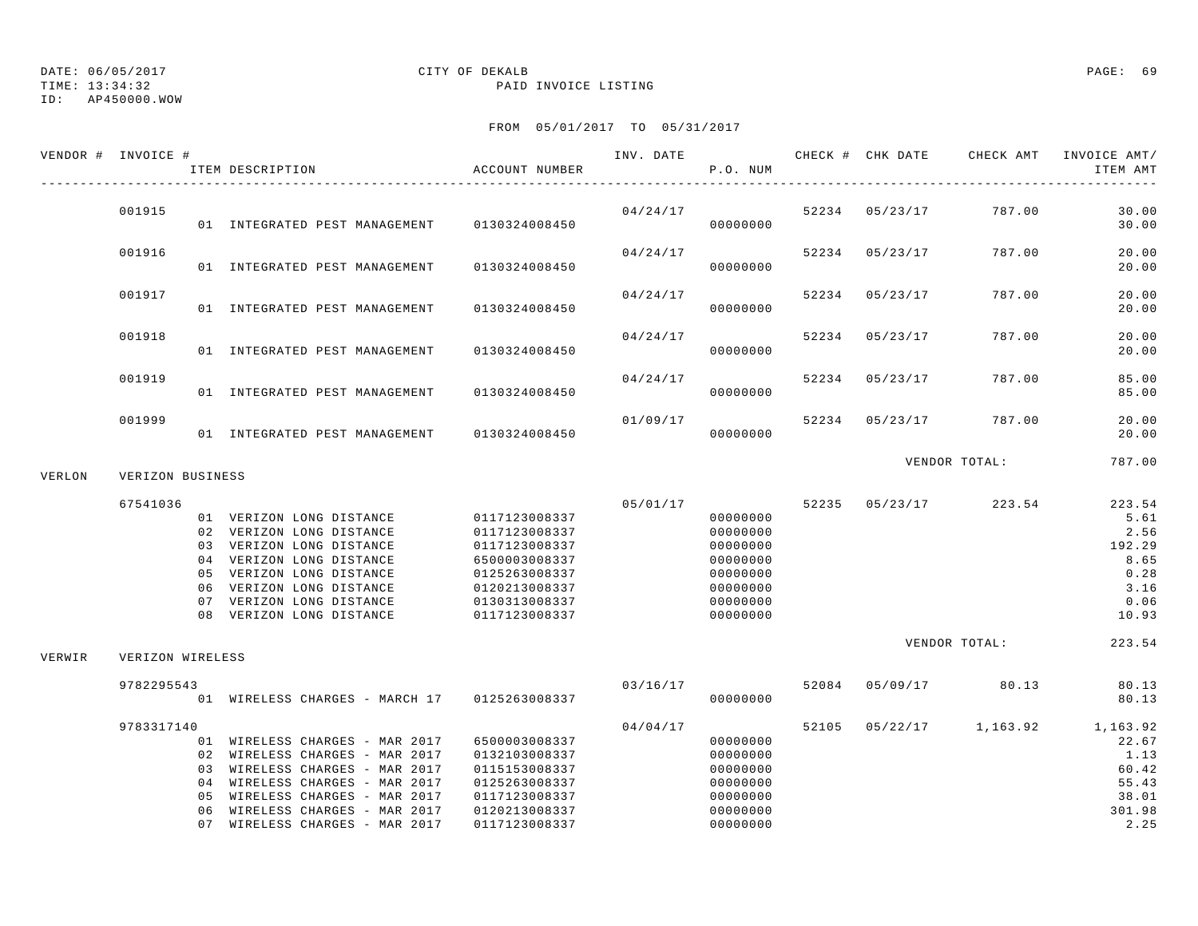DATE: 06/05/2017 CITY OF DEKALB
TIME: 13:34:32 PAID INVOICE LISTING
ID: AP450000.WOW

FROM 05/01/2017 TO 05/31/2017

| VENDOR # | INVOICE # | ITEM DESCRIPTION | ACCOUNT NUMBER | INV. DATE | P.O. NUM | CHECK # | CHK DATE | CHECK AMT | INVOICE AMT/ ITEM AMT |
|---|---|---|---|---|---|---|---|---|---|
| | 001915 | | | 04/24/17 | | 52234 | 05/23/17 | 787.00 | 30.00 |
| | | 01 INTEGRATED PEST MANAGEMENT | 0130324008450 | | 00000000 | | | | 30.00 |
| | 001916 | | | 04/24/17 | | 52234 | 05/23/17 | 787.00 | 20.00 |
| | | 01 INTEGRATED PEST MANAGEMENT | 0130324008450 | | 00000000 | | | | 20.00 |
| | 001917 | | | 04/24/17 | | 52234 | 05/23/17 | 787.00 | 20.00 |
| | | 01 INTEGRATED PEST MANAGEMENT | 0130324008450 | | 00000000 | | | | 20.00 |
| | 001918 | | | 04/24/17 | | 52234 | 05/23/17 | 787.00 | 20.00 |
| | | 01 INTEGRATED PEST MANAGEMENT | 0130324008450 | | 00000000 | | | | 20.00 |
| | 001919 | | | 04/24/17 | | 52234 | 05/23/17 | 787.00 | 85.00 |
| | | 01 INTEGRATED PEST MANAGEMENT | 0130324008450 | | 00000000 | | | | 85.00 |
| | 001999 | | | 01/09/17 | | 52234 | 05/23/17 | 787.00 | 20.00 |
| | | 01 INTEGRATED PEST MANAGEMENT | 0130324008450 | | 00000000 | | | | 20.00 |
| | | | | | | | VENDOR TOTAL: | | 787.00 |
| VERLON | VERIZON BUSINESS | | | | | | | | |
| | 67541036 | | | 05/01/17 | | 52235 | 05/23/17 | 223.54 | 223.54 |
| | | 01 VERIZON LONG DISTANCE | 0117123008337 | | 00000000 | | | | 5.61 |
| | | 02 VERIZON LONG DISTANCE | 0117123008337 | | 00000000 | | | | 2.56 |
| | | 03 VERIZON LONG DISTANCE | 0117123008337 | | 00000000 | | | | 192.29 |
| | | 04 VERIZON LONG DISTANCE | 6500003008337 | | 00000000 | | | | 8.65 |
| | | 05 VERIZON LONG DISTANCE | 0125263008337 | | 00000000 | | | | 0.28 |
| | | 06 VERIZON LONG DISTANCE | 0120213008337 | | 00000000 | | | | 3.16 |
| | | 07 VERIZON LONG DISTANCE | 0130313008337 | | 00000000 | | | | 0.06 |
| | | 08 VERIZON LONG DISTANCE | 0117123008337 | | 00000000 | | | | 10.93 |
| | | | | | | | VENDOR TOTAL: | | 223.54 |
| VERWIR | VERIZON WIRELESS | | | | | | | | |
| | 9782295543 | | | 03/16/17 | | 52084 | 05/09/17 | 80.13 | 80.13 |
| | | 01 WIRELESS CHARGES - MARCH 17 | 0125263008337 | | 00000000 | | | | 80.13 |
| | 9783317140 | | | 04/04/17 | | 52105 | 05/22/17 | 1,163.92 | 1,163.92 |
| | | 01 WIRELESS CHARGES - MAR 2017 | 6500003008337 | | 00000000 | | | | 22.67 |
| | | 02 WIRELESS CHARGES - MAR 2017 | 0132103008337 | | 00000000 | | | | 1.13 |
| | | 03 WIRELESS CHARGES - MAR 2017 | 0115153008337 | | 00000000 | | | | 60.42 |
| | | 04 WIRELESS CHARGES - MAR 2017 | 0125263008337 | | 00000000 | | | | 55.43 |
| | | 05 WIRELESS CHARGES - MAR 2017 | 0117123008337 | | 00000000 | | | | 38.01 |
| | | 06 WIRELESS CHARGES - MAR 2017 | 0120213008337 | | 00000000 | | | | 301.98 |
| | | 07 WIRELESS CHARGES - MAR 2017 | 0117123008337 | | 00000000 | | | | 2.25 |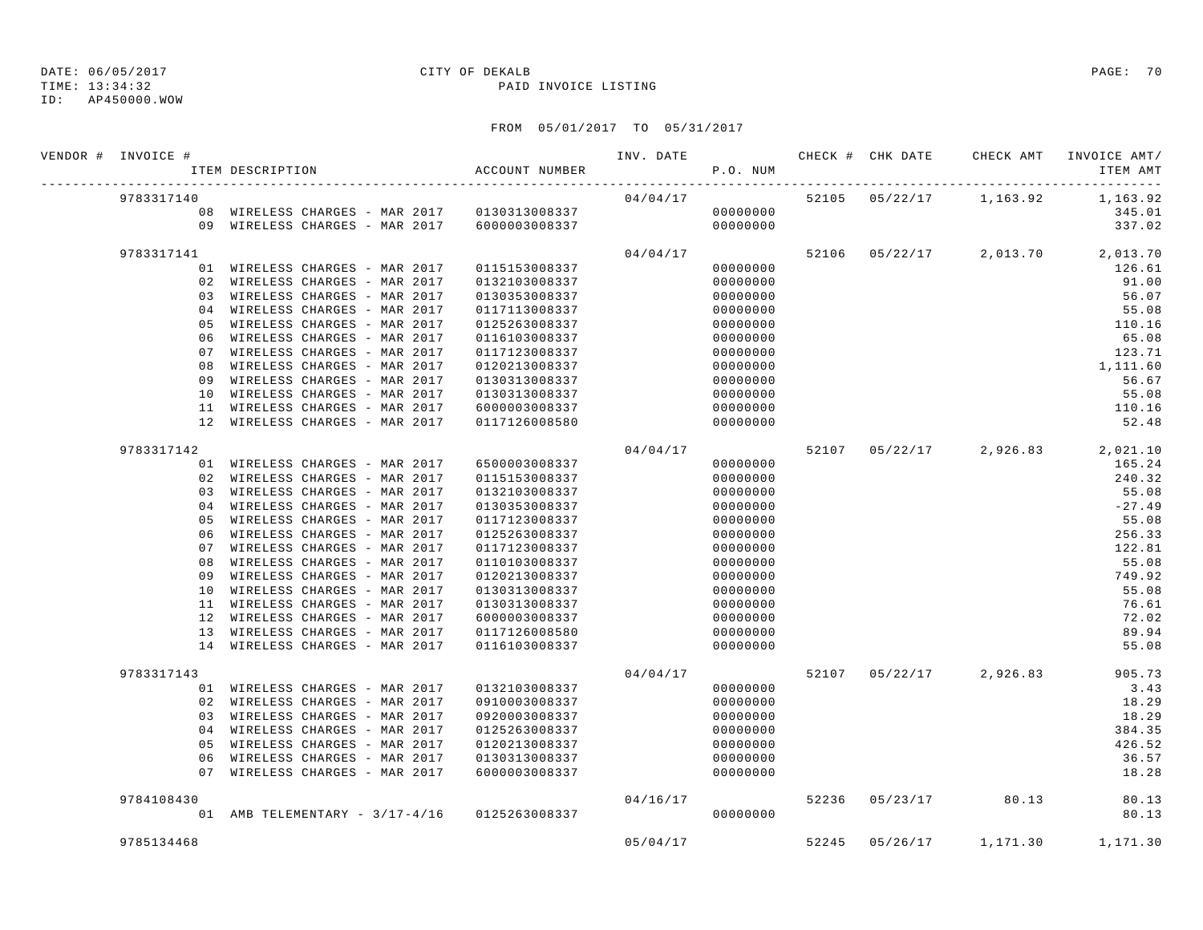DATE: 06/05/2017 CITY OF DEKALB
TIME: 13:34:32 PAID INVOICE LISTING
ID: AP450000.WOW

FROM 05/01/2017 TO 05/31/2017

| VENDOR # | INVOICE # | ITEM DESCRIPTION | ACCOUNT NUMBER | INV. DATE | P.O. NUM | CHECK # | CHK DATE | CHECK AMT | INVOICE AMT/ ITEM AMT |
|---|---|---|---|---|---|---|---|---|---|
| | 9783317140 | | | 04/04/17 | | 52105 | 05/22/17 | 1,163.92 | 1,163.92 |
| | | 08 WIRELESS CHARGES - MAR 2017 | 0130313008337 | | 00000000 | | | | 345.01 |
| | | 09 WIRELESS CHARGES - MAR 2017 | 6000003008337 | | 00000000 | | | | 337.02 |
| | 9783317141 | | | 04/04/17 | | 52106 | 05/22/17 | 2,013.70 | 2,013.70 |
| | | 01 WIRELESS CHARGES - MAR 2017 | 0115153008337 | | 00000000 | | | | 126.61 |
| | | 02 WIRELESS CHARGES - MAR 2017 | 0132103008337 | | 00000000 | | | | 91.00 |
| | | 03 WIRELESS CHARGES - MAR 2017 | 0130353008337 | | 00000000 | | | | 56.07 |
| | | 04 WIRELESS CHARGES - MAR 2017 | 0117113008337 | | 00000000 | | | | 55.08 |
| | | 05 WIRELESS CHARGES - MAR 2017 | 0125263008337 | | 00000000 | | | | 110.16 |
| | | 06 WIRELESS CHARGES - MAR 2017 | 0116103008337 | | 00000000 | | | | 65.08 |
| | | 07 WIRELESS CHARGES - MAR 2017 | 0117123008337 | | 00000000 | | | | 123.71 |
| | | 08 WIRELESS CHARGES - MAR 2017 | 0120213008337 | | 00000000 | | | | 1,111.60 |
| | | 09 WIRELESS CHARGES - MAR 2017 | 0130313008337 | | 00000000 | | | | 56.67 |
| | | 10 WIRELESS CHARGES - MAR 2017 | 0130313008337 | | 00000000 | | | | 55.08 |
| | | 11 WIRELESS CHARGES - MAR 2017 | 6000003008337 | | 00000000 | | | | 110.16 |
| | | 12 WIRELESS CHARGES - MAR 2017 | 0117126008580 | | 00000000 | | | | 52.48 |
| | 9783317142 | | | 04/04/17 | | 52107 | 05/22/17 | 2,926.83 | 2,021.10 |
| | | 01 WIRELESS CHARGES - MAR 2017 | 6500003008337 | | 00000000 | | | | 165.24 |
| | | 02 WIRELESS CHARGES - MAR 2017 | 0115153008337 | | 00000000 | | | | 240.32 |
| | | 03 WIRELESS CHARGES - MAR 2017 | 0132103008337 | | 00000000 | | | | 55.08 |
| | | 04 WIRELESS CHARGES - MAR 2017 | 0130353008337 | | 00000000 | | | | -27.49 |
| | | 05 WIRELESS CHARGES - MAR 2017 | 0117123008337 | | 00000000 | | | | 55.08 |
| | | 06 WIRELESS CHARGES - MAR 2017 | 0125263008337 | | 00000000 | | | | 256.33 |
| | | 07 WIRELESS CHARGES - MAR 2017 | 0117123008337 | | 00000000 | | | | 122.81 |
| | | 08 WIRELESS CHARGES - MAR 2017 | 0110103008337 | | 00000000 | | | | 55.08 |
| | | 09 WIRELESS CHARGES - MAR 2017 | 0120213008337 | | 00000000 | | | | 749.92 |
| | | 10 WIRELESS CHARGES - MAR 2017 | 0130313008337 | | 00000000 | | | | 55.08 |
| | | 11 WIRELESS CHARGES - MAR 2017 | 0130313008337 | | 00000000 | | | | 76.61 |
| | | 12 WIRELESS CHARGES - MAR 2017 | 6000003008337 | | 00000000 | | | | 72.02 |
| | | 13 WIRELESS CHARGES - MAR 2017 | 0117126008580 | | 00000000 | | | | 89.94 |
| | | 14 WIRELESS CHARGES - MAR 2017 | 0116103008337 | | 00000000 | | | | 55.08 |
| | 9783317143 | | | 04/04/17 | | 52107 | 05/22/17 | 2,926.83 | 905.73 |
| | | 01 WIRELESS CHARGES - MAR 2017 | 0132103008337 | | 00000000 | | | | 3.43 |
| | | 02 WIRELESS CHARGES - MAR 2017 | 0910003008337 | | 00000000 | | | | 18.29 |
| | | 03 WIRELESS CHARGES - MAR 2017 | 0920003008337 | | 00000000 | | | | 18.29 |
| | | 04 WIRELESS CHARGES - MAR 2017 | 0125263008337 | | 00000000 | | | | 384.35 |
| | | 05 WIRELESS CHARGES - MAR 2017 | 0120213008337 | | 00000000 | | | | 426.52 |
| | | 06 WIRELESS CHARGES - MAR 2017 | 0130313008337 | | 00000000 | | | | 36.57 |
| | | 07 WIRELESS CHARGES - MAR 2017 | 6000003008337 | | 00000000 | | | | 18.28 |
| | 9784108430 | | | 04/16/17 | | 52236 | 05/23/17 | 80.13 | 80.13 |
| | | 01 AMB TELEMENTARY - 3/17-4/16 | 0125263008337 | | 00000000 | | | | 80.13 |
| | 9785134468 | | | 05/04/17 | | 52245 | 05/26/17 | 1,171.30 | 1,171.30 |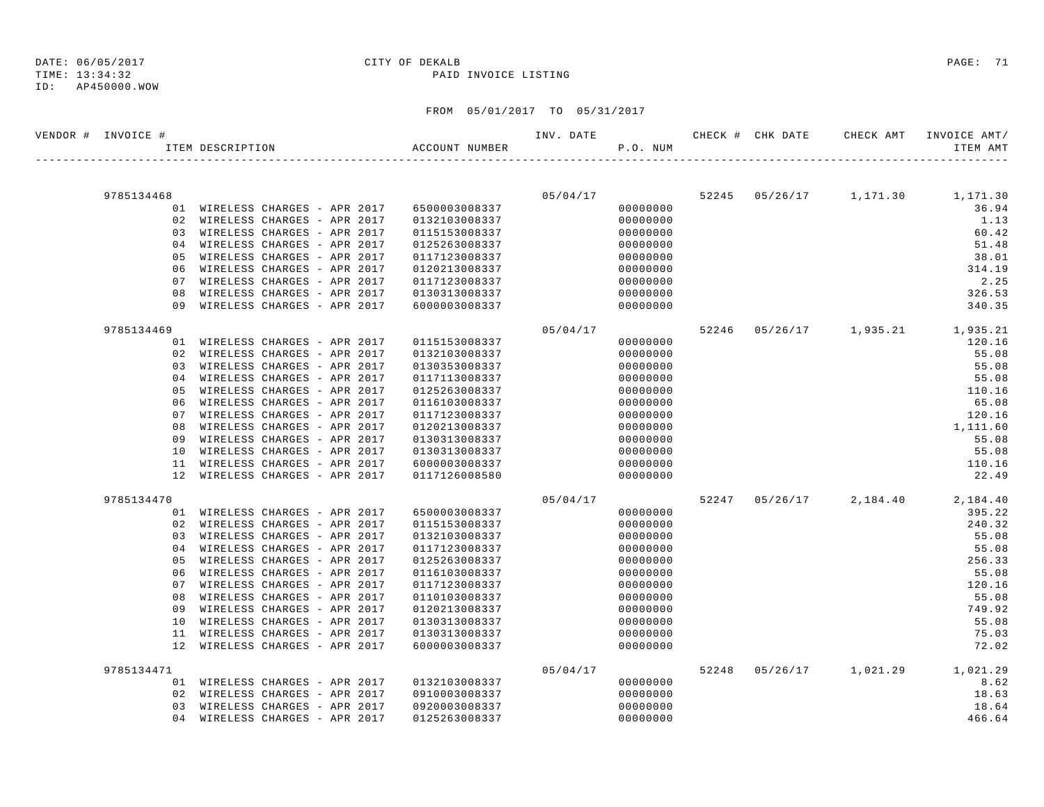DATE: 06/05/2017 CITY OF DEKALB
TIME: 13:34:32 PAID INVOICE LISTING
ID: AP450000.WOW

FROM 05/01/2017 TO 05/31/2017

| VENDOR # | INVOICE # | ITEM DESCRIPTION | ACCOUNT NUMBER | INV. DATE | P.O. NUM | CHECK # | CHK DATE | CHECK AMT | INVOICE AMT/ ITEM AMT |
|---|---|---|---|---|---|---|---|---|---|
| | 9785134468 | | | 05/04/17 | | 52245 | 05/26/17 | 1,171.30 | 1,171.30 |
| | | 01 WIRELESS CHARGES - APR 2017 | 6500003008337 | | 00000000 | | | | 36.94 |
| | | 02 WIRELESS CHARGES - APR 2017 | 0132103008337 | | 00000000 | | | | 1.13 |
| | | 03 WIRELESS CHARGES - APR 2017 | 0115153008337 | | 00000000 | | | | 60.42 |
| | | 04 WIRELESS CHARGES - APR 2017 | 0125263008337 | | 00000000 | | | | 51.48 |
| | | 05 WIRELESS CHARGES - APR 2017 | 0117123008337 | | 00000000 | | | | 38.01 |
| | | 06 WIRELESS CHARGES - APR 2017 | 0120213008337 | | 00000000 | | | | 314.19 |
| | | 07 WIRELESS CHARGES - APR 2017 | 0117123008337 | | 00000000 | | | | 2.25 |
| | | 08 WIRELESS CHARGES - APR 2017 | 0130313008337 | | 00000000 | | | | 326.53 |
| | | 09 WIRELESS CHARGES - APR 2017 | 6000003008337 | | 00000000 | | | | 340.35 |
| | 9785134469 | | | 05/04/17 | | 52246 | 05/26/17 | 1,935.21 | 1,935.21 |
| | | 01 WIRELESS CHARGES - APR 2017 | 0115153008337 | | 00000000 | | | | 120.16 |
| | | 02 WIRELESS CHARGES - APR 2017 | 0132103008337 | | 00000000 | | | | 55.08 |
| | | 03 WIRELESS CHARGES - APR 2017 | 0130353008337 | | 00000000 | | | | 55.08 |
| | | 04 WIRELESS CHARGES - APR 2017 | 0117113008337 | | 00000000 | | | | 55.08 |
| | | 05 WIRELESS CHARGES - APR 2017 | 0125263008337 | | 00000000 | | | | 110.16 |
| | | 06 WIRELESS CHARGES - APR 2017 | 0116103008337 | | 00000000 | | | | 65.08 |
| | | 07 WIRELESS CHARGES - APR 2017 | 0117123008337 | | 00000000 | | | | 120.16 |
| | | 08 WIRELESS CHARGES - APR 2017 | 0120213008337 | | 00000000 | | | | 1,111.60 |
| | | 09 WIRELESS CHARGES - APR 2017 | 0130313008337 | | 00000000 | | | | 55.08 |
| | | 10 WIRELESS CHARGES - APR 2017 | 0130313008337 | | 00000000 | | | | 55.08 |
| | | 11 WIRELESS CHARGES - APR 2017 | 6000003008337 | | 00000000 | | | | 110.16 |
| | | 12 WIRELESS CHARGES - APR 2017 | 0117126008580 | | 00000000 | | | | 22.49 |
| | 9785134470 | | | 05/04/17 | | 52247 | 05/26/17 | 2,184.40 | 2,184.40 |
| | | 01 WIRELESS CHARGES - APR 2017 | 6500003008337 | | 00000000 | | | | 395.22 |
| | | 02 WIRELESS CHARGES - APR 2017 | 0115153008337 | | 00000000 | | | | 240.32 |
| | | 03 WIRELESS CHARGES - APR 2017 | 0132103008337 | | 00000000 | | | | 55.08 |
| | | 04 WIRELESS CHARGES - APR 2017 | 0117123008337 | | 00000000 | | | | 55.08 |
| | | 05 WIRELESS CHARGES - APR 2017 | 0125263008337 | | 00000000 | | | | 256.33 |
| | | 06 WIRELESS CHARGES - APR 2017 | 0116103008337 | | 00000000 | | | | 55.08 |
| | | 07 WIRELESS CHARGES - APR 2017 | 0117123008337 | | 00000000 | | | | 120.16 |
| | | 08 WIRELESS CHARGES - APR 2017 | 0110103008337 | | 00000000 | | | | 55.08 |
| | | 09 WIRELESS CHARGES - APR 2017 | 0120213008337 | | 00000000 | | | | 749.92 |
| | | 10 WIRELESS CHARGES - APR 2017 | 0130313008337 | | 00000000 | | | | 55.08 |
| | | 11 WIRELESS CHARGES - APR 2017 | 0130313008337 | | 00000000 | | | | 75.03 |
| | | 12 WIRELESS CHARGES - APR 2017 | 6000003008337 | | 00000000 | | | | 72.02 |
| | 9785134471 | | | 05/04/17 | | 52248 | 05/26/17 | 1,021.29 | 1,021.29 |
| | | 01 WIRELESS CHARGES - APR 2017 | 0132103008337 | | 00000000 | | | | 8.62 |
| | | 02 WIRELESS CHARGES - APR 2017 | 0910003008337 | | 00000000 | | | | 18.63 |
| | | 03 WIRELESS CHARGES - APR 2017 | 0920003008337 | | 00000000 | | | | 18.64 |
| | | 04 WIRELESS CHARGES - APR 2017 | 0125263008337 | | 00000000 | | | | 466.64 |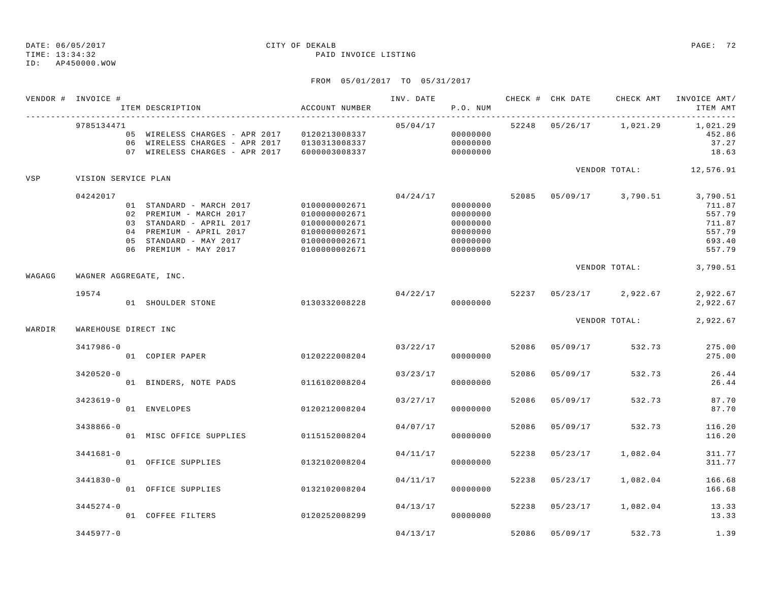DATE: 06/05/2017 CITY OF DEKALB
TIME: 13:34:32 PAID INVOICE LISTING
ID: AP450000.WOW

FROM 05/01/2017 TO 05/31/2017

| VENDOR # | INVOICE # | ITEM DESCRIPTION | ACCOUNT NUMBER | INV. DATE | P.O. NUM | CHECK # | CHK DATE | CHECK AMT | INVOICE AMT/ ITEM AMT |
|---|---|---|---|---|---|---|---|---|---|
| | 9785134471 | | | 05/04/17 | | 52248 | 05/26/17 | 1,021.29 | 1,021.29 |
| | | 05 WIRELESS CHARGES - APR 2017 | 0120213008337 | | 00000000 | | | | 452.86 |
| | | 06 WIRELESS CHARGES - APR 2017 | 0130313008337 | | 00000000 | | | | 37.27 |
| | | 07 WIRELESS CHARGES - APR 2017 | 6000003008337 | | 00000000 | | | | 18.63 |
| | | | | | | | | VENDOR TOTAL: | 12,576.91 |
| VSP | VISION SERVICE PLAN | | | | | | | | |
| | 04242017 | | | 04/24/17 | | 52085 | 05/09/17 | 3,790.51 | 3,790.51 |
| | | 01 STANDARD - MARCH 2017 | 0100000002671 | | 00000000 | | | | 711.87 |
| | | 02 PREMIUM - MARCH 2017 | 0100000002671 | | 00000000 | | | | 557.79 |
| | | 03 STANDARD - APRIL 2017 | 0100000002671 | | 00000000 | | | | 711.87 |
| | | 04 PREMIUM - APRIL 2017 | 0100000002671 | | 00000000 | | | | 557.79 |
| | | 05 STANDARD - MAY 2017 | 0100000002671 | | 00000000 | | | | 693.40 |
| | | 06 PREMIUM - MAY 2017 | 0100000002671 | | 00000000 | | | | 557.79 |
| | | | | | | | | VENDOR TOTAL: | 3,790.51 |
| WAGAGG | WAGNER AGGREGATE, INC. | | | | | | | | |
| | 19574 | | | 04/22/17 | | 52237 | 05/23/17 | 2,922.67 | 2,922.67 |
| | | 01 SHOULDER STONE | 0130332008228 | | 00000000 | | | | 2,922.67 |
| | | | | | | | | VENDOR TOTAL: | 2,922.67 |
| WARDIR | WAREHOUSE DIRECT INC | | | | | | | | |
| | 3417986-0 | | | 03/22/17 | | 52086 | 05/09/17 | 532.73 | 275.00 |
| | | 01 COPIER PAPER | 0120222008204 | | 00000000 | | | | 275.00 |
| | 3420520-0 | | | 03/23/17 | | 52086 | 05/09/17 | 532.73 | 26.44 |
| | | 01 BINDERS, NOTE PADS | 0116102008204 | | 00000000 | | | | 26.44 |
| | 3423619-0 | | | 03/27/17 | | 52086 | 05/09/17 | 532.73 | 87.70 |
| | | 01 ENVELOPES | 0120212008204 | | 00000000 | | | | 87.70 |
| | 3438866-0 | | | 04/07/17 | | 52086 | 05/09/17 | 532.73 | 116.20 |
| | | 01 MISC OFFICE SUPPLIES | 0115152008204 | | 00000000 | | | | 116.20 |
| | 3441681-0 | | | 04/11/17 | | 52238 | 05/23/17 | 1,082.04 | 311.77 |
| | | 01 OFFICE SUPPLIES | 0132102008204 | | 00000000 | | | | 311.77 |
| | 3441830-0 | | | 04/11/17 | | 52238 | 05/23/17 | 1,082.04 | 166.68 |
| | | 01 OFFICE SUPPLIES | 0132102008204 | | 00000000 | | | | 166.68 |
| | 3445274-0 | | | 04/13/17 | | 52238 | 05/23/17 | 1,082.04 | 13.33 |
| | | 01 COFFEE FILTERS | 0120252008299 | | 00000000 | | | | 13.33 |
| | 3445977-0 | | | 04/13/17 | | 52086 | 05/09/17 | 532.73 | 1.39 |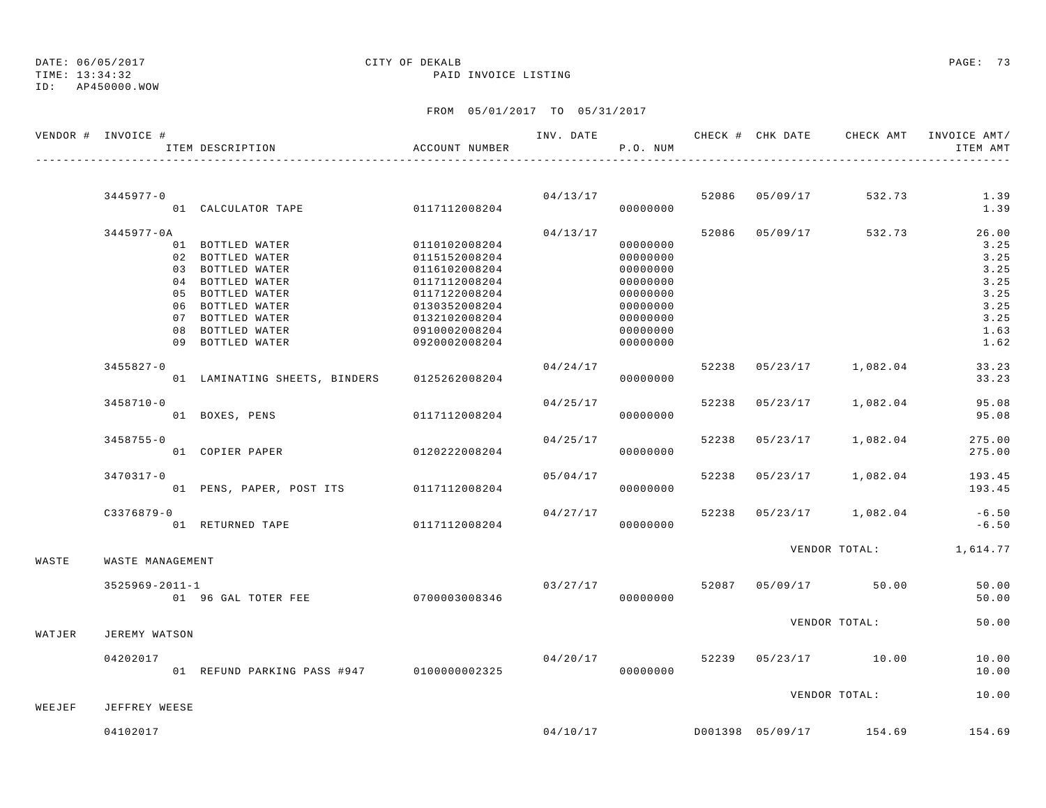DATE: 06/05/2017 CITY OF DEKALB
TIME: 13:34:32 PAID INVOICE LISTING
ID: AP450000.WOW

FROM 05/01/2017 TO 05/31/2017

| VENDOR # | INVOICE # | ITEM DESCRIPTION | ACCOUNT NUMBER | INV. DATE | P.O. NUM | CHECK # | CHK DATE | CHECK AMT | INVOICE AMT/ ITEM AMT |
|---|---|---|---|---|---|---|---|---|---|
| | 3445977-0 | | | 04/13/17 | | 52086 | 05/09/17 | 532.73 | 1.39 |
| | | 01 CALCULATOR TAPE | 0117112008204 | | 00000000 | | | | 1.39 |
| | 3445977-0A | | | 04/13/17 | | 52086 | 05/09/17 | 532.73 | 26.00 |
| | | 01 BOTTLED WATER | 0110102008204 | | 00000000 | | | | 3.25 |
| | | 02 BOTTLED WATER | 0115152008204 | | 00000000 | | | | 3.25 |
| | | 03 BOTTLED WATER | 0116102008204 | | 00000000 | | | | 3.25 |
| | | 04 BOTTLED WATER | 0117112008204 | | 00000000 | | | | 3.25 |
| | | 05 BOTTLED WATER | 0117122008204 | | 00000000 | | | | 3.25 |
| | | 06 BOTTLED WATER | 0130352008204 | | 00000000 | | | | 3.25 |
| | | 07 BOTTLED WATER | 0132102008204 | | 00000000 | | | | 3.25 |
| | | 08 BOTTLED WATER | 0910002008204 | | 00000000 | | | | 1.63 |
| | | 09 BOTTLED WATER | 0920002008204 | | 00000000 | | | | 1.62 |
| | 3455827-0 | | | 04/24/17 | | 52238 | 05/23/17 | 1,082.04 | 33.23 |
| | | 01 LAMINATING SHEETS, BINDERS | 0125262008204 | | 00000000 | | | | 33.23 |
| | 3458710-0 | | | 04/25/17 | | 52238 | 05/23/17 | 1,082.04 | 95.08 |
| | | 01 BOXES, PENS | 0117112008204 | | 00000000 | | | | 95.08 |
| | 3458755-0 | | | 04/25/17 | | 52238 | 05/23/17 | 1,082.04 | 275.00 |
| | | 01 COPIER PAPER | 0120222008204 | | 00000000 | | | | 275.00 |
| | 3470317-0 | | | 05/04/17 | | 52238 | 05/23/17 | 1,082.04 | 193.45 |
| | | 01 PENS, PAPER, POST ITS | 0117112008204 | | 00000000 | | | | 193.45 |
| | C3376879-0 | | | 04/27/17 | | 52238 | 05/23/17 | 1,082.04 | -6.50 |
| | | 01 RETURNED TAPE | 0117112008204 | | 00000000 | | | | -6.50 |
| | | | | | | | VENDOR TOTAL: | | 1,614.77 |
| WASTE | WASTE MANAGEMENT | | | | | | | | |
| | 3525969-2011-1 | | | 03/27/17 | | 52087 | 05/09/17 | 50.00 | 50.00 |
| | | 01 96 GAL TOTER FEE | 0700003008346 | | 00000000 | | | | 50.00 |
| | | | | | | | VENDOR TOTAL: | | 50.00 |
| WATJER | JEREMY WATSON | | | | | | | | |
| | 04202017 | | | 04/20/17 | | 52239 | 05/23/17 | 10.00 | 10.00 |
| | | 01 REFUND PARKING PASS #947 | 0100000002325 | | 00000000 | | | | 10.00 |
| | | | | | | | VENDOR TOTAL: | | 10.00 |
| WEEJEF | JEFFREY WEESE | | | | | | | | |
| | 04102017 | | | 04/10/17 | | D001398 | 05/09/17 | 154.69 | 154.69 |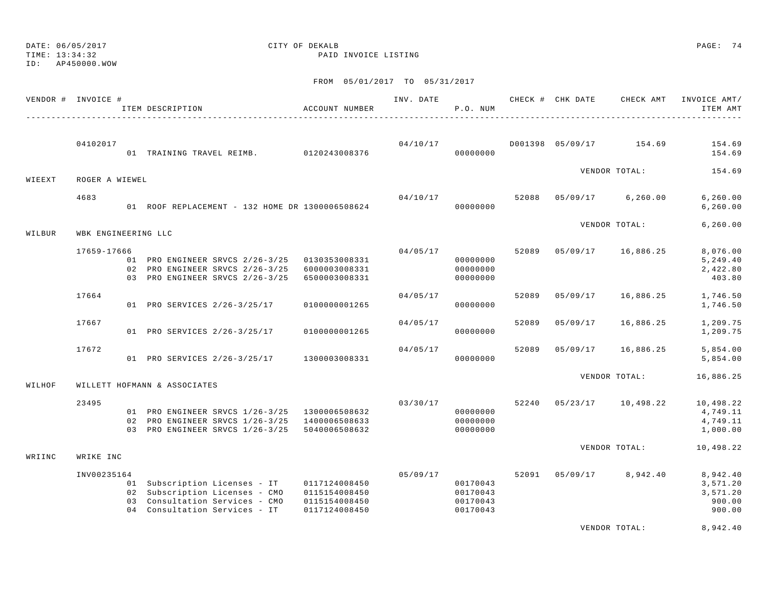DATE: 06/05/2017 CITY OF DEKALB
TIME: 13:34:32 PAID INVOICE LISTING
ID: AP450000.WOW

FROM 05/01/2017 TO 05/31/2017

| VENDOR # | INVOICE # | ITEM DESCRIPTION | ACCOUNT NUMBER | INV. DATE | P.O. NUM | CHECK # | CHK DATE | CHECK AMT | INVOICE AMT/ ITEM AMT |
|---|---|---|---|---|---|---|---|---|---|
| | 04102017 | | | 04/10/17 | | D001398 | 05/09/17 | 154.69 | 154.69 |
| | | 01 TRAINING TRAVEL REIMB. | 0120243008376 | | 00000000 | | | | 154.69 |
| | | | | | | | | VENDOR TOTAL: | 154.69 |
| WIEEXT | ROGER A WIEWEL | | | | | | | | |
| | 4683 | | | 04/10/17 | | 52088 | 05/09/17 | 6,260.00 | 6,260.00 |
| | | 01 ROOF REPLACEMENT - 132 HOME DR | 1300006508624 | | 00000000 | | | | 6,260.00 |
| | | | | | | | | VENDOR TOTAL: | 6,260.00 |
| WILBUR | WBK ENGINEERING LLC | | | | | | | | |
| | 17659-17666 | | | 04/05/17 | | 52089 | 05/09/17 | 16,886.25 | 8,076.00 |
| | | 01 PRO ENGINEER SRVCS 2/26-3/25 | 0130353008331 | | 00000000 | | | | 5,249.40 |
| | | 02 PRO ENGINEER SRVCS 2/26-3/25 | 6000003008331 | | 00000000 | | | | 2,422.80 |
| | | 03 PRO ENGINEER SRVCS 2/26-3/25 | 6500003008331 | | 00000000 | | | | 403.80 |
| | 17664 | | | 04/05/17 | | 52089 | 05/09/17 | 16,886.25 | 1,746.50 |
| | | 01 PRO SERVICES 2/26-3/25/17 | 0100000001265 | | 00000000 | | | | 1,746.50 |
| | 17667 | | | 04/05/17 | | 52089 | 05/09/17 | 16,886.25 | 1,209.75 |
| | | 01 PRO SERVICES 2/26-3/25/17 | 0100000001265 | | 00000000 | | | | 1,209.75 |
| | 17672 | | | 04/05/17 | | 52089 | 05/09/17 | 16,886.25 | 5,854.00 |
| | | 01 PRO SERVICES 2/26-3/25/17 | 1300003008331 | | 00000000 | | | | 5,854.00 |
| | | | | | | | | VENDOR TOTAL: | 16,886.25 |
| WILHOF | WILLETT HOFMANN & ASSOCIATES | | | | | | | | |
| | 23495 | | | 03/30/17 | | 52240 | 05/23/17 | 10,498.22 | 10,498.22 |
| | | 01 PRO ENGINEER SRVCS 1/26-3/25 | 1300006508632 | | 00000000 | | | | 4,749.11 |
| | | 02 PRO ENGINEER SRVCS 1/26-3/25 | 1400006508633 | | 00000000 | | | | 4,749.11 |
| | | 03 PRO ENGINEER SRVCS 1/26-3/25 | 5040006508632 | | 00000000 | | | | 1,000.00 |
| | | | | | | | | VENDOR TOTAL: | 10,498.22 |
| WRIINC | WRIKE INC | | | | | | | | |
| | INV00235164 | | | 05/09/17 | | 52091 | 05/09/17 | 8,942.40 | 8,942.40 |
| | | 01 Subscription Licenses - IT | 0117124008450 | | 00170043 | | | | 3,571.20 |
| | | 02 Subscription Licenses - CMO | 0115154008450 | | 00170043 | | | | 3,571.20 |
| | | 03 Consultation Services - CMO | 0115154008450 | | 00170043 | | | | 900.00 |
| | | 04 Consultation Services - IT | 0117124008450 | | 00170043 | | | | 900.00 |
| | | | | | | | | VENDOR TOTAL: | 8,942.40 |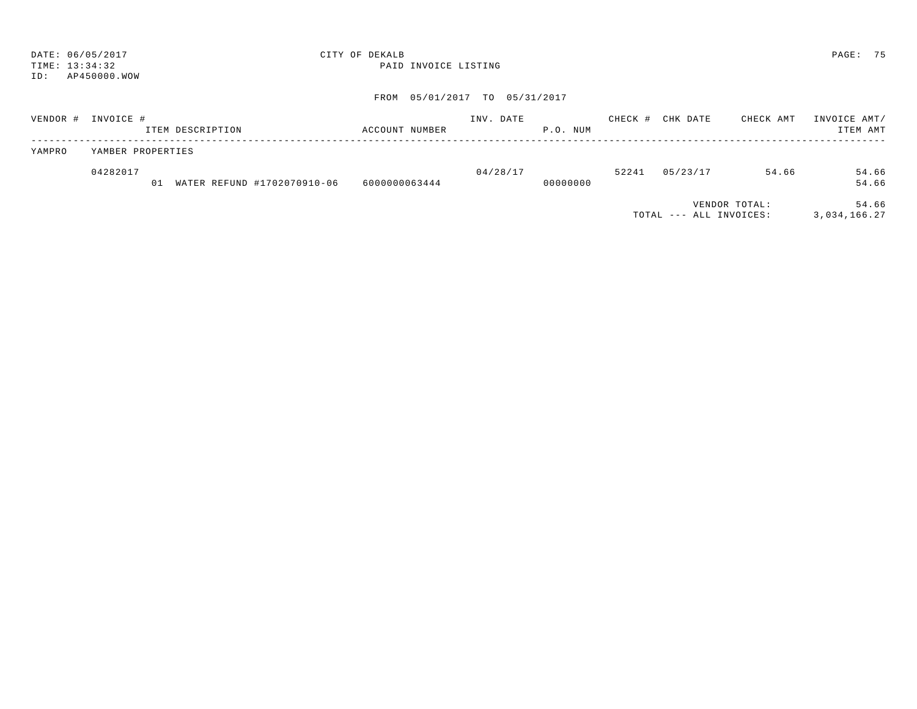DATE: 06/05/2017 CITY OF DEKALB
TIME: 13:34:32 PAID INVOICE LISTING
ID: AP450000.WOW

FROM 05/01/2017 TO 05/31/2017

| VENDOR # | INVOICE # / ITEM DESCRIPTION | ACCOUNT NUMBER | INV. DATE | P.O. NUM | CHECK # | CHK DATE | CHECK AMT | INVOICE AMT/ ITEM AMT |
|---|---|---|---|---|---|---|---|---|
| YAMPRO | YAMBER PROPERTIES | | | | | | | |
| | 04282017 | | 04/28/17 | | 52241 | 05/23/17 | 54.66 | 54.66 |
| | 01 WATER REFUND #1702070910-06 | 6000000063444 | | 00000000 | | | | 54.66 |
| | | | | | | VENDOR TOTAL: | | 54.66 |
| | | | | | | TOTAL --- ALL INVOICES: | | 3,034,166.27 |